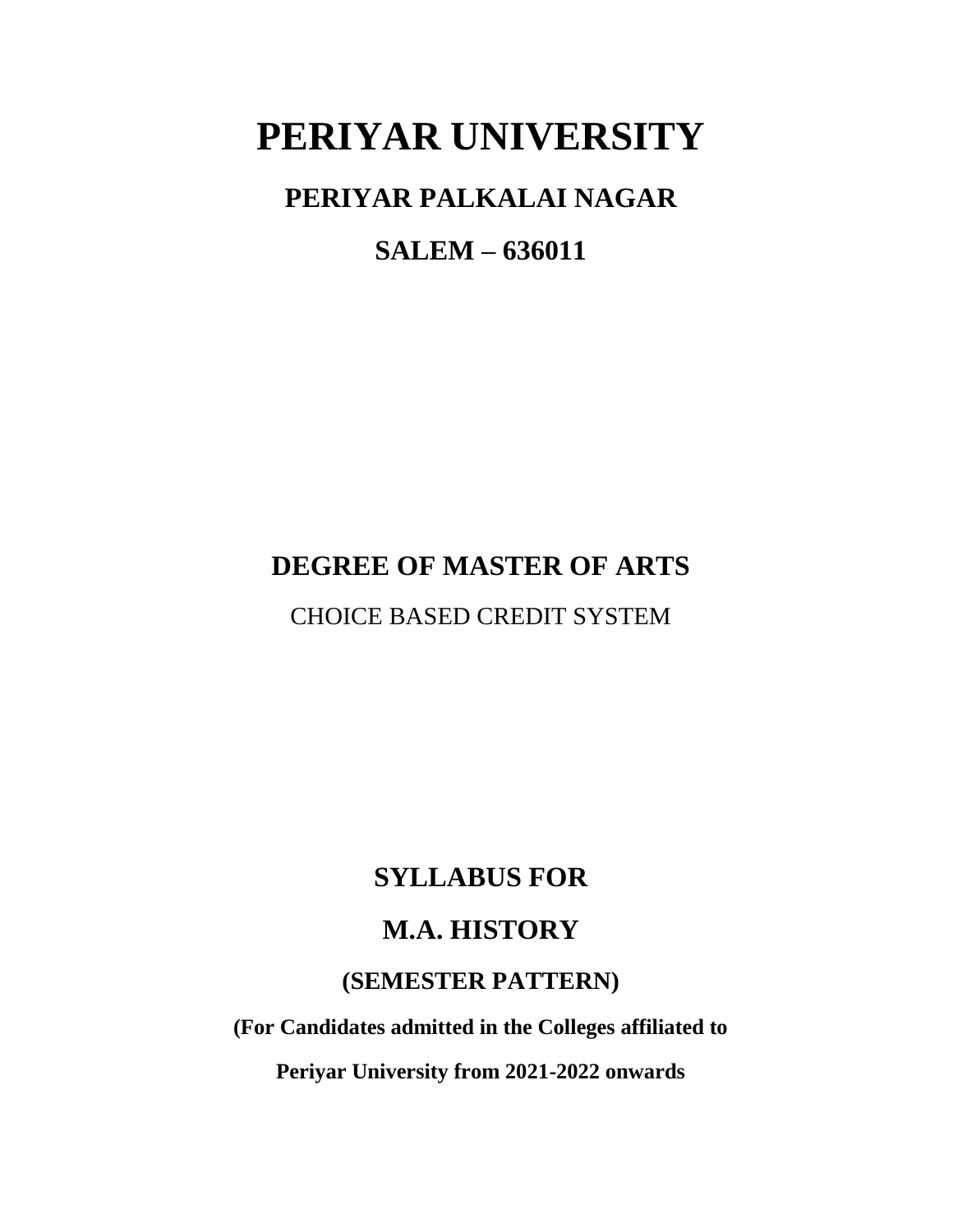# PERIYAR UNIVERSITY

## PERIYAR PALKALAI NAGAR

## SALEM – 636011

## DEGREE OF MASTER OF ARTS

CHOICE BASED CREDIT SYSTEM

## SYLLABUS FOR

## M.A. HISTORY

### (SEMESTER PATTERN)

**(For Candidates admitted in the Colleges affiliated to**

**Periyar University from 2021-2022 onwards**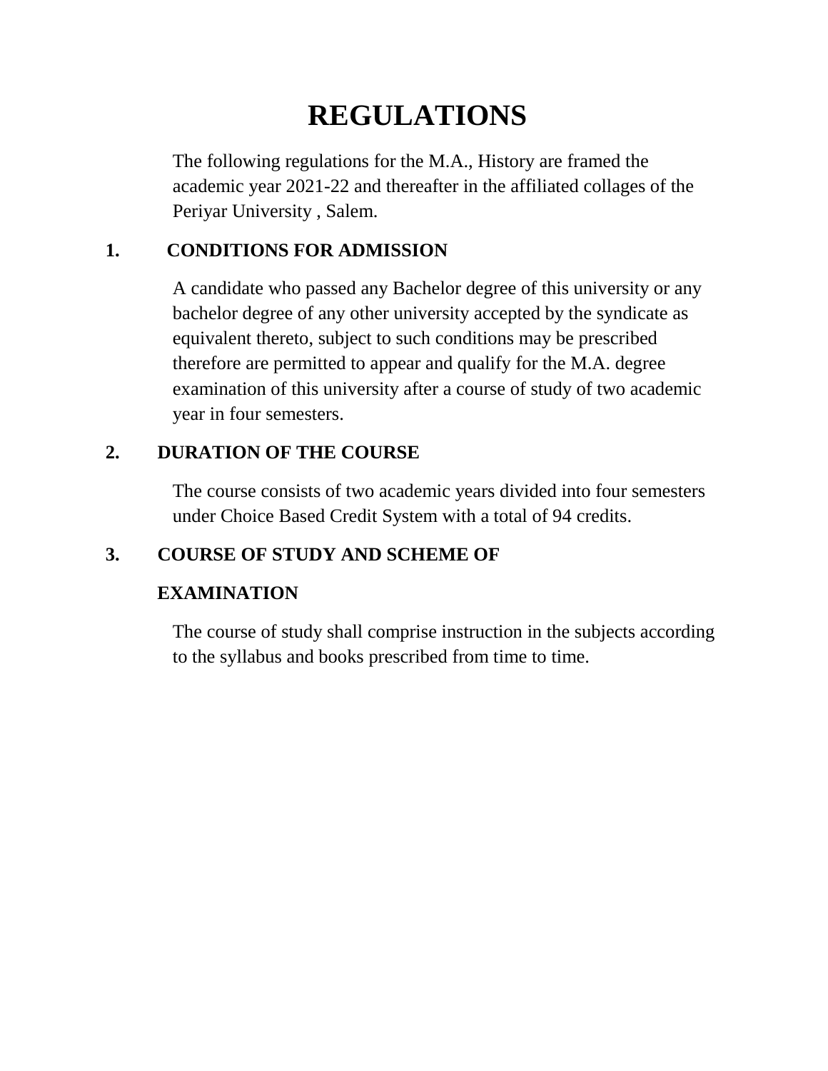# REGULATIONS

The following regulations for the M.A., History are framed the academic year 2021-22 and thereafter in the affiliated collages of the Periyar University , Salem.

## 1. CONDITIONS FOR ADMISSION

A candidate who passed any Bachelor degree of this university or any bachelor degree of any other university accepted by the syndicate as equivalent thereto, subject to such conditions may be prescribed therefore are permitted to appear and qualify for the M.A. degree examination of this university after a course of study of two academic year in four semesters.

## 2. DURATION OF THE COURSE

The course consists of two academic years divided into four semesters under Choice Based Credit System with a total of 94 credits.

## 3. COURSE OF STUDY AND SCHEME OF EXAMINATION

The course of study shall comprise instruction in the subjects according to the syllabus and books prescribed from time to time.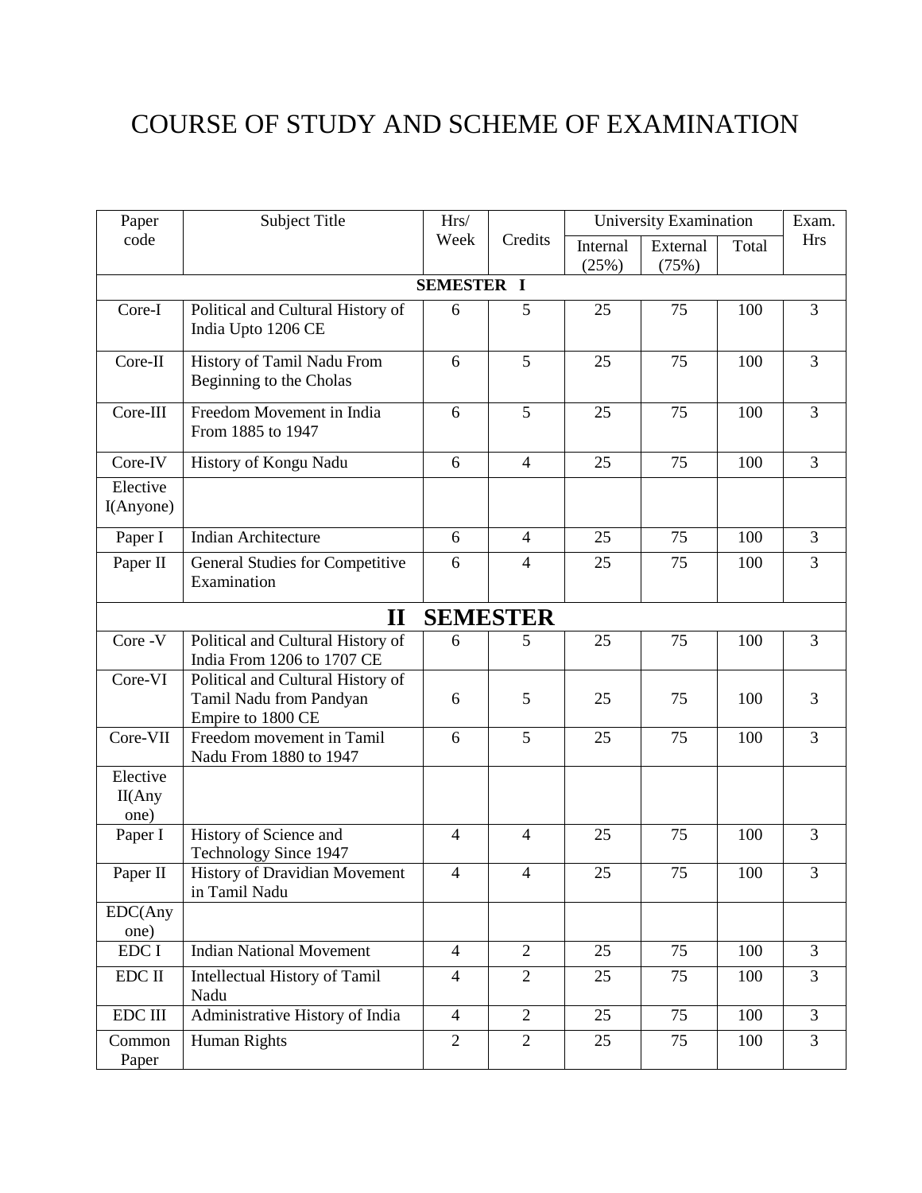# COURSE OF STUDY AND SCHEME OF EXAMINATION

| Paper code | Subject Title | Hrs/ Week | Credits | University Examination | | | Exam. Hrs |
|---|---|---|---|---|---|---|---|
| | | | | Internal (25%) | External (75%) | Total | |
| **SEMESTER I** | | | | | | | |
| Core-I | Political and Cultural History of India Upto 1206 CE | 6 | 5 | 25 | 75 | 100 | 3 |
| Core-II | History of Tamil Nadu From Beginning to the Cholas | 6 | 5 | 25 | 75 | 100 | 3 |
| Core-III | Freedom Movement in India From 1885 to 1947 | 6 | 5 | 25 | 75 | 100 | 3 |
| Core-IV | History of Kongu Nadu | 6 | 4 | 25 | 75 | 100 | 3 |
| Elective I(Anyone) | | | | | | | |
| Paper I | Indian Architecture | 6 | 4 | 25 | 75 | 100 | 3 |
| Paper II | General Studies for Competitive Examination | 6 | 4 | 25 | 75 | 100 | 3 |
| **II SEMESTER** | | | | | | | |
| Core -V | Political and Cultural History of India From 1206 to 1707 CE | 6 | 5 | 25 | 75 | 100 | 3 |
| Core-VI | Political and Cultural History of Tamil Nadu from Pandyan Empire to 1800 CE | 6 | 5 | 25 | 75 | 100 | 3 |
| Core-VII | Freedom movement in Tamil Nadu From 1880 to 1947 | 6 | 5 | 25 | 75 | 100 | 3 |
| Elective II(Any one) | | | | | | | |
| Paper I | History of Science and Technology Since 1947 | 4 | 4 | 25 | 75 | 100 | 3 |
| Paper II | History of Dravidian Movement in Tamil Nadu | 4 | 4 | 25 | 75 | 100 | 3 |
| EDC(Any one) | | | | | | | |
| EDC I | Indian National Movement | 4 | 2 | 25 | 75 | 100 | 3 |
| EDC II | Intellectual History of Tamil Nadu | 4 | 2 | 25 | 75 | 100 | 3 |
| EDC III | Administrative History of India | 4 | 2 | 25 | 75 | 100 | 3 |
| Common Paper | Human Rights | 2 | 2 | 25 | 75 | 100 | 3 |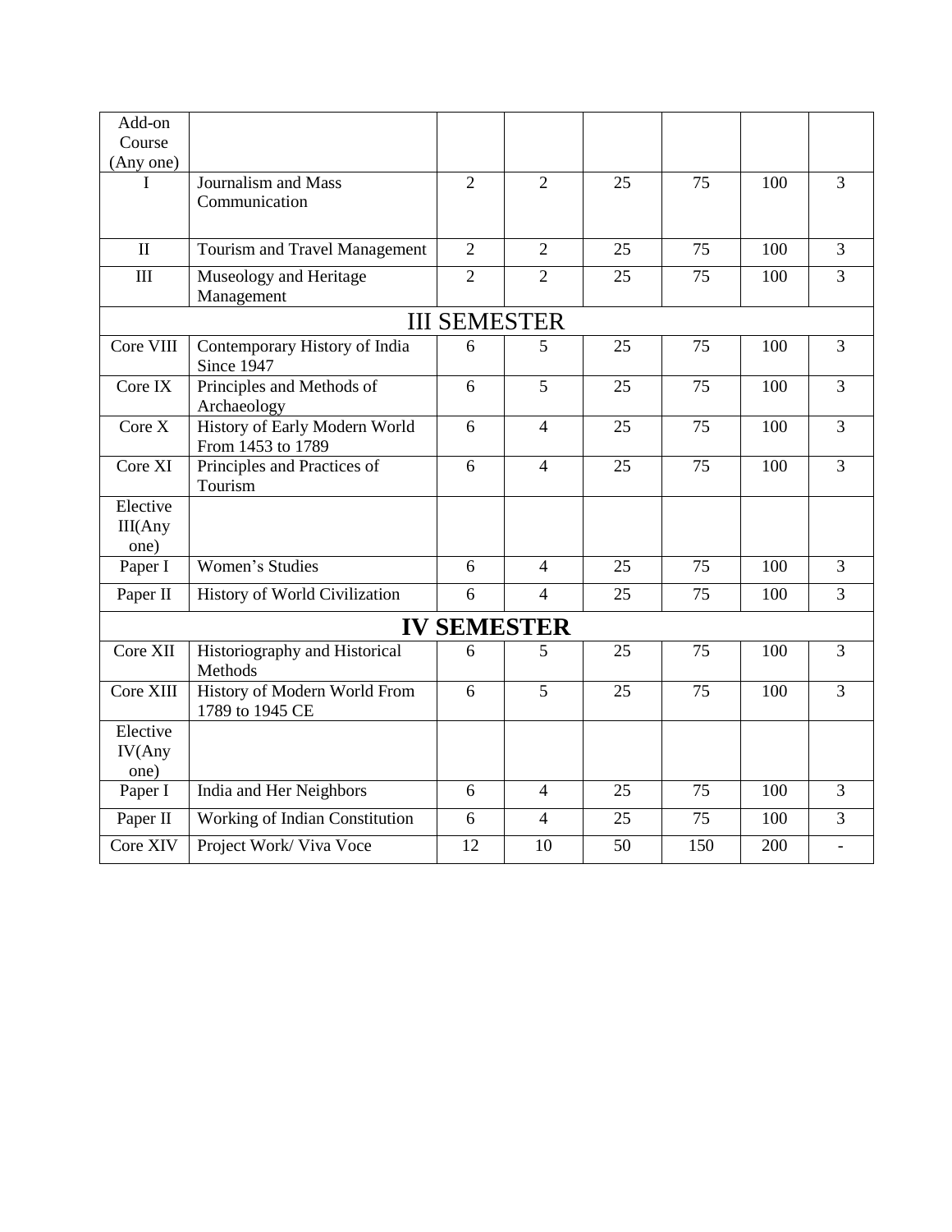| Add-on Course (Any one) | | | | | | | |
|---|---|---|---|---|---|---|---|
| I | Journalism and Mass Communication | 2 | 2 | 25 | 75 | 100 | 3 |
| II | Tourism and Travel Management | 2 | 2 | 25 | 75 | 100 | 3 |
| III | Museology and Heritage Management | 2 | 2 | 25 | 75 | 100 | 3 |
| **III SEMESTER** | | | | | | | |
| Core VIII | Contemporary History of India Since 1947 | 6 | 5 | 25 | 75 | 100 | 3 |
| Core IX | Principles and Methods of Archaeology | 6 | 5 | 25 | 75 | 100 | 3 |
| Core X | History of Early Modern World From 1453 to 1789 | 6 | 4 | 25 | 75 | 100 | 3 |
| Core XI | Principles and Practices of Tourism | 6 | 4 | 25 | 75 | 100 | 3 |
| Elective III(Any one) | | | | | | | |
| Paper I | Women's Studies | 6 | 4 | 25 | 75 | 100 | 3 |
| Paper II | History of World Civilization | 6 | 4 | 25 | 75 | 100 | 3 |
| **IV SEMESTER** | | | | | | | |
| Core XII | Historiography and Historical Methods | 6 | 5 | 25 | 75 | 100 | 3 |
| Core XIII | History of Modern World From 1789 to 1945 CE | 6 | 5 | 25 | 75 | 100 | 3 |
| Elective IV(Any one) | | | | | | | |
| Paper I | India and Her Neighbors | 6 | 4 | 25 | 75 | 100 | 3 |
| Paper II | Working of Indian Constitution | 6 | 4 | 25 | 75 | 100 | 3 |
| Core XIV | Project Work/ Viva Voce | 12 | 10 | 50 | 150 | 200 | - |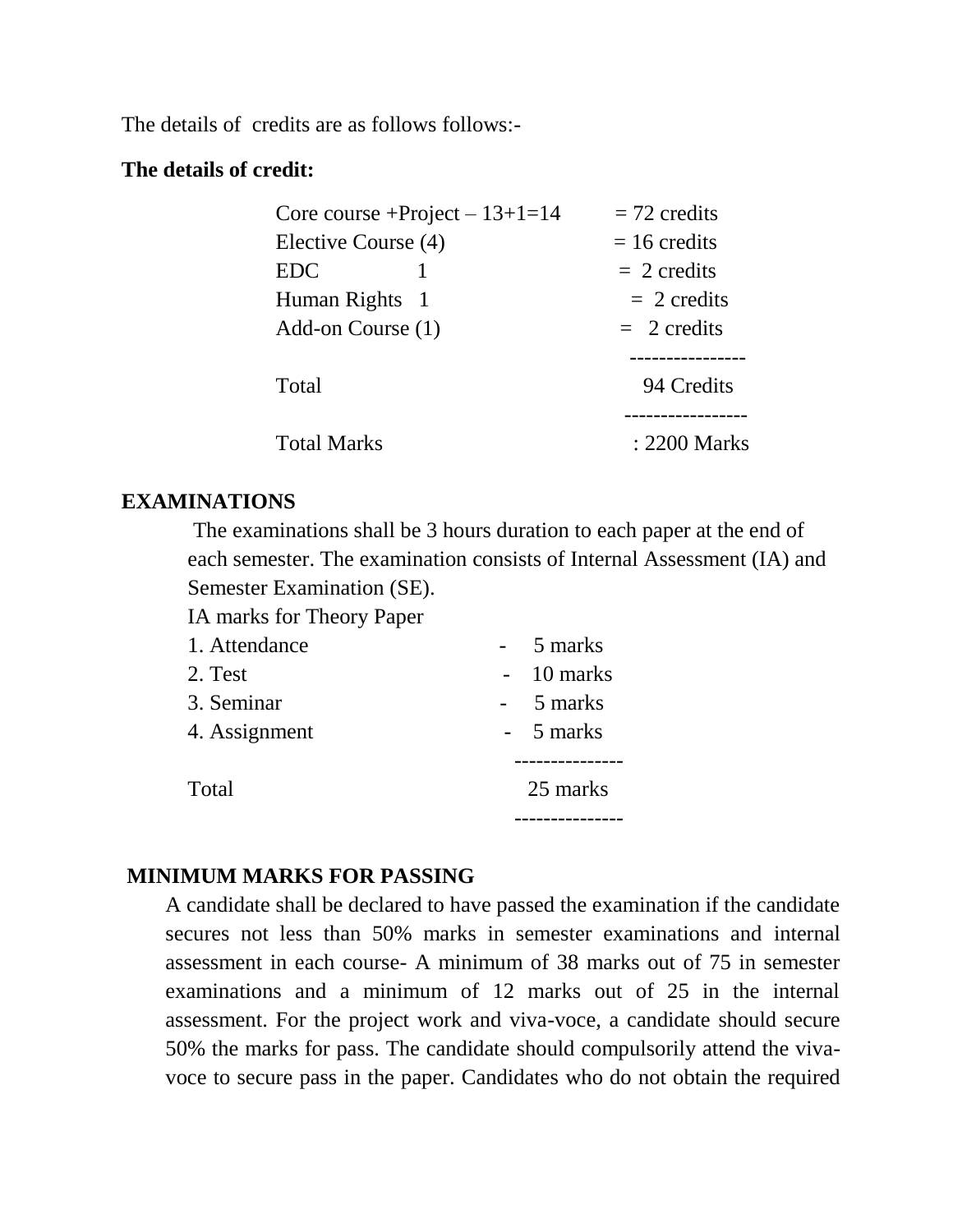The details of credits are as follows follows:-

**The details of credit:**

| | |
|---|---|
| Core course +Project – 13+1=14 | = 72 credits |
| Elective Course (4) | = 16 credits |
| EDC 1 | = 2 credits |
| Human Rights 1 | = 2 credits |
| Add-on Course (1) | = 2 credits |
| Total | 94 Credits |
| Total Marks | : 2200 Marks |

**EXAMINATIONS**

The examinations shall be 3 hours duration to each paper at the end of each semester. The examination consists of Internal Assessment (IA) and Semester Examination (SE).

IA marks for Theory Paper

| | |
|---|---|
| 1. Attendance | - 5 marks |
| 2. Test | - 10 marks |
| 3. Seminar | - 5 marks |
| 4. Assignment | - 5 marks |
| Total | 25 marks |

**MINIMUM MARKS FOR PASSING**

A candidate shall be declared to have passed the examination if the candidate secures not less than 50% marks in semester examinations and internal assessment in each course- A minimum of 38 marks out of 75 in semester examinations and a minimum of 12 marks out of 25 in the internal assessment. For the project work and viva-voce, a candidate should secure 50% the marks for pass. The candidate should compulsorily attend the viva-voce to secure pass in the paper. Candidates who do not obtain the required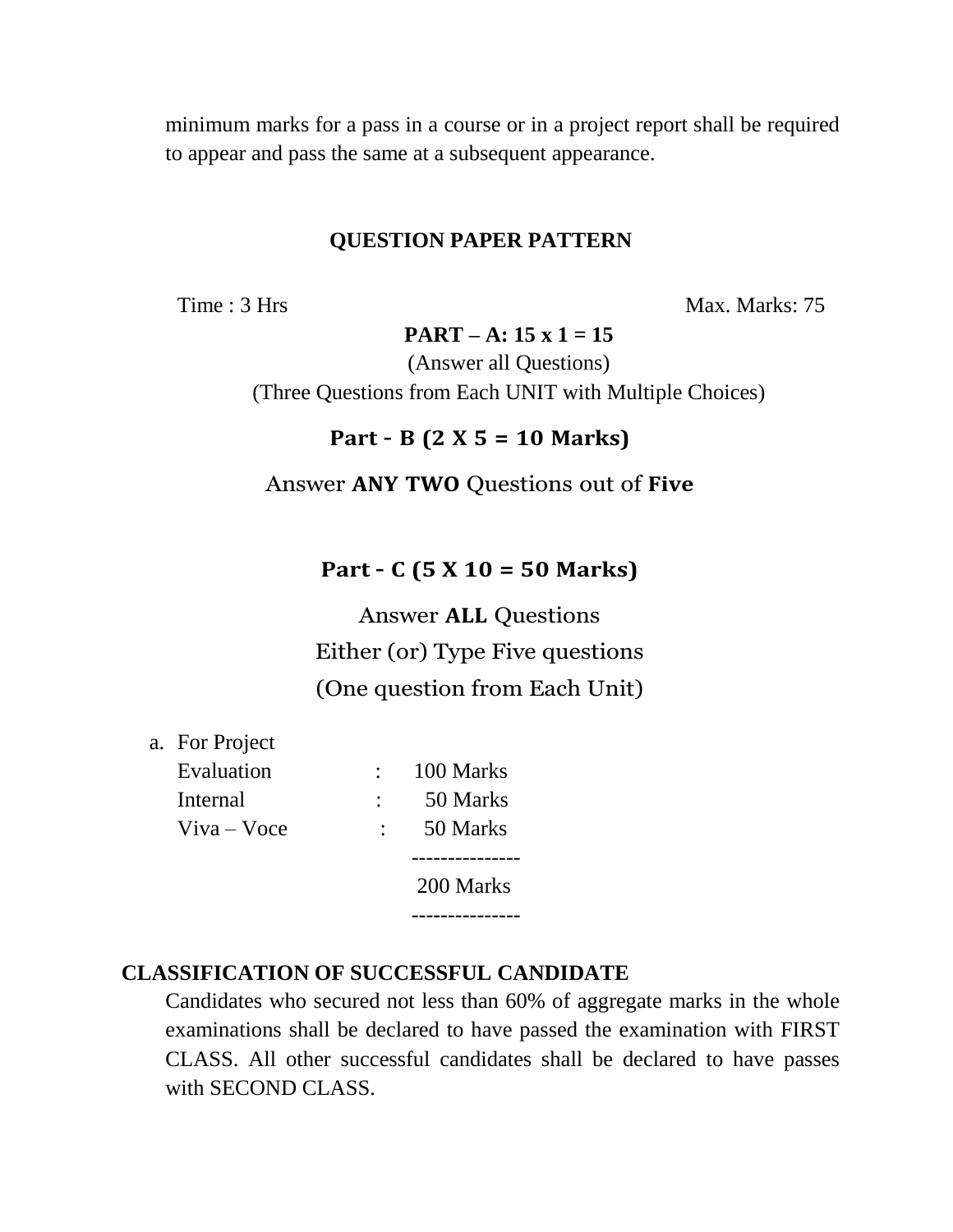minimum marks for a pass in a course or in a project report shall be required to appear and pass the same at a subsequent appearance.

## QUESTION PAPER PATTERN

Time : 3 Hrs                                                                                    Max. Marks: 75

**PART – A: 15 x 1 = 15**

(Answer all Questions)

(Three Questions from Each UNIT with Multiple Choices)

**Part - B (2 X 5 = 10 Marks)**

Answer **ANY TWO** Questions out of **Five**

**Part - C (5 X 10 = 50 Marks)**

Answer **ALL** Questions

Either (or) Type Five questions

(One question from Each Unit)

a. For Project

| | | |
|---|---|---|
| Evaluation | : | 100 Marks |
| Internal | : | 50 Marks |
| Viva – Voce | : | 50 Marks |
| | | --------------- |
| | | 200 Marks |
| | | --------------- |

## CLASSIFICATION OF SUCCESSFUL CANDIDATE

Candidates who secured not less than 60% of aggregate marks in the whole examinations shall be declared to have passed the examination with FIRST CLASS. All other successful candidates shall be declared to have passes with SECOND CLASS.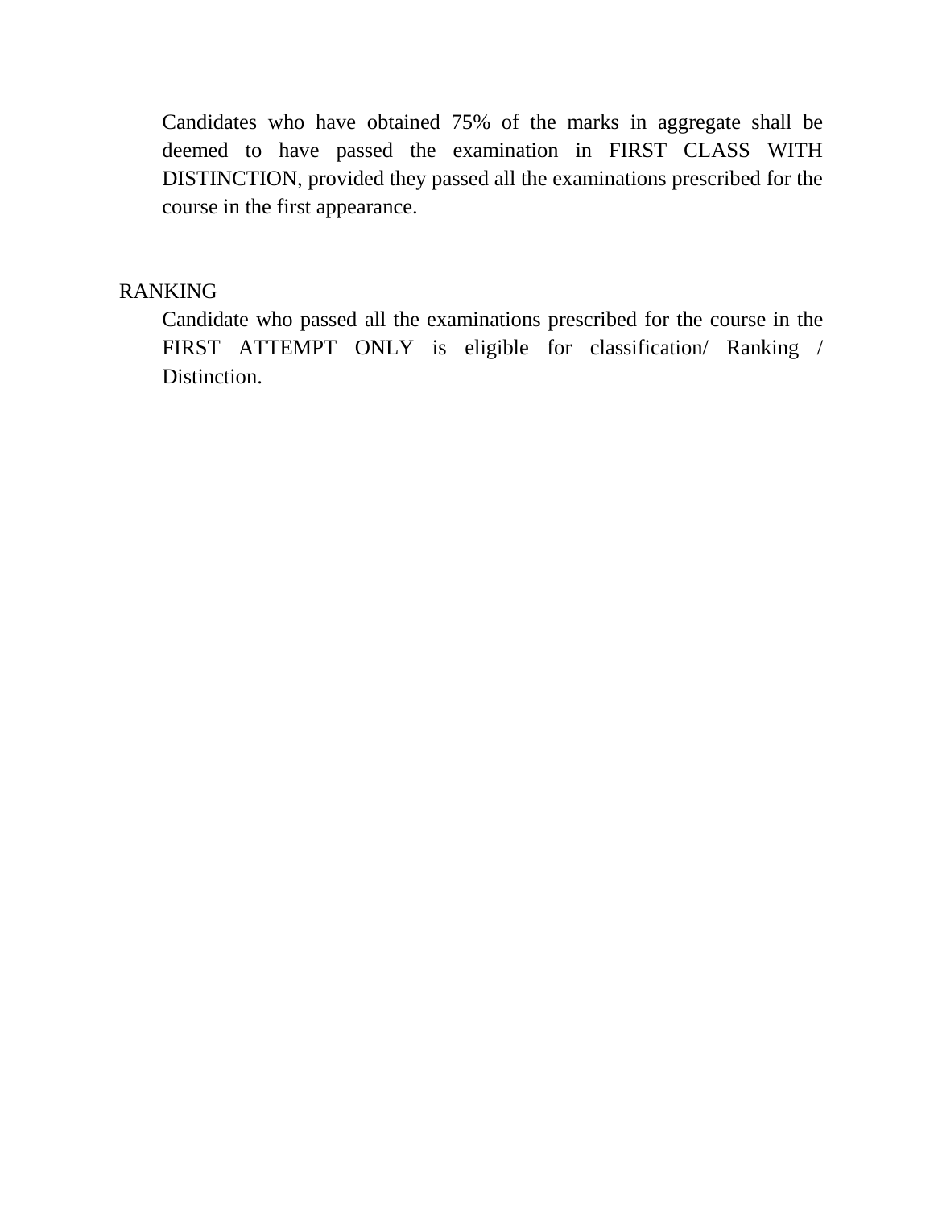Candidates who have obtained 75% of the marks in aggregate shall be deemed to have passed the examination in FIRST CLASS WITH DISTINCTION, provided they passed all the examinations prescribed for the course in the first appearance.

## RANKING

Candidate who passed all the examinations prescribed for the course in the FIRST ATTEMPT ONLY is eligible for classification/ Ranking / Distinction.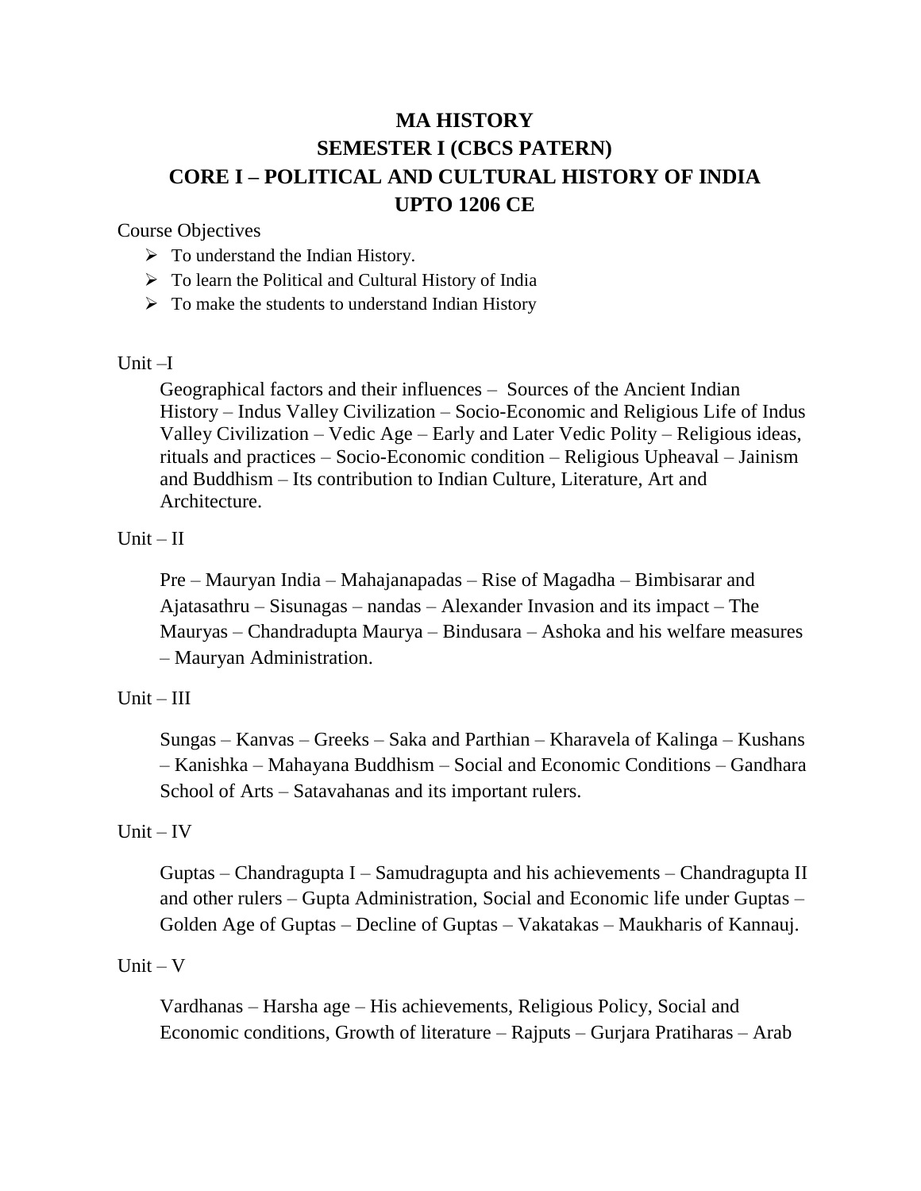# MA HISTORY

## SEMESTER I (CBCS PATERN)

## CORE I – POLITICAL AND CULTURAL HISTORY OF INDIA UPTO 1206 CE

Course Objectives

- To understand the Indian History.
- To learn the Political and Cultural History of India
- To make the students to understand Indian History

Unit –I

Geographical factors and their influences – Sources of the Ancient Indian History – Indus Valley Civilization – Socio-Economic and Religious Life of Indus Valley Civilization – Vedic Age – Early and Later Vedic Polity – Religious ideas, rituals and practices – Socio-Economic condition – Religious Upheaval – Jainism and Buddhism – Its contribution to Indian Culture, Literature, Art and Architecture.

Unit – II

Pre – Mauryan India – Mahajanapadas – Rise of Magadha – Bimbisarar and Ajatasathru – Sisunagas – nandas – Alexander Invasion and its impact – The Mauryas – Chandradupta Maurya – Bindusara – Ashoka and his welfare measures – Mauryan Administration.

Unit – III

Sungas – Kanvas – Greeks – Saka and Parthian – Kharavela of Kalinga – Kushans – Kanishka – Mahayana Buddhism – Social and Economic Conditions – Gandhara School of Arts – Satavahanas and its important rulers.

Unit – IV

Guptas – Chandragupta I – Samudragupta and his achievements – Chandragupta II and other rulers – Gupta Administration, Social and Economic life under Guptas – Golden Age of Guptas – Decline of Guptas – Vakatakas – Maukharis of Kannauj.

Unit – V

Vardhanas – Harsha age – His achievements, Religious Policy, Social and Economic conditions, Growth of literature – Rajputs – Gurjara Pratiharas – Arab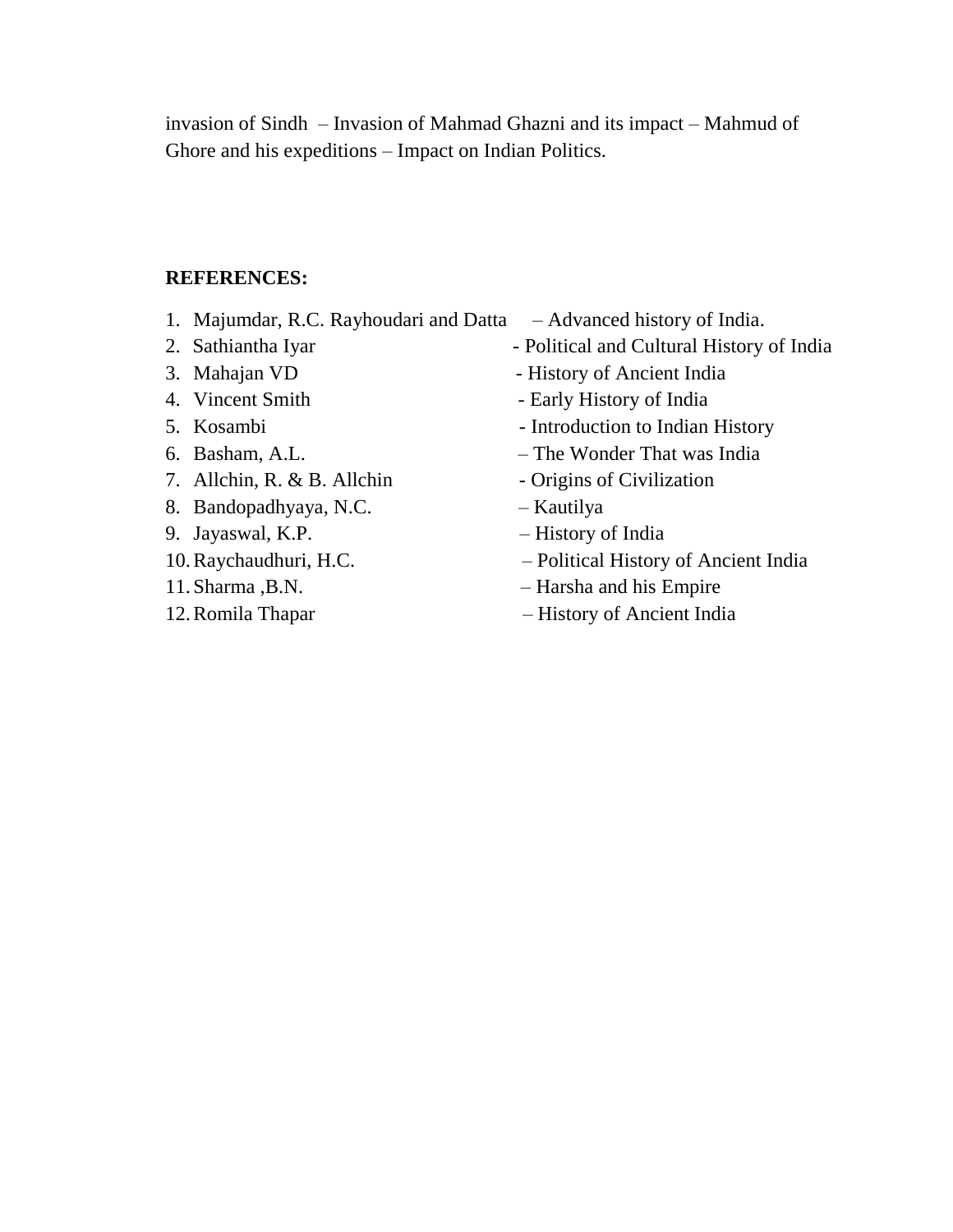invasion of Sindh – Invasion of Mahmad Ghazni and its impact – Mahmud of Ghore and his expeditions – Impact on Indian Politics.

**REFERENCES:**

1. Majumdar, R.C. Rayhoudari and Datta – Advanced history of India.
2. Sathiantha Iyar - Political and Cultural History of India
3. Mahajan VD - History of Ancient India
4. Vincent Smith - Early History of India
5. Kosambi - Introduction to Indian History
6. Basham, A.L. – The Wonder That was India
7. Allchin, R. & B. Allchin - Origins of Civilization
8. Bandopadhyaya, N.C. – Kautilya
9. Jayaswal, K.P. – History of India
10. Raychaudhuri, H.C. – Political History of Ancient India
11. Sharma ,B.N. – Harsha and his Empire
12. Romila Thapar – History of Ancient India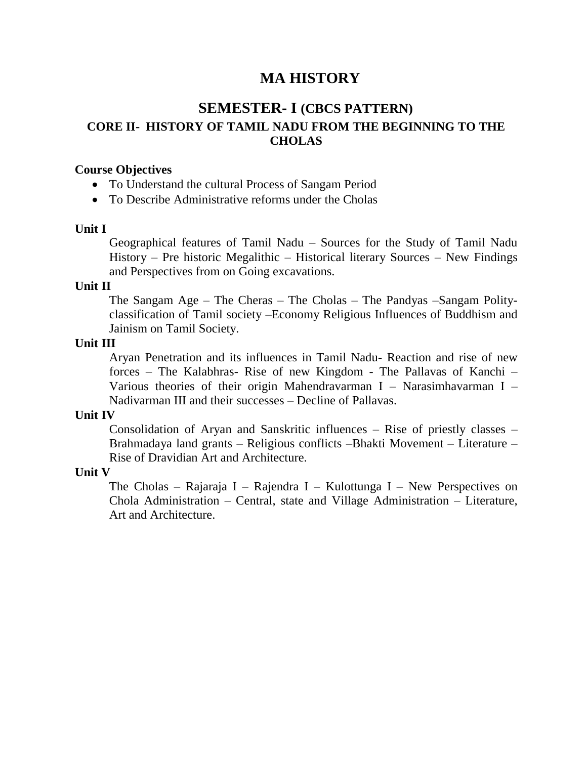# MA HISTORY

## SEMESTER- I (CBCS PATTERN)

### CORE II- HISTORY OF TAMIL NADU FROM THE BEGINNING TO THE CHOLAS

**Course Objectives**

- To Understand the cultural Process of Sangam Period
- To Describe Administrative reforms under the Cholas

**Unit I**

Geographical features of Tamil Nadu – Sources for the Study of Tamil Nadu History – Pre historic Megalithic – Historical literary Sources – New Findings and Perspectives from on Going excavations.

**Unit II**

The Sangam Age – The Cheras – The Cholas – The Pandyas –Sangam Polity-classification of Tamil society –Economy Religious Influences of Buddhism and Jainism on Tamil Society.

**Unit III**

Aryan Penetration and its influences in Tamil Nadu- Reaction and rise of new forces – The Kalabhras- Rise of new Kingdom - The Pallavas of Kanchi – Various theories of their origin Mahendravarman I – Narasimhavarman I – Nadivarman III and their successes – Decline of Pallavas.

**Unit IV**

Consolidation of Aryan and Sanskritic influences – Rise of priestly classes – Brahmadaya land grants – Religious conflicts –Bhakti Movement – Literature – Rise of Dravidian Art and Architecture.

**Unit V**

The Cholas – Rajaraja I – Rajendra I – Kulottunga I – New Perspectives on Chola Administration – Central, state and Village Administration – Literature, Art and Architecture.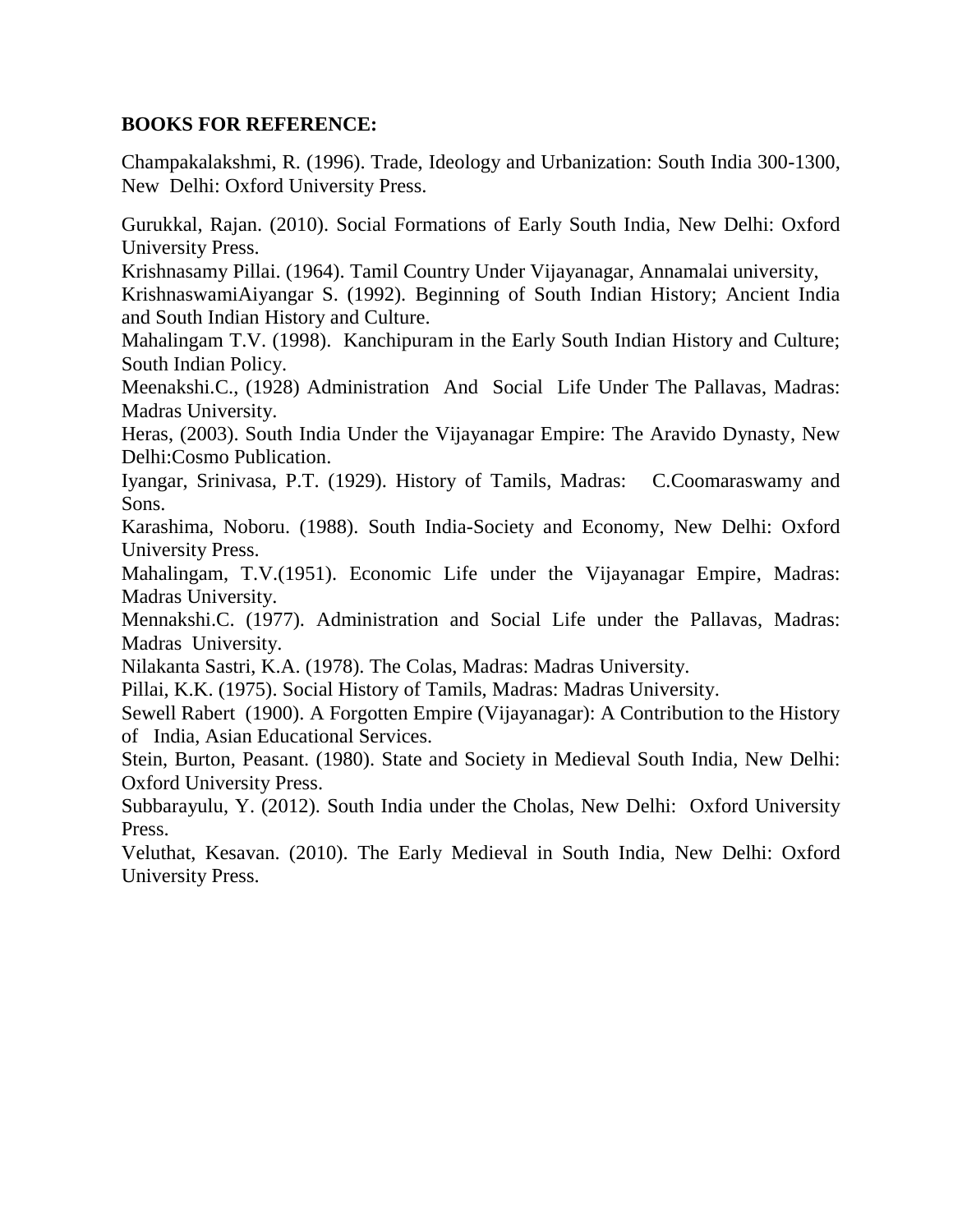**BOOKS FOR REFERENCE:**

Champakalakshmi, R. (1996). Trade, Ideology and Urbanization: South India 300-1300, New Delhi: Oxford University Press.

Gurukkal, Rajan. (2010). Social Formations of Early South India, New Delhi: Oxford University Press.

Krishnasamy Pillai. (1964). Tamil Country Under Vijayanagar, Annamalai university,

KrishnaswamiAiyangar S. (1992). Beginning of South Indian History; Ancient India and South Indian History and Culture.

Mahalingam T.V. (1998). Kanchipuram in the Early South Indian History and Culture; South Indian Policy.

Meenakshi.C., (1928) Administration And Social Life Under The Pallavas, Madras: Madras University.

Heras, (2003). South India Under the Vijayanagar Empire: The Aravido Dynasty, New Delhi:Cosmo Publication.

Iyangar, Srinivasa, P.T. (1929). History of Tamils, Madras: C.Coomaraswamy and Sons.

Karashima, Noboru. (1988). South India-Society and Economy, New Delhi: Oxford University Press.

Mahalingam, T.V.(1951). Economic Life under the Vijayanagar Empire, Madras: Madras University.

Mennakshi.C. (1977). Administration and Social Life under the Pallavas, Madras: Madras University.

Nilakanta Sastri, K.A. (1978). The Colas, Madras: Madras University.

Pillai, K.K. (1975). Social History of Tamils, Madras: Madras University.

Sewell Rabert (1900). A Forgotten Empire (Vijayanagar): A Contribution to the History of India, Asian Educational Services.

Stein, Burton, Peasant. (1980). State and Society in Medieval South India, New Delhi: Oxford University Press.

Subbarayulu, Y. (2012). South India under the Cholas, New Delhi: Oxford University Press.

Veluthat, Kesavan. (2010). The Early Medieval in South India, New Delhi: Oxford University Press.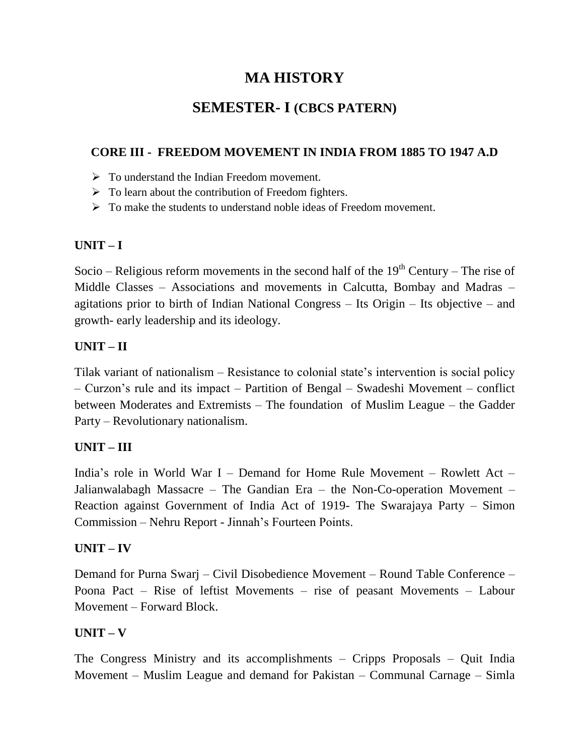# MA HISTORY

## SEMESTER- I (CBCS PATERN)

### CORE III - FREEDOM MOVEMENT IN INDIA FROM 1885 TO 1947 A.D

- To understand the Indian Freedom movement.
- To learn about the contribution of Freedom fighters.
- To make the students to understand noble ideas of Freedom movement.

**UNIT – I**

Socio – Religious reform movements in the second half of the 19th Century – The rise of Middle Classes – Associations and movements in Calcutta, Bombay and Madras – agitations prior to birth of Indian National Congress – Its Origin – Its objective – and growth- early leadership and its ideology.

**UNIT – II**

Tilak variant of nationalism – Resistance to colonial state's intervention is social policy – Curzon's rule and its impact – Partition of Bengal – Swadeshi Movement – conflict between Moderates and Extremists – The foundation of Muslim League – the Gadder Party – Revolutionary nationalism.

**UNIT – III**

India's role in World War I – Demand for Home Rule Movement – Rowlett Act – Jalianwalabagh Massacre – The Gandian Era – the Non-Co-operation Movement – Reaction against Government of India Act of 1919- The Swarajaya Party – Simon Commission – Nehru Report - Jinnah's Fourteen Points.

**UNIT – IV**

Demand for Purna Swarj – Civil Disobedience Movement – Round Table Conference – Poona Pact – Rise of leftist Movements – rise of peasant Movements – Labour Movement – Forward Block.

**UNIT – V**

The Congress Ministry and its accomplishments – Cripps Proposals – Quit India Movement – Muslim League and demand for Pakistan – Communal Carnage – Simla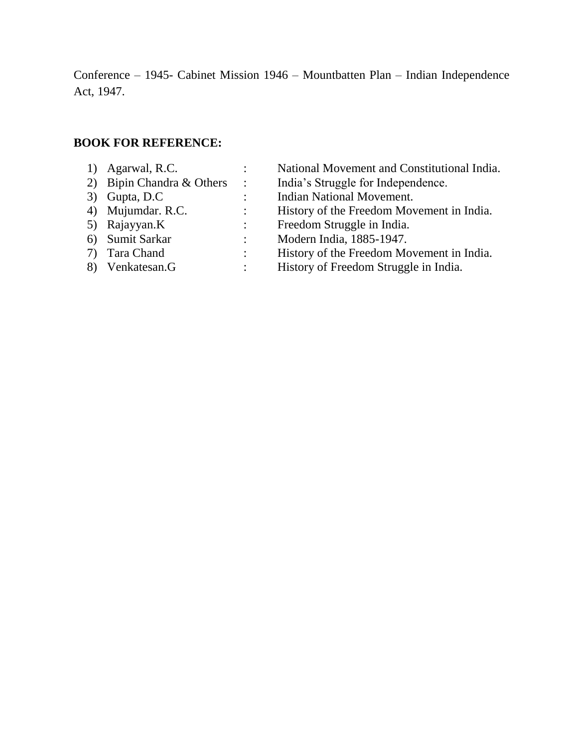Conference – 1945- Cabinet Mission 1946 – Mountbatten Plan – Indian Independence Act, 1947.

**BOOK FOR REFERENCE:**

1) Agarwal, R.C. : National Movement and Constitutional India.
2) Bipin Chandra & Others : India's Struggle for Independence.
3) Gupta, D.C : Indian National Movement.
4) Mujumdar. R.C. : History of the Freedom Movement in India.
5) Rajayyan.K : Freedom Struggle in India.
6) Sumit Sarkar : Modern India, 1885-1947.
7) Tara Chand : History of the Freedom Movement in India.
8) Venkatesan.G : History of Freedom Struggle in India.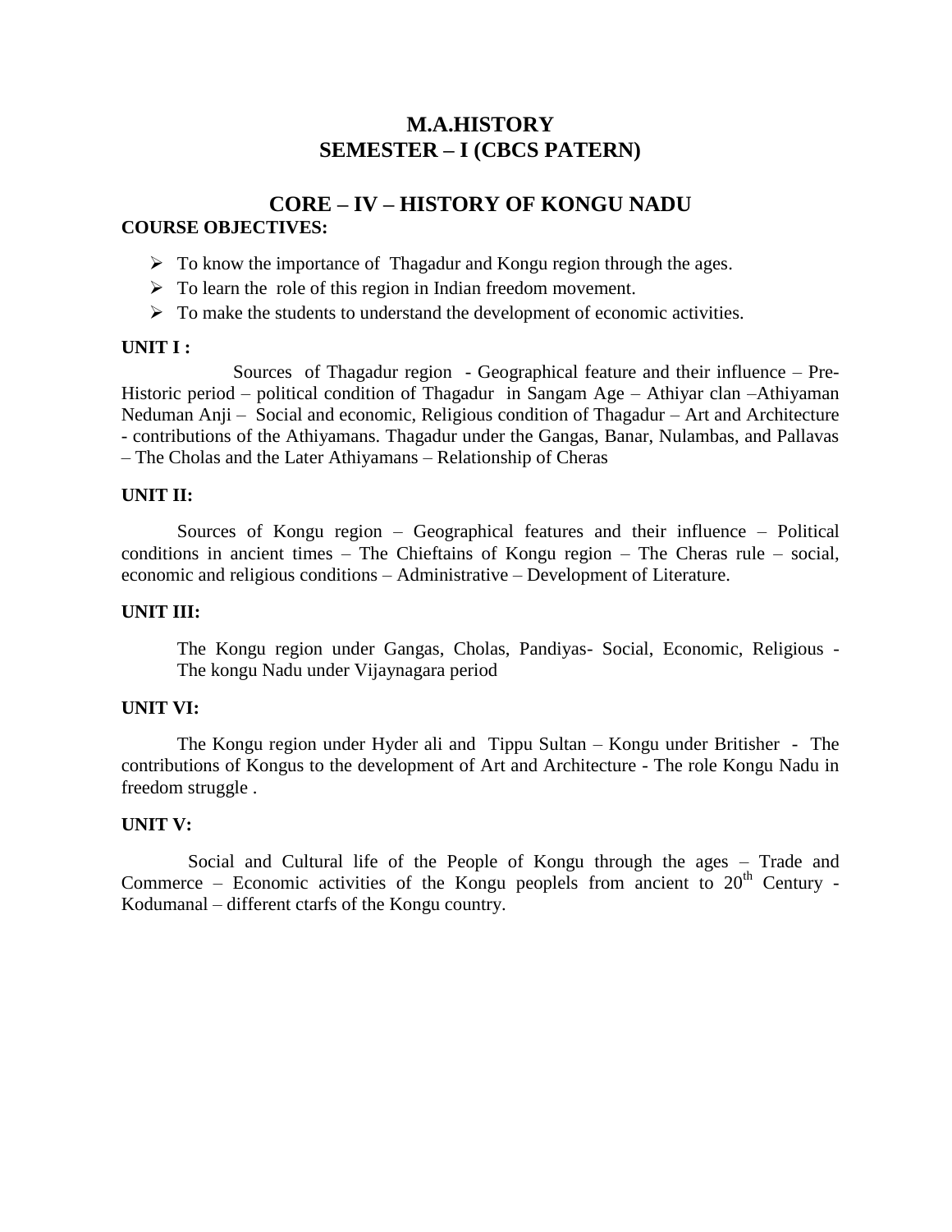# M.A.HISTORY
# SEMESTER – I (CBCS PATERN)

## CORE – IV – HISTORY OF KONGU NADU

**COURSE OBJECTIVES:**

- To know the importance of Thagadur and Kongu region through the ages.
- To learn the role of this region in Indian freedom movement.
- To make the students to understand the development of economic activities.

**UNIT I :**

Sources of Thagadur region - Geographical feature and their influence – Pre-Historic period – political condition of Thagadur in Sangam Age – Athiyar clan –Athiyaman Neduman Anji – Social and economic, Religious condition of Thagadur – Art and Architecture - contributions of the Athiyamans. Thagadur under the Gangas, Banar, Nulambas, and Pallavas – The Cholas and the Later Athiyamans – Relationship of Cheras

**UNIT II:**

Sources of Kongu region – Geographical features and their influence – Political conditions in ancient times – The Chieftains of Kongu region – The Cheras rule – social, economic and religious conditions – Administrative – Development of Literature.

**UNIT III:**

The Kongu region under Gangas, Cholas, Pandiyas- Social, Economic, Religious - The kongu Nadu under Vijaynagara period

**UNIT VI:**

The Kongu region under Hyder ali and Tippu Sultan – Kongu under Britisher - The contributions of Kongus to the development of Art and Architecture - The role Kongu Nadu in freedom struggle .

**UNIT V:**

Social and Cultural life of the People of Kongu through the ages – Trade and Commerce – Economic activities of the Kongu peoplels from ancient to 20th Century - Kodumanal – different ctarfs of the Kongu country.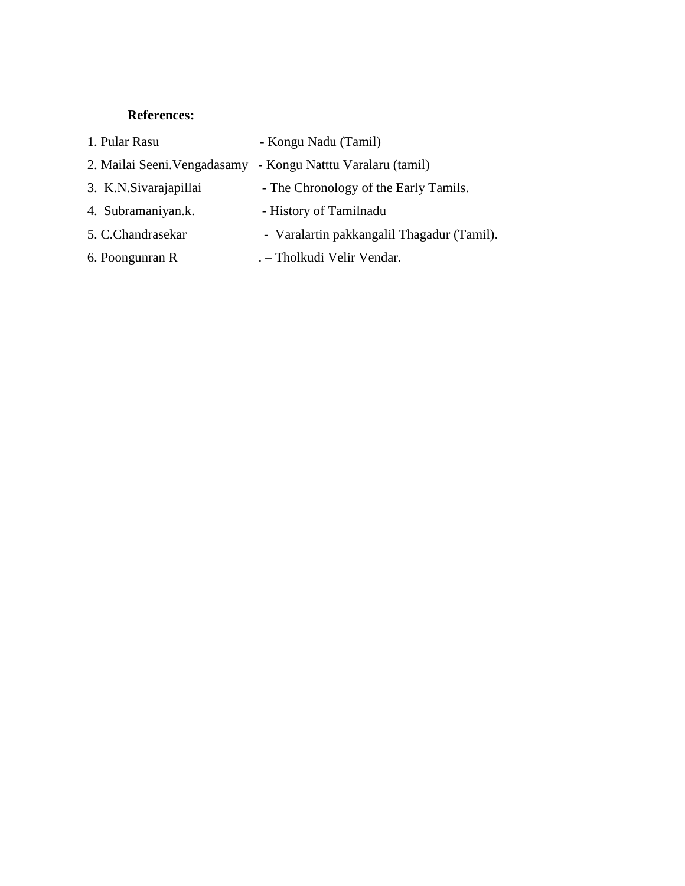**References:**

1. Pular Rasu - Kongu Nadu (Tamil)
2. Mailai Seeni.Vengadasamy - Kongu Natttu Varalaru (tamil)
3. K.N.Sivarajapillai - The Chronology of the Early Tamils.
4. Subramaniyan.k. - History of Tamilnadu
5. C.Chandrasekar - Varalartin pakkangalil Thagadur (Tamil).
6. Poongunran R . – Tholkudi Velir Vendar.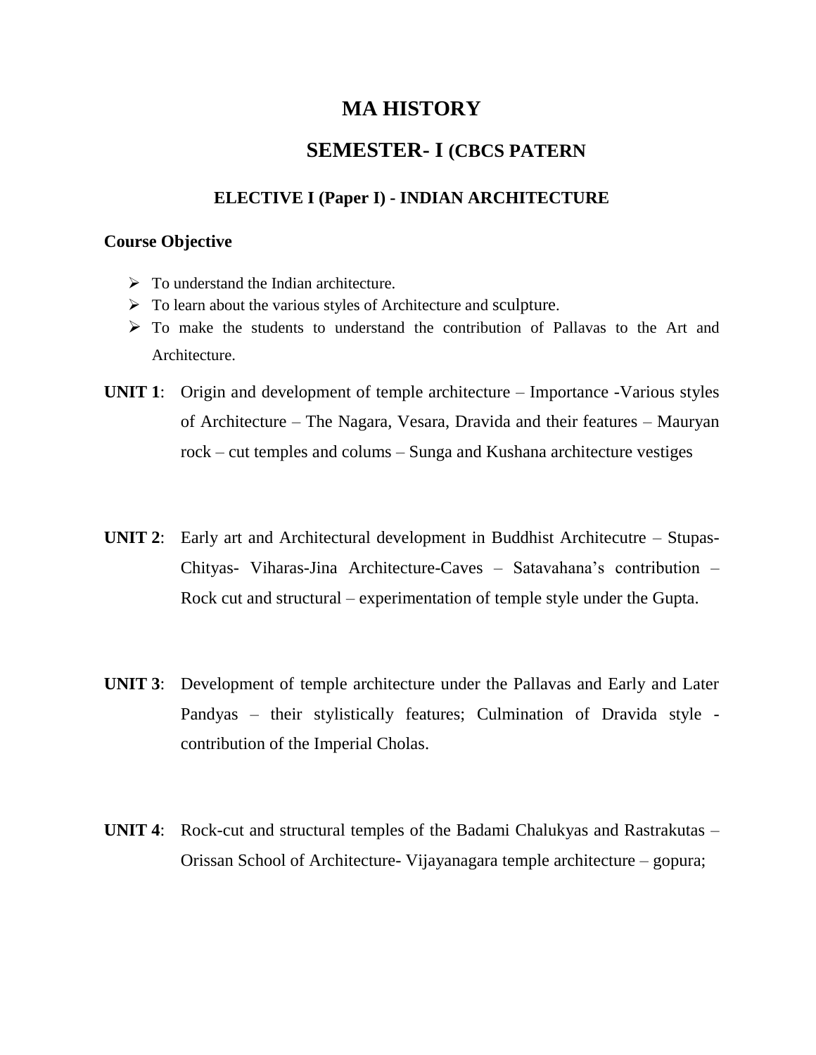# MA HISTORY

## SEMESTER- I (CBCS PATERN

### ELECTIVE I (Paper I) - INDIAN ARCHITECTURE

**Course Objective**

- To understand the Indian architecture.
- To learn about the various styles of Architecture and sculpture.
- To make the students to understand the contribution of Pallavas to the Art and Architecture.

**UNIT 1**: Origin and development of temple architecture – Importance -Various styles of Architecture – The Nagara, Vesara, Dravida and their features – Mauryan rock – cut temples and colums – Sunga and Kushana architecture vestiges

**UNIT 2**: Early art and Architectural development in Buddhist Architecutre – Stupas- Chityas- Viharas-Jina Architecture-Caves – Satavahana's contribution – Rock cut and structural – experimentation of temple style under the Gupta.

**UNIT 3**: Development of temple architecture under the Pallavas and Early and Later Pandyas – their stylistically features; Culmination of Dravida style - contribution of the Imperial Cholas.

**UNIT 4**: Rock-cut and structural temples of the Badami Chalukyas and Rastrakutas – Orissan School of Architecture- Vijayanagara temple architecture – gopura;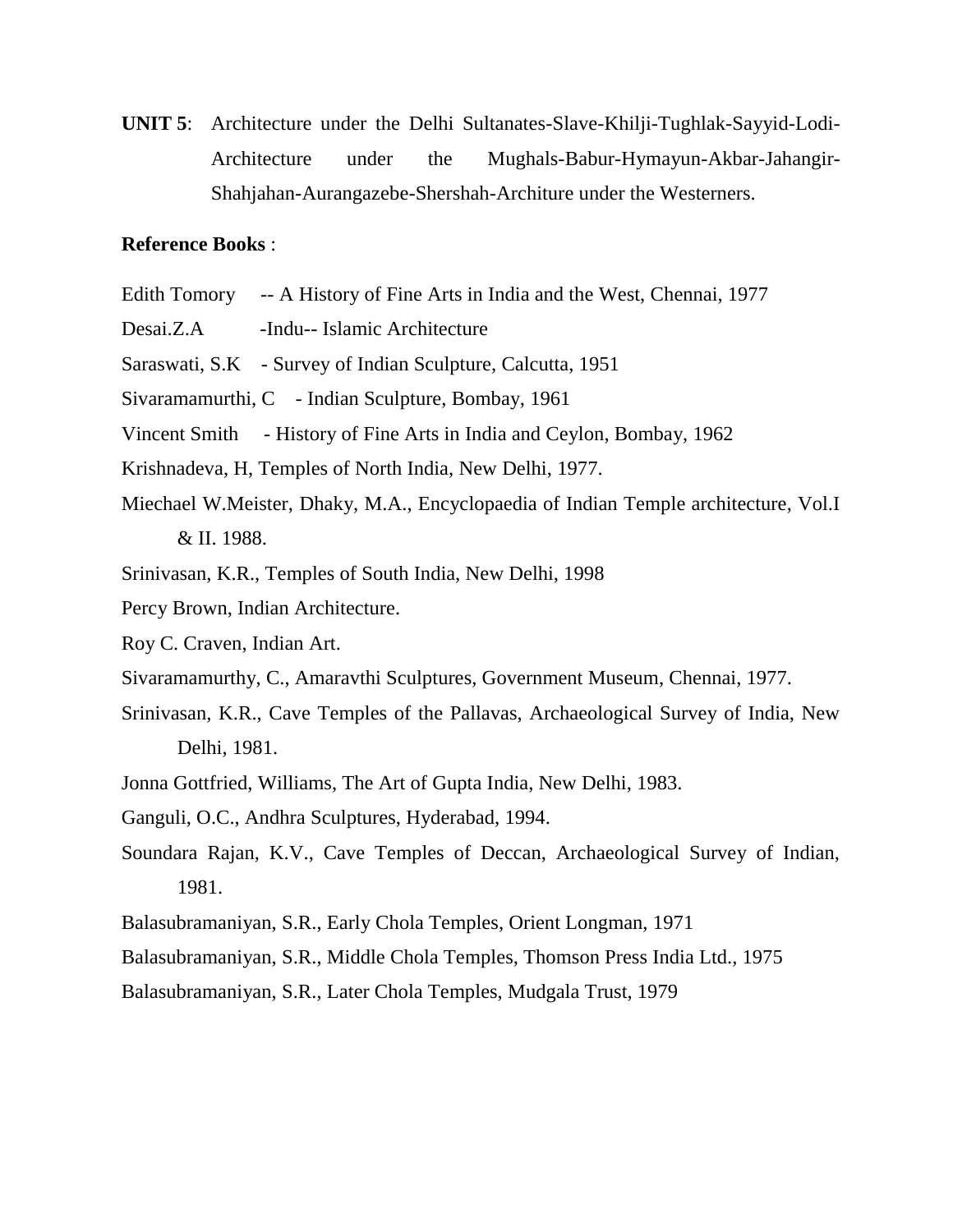**UNIT 5**: Architecture under the Delhi Sultanates-Slave-Khilji-Tughlak-Sayyid-Lodi-Architecture under the Mughals-Babur-Hymayun-Akbar-Jahangir-Shahjahan-Aurangazebe-Shershah-Archíture under the Westerners.

**Reference Books** :

Edith Tomory -- A History of Fine Arts in India and the West, Chennai, 1977

Desai.Z.A -Indu-- Islamic Architecture

Saraswati, S.K - Survey of Indian Sculpture, Calcutta, 1951

Sivaramamurthi, C - Indian Sculpture, Bombay, 1961

Vincent Smith - History of Fine Arts in India and Ceylon, Bombay, 1962

Krishnadeva, H, Temples of North India, New Delhi, 1977.

Miechael W.Meister, Dhaky, M.A., Encyclopaedia of Indian Temple architecture, Vol.I & II. 1988.

Srinivasan, K.R., Temples of South India, New Delhi, 1998

Percy Brown, Indian Architecture.

Roy C. Craven, Indian Art.

Sivaramamurthy, C., Amaravthi Sculptures, Government Museum, Chennai, 1977.

Srinivasan, K.R., Cave Temples of the Pallavas, Archaeological Survey of India, New Delhi, 1981.

Jonna Gottfried, Williams, The Art of Gupta India, New Delhi, 1983.

Ganguli, O.C., Andhra Sculptures, Hyderabad, 1994.

Soundara Rajan, K.V., Cave Temples of Deccan, Archaeological Survey of Indian, 1981.

Balasubramaniyan, S.R., Early Chola Temples, Orient Longman, 1971

Balasubramaniyan, S.R., Middle Chola Temples, Thomson Press India Ltd., 1975

Balasubramaniyan, S.R., Later Chola Temples, Mudgala Trust, 1979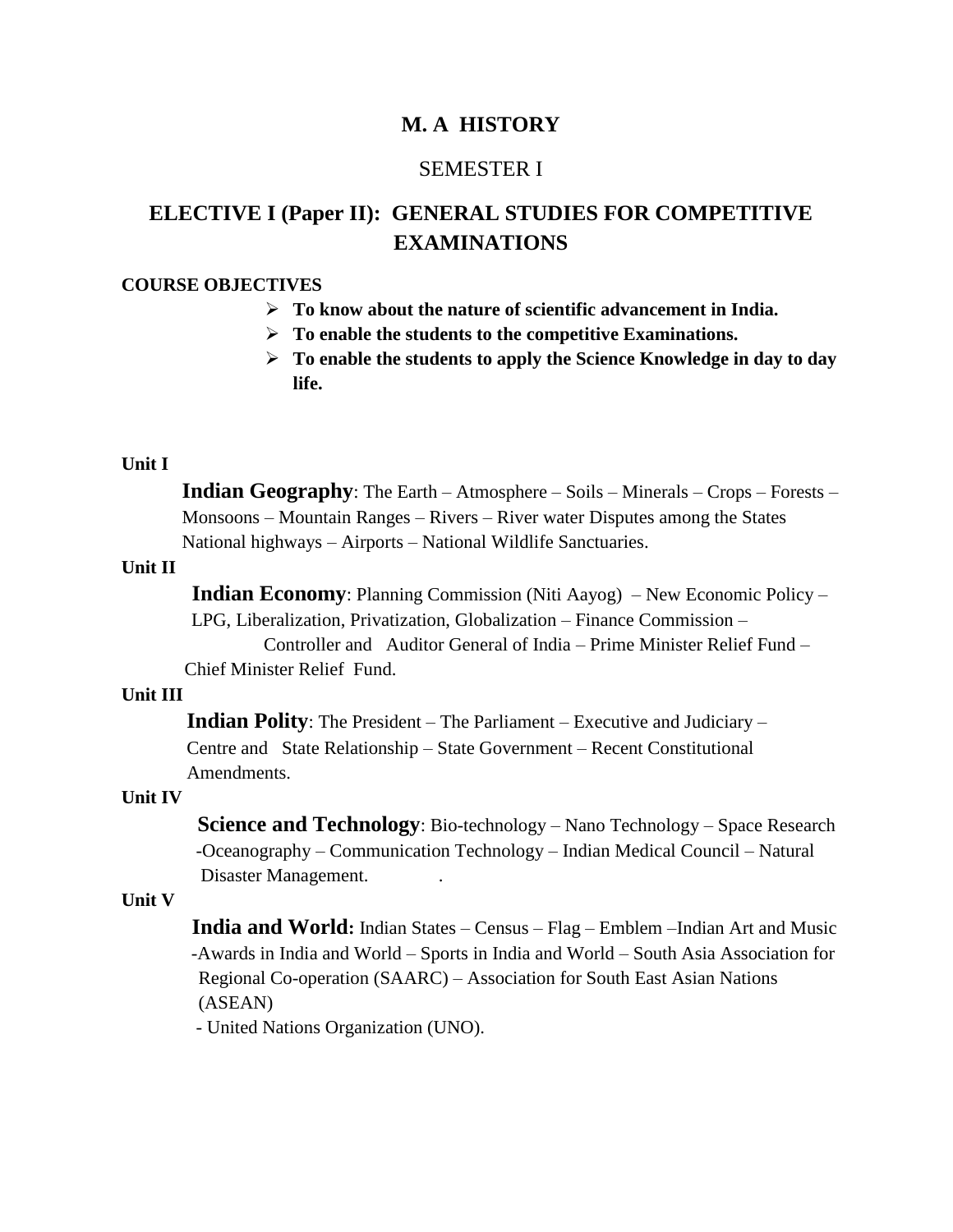# M. A HISTORY

## SEMESTER I

## ELECTIVE I (Paper II): GENERAL STUDIES FOR COMPETITIVE EXAMINATIONS

**COURSE OBJECTIVES**

- **To know about the nature of scientific advancement in India.**
- **To enable the students to the competitive Examinations.**
- **To enable the students to apply the Science Knowledge in day to day life.**

**Unit I**

**Indian Geography**: The Earth – Atmosphere – Soils – Minerals – Crops – Forests – Monsoons – Mountain Ranges – Rivers – River water Disputes among the States National highways – Airports – National Wildlife Sanctuaries.

**Unit II**

**Indian Economy**: Planning Commission (Niti Aayog) – New Economic Policy – LPG, Liberalization, Privatization, Globalization – Finance Commission – Controller and Auditor General of India – Prime Minister Relief Fund – Chief Minister Relief Fund.

**Unit III**

**Indian Polity**: The President – The Parliament – Executive and Judiciary – Centre and State Relationship – State Government – Recent Constitutional Amendments.

**Unit IV**

**Science and Technology**: Bio-technology – Nano Technology – Space Research -Oceanography – Communication Technology – Indian Medical Council – Natural Disaster Management. .

**Unit V**

**India and World:** Indian States – Census – Flag – Emblem –Indian Art and Music -Awards in India and World – Sports in India and World – South Asia Association for Regional Co-operation (SAARC) – Association for South East Asian Nations (ASEAN)
- United Nations Organization (UNO).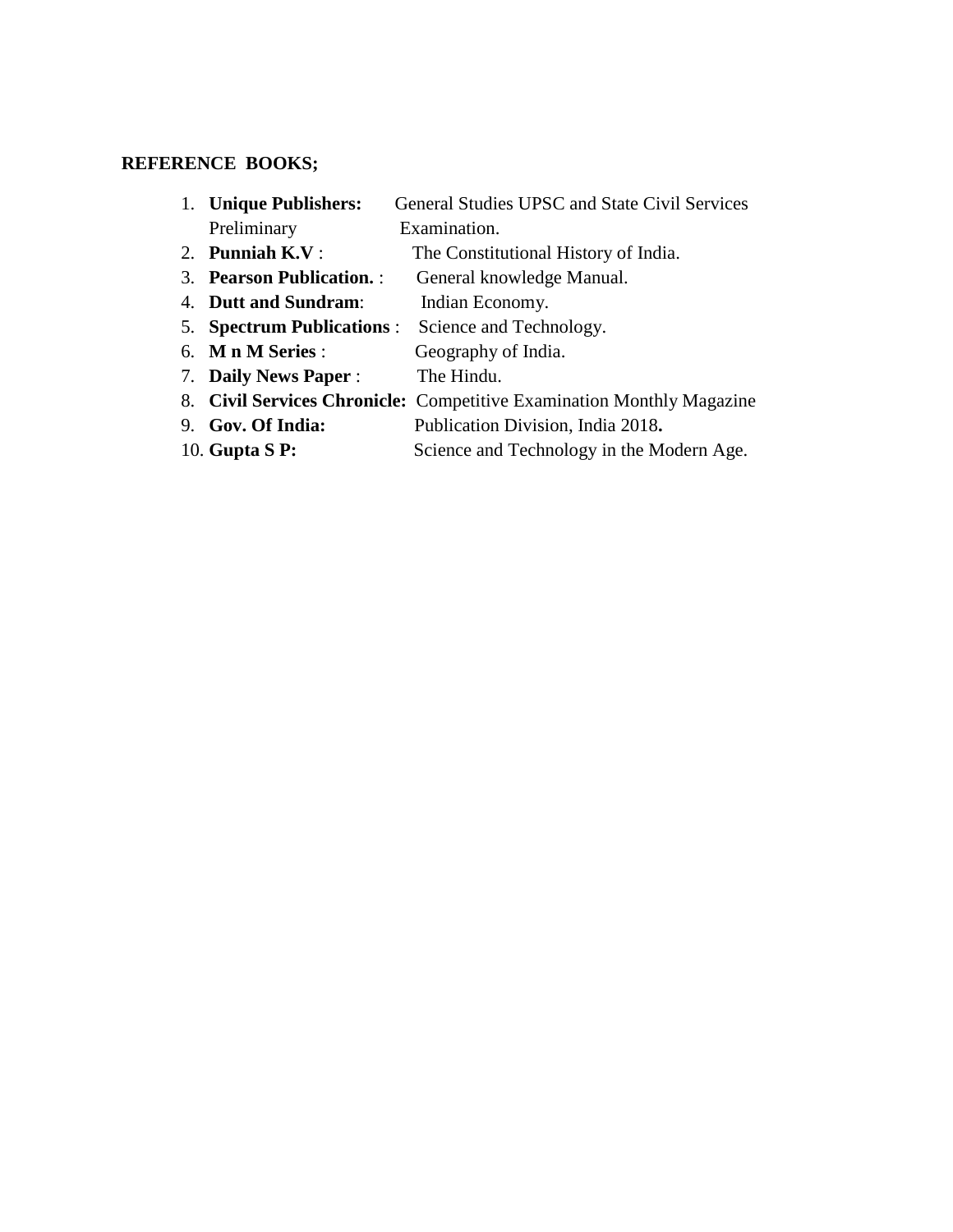**REFERENCE BOOKS;**

1. **Unique Publishers:** General Studies UPSC and State Civil Services Preliminary Examination.
2. **Punniah K.V** : The Constitutional History of India.
3. **Pearson Publication.** : General knowledge Manual.
4. **Dutt and Sundram**: Indian Economy.
5. **Spectrum Publications** : Science and Technology.
6. **M n M Series** : Geography of India.
7. **Daily News Paper** : The Hindu.
8. **Civil Services Chronicle:** Competitive Examination Monthly Magazine
9. **Gov. Of India:** Publication Division, India 2018**.**
10. **Gupta S P:** Science and Technology in the Modern Age.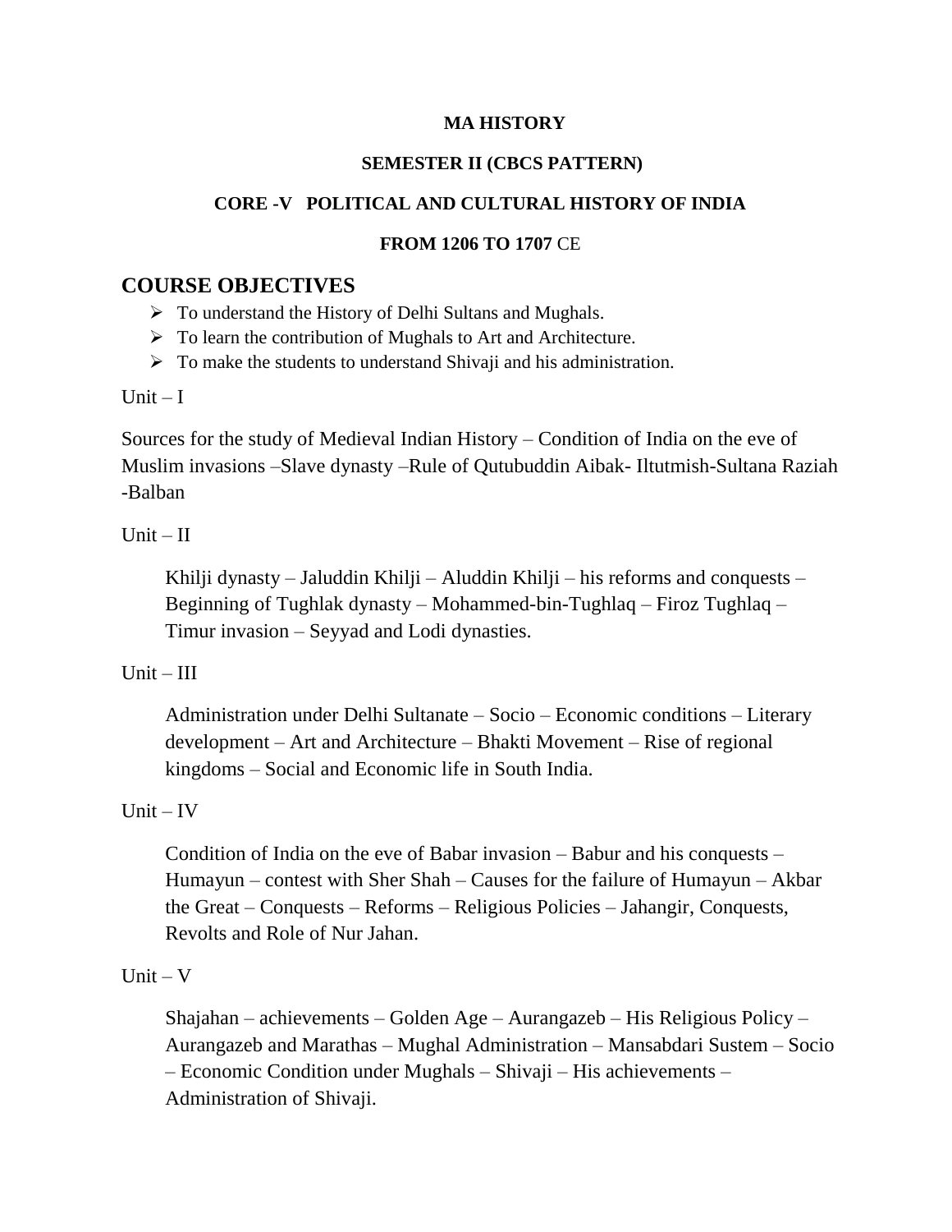**MA HISTORY**

**SEMESTER II (CBCS PATTERN)**

**CORE -V POLITICAL AND CULTURAL HISTORY OF INDIA**

**FROM 1206 TO 1707** CE

## COURSE OBJECTIVES

- To understand the History of Delhi Sultans and Mughals.
- To learn the contribution of Mughals to Art and Architecture.
- To make the students to understand Shivaji and his administration.

Unit – I

Sources for the study of Medieval Indian History – Condition of India on the eve of Muslim invasions –Slave dynasty –Rule of Qutubuddin Aibak- Iltutmish-Sultana Raziah -Balban

Unit – II

Khilji dynasty – Jaluddin Khilji – Aluddin Khilji – his reforms and conquests – Beginning of Tughlak dynasty – Mohammed-bin-Tughlaq – Firoz Tughlaq – Timur invasion – Seyyad and Lodi dynasties.

Unit – III

Administration under Delhi Sultanate – Socio – Economic conditions – Literary development – Art and Architecture – Bhakti Movement – Rise of regional kingdoms – Social and Economic life in South India.

Unit – IV

Condition of India on the eve of Babar invasion – Babur and his conquests – Humayun – contest with Sher Shah – Causes for the failure of Humayun – Akbar the Great – Conquests – Reforms – Religious Policies – Jahangir, Conquests, Revolts and Role of Nur Jahan.

Unit – V

Shajahan – achievements – Golden Age – Aurangazeb – His Religious Policy – Aurangazeb and Marathas – Mughal Administration – Mansabdari Sustem – Socio – Economic Condition under Mughals – Shivaji – His achievements – Administration of Shivaji.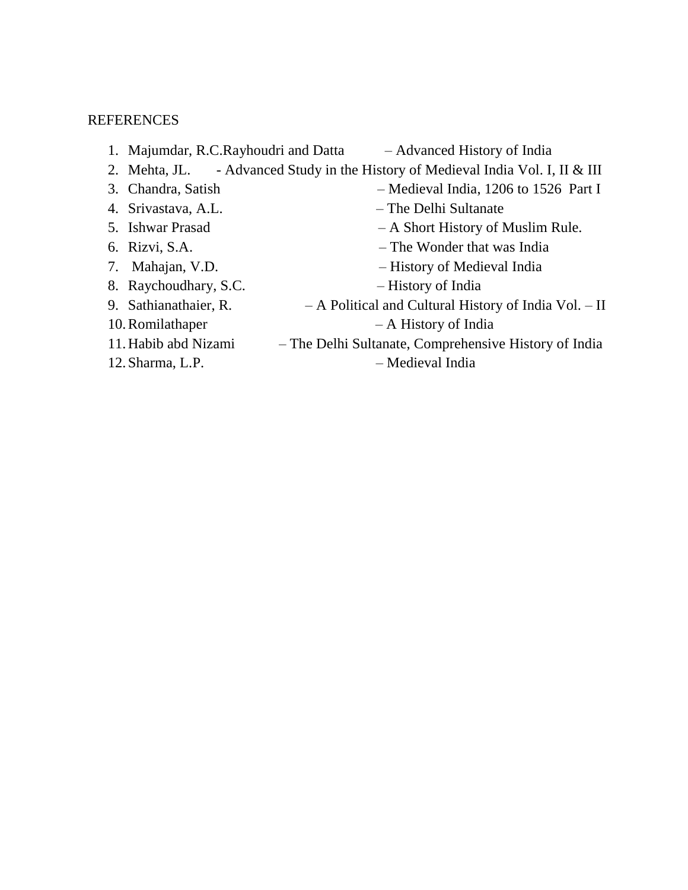REFERENCES

1. Majumdar, R.C.Rayhoudri and Datta – Advanced History of India
2. Mehta, JL. - Advanced Study in the History of Medieval India Vol. I, II & III
3. Chandra, Satish – Medieval India, 1206 to 1526 Part I
4. Srivastava, A.L. – The Delhi Sultanate
5. Ishwar Prasad – A Short History of Muslim Rule.
6. Rizvi, S.A. – The Wonder that was India
7. Mahajan, V.D. – History of Medieval India
8. Raychoudhary, S.C. – History of India
9. Sathianathaier, R. – A Political and Cultural History of India Vol. – II
10. Romilathaper – A History of India
11. Habib abd Nizami – The Delhi Sultanate, Comprehensive History of India
12. Sharma, L.P. – Medieval India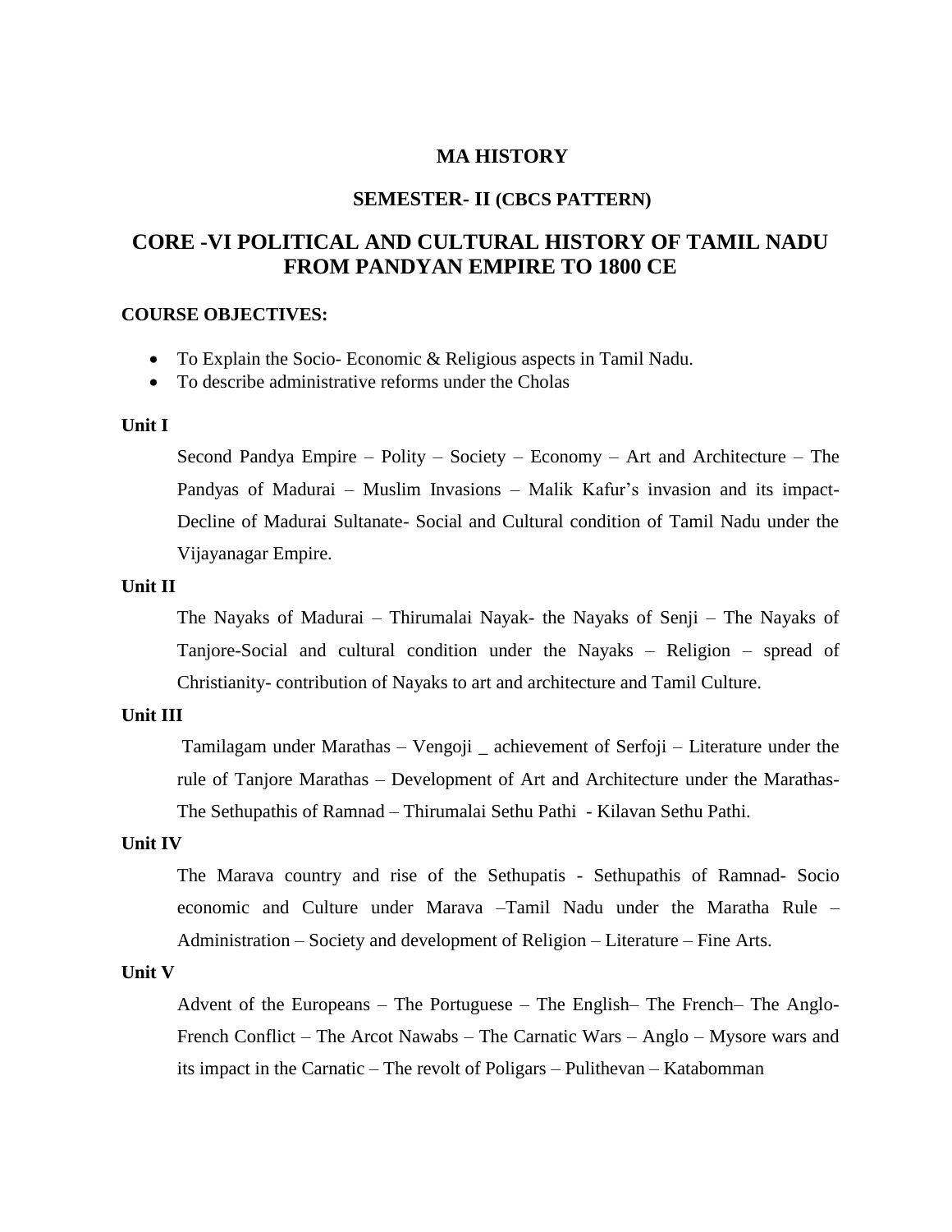# MA HISTORY

## SEMESTER- II (CBCS PATTERN)

## CORE -VI POLITICAL AND CULTURAL HISTORY OF TAMIL NADU FROM PANDYAN EMPIRE TO 1800 CE

**COURSE OBJECTIVES:**

- To Explain the Socio- Economic & Religious aspects in Tamil Nadu.
- To describe administrative reforms under the Cholas

**Unit I**

Second Pandya Empire – Polity – Society – Economy – Art and Architecture – The Pandyas of Madurai – Muslim Invasions – Malik Kafur's invasion and its impact- Decline of Madurai Sultanate- Social and Cultural condition of Tamil Nadu under the Vijayanagar Empire.

**Unit II**

The Nayaks of Madurai – Thirumalai Nayak- the Nayaks of Senji – The Nayaks of Tanjore-Social and cultural condition under the Nayaks – Religion – spread of Christianity- contribution of Nayaks to art and architecture and Tamil Culture.

**Unit III**

Tamilagam under Marathas – Vengoji _ achievement of Serfoji – Literature under the rule of Tanjore Marathas – Development of Art and Architecture under the Marathas- The Sethupathis of Ramnad – Thirumalai Sethu Pathi - Kilavan Sethu Pathi.

**Unit IV**

The Marava country and rise of the Sethupatis - Sethupathis of Ramnad- Socio economic and Culture under Marava –Tamil Nadu under the Maratha Rule – Administration – Society and development of Religion – Literature – Fine Arts.

**Unit V**

Advent of the Europeans – The Portuguese – The English– The French– The Anglo-French Conflict – The Arcot Nawabs – The Carnatic Wars – Anglo – Mysore wars and its impact in the Carnatic – The revolt of Poligars – Pulithevan – Katabomman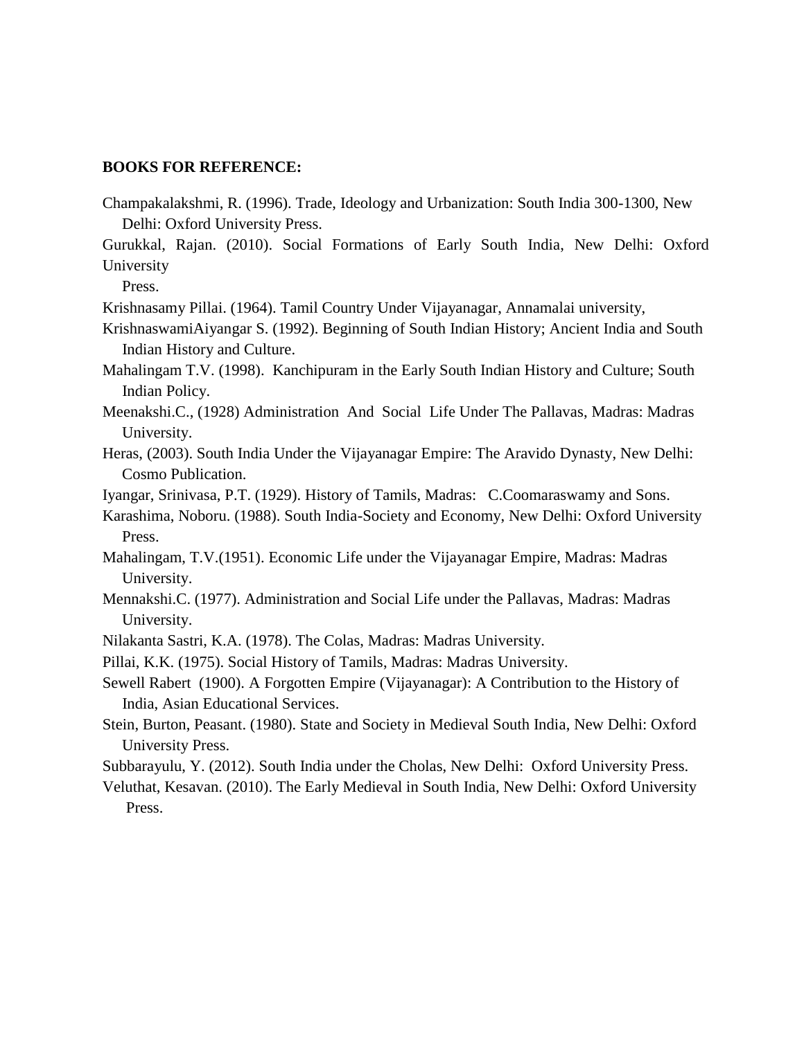**BOOKS FOR REFERENCE:**

Champakalakshmi, R. (1996). Trade, Ideology and Urbanization: South India 300-1300, New Delhi: Oxford University Press.

Gurukkal, Rajan. (2010). Social Formations of Early South India, New Delhi: Oxford University Press.

Krishnasamy Pillai. (1964). Tamil Country Under Vijayanagar, Annamalai university,

KrishnaswamiAiyangar S. (1992). Beginning of South Indian History; Ancient India and South Indian History and Culture.

Mahalingam T.V. (1998). Kanchipuram in the Early South Indian History and Culture; South Indian Policy.

Meenakshi.C., (1928) Administration And Social Life Under The Pallavas, Madras: Madras University.

Heras, (2003). South India Under the Vijayanagar Empire: The Aravido Dynasty, New Delhi: Cosmo Publication.

Iyangar, Srinivasa, P.T. (1929). History of Tamils, Madras: C.Coomaraswamy and Sons.

Karashima, Noboru. (1988). South India-Society and Economy, New Delhi: Oxford University Press.

Mahalingam, T.V.(1951). Economic Life under the Vijayanagar Empire, Madras: Madras University.

Mennakshi.C. (1977). Administration and Social Life under the Pallavas, Madras: Madras University.

Nilakanta Sastri, K.A. (1978). The Colas, Madras: Madras University.

Pillai, K.K. (1975). Social History of Tamils, Madras: Madras University.

Sewell Rabert (1900). A Forgotten Empire (Vijayanagar): A Contribution to the History of India, Asian Educational Services.

Stein, Burton, Peasant. (1980). State and Society in Medieval South India, New Delhi: Oxford University Press.

Subbarayulu, Y. (2012). South India under the Cholas, New Delhi: Oxford University Press.

Veluthat, Kesavan. (2010). The Early Medieval in South India, New Delhi: Oxford University Press.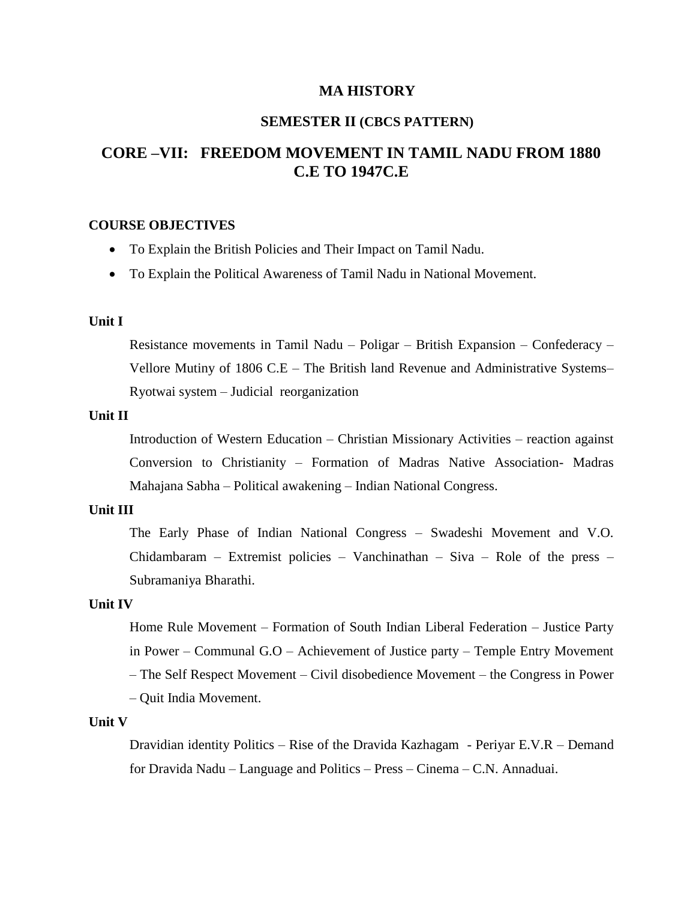# MA HISTORY

## SEMESTER II (CBCS PATTERN)

## CORE –VII: FREEDOM MOVEMENT IN TAMIL NADU FROM 1880 C.E TO 1947C.E

**COURSE OBJECTIVES**

- To Explain the British Policies and Their Impact on Tamil Nadu.
- To Explain the Political Awareness of Tamil Nadu in National Movement.

**Unit I**

Resistance movements in Tamil Nadu – Poligar – British Expansion – Confederacy – Vellore Mutiny of 1806 C.E – The British land Revenue and Administrative Systems– Ryotwai system – Judicial reorganization

**Unit II**

Introduction of Western Education – Christian Missionary Activities – reaction against Conversion to Christianity – Formation of Madras Native Association- Madras Mahajana Sabha – Political awakening – Indian National Congress.

**Unit III**

The Early Phase of Indian National Congress – Swadeshi Movement and V.O. Chidambaram – Extremist policies – Vanchinathan – Siva – Role of the press – Subramaniya Bharathi.

**Unit IV**

Home Rule Movement – Formation of South Indian Liberal Federation – Justice Party in Power – Communal G.O – Achievement of Justice party – Temple Entry Movement – The Self Respect Movement – Civil disobedience Movement – the Congress in Power – Quit India Movement.

**Unit V**

Dravidian identity Politics – Rise of the Dravida Kazhagam - Periyar E.V.R – Demand for Dravida Nadu – Language and Politics – Press – Cinema – C.N. Annaduai.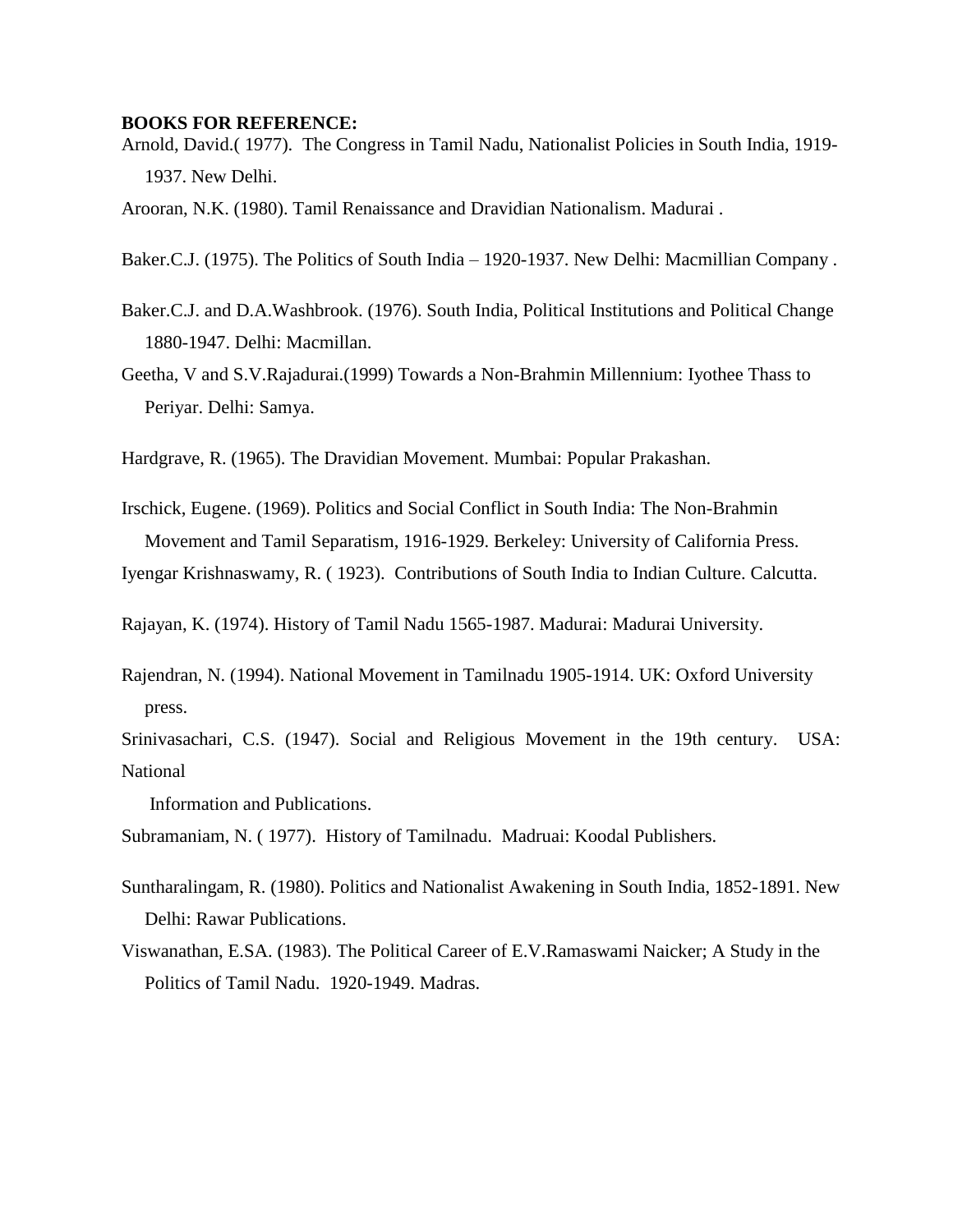**BOOKS FOR REFERENCE:**

Arnold, David.( 1977). The Congress in Tamil Nadu, Nationalist Policies in South India, 1919-1937. New Delhi.

Arooran, N.K. (1980). Tamil Renaissance and Dravidian Nationalism. Madurai .

Baker.C.J. (1975). The Politics of South India – 1920-1937. New Delhi: Macmillian Company .

Baker.C.J. and D.A.Washbrook. (1976). South India, Political Institutions and Political Change 1880-1947. Delhi: Macmillan.

Geetha, V and S.V.Rajadurai.(1999) Towards a Non-Brahmin Millennium: Iyothee Thass to Periyar. Delhi: Samya.

Hardgrave, R. (1965). The Dravidian Movement. Mumbai: Popular Prakashan.

Irschick, Eugene. (1969). Politics and Social Conflict in South India: The Non-Brahmin Movement and Tamil Separatism, 1916-1929. Berkeley: University of California Press.

Iyengar Krishnaswamy, R. ( 1923). Contributions of South India to Indian Culture. Calcutta.

Rajayan, K. (1974). History of Tamil Nadu 1565-1987. Madurai: Madurai University.

Rajendran, N. (1994). National Movement in Tamilnadu 1905-1914. UK: Oxford University press.

Srinivasachari, C.S. (1947). Social and Religious Movement in the 19th century. USA: National Information and Publications.

Subramaniam, N. ( 1977). History of Tamilnadu. Madruai: Koodal Publishers.

Suntharalingam, R. (1980). Politics and Nationalist Awakening in South India, 1852-1891. New Delhi: Rawar Publications.

Viswanathan, E.SA. (1983). The Political Career of E.V.Ramaswami Naicker; A Study in the Politics of Tamil Nadu. 1920-1949. Madras.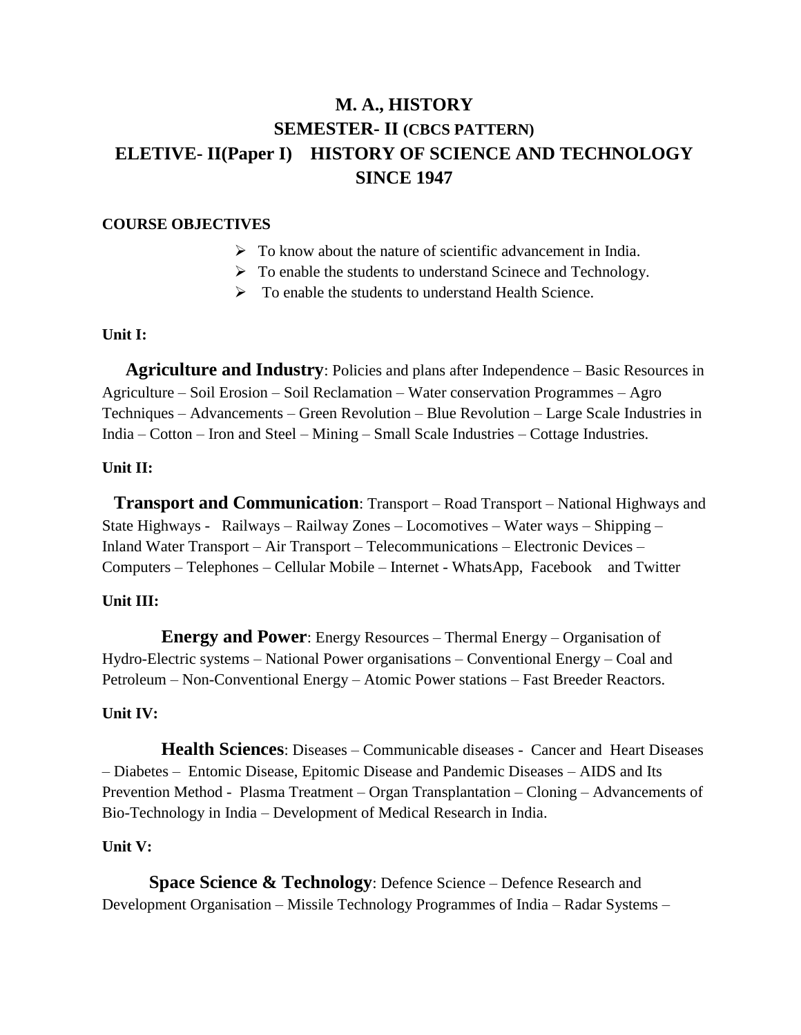# M. A., HISTORY

## SEMESTER- II (CBCS PATTERN)

## ELETIVE- II(Paper I) HISTORY OF SCIENCE AND TECHNOLOGY SINCE 1947

**COURSE OBJECTIVES**

- To know about the nature of scientific advancement in India.
- To enable the students to understand Scinece and Technology.
- To enable the students to understand Health Science.

**Unit I:**

**Agriculture and Industry**: Policies and plans after Independence – Basic Resources in Agriculture – Soil Erosion – Soil Reclamation – Water conservation Programmes – Agro Techniques – Advancements – Green Revolution – Blue Revolution – Large Scale Industries in India – Cotton – Iron and Steel – Mining – Small Scale Industries – Cottage Industries.

**Unit II:**

**Transport and Communication**: Transport – Road Transport – National Highways and State Highways - Railways – Railway Zones – Locomotives – Water ways – Shipping – Inland Water Transport – Air Transport – Telecommunications – Electronic Devices – Computers – Telephones – Cellular Mobile – Internet - WhatsApp, Facebook and Twitter

**Unit III:**

**Energy and Power**: Energy Resources – Thermal Energy – Organisation of Hydro-Electric systems – National Power organisations – Conventional Energy – Coal and Petroleum – Non-Conventional Energy – Atomic Power stations – Fast Breeder Reactors.

**Unit IV:**

**Health Sciences**: Diseases – Communicable diseases - Cancer and Heart Diseases – Diabetes – Entomic Disease, Epitomic Disease and Pandemic Diseases – AIDS and Its Prevention Method - Plasma Treatment – Organ Transplantation – Cloning – Advancements of Bio-Technology in India – Development of Medical Research in India.

**Unit V:**

**Space Science & Technology**: Defence Science – Defence Research and Development Organisation – Missile Technology Programmes of India – Radar Systems –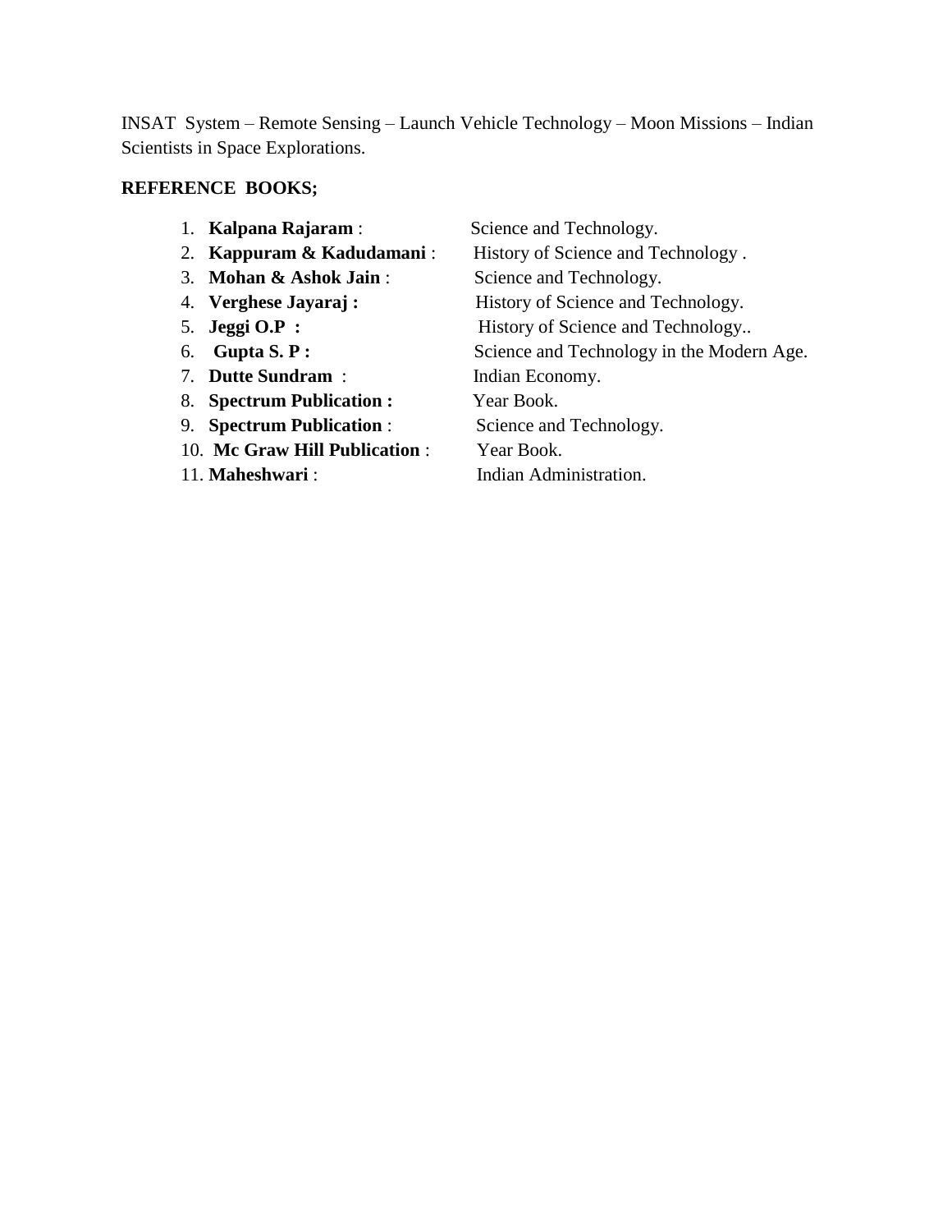INSAT System – Remote Sensing – Launch Vehicle Technology – Moon Missions – Indian Scientists in Space Explorations.

**REFERENCE BOOKS;**

1. **Kalpana Rajaram** : Science and Technology.
2. **Kappuram & Kadudamani** : History of Science and Technology .
3. **Mohan & Ashok Jain** : Science and Technology.
4. **Verghese Jayaraj :** History of Science and Technology.
5. **Jeggi O.P :** History of Science and Technology..
6. **Gupta S. P :** Science and Technology in the Modern Age.
7. **Dutte Sundram** : Indian Economy.
8. **Spectrum Publication :** Year Book.
9. **Spectrum Publication** : Science and Technology.
10. **Mc Graw Hill Publication** : Year Book.
11. **Maheshwari** : Indian Administration.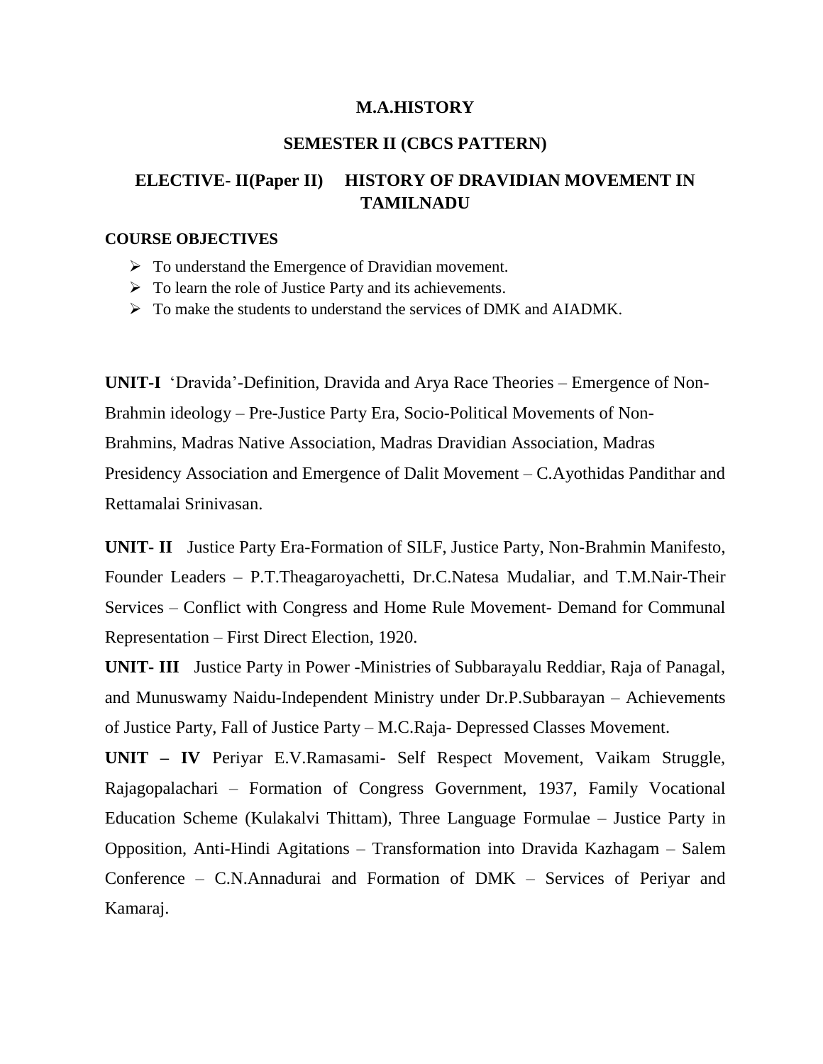**M.A.HISTORY**

**SEMESTER II (CBCS PATTERN)**

**ELECTIVE- II(Paper II) HISTORY OF DRAVIDIAN MOVEMENT IN TAMILNADU**

**COURSE OBJECTIVES**

- To understand the Emergence of Dravidian movement.
- To learn the role of Justice Party and its achievements.
- To make the students to understand the services of DMK and AIADMK.

**UNIT-I** 'Dravida'-Definition, Dravida and Arya Race Theories – Emergence of Non-Brahmin ideology – Pre-Justice Party Era, Socio-Political Movements of Non-Brahmins, Madras Native Association, Madras Dravidian Association, Madras Presidency Association and Emergence of Dalit Movement – C.Ayothidas Pandithar and Rettamalai Srinivasan.

**UNIT- II** Justice Party Era-Formation of SILF, Justice Party, Non-Brahmin Manifesto, Founder Leaders – P.T.Theagaroyachetti, Dr.C.Natesa Mudaliar, and T.M.Nair-Their Services – Conflict with Congress and Home Rule Movement- Demand for Communal Representation – First Direct Election, 1920.

**UNIT- III** Justice Party in Power -Ministries of Subbarayalu Reddiar, Raja of Panagal, and Munuswamy Naidu-Independent Ministry under Dr.P.Subbarayan – Achievements of Justice Party, Fall of Justice Party – M.C.Raja- Depressed Classes Movement.

**UNIT – IV** Periyar E.V.Ramasami- Self Respect Movement, Vaikam Struggle, Rajagopalachari – Formation of Congress Government, 1937, Family Vocational Education Scheme (Kulakalvi Thittam), Three Language Formulae – Justice Party in Opposition, Anti-Hindi Agitations – Transformation into Dravida Kazhagam – Salem Conference – C.N.Annadurai and Formation of DMK – Services of Periyar and Kamaraj.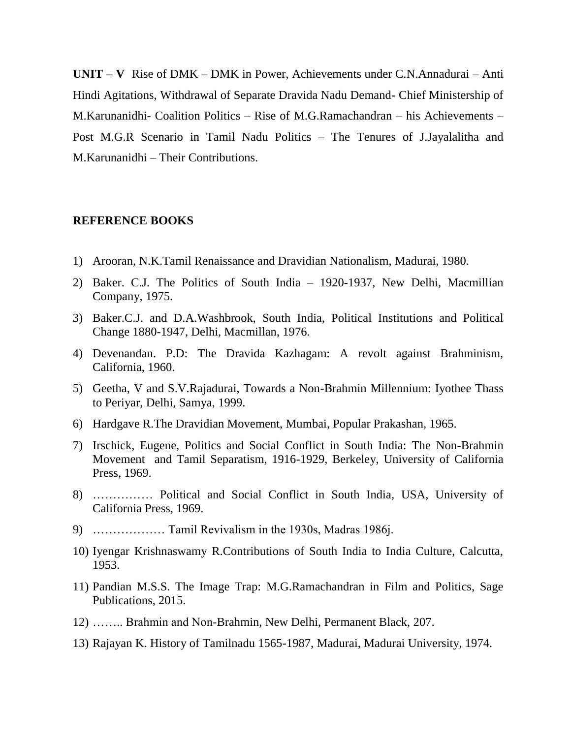**UNIT – V** Rise of DMK – DMK in Power, Achievements under C.N.Annadurai – Anti Hindi Agitations, Withdrawal of Separate Dravida Nadu Demand- Chief Ministership of M.Karunanidhi- Coalition Politics – Rise of M.G.Ramachandran – his Achievements – Post M.G.R Scenario in Tamil Nadu Politics – The Tenures of J.Jayalalitha and M.Karunanidhi – Their Contributions.

**REFERENCE BOOKS**

1) Arooran, N.K.Tamil Renaissance and Dravidian Nationalism, Madurai, 1980.
2) Baker. C.J. The Politics of South India – 1920-1937, New Delhi, Macmillian Company, 1975.
3) Baker.C.J. and D.A.Washbrook, South India, Political Institutions and Political Change 1880-1947, Delhi, Macmillan, 1976.
4) Devenandan. P.D: The Dravida Kazhagam: A revolt against Brahminism, California, 1960.
5) Geetha, V and S.V.Rajadurai, Towards a Non-Brahmin Millennium: Iyothee Thass to Periyar, Delhi, Samya, 1999.
6) Hardgave R.The Dravidian Movement, Mumbai, Popular Prakashan, 1965.
7) Irschick, Eugene, Politics and Social Conflict in South India: The Non-Brahmin Movement and Tamil Separatism, 1916-1929, Berkeley, University of California Press, 1969.
8) …………… Political and Social Conflict in South India, USA, University of California Press, 1969.
9) ……………… Tamil Revivalism in the 1930s, Madras 1986j.
10) Iyengar Krishnaswamy R.Contributions of South India to India Culture, Calcutta, 1953.
11) Pandian M.S.S. The Image Trap: M.G.Ramachandran in Film and Politics, Sage Publications, 2015.
12) …….. Brahmin and Non-Brahmin, New Delhi, Permanent Black, 207.
13) Rajayan K. History of Tamilnadu 1565-1987, Madurai, Madurai University, 1974.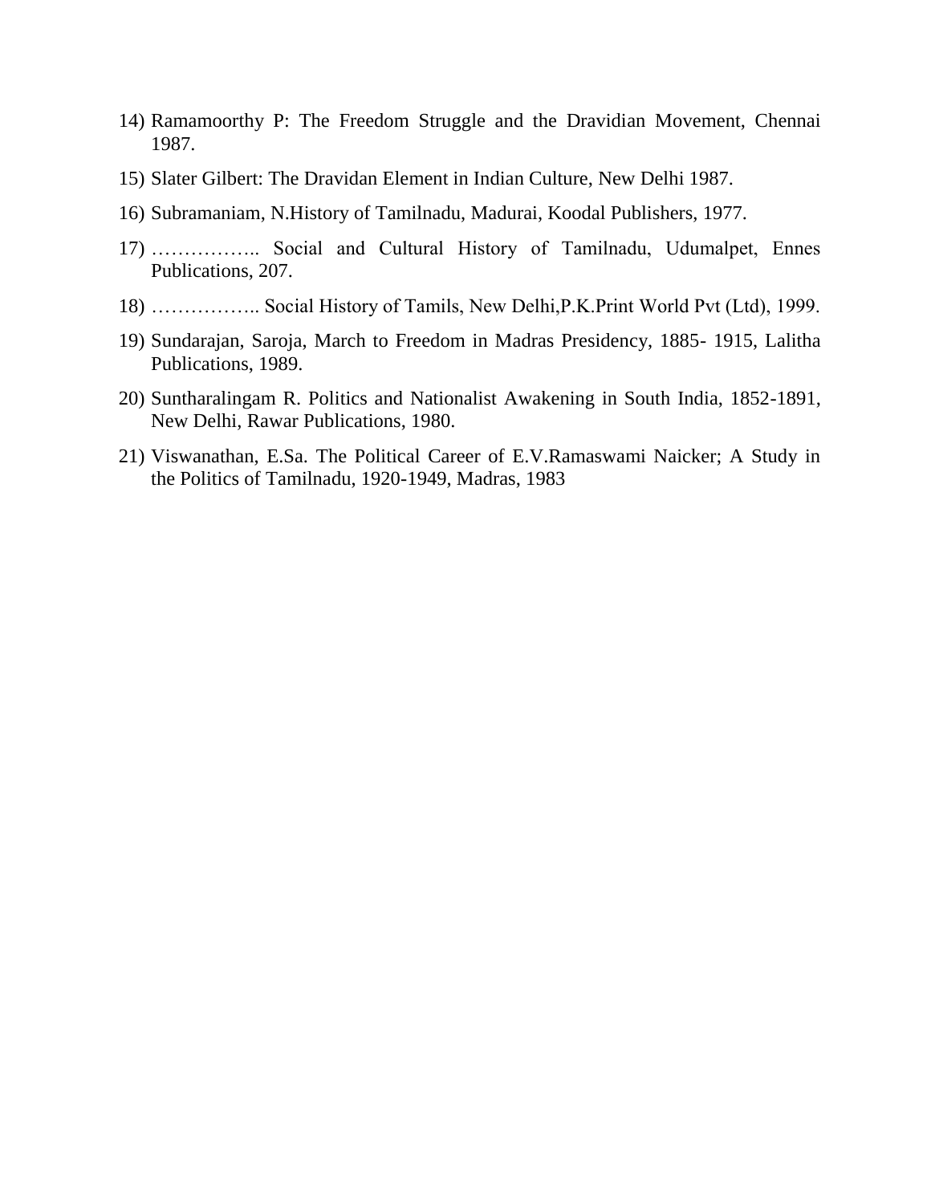14) Ramamoorthy P: The Freedom Struggle and the Dravidian Movement, Chennai 1987.

15) Slater Gilbert: The Dravidan Element in Indian Culture, New Delhi 1987.

16) Subramaniam, N.History of Tamilnadu, Madurai, Koodal Publishers, 1977.

17) …………….. Social and Cultural History of Tamilnadu, Udumalpet, Ennes Publications, 207.

18) …………….. Social History of Tamils, New Delhi,P.K.Print World Pvt (Ltd), 1999.

19) Sundarajan, Saroja, March to Freedom in Madras Presidency, 1885- 1915, Lalitha Publications, 1989.

20) Suntharalingam R. Politics and Nationalist Awakening in South India, 1852-1891, New Delhi, Rawar Publications, 1980.

21) Viswanathan, E.Sa. The Political Career of E.V.Ramaswami Naicker; A Study in the Politics of Tamilnadu, 1920-1949, Madras, 1983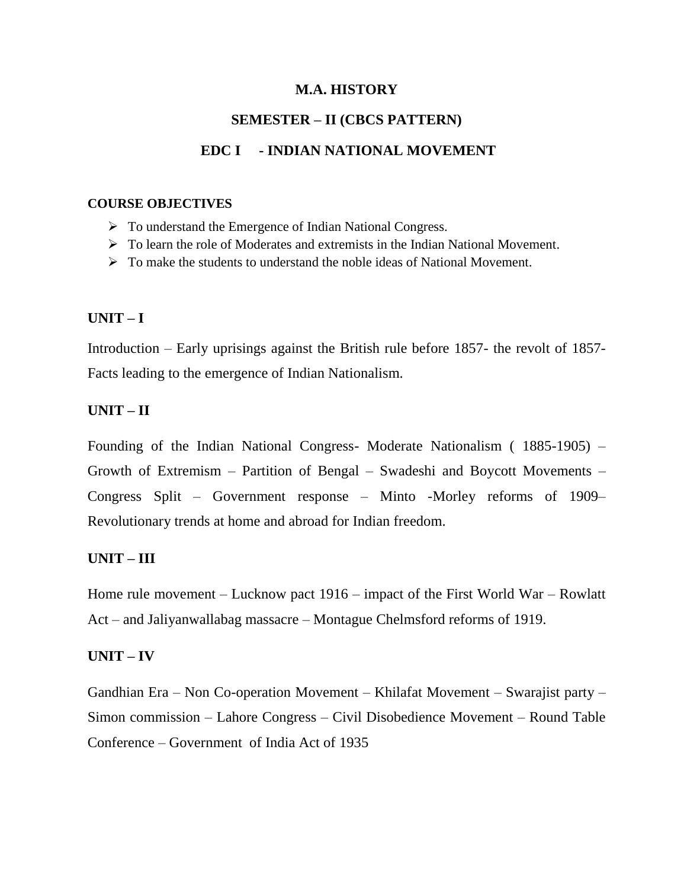# M.A. HISTORY

## SEMESTER – II (CBCS PATTERN)

## EDC I - INDIAN NATIONAL MOVEMENT

**COURSE OBJECTIVES**

- To understand the Emergence of Indian National Congress.
- To learn the role of Moderates and extremists in the Indian National Movement.
- To make the students to understand the noble ideas of National Movement.

**UNIT – I**

Introduction – Early uprisings against the British rule before 1857- the revolt of 1857-Facts leading to the emergence of Indian Nationalism.

**UNIT – II**

Founding of the Indian National Congress- Moderate Nationalism ( 1885-1905) – Growth of Extremism – Partition of Bengal – Swadeshi and Boycott Movements – Congress Split – Government response – Minto -Morley reforms of 1909– Revolutionary trends at home and abroad for Indian freedom.

**UNIT – III**

Home rule movement – Lucknow pact 1916 – impact of the First World War – Rowlatt Act – and Jaliyanwallabag massacre – Montague Chelmsford reforms of 1919.

**UNIT – IV**

Gandhian Era – Non Co-operation Movement – Khilafat Movement – Swarajist party – Simon commission – Lahore Congress – Civil Disobedience Movement – Round Table Conference – Government of India Act of 1935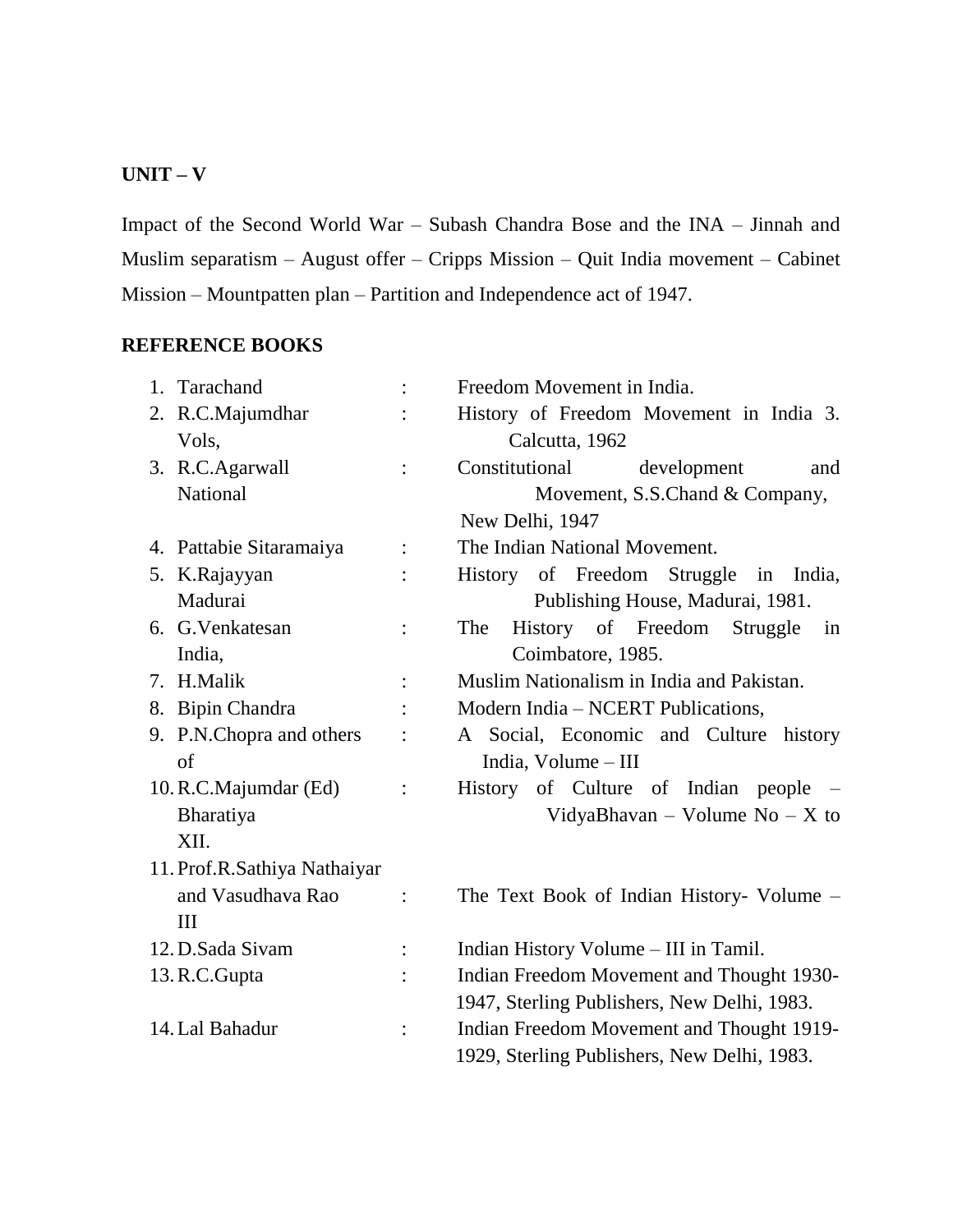**UNIT – V**

Impact of the Second World War – Subash Chandra Bose and the INA – Jinnah and Muslim separatism – August offer – Cripps Mission – Quit India movement – Cabinet Mission – Mountpatten plan – Partition and Independence act of 1947.

**REFERENCE BOOKS**

1. Tarachand : Freedom Movement in India.
2. R.C.Majumdhar : History of Freedom Movement in India 3. Vols, Calcutta, 1962
3. R.C.Agarwall : Constitutional development and National Movement, S.S.Chand & Company, New Delhi, 1947
4. Pattabie Sitaramaiya : The Indian National Movement.
5. K.Rajayyan : History of Freedom Struggle in India, Madurai Publishing House, Madurai, 1981.
6. G.Venkatesan : The History of Freedom Struggle in India, Coimbatore, 1985.
7. H.Malik : Muslim Nationalism in India and Pakistan.
8. Bipin Chandra : Modern India – NCERT Publications,
9. P.N.Chopra and others : A Social, Economic and Culture history of India, Volume – III
10. R.C.Majumdar (Ed) : History of Culture of Indian people – Bharatiya VidyaBhavan – Volume No – X to XII.
11. Prof.R.Sathiya Nathaiyar and Vasudhava Rao : The Text Book of Indian History- Volume – III
12. D.Sada Sivam : Indian History Volume – III in Tamil.
13. R.C.Gupta : Indian Freedom Movement and Thought 1930-1947, Sterling Publishers, New Delhi, 1983.
14. Lal Bahadur : Indian Freedom Movement and Thought 1919-1929, Sterling Publishers, New Delhi, 1983.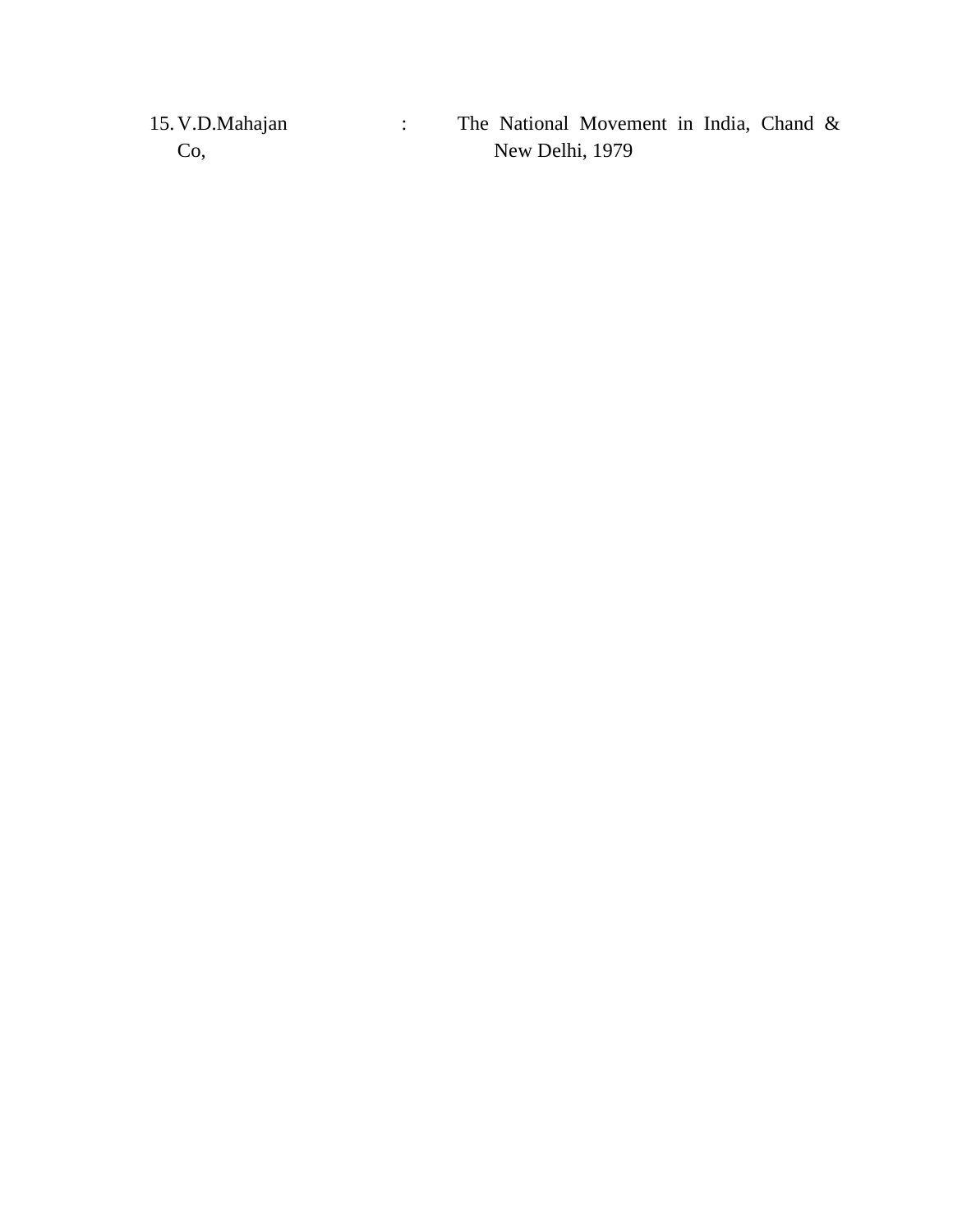15. V.D.Mahajan : The National Movement in India, Chand & Co, New Delhi, 1979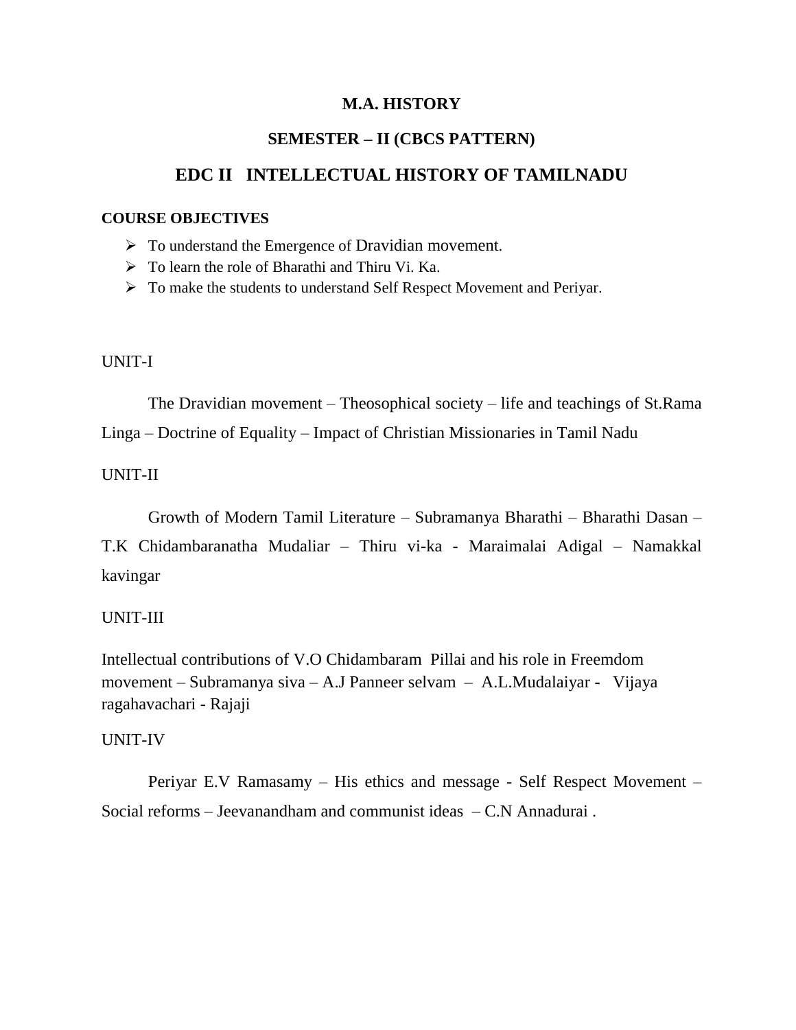# M.A. HISTORY

## SEMESTER – II (CBCS PATTERN)

## EDC II INTELLECTUAL HISTORY OF TAMILNADU

**COURSE OBJECTIVES**

- To understand the Emergence of Dravidian movement.
- To learn the role of Bharathi and Thiru Vi. Ka.
- To make the students to understand Self Respect Movement and Periyar.

UNIT-I

The Dravidian movement – Theosophical society – life and teachings of St.Rama Linga – Doctrine of Equality – Impact of Christian Missionaries in Tamil Nadu

UNIT-II

Growth of Modern Tamil Literature – Subramanya Bharathi – Bharathi Dasan – T.K Chidambaranatha Mudaliar – Thiru vi-ka - Maraimalai Adigal – Namakkal kavingar

UNIT-III

Intellectual contributions of V.O Chidambaram Pillai and his role in Freemdom movement – Subramanya siva – A.J Panneer selvam – A.L.Mudalaiyar - Vijaya ragahavachari - Rajaji

UNIT-IV

Periyar E.V Ramasamy – His ethics and message - Self Respect Movement – Social reforms – Jeevanandham and communist ideas – C.N Annadurai .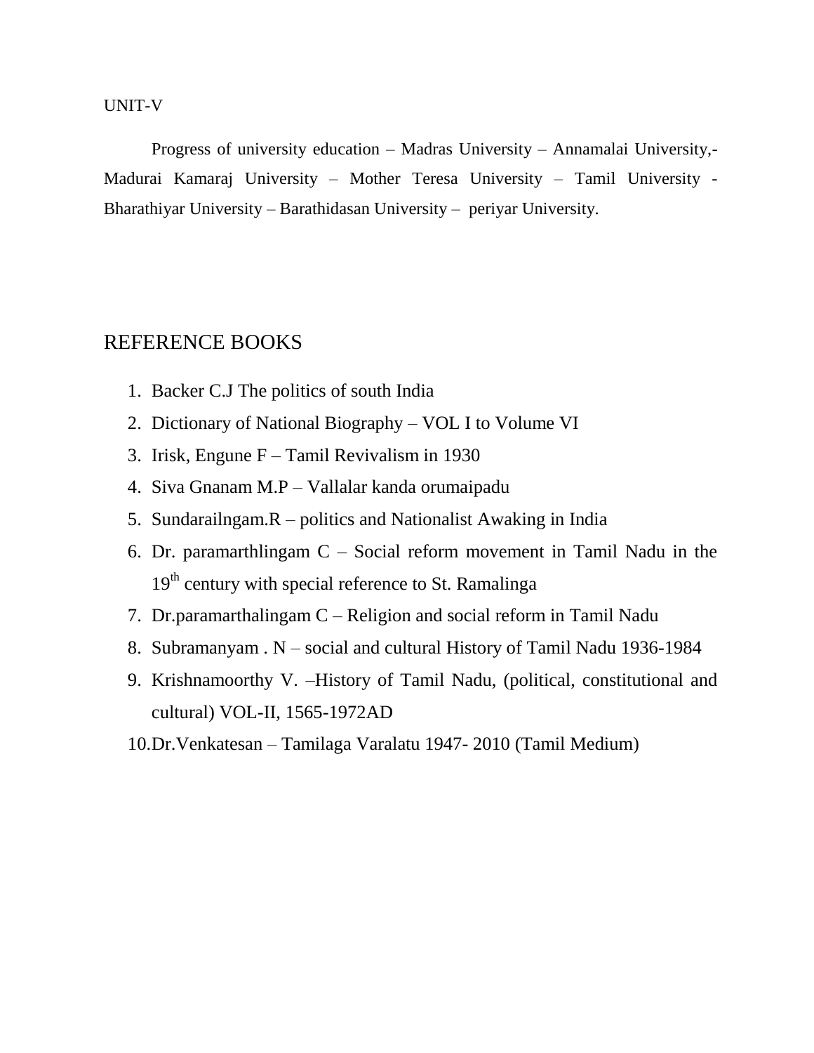UNIT-V

Progress of university education – Madras University – Annamalai University,- Madurai Kamaraj University – Mother Teresa University – Tamil University - Bharathiyar University – Barathidasan University – periyar University.

## REFERENCE BOOKS

1. Backer C.J The politics of south India
2. Dictionary of National Biography – VOL I to Volume VI
3. Irisk, Engune F – Tamil Revivalism in 1930
4. Siva Gnanam M.P – Vallalar kanda orumaipadu
5. Sundarailngam.R – politics and Nationalist Awaking in India
6. Dr. paramarthlingam C – Social reform movement in Tamil Nadu in the 19th century with special reference to St. Ramalinga
7. Dr.paramarthalingam C – Religion and social reform in Tamil Nadu
8. Subramanyam . N – social and cultural History of Tamil Nadu 1936-1984
9. Krishnamoorthy V. –History of Tamil Nadu, (political, constitutional and cultural) VOL-II, 1565-1972AD
10. Dr.Venkatesan – Tamilaga Varalatu 1947- 2010 (Tamil Medium)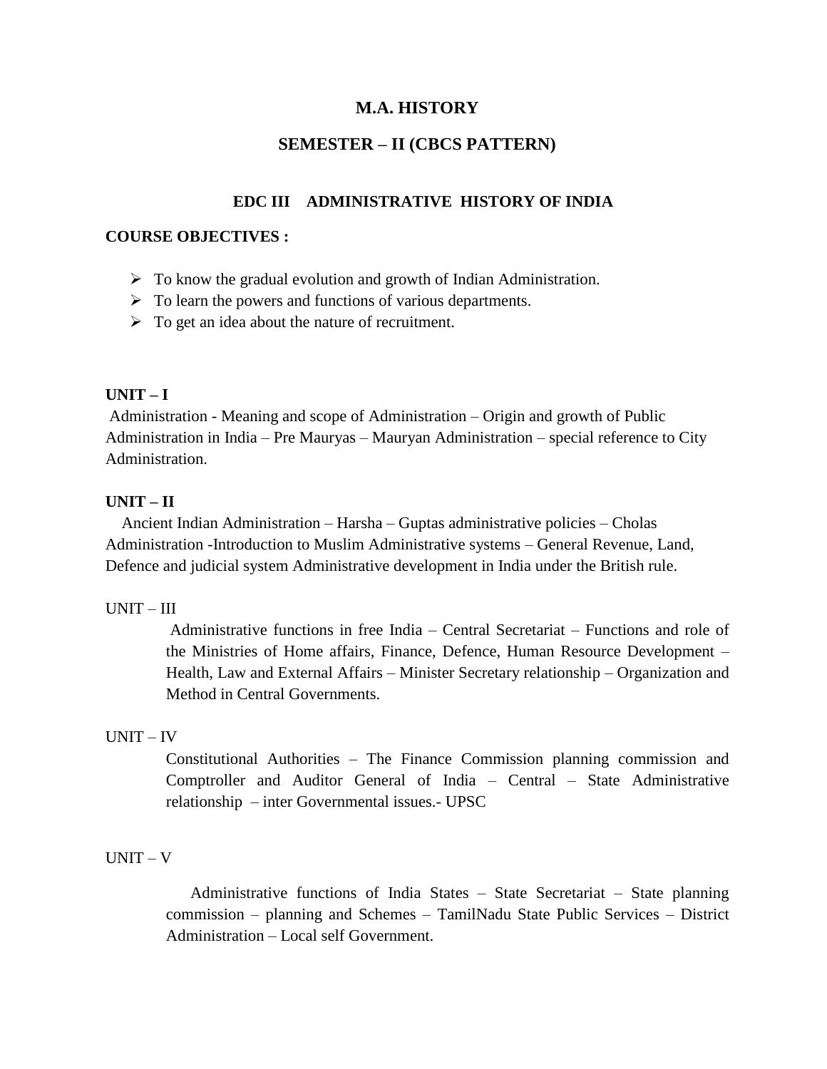# M.A. HISTORY

## SEMESTER – II (CBCS PATTERN)

### EDC III ADMINISTRATIVE HISTORY OF INDIA

**COURSE OBJECTIVES :**

- To know the gradual evolution and growth of Indian Administration.
- To learn the powers and functions of various departments.
- To get an idea about the nature of recruitment.

**UNIT – I**

Administration - Meaning and scope of Administration – Origin and growth of Public Administration in India – Pre Mauryas – Mauryan Administration – special reference to City Administration.

**UNIT – II**

Ancient Indian Administration – Harsha – Guptas administrative policies – Cholas Administration -Introduction to Muslim Administrative systems – General Revenue, Land, Defence and judicial system Administrative development in India under the British rule.

UNIT – III

Administrative functions in free India – Central Secretariat – Functions and role of the Ministries of Home affairs, Finance, Defence, Human Resource Development – Health, Law and External Affairs – Minister Secretary relationship – Organization and Method in Central Governments.

UNIT – IV

Constitutional Authorities – The Finance Commission planning commission and Comptroller and Auditor General of India – Central – State Administrative relationship – inter Governmental issues.- UPSC

UNIT – V

Administrative functions of India States – State Secretariat – State planning commission – planning and Schemes – TamilNadu State Public Services – District Administration – Local self Government.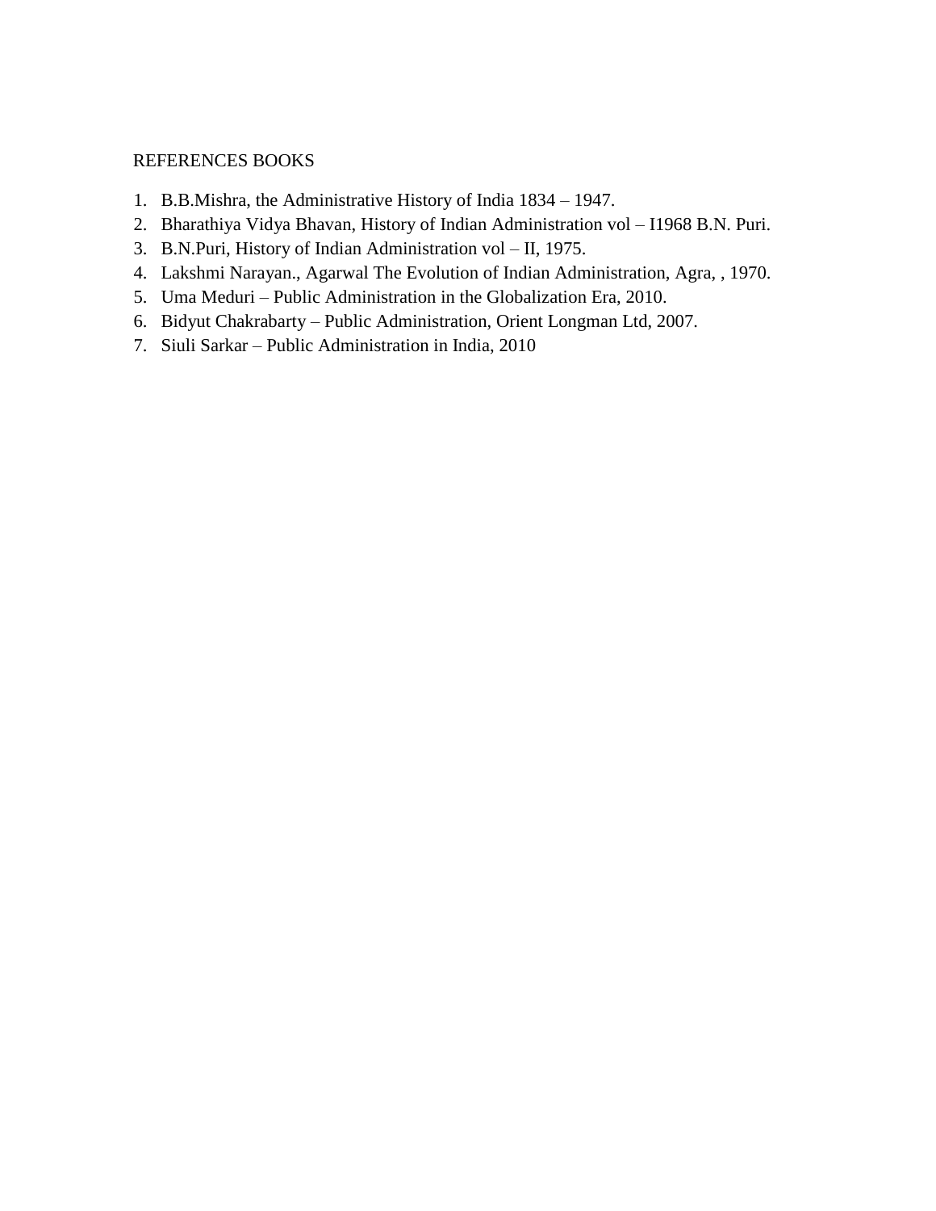REFERENCES BOOKS

1. B.B.Mishra, the Administrative History of India 1834 – 1947.
2. Bharathiya Vidya Bhavan, History of Indian Administration vol – I1968 B.N. Puri.
3. B.N.Puri, History of Indian Administration vol – II, 1975.
4. Lakshmi Narayan., Agarwal The Evolution of Indian Administration, Agra, , 1970.
5. Uma Meduri – Public Administration in the Globalization Era, 2010.
6. Bidyut Chakrabarty – Public Administration, Orient Longman Ltd, 2007.
7. Siuli Sarkar – Public Administration in India, 2010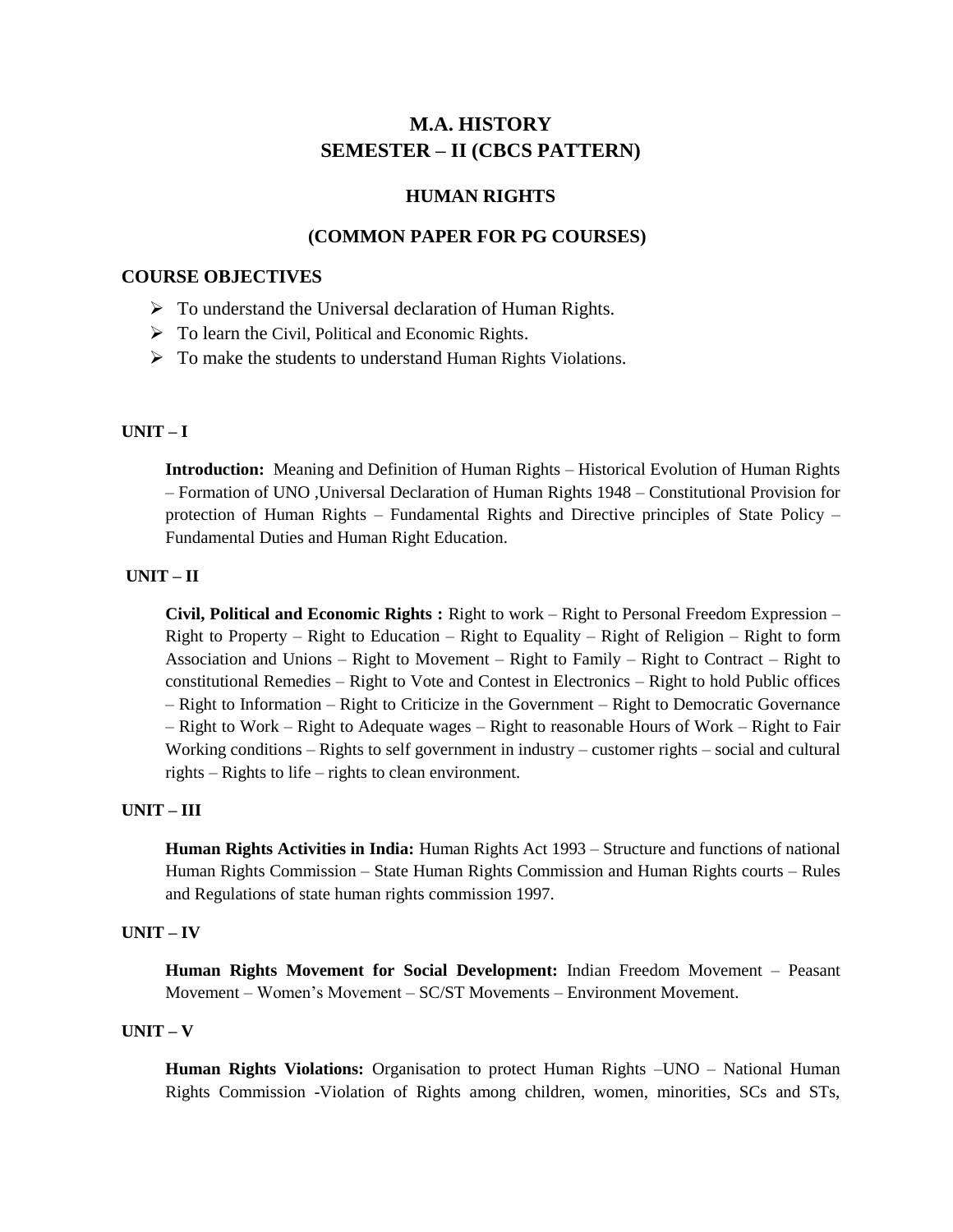# M.A. HISTORY
# SEMESTER – II (CBCS PATTERN)

## HUMAN RIGHTS

## (COMMON PAPER FOR PG COURSES)

### COURSE OBJECTIVES

- To understand the Universal declaration of Human Rights.
- To learn the Civil, Political and Economic Rights.
- To make the students to understand Human Rights Violations.

### UNIT – I

**Introduction:** Meaning and Definition of Human Rights – Historical Evolution of Human Rights – Formation of UNO ,Universal Declaration of Human Rights 1948 – Constitutional Provision for protection of Human Rights – Fundamental Rights and Directive principles of State Policy – Fundamental Duties and Human Right Education.

### UNIT – II

**Civil, Political and Economic Rights :** Right to work – Right to Personal Freedom Expression – Right to Property – Right to Education – Right to Equality – Right of Religion – Right to form Association and Unions – Right to Movement – Right to Family – Right to Contract – Right to constitutional Remedies – Right to Vote and Contest in Electronics – Right to hold Public offices – Right to Information – Right to Criticize in the Government – Right to Democratic Governance – Right to Work – Right to Adequate wages – Right to reasonable Hours of Work – Right to Fair Working conditions – Rights to self government in industry – customer rights – social and cultural rights – Rights to life – rights to clean environment.

### UNIT – III

**Human Rights Activities in India:** Human Rights Act 1993 – Structure and functions of national Human Rights Commission – State Human Rights Commission and Human Rights courts – Rules and Regulations of state human rights commission 1997.

### UNIT – IV

**Human Rights Movement for Social Development:** Indian Freedom Movement – Peasant Movement – Women's Movement – SC/ST Movements – Environment Movement.

### UNIT – V

**Human Rights Violations:** Organisation to protect Human Rights –UNO – National Human Rights Commission -Violation of Rights among children, women, minorities, SCs and STs,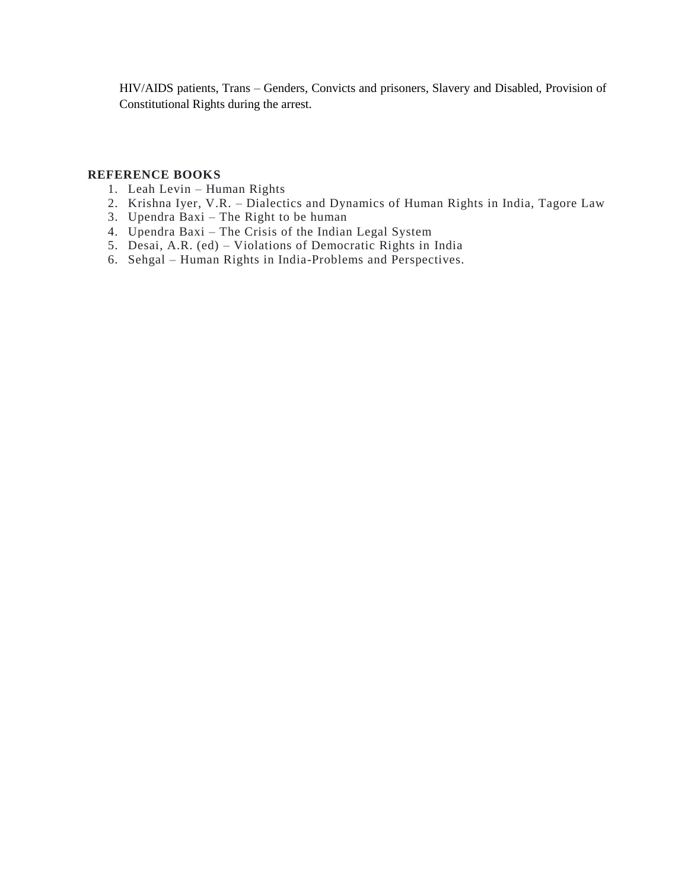HIV/AIDS patients, Trans – Genders, Convicts and prisoners, Slavery and Disabled, Provision of Constitutional Rights during the arrest.

## REFERENCE BOOKS

1. Leah Levin – Human Rights
2. Krishna Iyer, V.R. – Dialectics and Dynamics of Human Rights in India, Tagore Law
3. Upendra Baxi – The Right to be human
4. Upendra Baxi – The Crisis of the Indian Legal System
5. Desai, A.R. (ed) – Violations of Democratic Rights in India
6. Sehgal – Human Rights in India-Problems and Perspectives.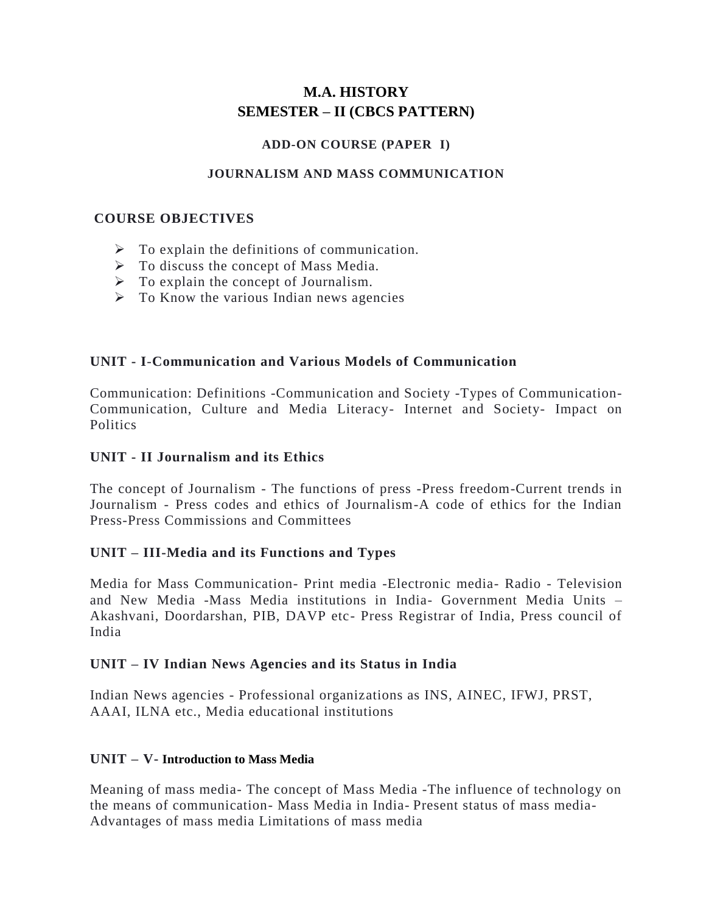# M.A. HISTORY
# SEMESTER – II (CBCS PATTERN)

### ADD-ON COURSE (PAPER I)

### JOURNALISM AND MASS COMMUNICATION

**COURSE OBJECTIVES**

- To explain the definitions of communication.
- To discuss the concept of Mass Media.
- To explain the concept of Journalism.
- To Know the various Indian news agencies

**UNIT - I-Communication and Various Models of Communication**

Communication: Definitions -Communication and Society -Types of Communication-Communication, Culture and Media Literacy- Internet and Society- Impact on Politics

**UNIT - II Journalism and its Ethics**

The concept of Journalism - The functions of press -Press freedom-Current trends in Journalism - Press codes and ethics of Journalism-A code of ethics for the Indian Press-Press Commissions and Committees

**UNIT – III-Media and its Functions and Types**

Media for Mass Communication- Print media -Electronic media- Radio - Television and New Media -Mass Media institutions in India- Government Media Units – Akashvani, Doordarshan, PIB, DAVP etc- Press Registrar of India, Press council of India

**UNIT – IV Indian News Agencies and its Status in India**

Indian News agencies - Professional organizations as INS, AINEC, IFWJ, PRST, AAAI, ILNA etc., Media educational institutions

**UNIT – V- Introduction to Mass Media**

Meaning of mass media- The concept of Mass Media -The influence of technology on the means of communication- Mass Media in India- Present status of mass media-Advantages of mass media Limitations of mass media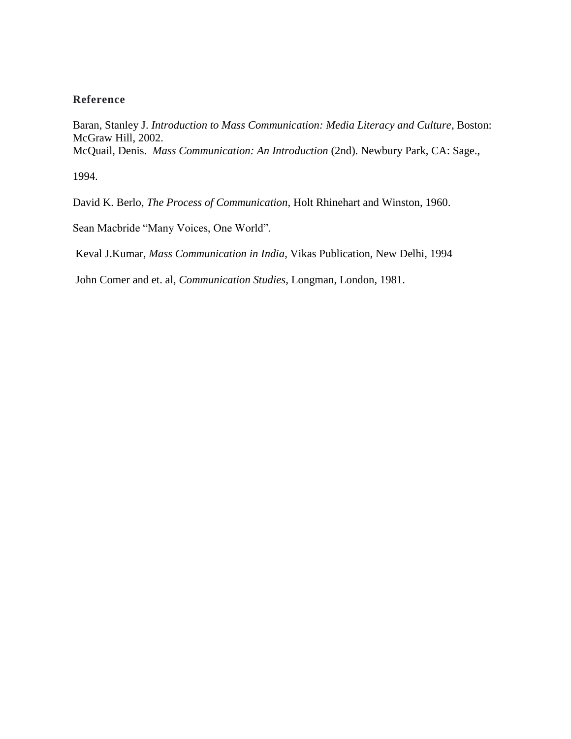## Reference

Baran, Stanley J. *Introduction to Mass Communication: Media Literacy and Culture*, Boston: McGraw Hill, 2002.

McQuail, Denis. *Mass Communication: An Introduction* (2nd). Newbury Park, CA: Sage., 1994.

David K. Berlo, *The Process of Communication*, Holt Rhinehart and Winston, 1960.

Sean Macbride "Many Voices, One World".

Keval J.Kumar, *Mass Communication in India*, Vikas Publication, New Delhi, 1994

John Comer and et. al, *Communication Studies,* Longman, London, 1981.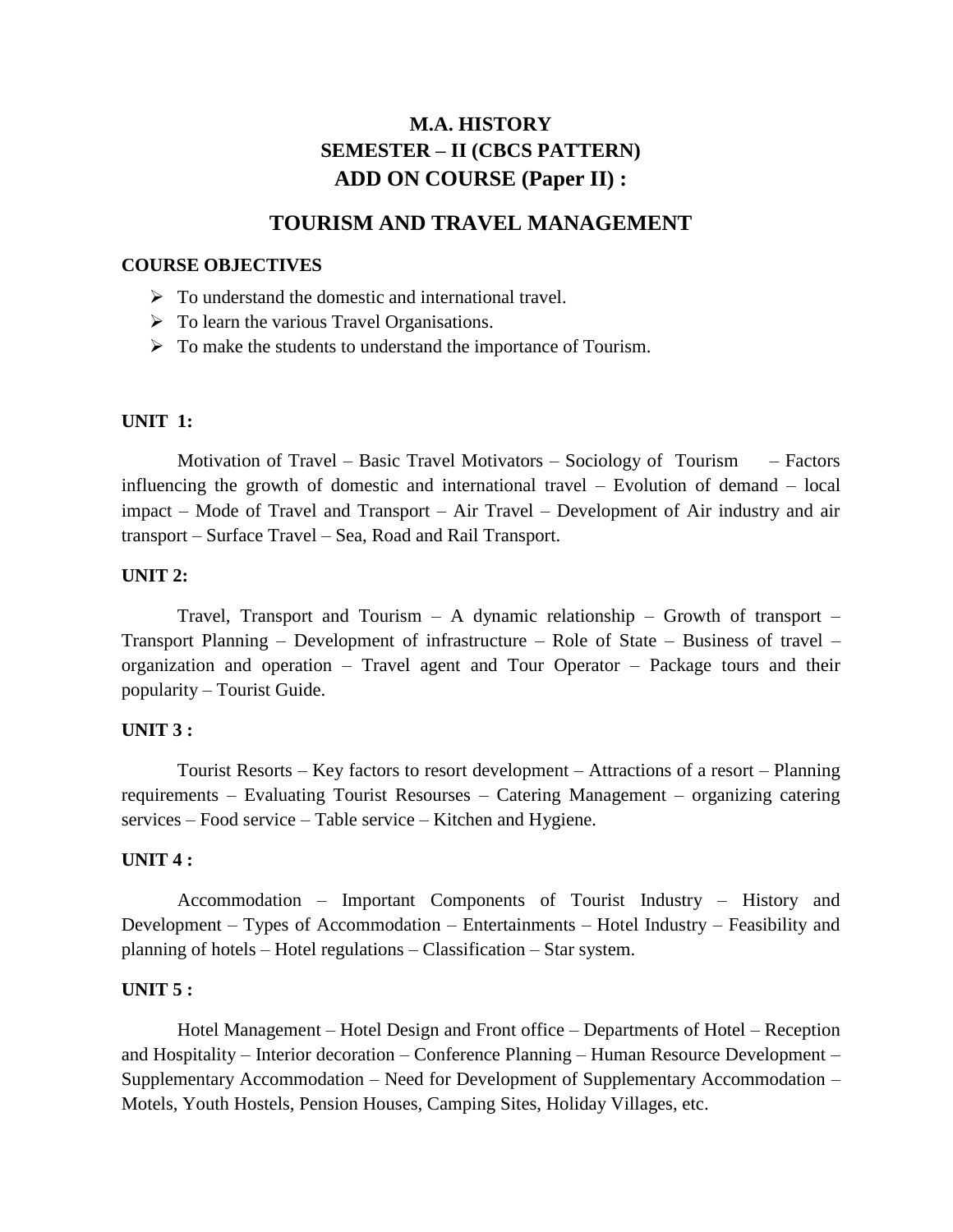# M.A. HISTORY
# SEMESTER – II (CBCS PATTERN)
# ADD ON COURSE (Paper II) :

## TOURISM AND TRAVEL MANAGEMENT

**COURSE OBJECTIVES**

- To understand the domestic and international travel.
- To learn the various Travel Organisations.
- To make the students to understand the importance of Tourism.

**UNIT 1:**

Motivation of Travel – Basic Travel Motivators – Sociology of Tourism – Factors influencing the growth of domestic and international travel – Evolution of demand – local impact – Mode of Travel and Transport – Air Travel – Development of Air industry and air transport – Surface Travel – Sea, Road and Rail Transport.

**UNIT 2:**

Travel, Transport and Tourism – A dynamic relationship – Growth of transport – Transport Planning – Development of infrastructure – Role of State – Business of travel – organization and operation – Travel agent and Tour Operator – Package tours and their popularity – Tourist Guide.

**UNIT 3 :**

Tourist Resorts – Key factors to resort development – Attractions of a resort – Planning requirements – Evaluating Tourist Resourses – Catering Management – organizing catering services – Food service – Table service – Kitchen and Hygiene.

**UNIT 4 :**

Accommodation – Important Components of Tourist Industry – History and Development – Types of Accommodation – Entertainments – Hotel Industry – Feasibility and planning of hotels – Hotel regulations – Classification – Star system.

**UNIT 5 :**

Hotel Management – Hotel Design and Front office – Departments of Hotel – Reception and Hospitality – Interior decoration – Conference Planning – Human Resource Development – Supplementary Accommodation – Need for Development of Supplementary Accommodation – Motels, Youth Hostels, Pension Houses, Camping Sites, Holiday Villages, etc.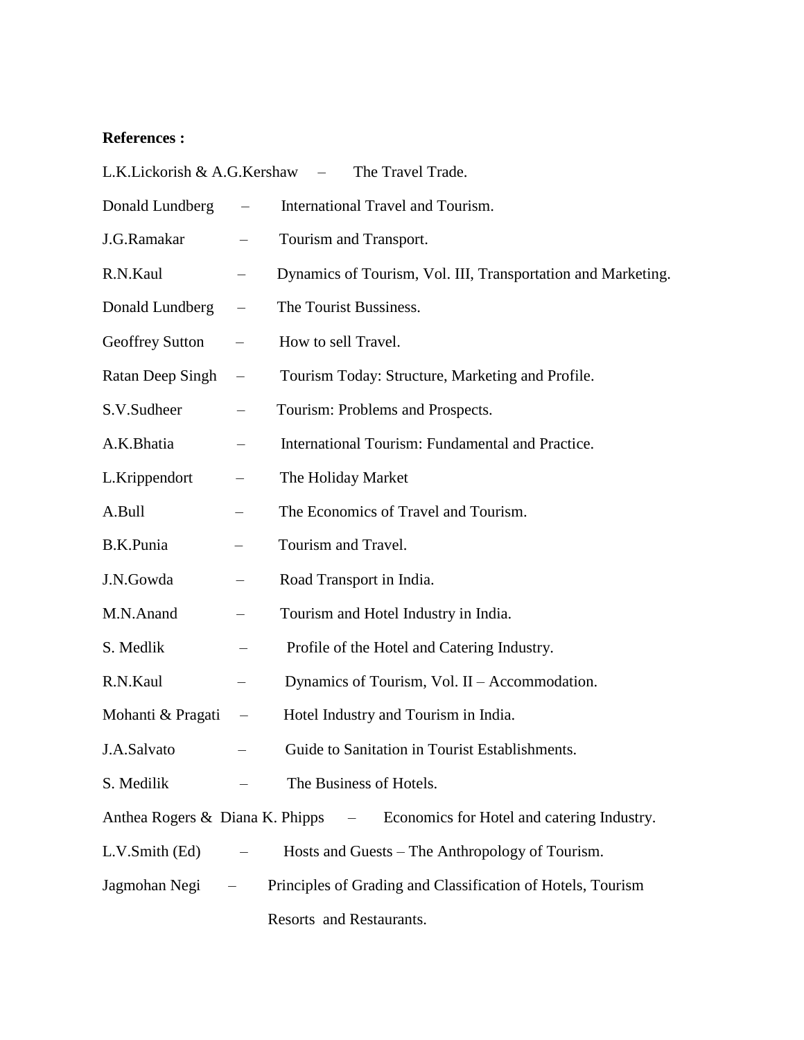**References :**

L.K.Lickorish & A.G.Kershaw – The Travel Trade.

Donald Lundberg – International Travel and Tourism.

J.G.Ramakar – Tourism and Transport.

R.N.Kaul – Dynamics of Tourism, Vol. III, Transportation and Marketing.

Donald Lundberg – The Tourist Bussiness.

Geoffrey Sutton – How to sell Travel.

Ratan Deep Singh – Tourism Today: Structure, Marketing and Profile.

S.V.Sudheer – Tourism: Problems and Prospects.

A.K.Bhatia – International Tourism: Fundamental and Practice.

L.Krippendort – The Holiday Market

A.Bull – The Economics of Travel and Tourism.

B.K.Punia – Tourism and Travel.

J.N.Gowda – Road Transport in India.

M.N.Anand – Tourism and Hotel Industry in India.

S. Medlik – Profile of the Hotel and Catering Industry.

R.N.Kaul – Dynamics of Tourism, Vol. II – Accommodation.

Mohanti & Pragati – Hotel Industry and Tourism in India.

J.A.Salvato – Guide to Sanitation in Tourist Establishments.

S. Medilik – The Business of Hotels.

Anthea Rogers & Diana K. Phipps – Economics for Hotel and catering Industry.

L.V.Smith (Ed) – Hosts and Guests – The Anthropology of Tourism.

Jagmohan Negi – Principles of Grading and Classification of Hotels, Tourism Resorts and Restaurants.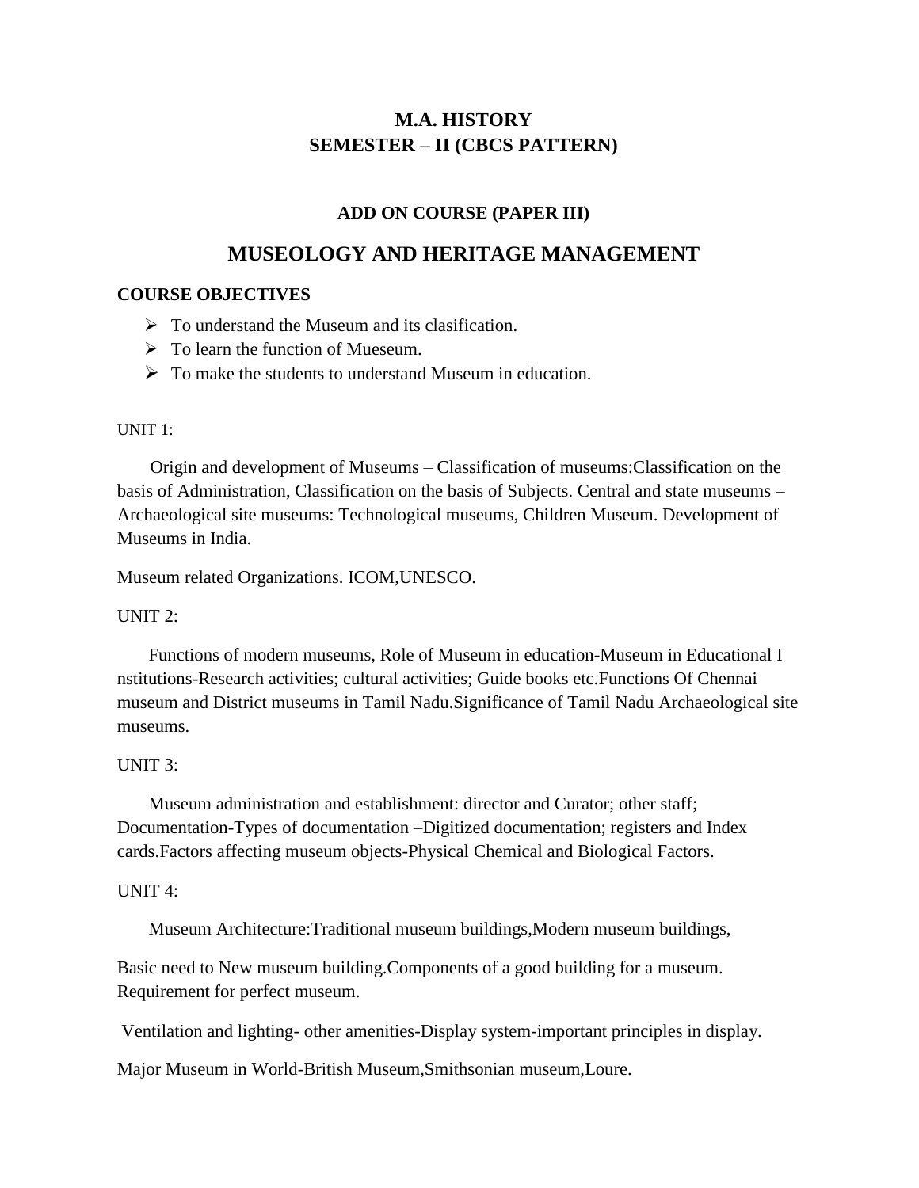# M.A. HISTORY
# SEMESTER – II (CBCS PATTERN)

### ADD ON COURSE (PAPER III)

## MUSEOLOGY AND HERITAGE MANAGEMENT

**COURSE OBJECTIVES**

- To understand the Museum and its clasification.
- To learn the function of Mueseum.
- To make the students to understand Museum in education.

UNIT 1:

Origin and development of Museums – Classification of museums:Classification on the basis of Administration, Classification on the basis of Subjects. Central and state museums – Archaeological site museums: Technological museums, Children Museum. Development of Museums in India.

Museum related Organizations. ICOM,UNESCO.

UNIT 2:

Functions of modern museums, Role of Museum in education-Museum in Educational I nstitutions-Research activities; cultural activities; Guide books etc.Functions Of Chennai museum and District museums in Tamil Nadu.Significance of Tamil Nadu Archaeological site museums.

UNIT 3:

Museum administration and establishment: director and Curator; other staff; Documentation-Types of documentation –Digitized documentation; registers and Index cards.Factors affecting museum objects-Physical Chemical and Biological Factors.

UNIT 4:

Museum Architecture:Traditional museum buildings,Modern museum buildings,

Basic need to New museum building.Components of a good building for a museum. Requirement for perfect museum.

Ventilation and lighting- other amenities-Display system-important principles in display.

Major Museum in World-British Museum,Smithsonian museum,Loure.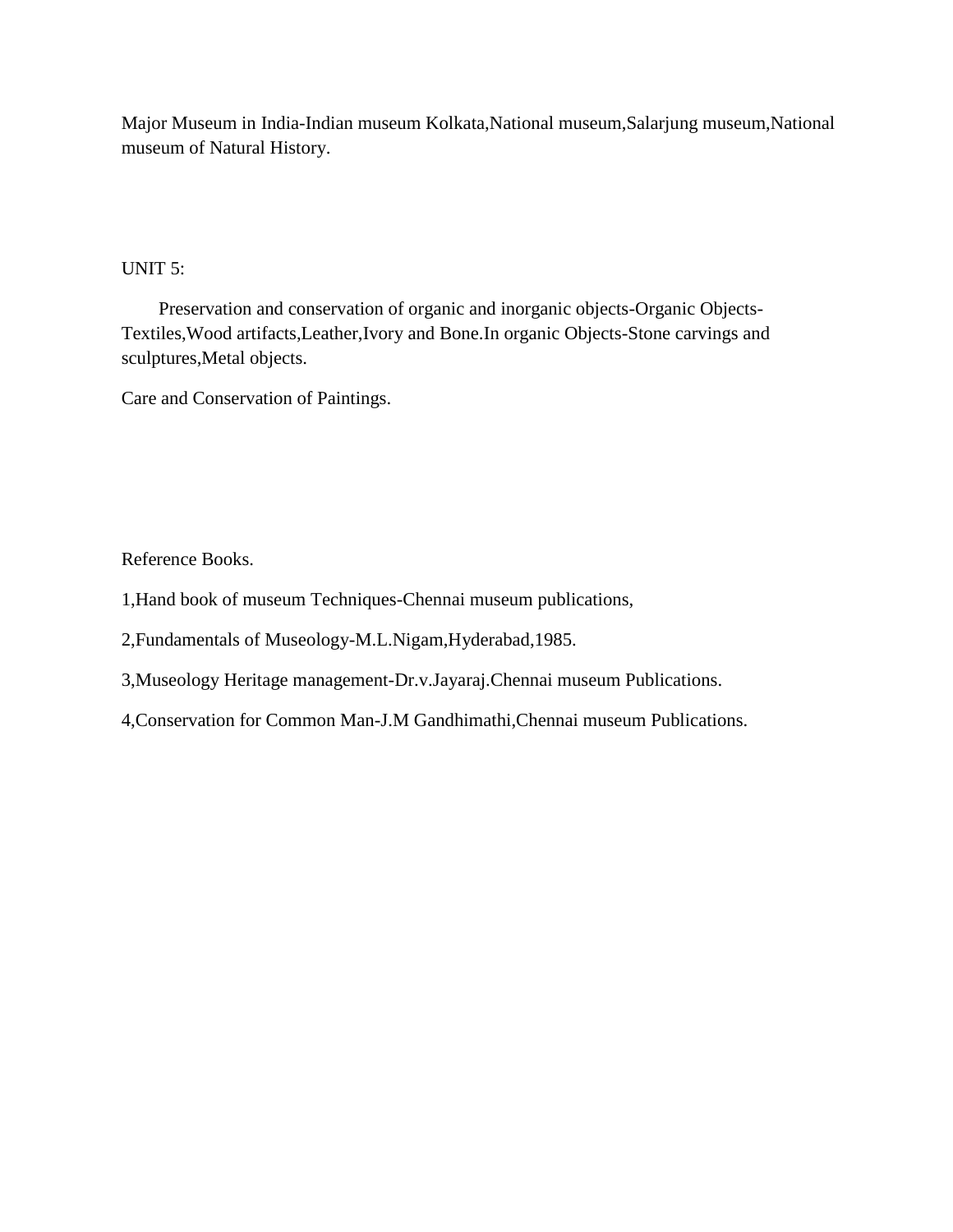Major Museum in India-Indian museum Kolkata,National museum,Salarjung museum,National museum of Natural History.

UNIT 5:

Preservation and conservation of organic and inorganic objects-Organic Objects-Textiles,Wood artifacts,Leather,Ivory and Bone.In organic Objects-Stone carvings and sculptures,Metal objects.

Care and Conservation of Paintings.

Reference Books.

1,Hand book of museum Techniques-Chennai museum publications,

2,Fundamentals of Museology-M.L.Nigam,Hyderabad,1985.

3,Museology Heritage management-Dr.v.Jayaraj.Chennai museum Publications.

4,Conservation for Common Man-J.M Gandhimathi,Chennai museum Publications.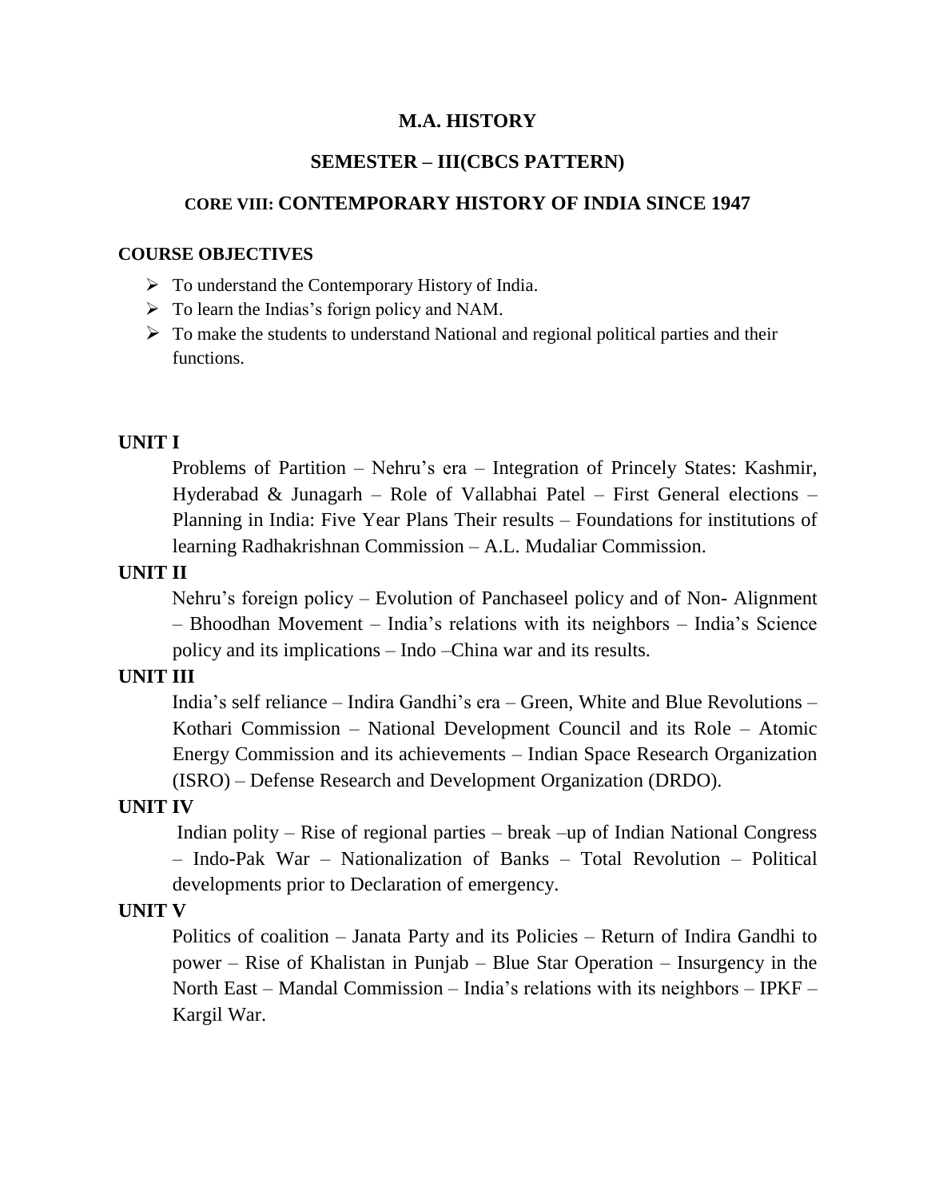# M.A. HISTORY

## SEMESTER – III(CBCS PATTERN)

### CORE VIII: CONTEMPORARY HISTORY OF INDIA SINCE 1947

**COURSE OBJECTIVES**

- To understand the Contemporary History of India.
- To learn the Indias's forign policy and NAM.
- To make the students to understand National and regional political parties and their functions.

**UNIT I**

Problems of Partition – Nehru's era – Integration of Princely States: Kashmir, Hyderabad & Junagarh – Role of Vallabhai Patel – First General elections – Planning in India: Five Year Plans Their results – Foundations for institutions of learning Radhakrishnan Commission – A.L. Mudaliar Commission.

**UNIT II**

Nehru's foreign policy – Evolution of Panchaseel policy and of Non- Alignment – Bhoodhan Movement – India's relations with its neighbors – India's Science policy and its implications – Indo –China war and its results.

**UNIT III**

India's self reliance – Indira Gandhi's era – Green, White and Blue Revolutions – Kothari Commission – National Development Council and its Role – Atomic Energy Commission and its achievements – Indian Space Research Organization (ISRO) – Defense Research and Development Organization (DRDO).

**UNIT IV**

Indian polity – Rise of regional parties – break –up of Indian National Congress – Indo-Pak War – Nationalization of Banks – Total Revolution – Political developments prior to Declaration of emergency.

**UNIT V**

Politics of coalition – Janata Party and its Policies – Return of Indira Gandhi to power – Rise of Khalistan in Punjab – Blue Star Operation – Insurgency in the North East – Mandal Commission – India's relations with its neighbors – IPKF – Kargil War.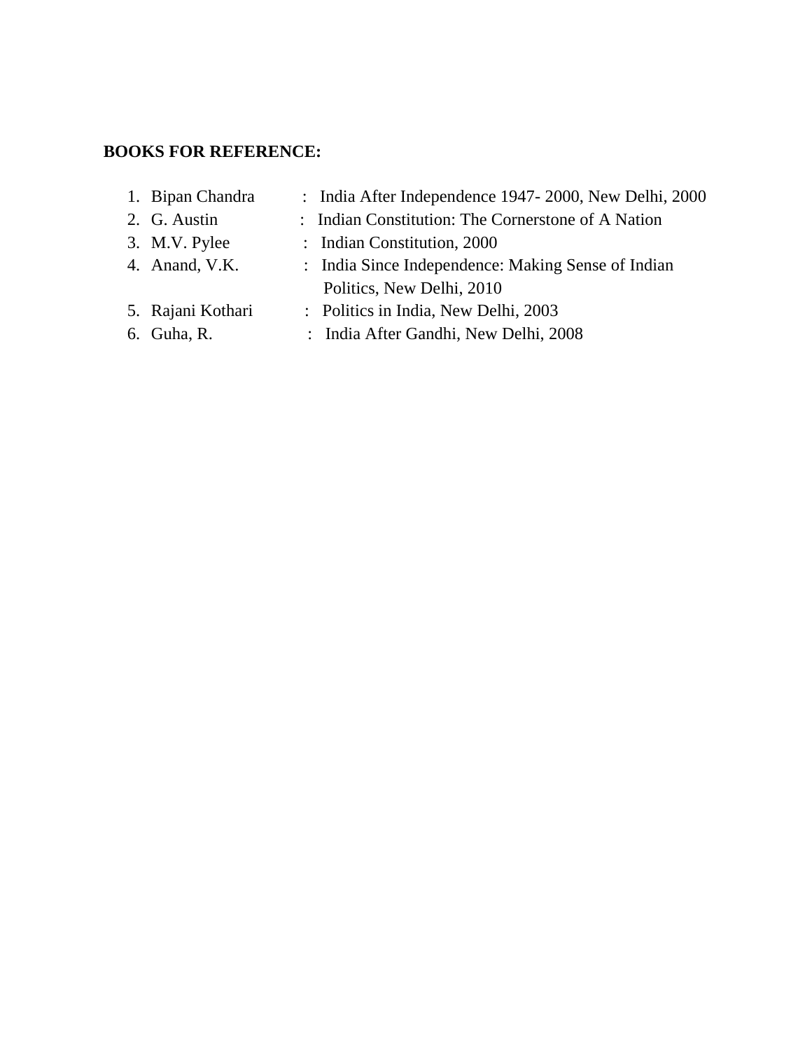**BOOKS FOR REFERENCE:**

1. Bipan Chandra : India After Independence 1947- 2000, New Delhi, 2000
2. G. Austin : Indian Constitution: The Cornerstone of A Nation
3. M.V. Pylee : Indian Constitution, 2000
4. Anand, V.K. : India Since Independence: Making Sense of Indian Politics, New Delhi, 2010
5. Rajani Kothari : Politics in India, New Delhi, 2003
6. Guha, R. : India After Gandhi, New Delhi, 2008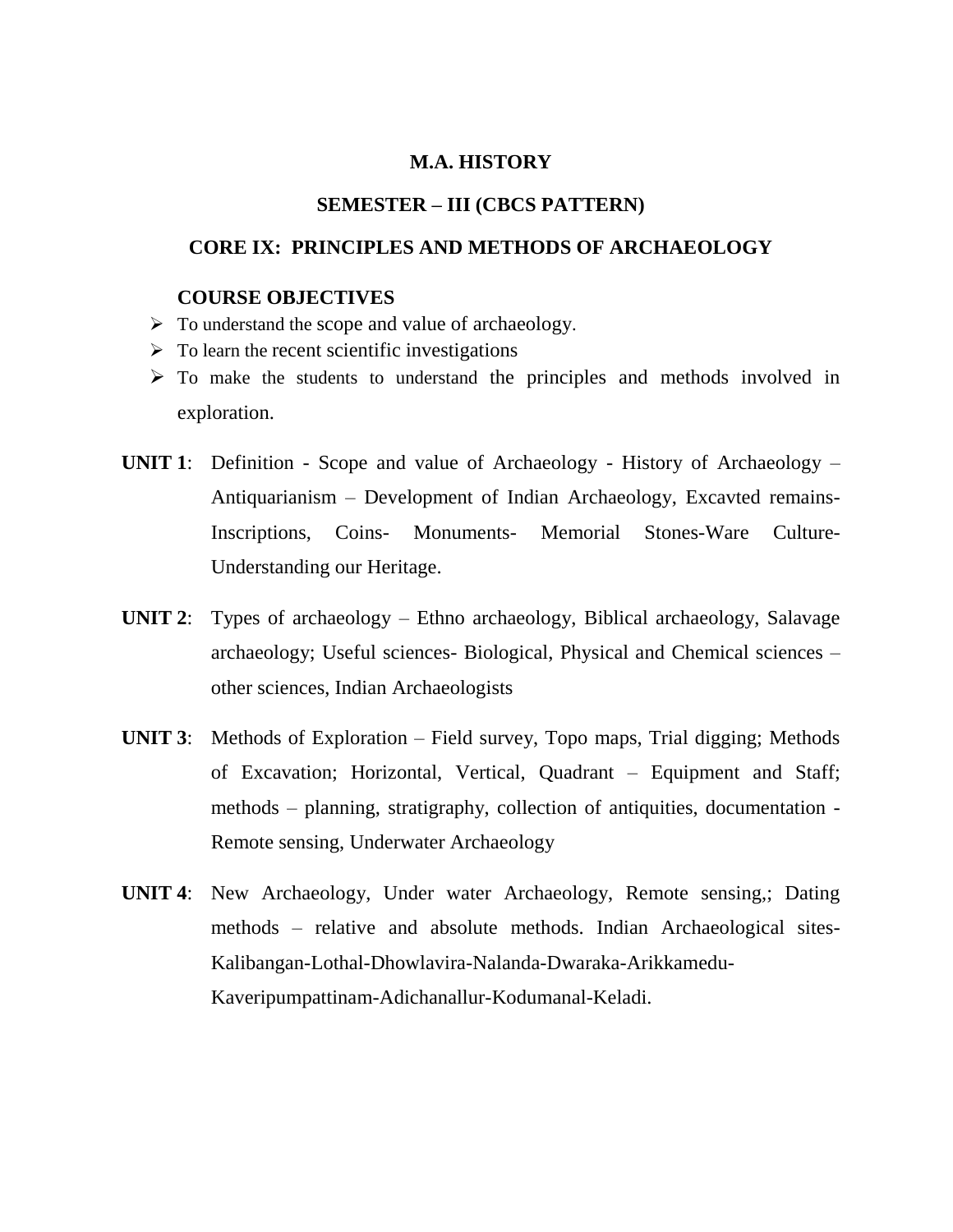**M.A. HISTORY**

**SEMESTER – III (CBCS PATTERN)**

**CORE IX: PRINCIPLES AND METHODS OF ARCHAEOLOGY**

**COURSE OBJECTIVES**

- To understand the scope and value of archaeology.
- To learn the recent scientific investigations
- To make the students to understand the principles and methods involved in exploration.

**UNIT 1**: Definition - Scope and value of Archaeology - History of Archaeology – Antiquarianism – Development of Indian Archaeology, Excavted remains- Inscriptions, Coins- Monuments- Memorial Stones-Ware Culture- Understanding our Heritage.

**UNIT 2**: Types of archaeology – Ethno archaeology, Biblical archaeology, Salavage archaeology; Useful sciences- Biological, Physical and Chemical sciences – other sciences, Indian Archaeologists

**UNIT 3**: Methods of Exploration – Field survey, Topo maps, Trial digging; Methods of Excavation; Horizontal, Vertical, Quadrant – Equipment and Staff; methods – planning, stratigraphy, collection of antiquities, documentation - Remote sensing, Underwater Archaeology

**UNIT 4**: New Archaeology, Under water Archaeology, Remote sensing,; Dating methods – relative and absolute methods. Indian Archaeological sites- Kalibangan-Lothal-Dhowlavira-Nalanda-Dwaraka-Arikkamedu-Kaveripumpattinam-Adichanallur-Kodumanal-Keladi.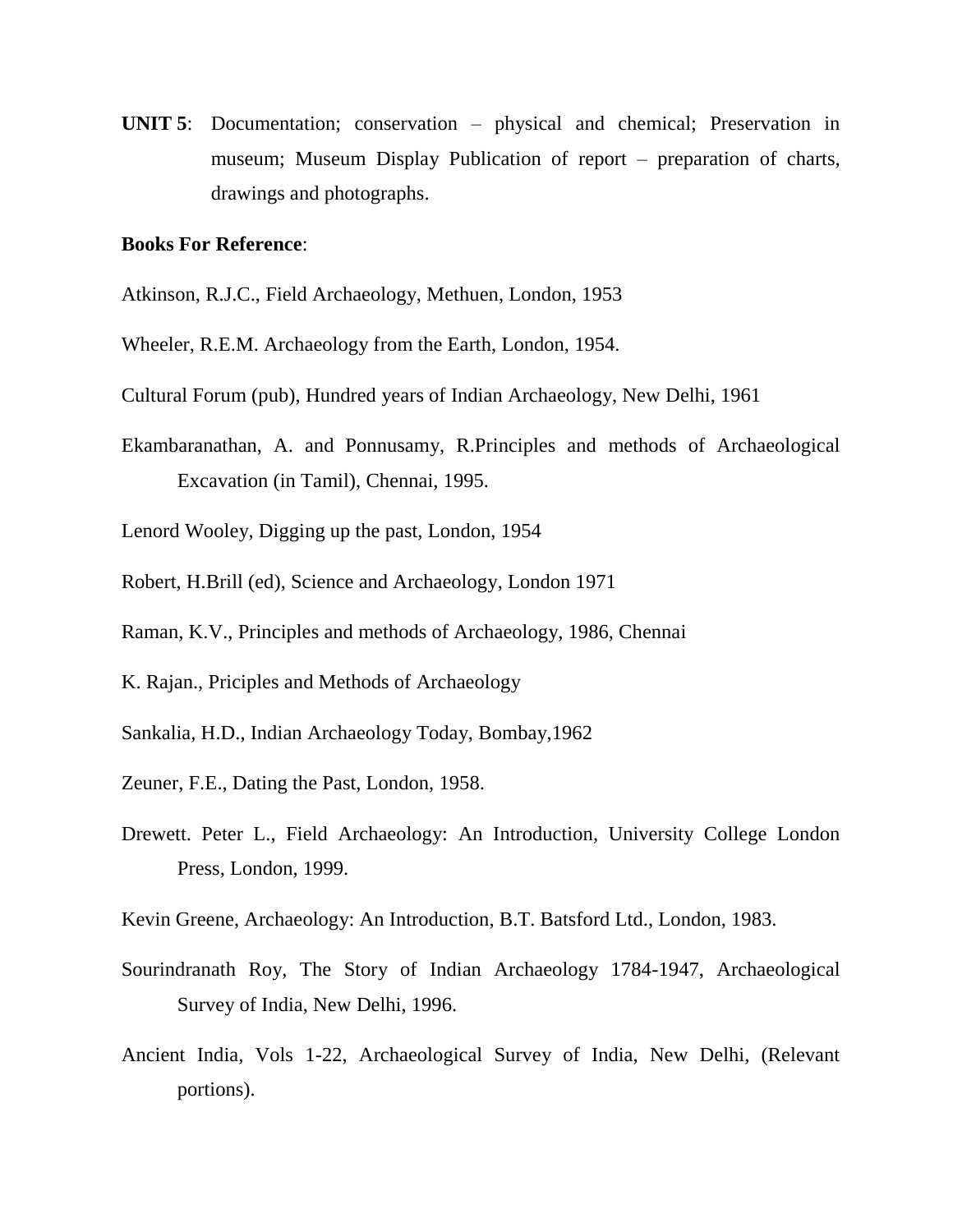**UNIT 5**: Documentation; conservation – physical and chemical; Preservation in museum; Museum Display Publication of report – preparation of charts, drawings and photographs.

**Books For Reference**:

Atkinson, R.J.C., Field Archaeology, Methuen, London, 1953

Wheeler, R.E.M. Archaeology from the Earth, London, 1954.

Cultural Forum (pub), Hundred years of Indian Archaeology, New Delhi, 1961

Ekambaranathan, A. and Ponnusamy, R.Principles and methods of Archaeological Excavation (in Tamil), Chennai, 1995.

Lenord Wooley, Digging up the past, London, 1954

Robert, H.Brill (ed), Science and Archaeology, London 1971

Raman, K.V., Principles and methods of Archaeology, 1986, Chennai

K. Rajan., Priciples and Methods of Archaeology

Sankalia, H.D., Indian Archaeology Today, Bombay,1962

Zeuner, F.E., Dating the Past, London, 1958.

Drewett. Peter L., Field Archaeology: An Introduction, University College London Press, London, 1999.

Kevin Greene, Archaeology: An Introduction, B.T. Batsford Ltd., London, 1983.

Sourindranath Roy, The Story of Indian Archaeology 1784-1947, Archaeological Survey of India, New Delhi, 1996.

Ancient India, Vols 1-22, Archaeological Survey of India, New Delhi, (Relevant portions).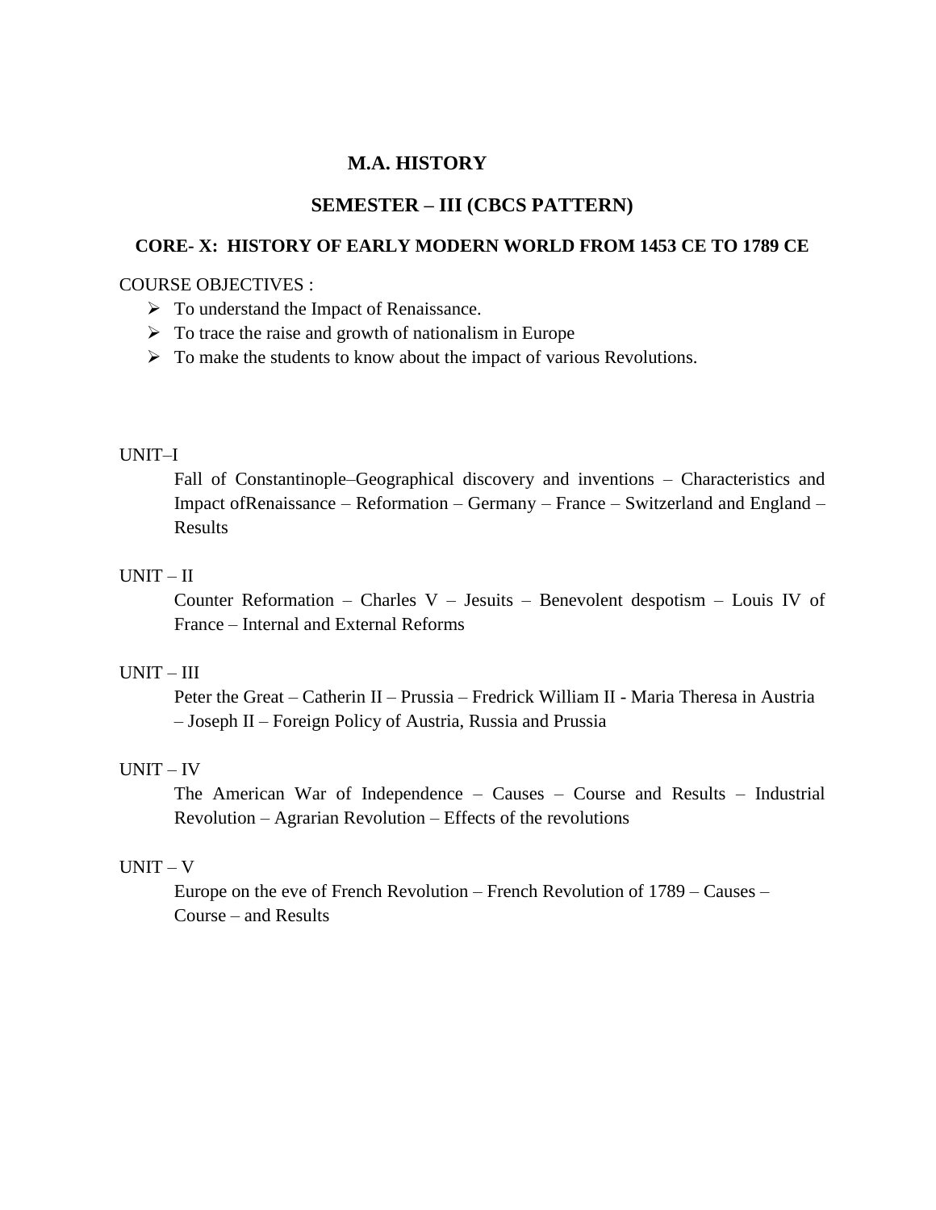# M.A. HISTORY

## SEMESTER – III (CBCS PATTERN)

### CORE- X: HISTORY OF EARLY MODERN WORLD FROM 1453 CE TO 1789 CE

COURSE OBJECTIVES :

- To understand the Impact of Renaissance.
- To trace the raise and growth of nationalism in Europe
- To make the students to know about the impact of various Revolutions.

UNIT–I

Fall of Constantinople–Geographical discovery and inventions – Characteristics and Impact ofRenaissance – Reformation – Germany – France – Switzerland and England – Results

UNIT – II

Counter Reformation – Charles V – Jesuits – Benevolent despotism – Louis IV of France – Internal and External Reforms

UNIT – III

Peter the Great – Catherin II – Prussia – Fredrick William II - Maria Theresa in Austria – Joseph II – Foreign Policy of Austria, Russia and Prussia

UNIT – IV

The American War of Independence – Causes – Course and Results – Industrial Revolution – Agrarian Revolution – Effects of the revolutions

UNIT – V

Europe on the eve of French Revolution – French Revolution of 1789 – Causes – Course – and Results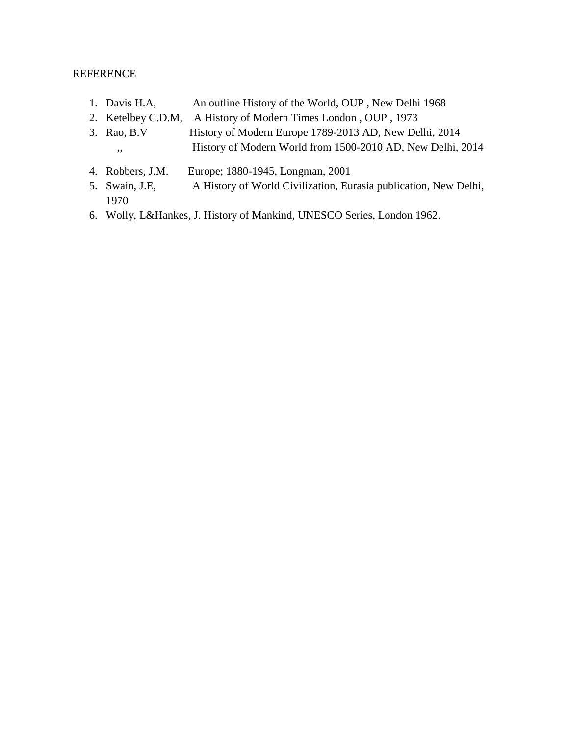REFERENCE

1. Davis H.A, An outline History of the World, OUP , New Delhi 1968
2. Ketelbey C.D.M, A History of Modern Times London , OUP , 1973
3. Rao, B.V History of Modern Europe 1789-2013 AD, New Delhi, 2014
   ,, History of Modern World from 1500-2010 AD, New Delhi, 2014
4. Robbers, J.M. Europe; 1880-1945, Longman, 2001
5. Swain, J.E, A History of World Civilization, Eurasia publication, New Delhi, 1970
6. Wolly, L&Hankes, J. History of Mankind, UNESCO Series, London 1962.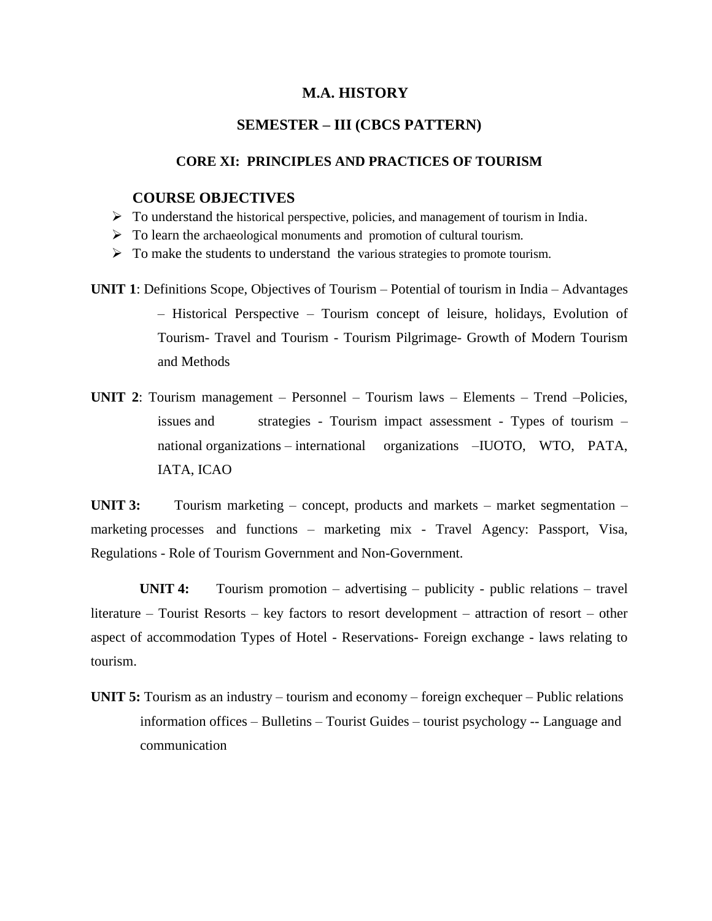# M.A. HISTORY

## SEMESTER – III (CBCS PATTERN)

### CORE XI: PRINCIPLES AND PRACTICES OF TOURISM

### COURSE OBJECTIVES

- To understand the historical perspective, policies, and management of tourism in India.
- To learn the archaeological monuments and promotion of cultural tourism.
- To make the students to understand the various strategies to promote tourism.

**UNIT 1**: Definitions Scope, Objectives of Tourism – Potential of tourism in India – Advantages – Historical Perspective – Tourism concept of leisure, holidays, Evolution of Tourism- Travel and Tourism - Tourism Pilgrimage- Growth of Modern Tourism and Methods

**UNIT 2**: Tourism management – Personnel – Tourism laws – Elements – Trend –Policies, issues and strategies - Tourism impact assessment - Types of tourism – national organizations – international organizations –IUOTO, WTO, PATA, IATA, ICAO

**UNIT 3:** Tourism marketing – concept, products and markets – market segmentation – marketing processes and functions – marketing mix - Travel Agency: Passport, Visa, Regulations - Role of Tourism Government and Non-Government.

**UNIT 4:** Tourism promotion – advertising – publicity - public relations – travel literature – Tourist Resorts – key factors to resort development – attraction of resort – other aspect of accommodation Types of Hotel - Reservations- Foreign exchange - laws relating to tourism.

**UNIT 5:** Tourism as an industry – tourism and economy – foreign exchequer – Public relations information offices – Bulletins – Tourist Guides – tourist psychology -- Language and communication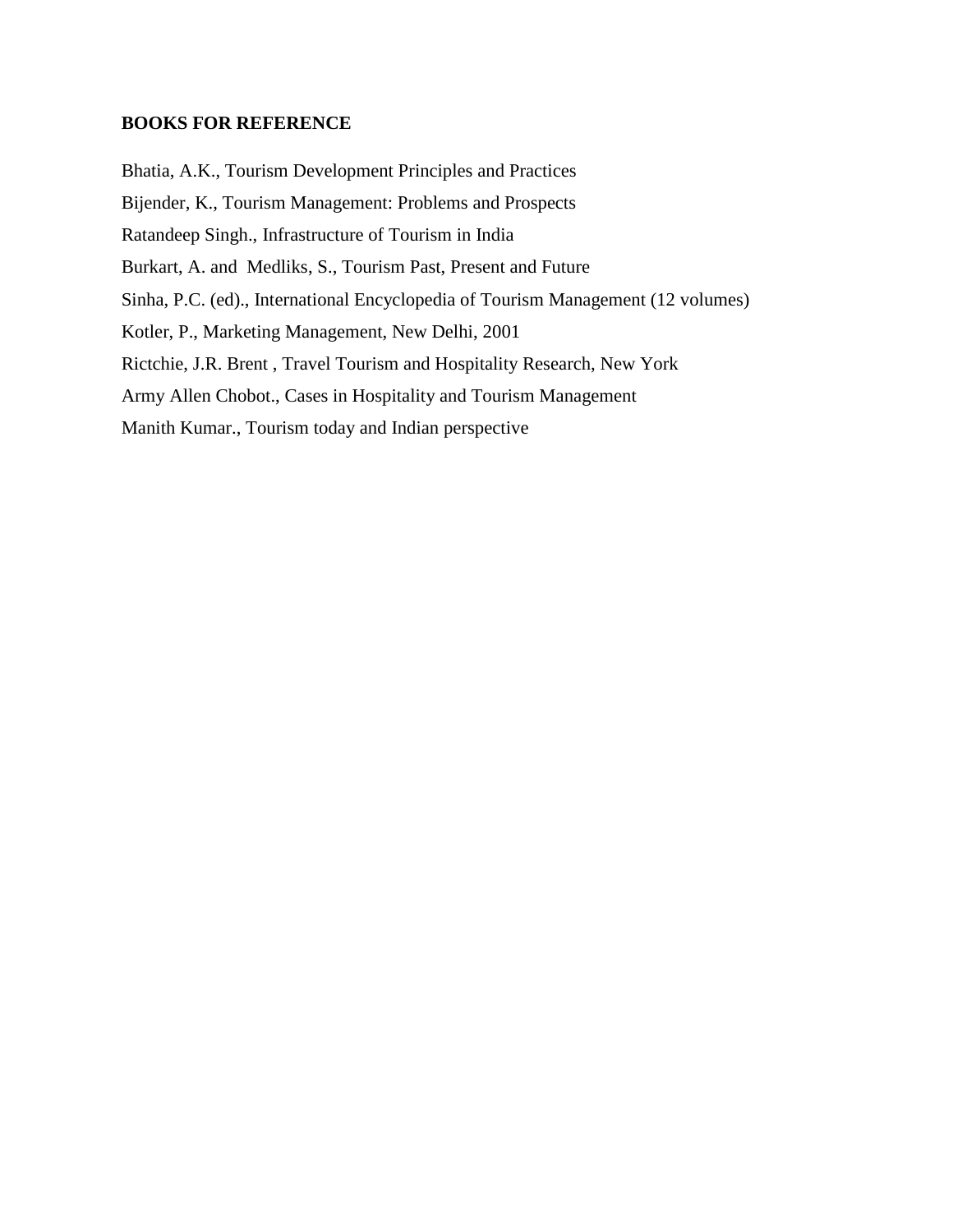**BOOKS FOR REFERENCE**

Bhatia, A.K., Tourism Development Principles and Practices

Bijender, K., Tourism Management: Problems and Prospects

Ratandeep Singh., Infrastructure of Tourism in India

Burkart, A. and Medliks, S., Tourism Past, Present and Future

Sinha, P.C. (ed)., International Encyclopedia of Tourism Management (12 volumes)

Kotler, P., Marketing Management, New Delhi, 2001

Rictchie, J.R. Brent , Travel Tourism and Hospitality Research, New York

Army Allen Chobot., Cases in Hospitality and Tourism Management

Manith Kumar., Tourism today and Indian perspective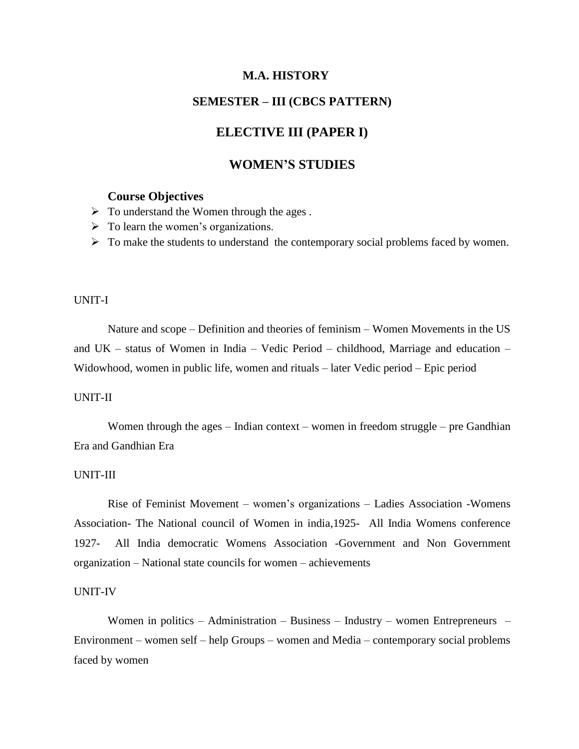# M.A. HISTORY

## SEMESTER – III (CBCS PATTERN)

## ELECTIVE III (PAPER I)

## WOMEN'S STUDIES

### Course Objectives

- To understand the Women through the ages .
- To learn the women's organizations.
- To make the students to understand the contemporary social problems faced by women.

UNIT-I

Nature and scope – Definition and theories of feminism – Women Movements in the US and UK – status of Women in India – Vedic Period – childhood, Marriage and education – Widowhood, women in public life, women and rituals – later Vedic period – Epic period

UNIT-II

Women through the ages – Indian context – women in freedom struggle – pre Gandhian Era and Gandhian Era

UNIT-III

Rise of Feminist Movement – women's organizations – Ladies Association -Womens Association- The National council of Women in india,1925- All India Womens conference 1927- All India democratic Womens Association -Government and Non Government organization – National state councils for women – achievements

UNIT-IV

Women in politics – Administration – Business – Industry – women Entrepreneurs – Environment – women self – help Groups – women and Media – contemporary social problems faced by women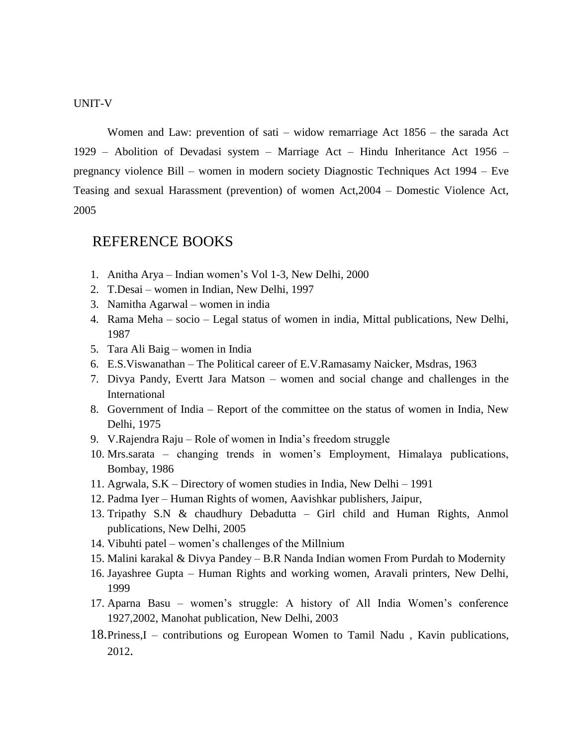UNIT-V

Women and Law: prevention of sati – widow remarriage Act 1856 – the sarada Act 1929 – Abolition of Devadasi system – Marriage Act – Hindu Inheritance Act 1956 – pregnancy violence Bill – women in modern society Diagnostic Techniques Act 1994 – Eve Teasing and sexual Harassment (prevention) of women Act,2004 – Domestic Violence Act, 2005

## REFERENCE BOOKS

1. Anitha Arya – Indian women's Vol 1-3, New Delhi, 2000
2. T.Desai – women in Indian, New Delhi, 1997
3. Namitha Agarwal – women in india
4. Rama Meha – socio – Legal status of women in india, Mittal publications, New Delhi, 1987
5. Tara Ali Baig – women in India
6. E.S.Viswanathan – The Political career of E.V.Ramasamy Naicker, Msdras, 1963
7. Divya Pandy, Evertt Jara Matson – women and social change and challenges in the International
8. Government of India – Report of the committee on the status of women in India, New Delhi, 1975
9. V.Rajendra Raju – Role of women in India's freedom struggle
10. Mrs.sarata – changing trends in women's Employment, Himalaya publications, Bombay, 1986
11. Agrwala, S.K – Directory of women studies in India, New Delhi – 1991
12. Padma Iyer – Human Rights of women, Aavishkar publishers, Jaipur,
13. Tripathy S.N & chaudhury Debadutta – Girl child and Human Rights, Anmol publications, New Delhi, 2005
14. Vibuhti patel – women's challenges of the Millnium
15. Malini karakal & Divya Pandey – B.R Nanda Indian women From Purdah to Modernity
16. Jayashree Gupta – Human Rights and working women, Aravali printers, New Delhi, 1999
17. Aparna Basu – women's struggle: A history of All India Women's conference 1927,2002, Manohat publication, New Delhi, 2003
18. Priness,I – contributions og European Women to Tamil Nadu , Kavin publications, 2012.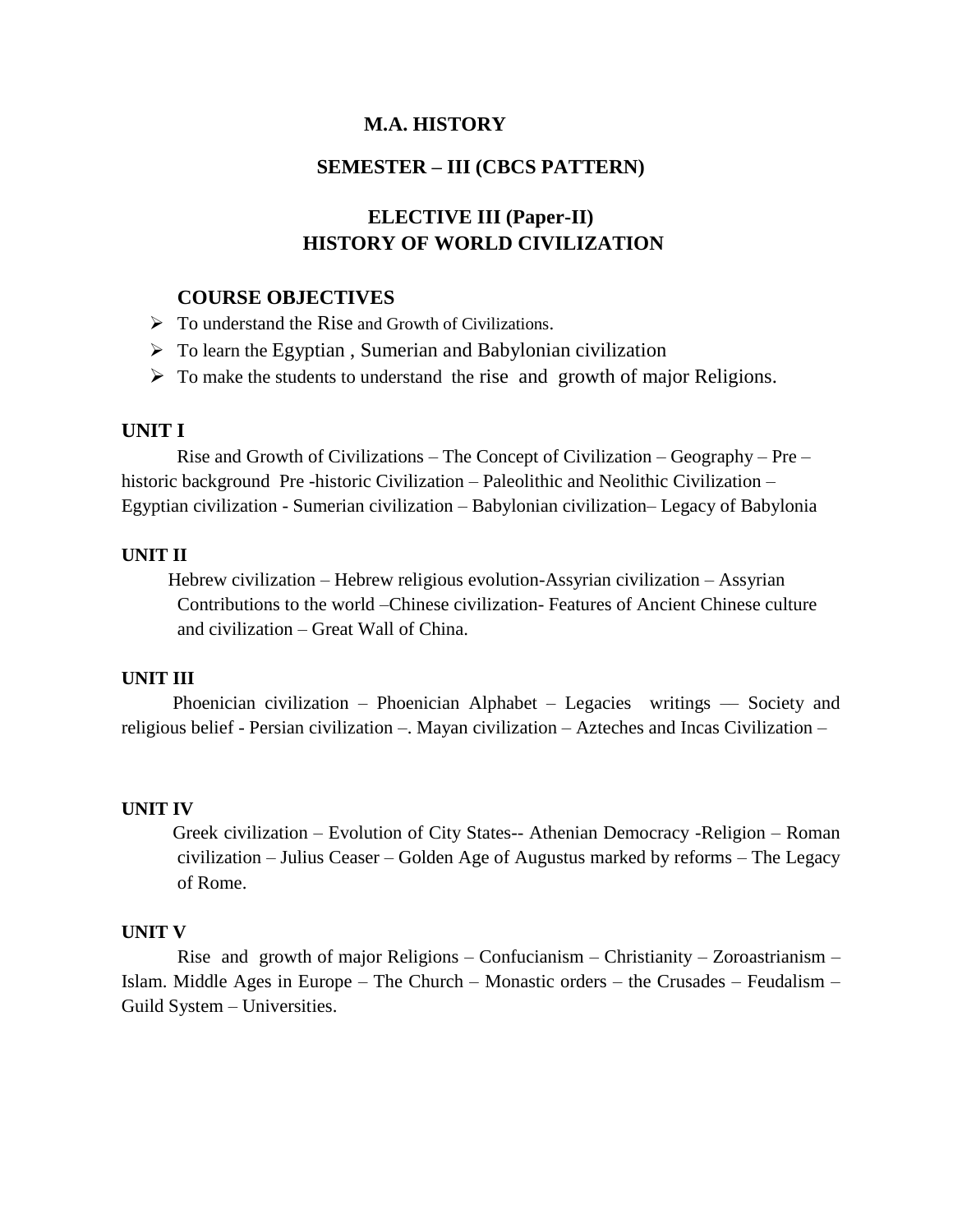# M.A. HISTORY

## SEMESTER – III (CBCS PATTERN)

## ELECTIVE III (Paper-II)
## HISTORY OF WORLD CIVILIZATION

### COURSE OBJECTIVES

- To understand the Rise and Growth of Civilizations.
- To learn the Egyptian , Sumerian and Babylonian civilization
- To make the students to understand the rise and growth of major Religions.

### UNIT I

Rise and Growth of Civilizations – The Concept of Civilization – Geography – Pre – historic background Pre -historic Civilization – Paleolithic and Neolithic Civilization – Egyptian civilization - Sumerian civilization – Babylonian civilization– Legacy of Babylonia

### UNIT II

Hebrew civilization – Hebrew religious evolution-Assyrian civilization – Assyrian Contributions to the world –Chinese civilization- Features of Ancient Chinese culture and civilization – Great Wall of China.

### UNIT III

Phoenician civilization – Phoenician Alphabet – Legacies writings — Society and religious belief - Persian civilization –. Mayan civilization – Azteches and Incas Civilization –

### UNIT IV

Greek civilization – Evolution of City States-- Athenian Democracy -Religion – Roman civilization – Julius Ceaser – Golden Age of Augustus marked by reforms – The Legacy of Rome.

### UNIT V

Rise and growth of major Religions – Confucianism – Christianity – Zoroastrianism – Islam. Middle Ages in Europe – The Church – Monastic orders – the Crusades – Feudalism – Guild System – Universities.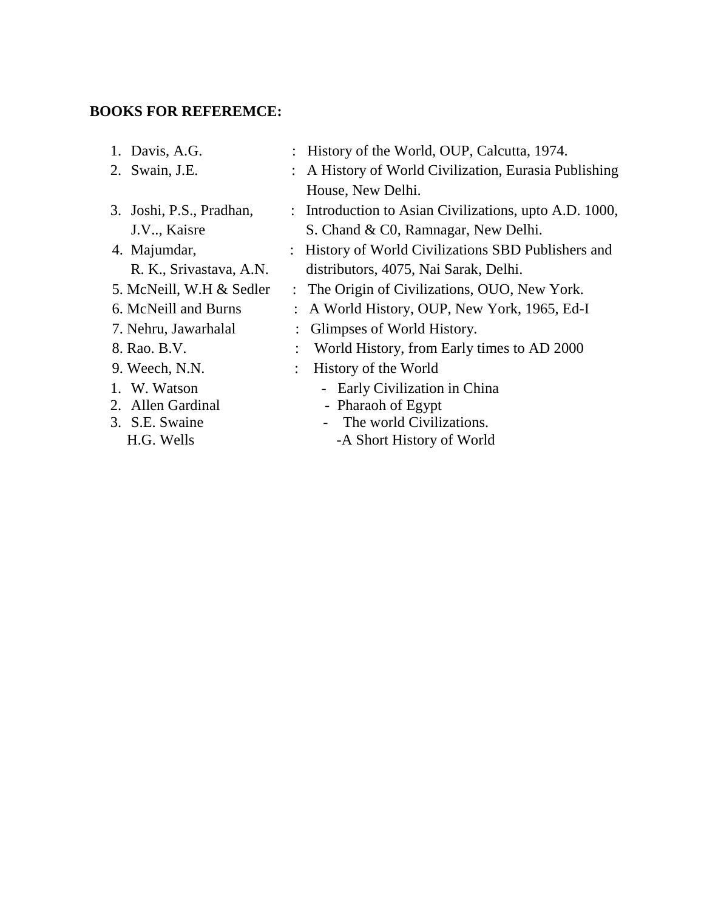**BOOKS FOR REFEREMCE:**

1. Davis, A.G. : History of the World, OUP, Calcutta, 1974.
2. Swain, J.E. : A History of World Civilization, Eurasia Publishing House, New Delhi.
3. Joshi, P.S., Pradhan, J.V.., Kaisre : Introduction to Asian Civilizations, upto A.D. 1000, S. Chand & C0, Ramnagar, New Delhi.
4. Majumdar, R. K., Srivastava, A.N. : History of World Civilizations SBD Publishers and distributors, 4075, Nai Sarak, Delhi.
5. McNeill, W.H & Sedler : The Origin of Civilizations, OUO, New York.
6. McNeill and Burns : A World History, OUP, New York, 1965, Ed-I
7. Nehru, Jawarhalal : Glimpses of World History.
8. Rao. B.V. : World History, from Early times to AD 2000
9. Weech, N.N. : History of the World

1. W. Watson - Early Civilization in China
2. Allen Gardinal - Pharaoh of Egypt
3. S.E. Swaine - The world Civilizations.

H.G. Wells -A Short History of World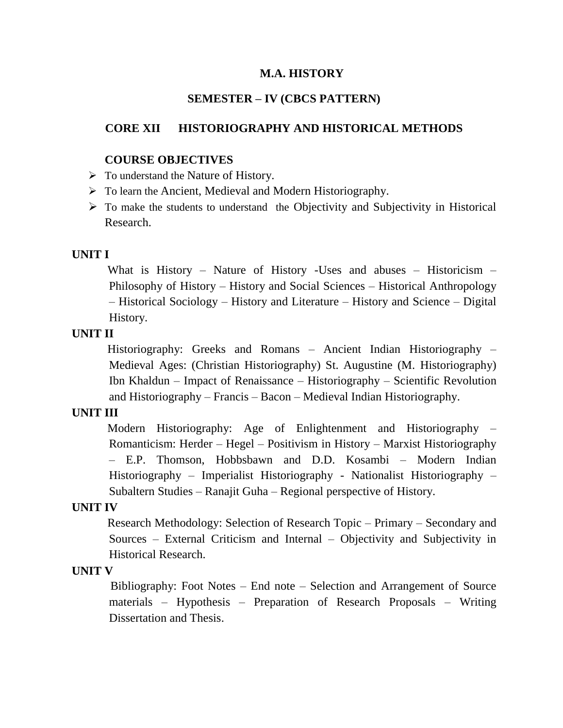# M.A. HISTORY

## SEMESTER – IV (CBCS PATTERN)

## CORE XII HISTORIOGRAPHY AND HISTORICAL METHODS

### COURSE OBJECTIVES

- To understand the Nature of History.
- To learn the Ancient, Medieval and Modern Historiography.
- To make the students to understand the Objectivity and Subjectivity in Historical Research.

**UNIT I**

What is History – Nature of History -Uses and abuses – Historicism – Philosophy of History – History and Social Sciences – Historical Anthropology – Historical Sociology – History and Literature – History and Science – Digital History.

**UNIT II**

Historiography: Greeks and Romans – Ancient Indian Historiography – Medieval Ages: (Christian Historiography) St. Augustine (M. Historiography) Ibn Khaldun – Impact of Renaissance – Historiography – Scientific Revolution and Historiography – Francis – Bacon – Medieval Indian Historiography.

**UNIT III**

Modern Historiography: Age of Enlightenment and Historiography – Romanticism: Herder – Hegel – Positivism in History – Marxist Historiography – E.P. Thomson, Hobbsbawn and D.D. Kosambi – Modern Indian Historiography – Imperialist Historiography - Nationalist Historiography – Subaltern Studies – Ranajit Guha – Regional perspective of History.

**UNIT IV**

Research Methodology: Selection of Research Topic – Primary – Secondary and Sources – External Criticism and Internal – Objectivity and Subjectivity in Historical Research.

**UNIT V**

Bibliography: Foot Notes – End note – Selection and Arrangement of Source materials – Hypothesis – Preparation of Research Proposals – Writing Dissertation and Thesis.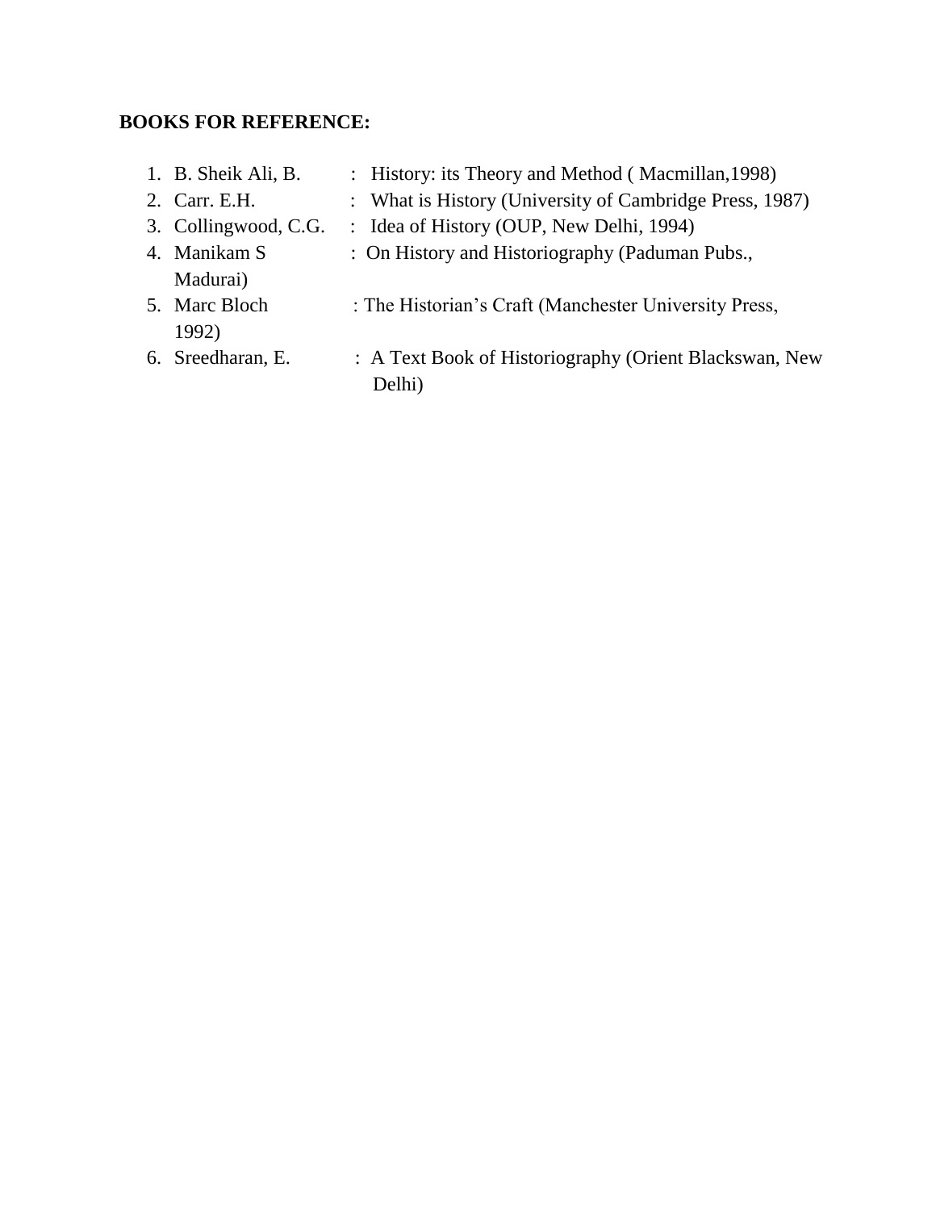**BOOKS FOR REFERENCE:**

1. B. Sheik Ali, B. : History: its Theory and Method ( Macmillan,1998)
2. Carr. E.H. : What is History (University of Cambridge Press, 1987)
3. Collingwood, C.G. : Idea of History (OUP, New Delhi, 1994)
4. Manikam S : On History and Historiography (Paduman Pubs., Madurai)
5. Marc Bloch : The Historian's Craft (Manchester University Press, 1992)
6. Sreedharan, E. : A Text Book of Historiography (Orient Blackswan, New Delhi)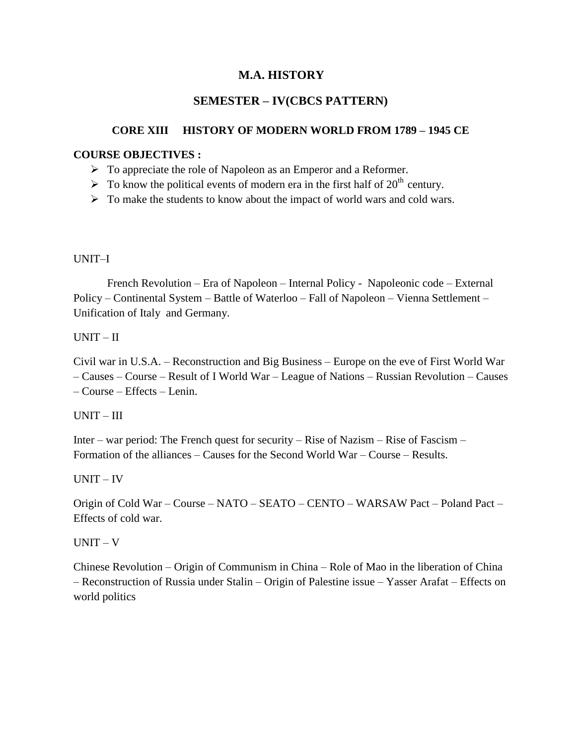# M.A. HISTORY

## SEMESTER – IV(CBCS PATTERN)

### CORE XIII HISTORY OF MODERN WORLD FROM 1789 – 1945 CE

**COURSE OBJECTIVES :**

- To appreciate the role of Napoleon as an Emperor and a Reformer.
- To know the political events of modern era in the first half of 20th century.
- To make the students to know about the impact of world wars and cold wars.

UNIT–I

French Revolution – Era of Napoleon – Internal Policy - Napoleonic code – External Policy – Continental System – Battle of Waterloo – Fall of Napoleon – Vienna Settlement – Unification of Italy and Germany.

UNIT – II

Civil war in U.S.A. – Reconstruction and Big Business – Europe on the eve of First World War – Causes – Course – Result of I World War – League of Nations – Russian Revolution – Causes – Course – Effects – Lenin.

UNIT – III

Inter – war period: The French quest for security – Rise of Nazism – Rise of Fascism – Formation of the alliances – Causes for the Second World War – Course – Results.

UNIT – IV

Origin of Cold War – Course – NATO – SEATO – CENTO – WARSAW Pact – Poland Pact – Effects of cold war.

UNIT – V

Chinese Revolution – Origin of Communism in China – Role of Mao in the liberation of China – Reconstruction of Russia under Stalin – Origin of Palestine issue – Yasser Arafat – Effects on world politics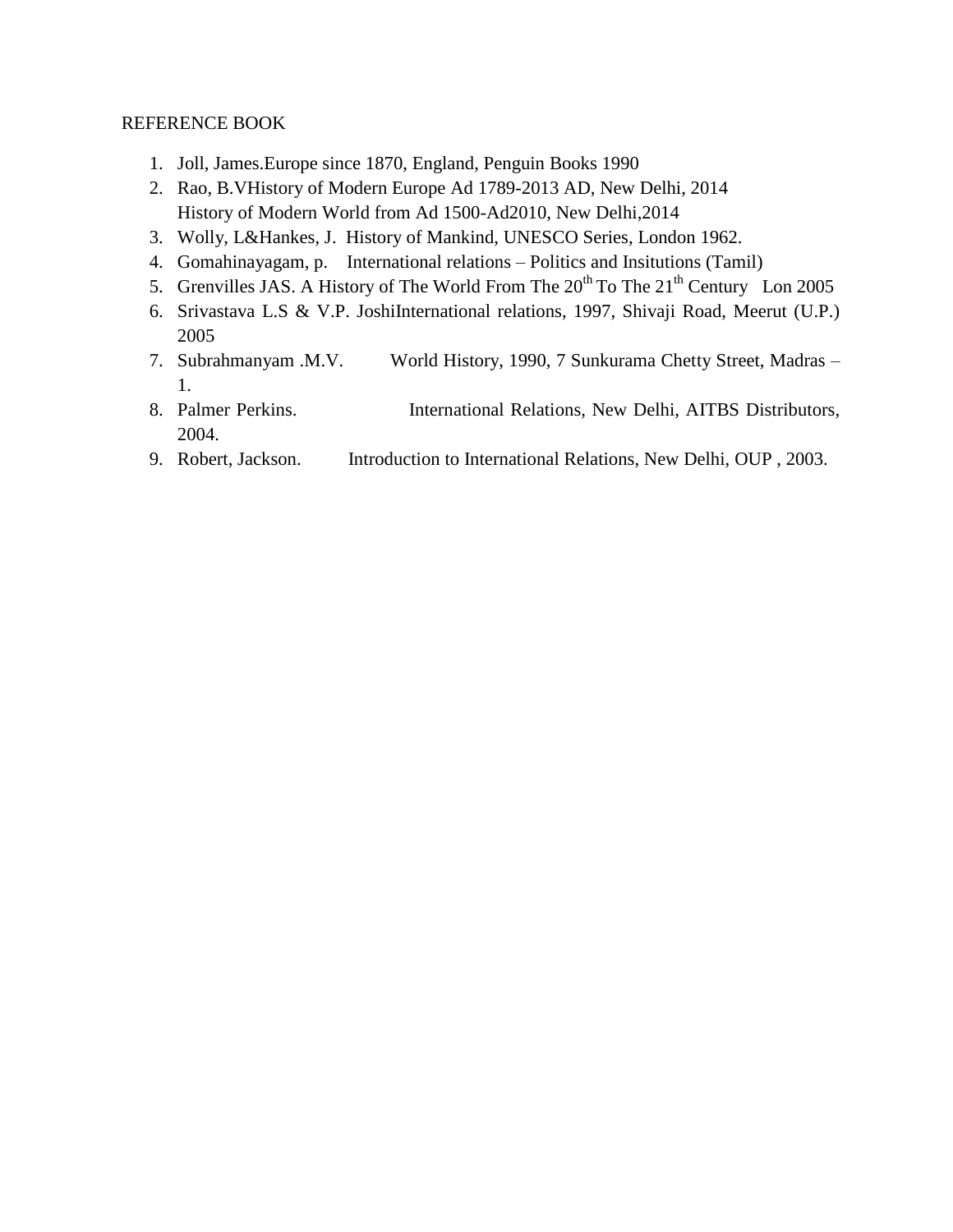REFERENCE BOOK

1. Joll, James.Europe since 1870, England, Penguin Books 1990
2. Rao, B.VHistory of Modern Europe Ad 1789-2013 AD, New Delhi, 2014
   History of Modern World from Ad 1500-Ad2010, New Delhi,2014
3. Wolly, L&Hankes, J. History of Mankind, UNESCO Series, London 1962.
4. Gomahinayagam, p. International relations – Politics and Insitutions (Tamil)
5. Grenvilles JAS. A History of The World From The 20th To The 21th Century Lon 2005
6. Srivastava L.S & V.P. JoshiInternational relations, 1997, Shivaji Road, Meerut (U.P.) 2005
7. Subrahmanyam .M.V. World History, 1990, 7 Sunkurama Chetty Street, Madras – 1.
8. Palmer Perkins. International Relations, New Delhi, AITBS Distributors, 2004.
9. Robert, Jackson. Introduction to International Relations, New Delhi, OUP , 2003.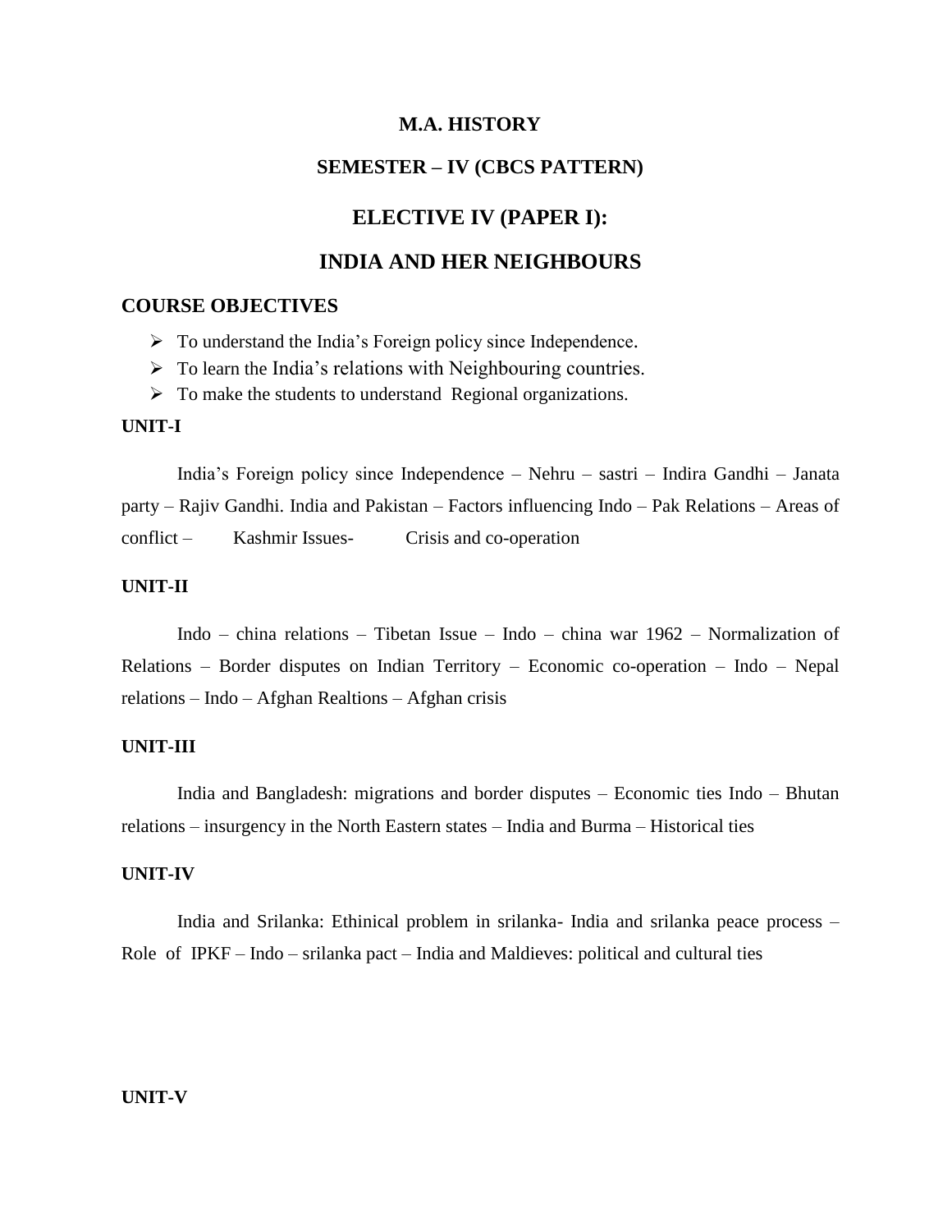# M.A. HISTORY

## SEMESTER – IV (CBCS PATTERN)

## ELECTIVE IV (PAPER I):

## INDIA AND HER NEIGHBOURS

### COURSE OBJECTIVES

- To understand the India's Foreign policy since Independence.
- To learn the India's relations with Neighbouring countries.
- To make the students to understand Regional organizations.

**UNIT-I**

India's Foreign policy since Independence – Nehru – sastri – Indira Gandhi – Janata party – Rajiv Gandhi. India and Pakistan – Factors influencing Indo – Pak Relations – Areas of conflict – Kashmir Issues- Crisis and co-operation

**UNIT-II**

Indo – china relations – Tibetan Issue – Indo – china war 1962 – Normalization of Relations – Border disputes on Indian Territory – Economic co-operation – Indo – Nepal relations – Indo – Afghan Realtions – Afghan crisis

**UNIT-III**

India and Bangladesh: migrations and border disputes – Economic ties Indo – Bhutan relations – insurgency in the North Eastern states – India and Burma – Historical ties

**UNIT-IV**

India and Srilanka: Ethinical problem in srilanka- India and srilanka peace process – Role of IPKF – Indo – srilanka pact – India and Maldieves: political and cultural ties

**UNIT-V**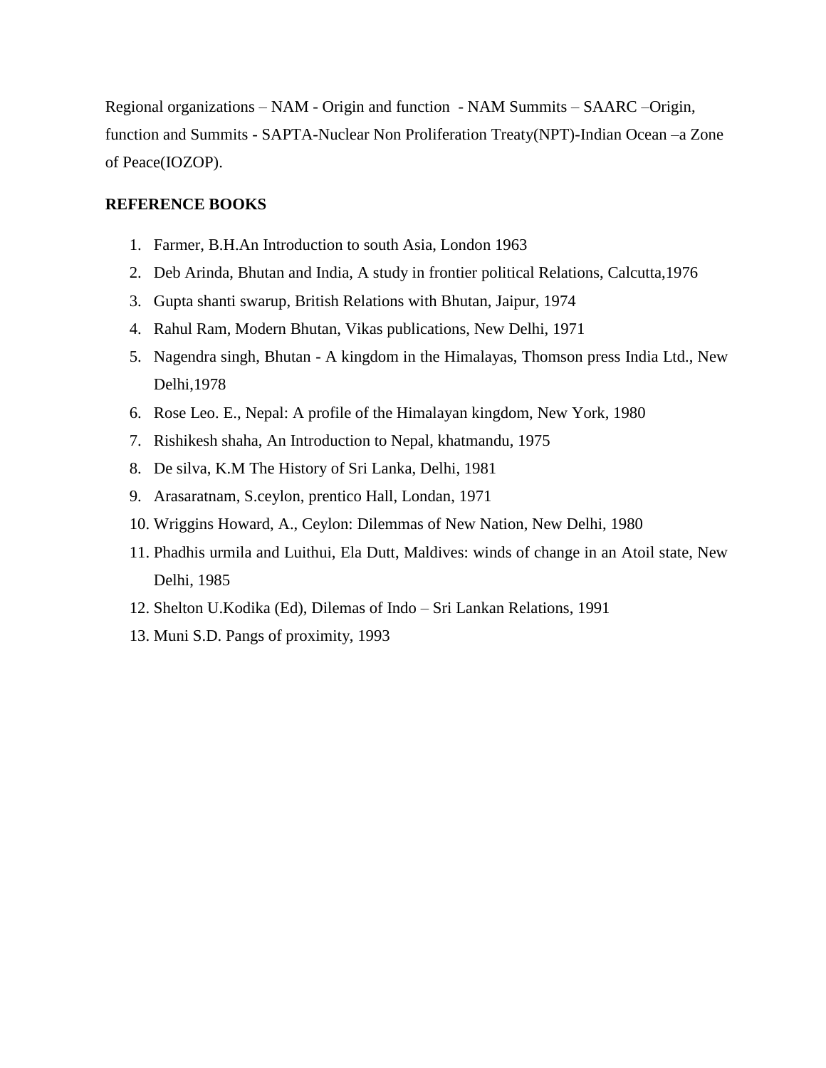Regional organizations – NAM - Origin and function - NAM Summits – SAARC –Origin, function and Summits - SAPTA-Nuclear Non Proliferation Treaty(NPT)-Indian Ocean –a Zone of Peace(IOZOP).

**REFERENCE BOOKS**

1. Farmer, B.H.An Introduction to south Asia, London 1963
2. Deb Arinda, Bhutan and India, A study in frontier political Relations, Calcutta,1976
3. Gupta shanti swarup, British Relations with Bhutan, Jaipur, 1974
4. Rahul Ram, Modern Bhutan, Vikas publications, New Delhi, 1971
5. Nagendra singh, Bhutan - A kingdom in the Himalayas, Thomson press India Ltd., New Delhi,1978
6. Rose Leo. E., Nepal: A profile of the Himalayan kingdom, New York, 1980
7. Rishikesh shaha, An Introduction to Nepal, khatmandu, 1975
8. De silva, K.M The History of Sri Lanka, Delhi, 1981
9. Arasaratnam, S.ceylon, prentico Hall, Londan, 1971
10. Wriggins Howard, A., Ceylon: Dilemmas of New Nation, New Delhi, 1980
11. Phadhis urmila and Luithui, Ela Dutt, Maldives: winds of change in an Atoil state, New Delhi, 1985
12. Shelton U.Kodika (Ed), Dilemas of Indo – Sri Lankan Relations, 1991
13. Muni S.D. Pangs of proximity, 1993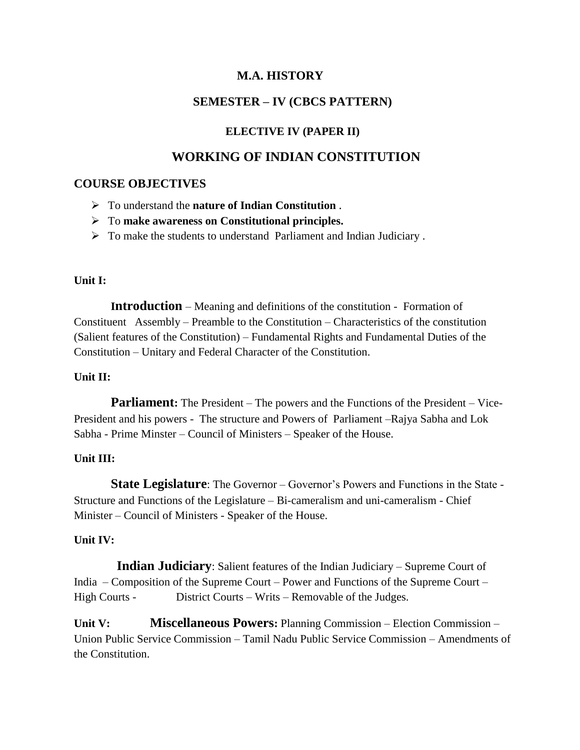# M.A. HISTORY

## SEMESTER – IV (CBCS PATTERN)

### ELECTIVE IV (PAPER II)

# WORKING OF INDIAN CONSTITUTION

## COURSE OBJECTIVES

- To understand the **nature of Indian Constitution** .
- To **make awareness on Constitutional principles.**
- To make the students to understand Parliament and Indian Judiciary .

**Unit I:**

**Introduction** – Meaning and definitions of the constitution - Formation of Constituent Assembly – Preamble to the Constitution – Characteristics of the constitution (Salient features of the Constitution) – Fundamental Rights and Fundamental Duties of the Constitution – Unitary and Federal Character of the Constitution.

**Unit II:**

**Parliament:** The President – The powers and the Functions of the President – Vice-President and his powers - The structure and Powers of Parliament –Rajya Sabha and Lok Sabha - Prime Minster – Council of Ministers – Speaker of the House.

**Unit III:**

**State Legislature**: The Governor – Governor's Powers and Functions in the State - Structure and Functions of the Legislature – Bi-cameralism and uni-cameralism - Chief Minister – Council of Ministers - Speaker of the House.

**Unit IV:**

**Indian Judiciary**: Salient features of the Indian Judiciary – Supreme Court of India – Composition of the Supreme Court – Power and Functions of the Supreme Court – High Courts - District Courts – Writs – Removable of the Judges.

**Unit V:** **Miscellaneous Powers:** Planning Commission – Election Commission – Union Public Service Commission – Tamil Nadu Public Service Commission – Amendments of the Constitution.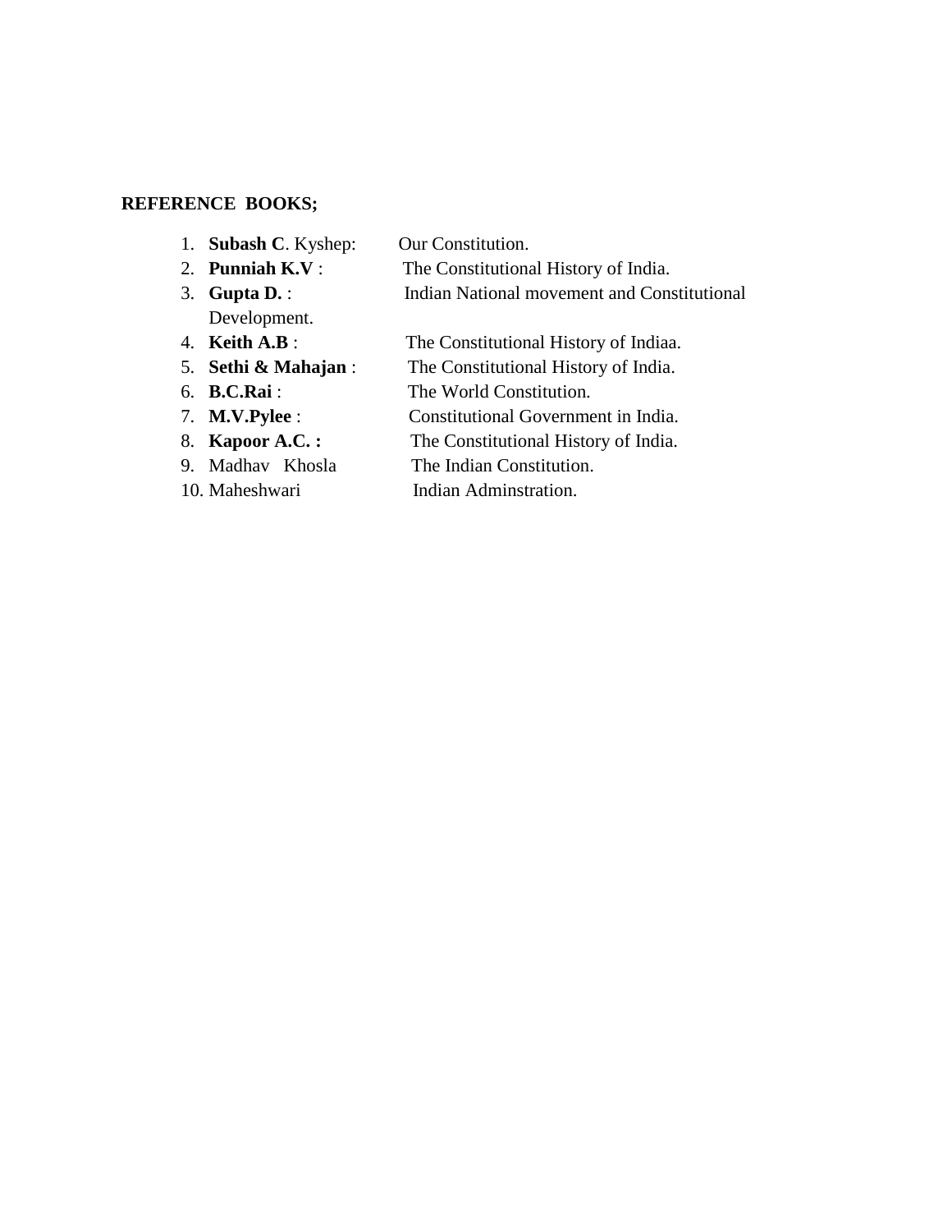**REFERENCE BOOKS;**

1. **Subash C**. Kyshep: Our Constitution.
2. **Punniah K.V** : The Constitutional History of India.
3. **Gupta D.** : Indian National movement and Constitutional Development.
4. **Keith A.B** : The Constitutional History of Indiaa.
5. **Sethi & Mahajan** : The Constitutional History of India.
6. **B.C.Rai** : The World Constitution.
7. **M.V.Pylee** : Constitutional Government in India.
8. **Kapoor A.C. :** The Constitutional History of India.
9. Madhav Khosla The Indian Constitution.
10. Maheshwari Indian Adminstration.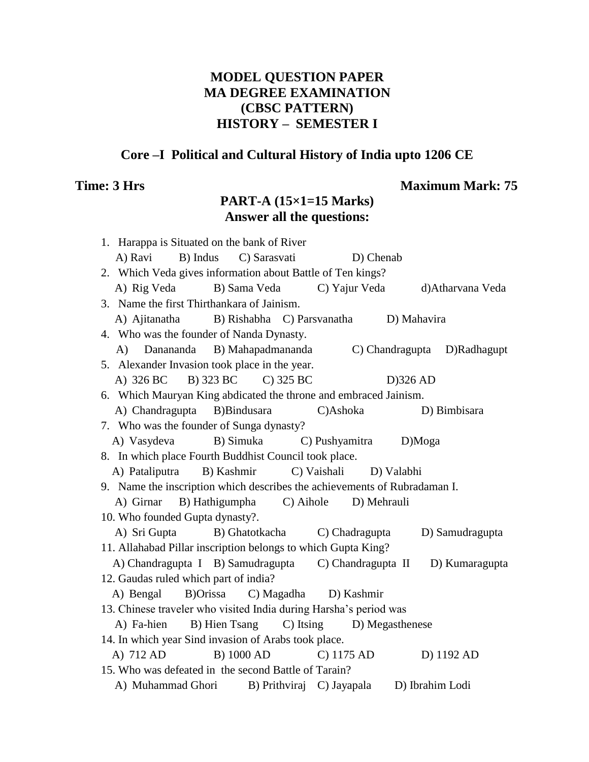# MODEL QUESTION PAPER
# MA DEGREE EXAMINATION
# (CBSC PATTERN)
# HISTORY – SEMESTER I

## Core –I Political and Cultural History of India upto 1206 CE

**Time: 3 Hrs** **Maximum Mark: 75**

### PART-A (15×1=15 Marks)
### Answer all the questions:

1. Harappa is Situated on the bank of River
   A) Ravi B) Indus C) Sarasvati D) Chenab
2. Which Veda gives information about Battle of Ten kings?
   A) Rig Veda B) Sama Veda C) Yajur Veda d)Atharvana Veda
3. Name the first Thirthankara of Jainism.
   A) Ajitanatha B) Rishabha C) Parsvanatha D) Mahavira
4. Who was the founder of Nanda Dynasty.
   A) Danananda B) Mahapadmananda C) Chandragupta D)Radhagupt
5. Alexander Invasion took place in the year.
   A) 326 BC B) 323 BC C) 325 BC D)326 AD
6. Which Mauryan King abdicated the throne and embraced Jainism.
   A) Chandragupta B)Bindusara C)Ashoka D) Bimbisara
7. Who was the founder of Sunga dynasty?
   A) Vasydeva B) Simuka C) Pushyamitra D)Moga
8. In which place Fourth Buddhist Council took place.
   A) Pataliputra B) Kashmir C) Vaishali D) Valabhi
9. Name the inscription which describes the achievements of Rubradaman I.
   A) Girnar B) Hathigumpha C) Aihole D) Mehrauli
10. Who founded Gupta dynasty?.
    A) Sri Gupta B) Ghatotkacha C) Chadragupta D) Samudragupta
11. Allahabad Pillar inscription belongs to which Gupta King?
    A) Chandragupta I B) Samudragupta C) Chandragupta II D) Kumaragupta
12. Gaudas ruled which part of india?
    A) Bengal B)Orissa C) Magadha D) Kashmir
13. Chinese traveler who visited India during Harsha's period was
    A) Fa-hien B) Hien Tsang C) Itsing D) Megasthenese
14. In which year Sind invasion of Arabs took place.
    A) 712 AD B) 1000 AD C) 1175 AD D) 1192 AD
15. Who was defeated in the second Battle of Tarain?
    A) Muhammad Ghori B) Prithviraj C) Jayapala D) Ibrahim Lodi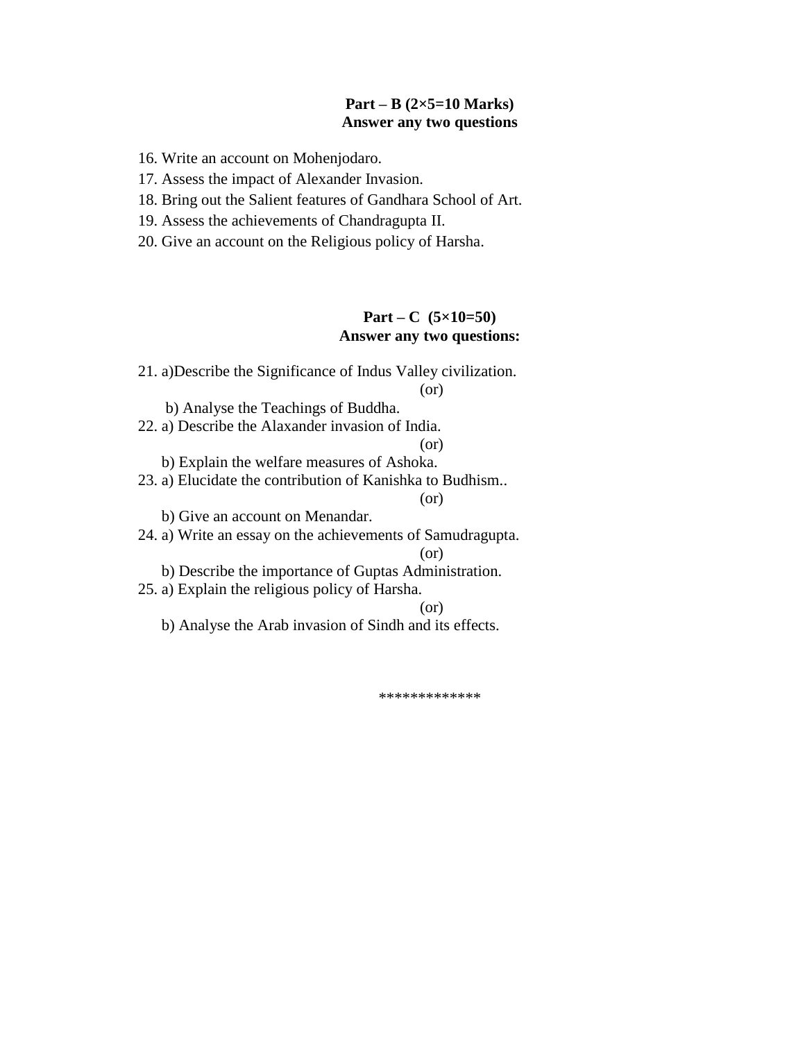**Part – B (2×5=10 Marks)**
**Answer any two questions**

16. Write an account on Mohenjodaro.
17. Assess the impact of Alexander Invasion.
18. Bring out the Salient features of Gandhara School of Art.
19. Assess the achievements of Chandragupta II.
20. Give an account on the Religious policy of Harsha.

**Part – C (5×10=50)**
**Answer any two questions:**

21. a)Describe the Significance of Indus Valley civilization.

(or)

b) Analyse the Teachings of Buddha.

22. a) Describe the Alaxander invasion of India.

(or)

b) Explain the welfare measures of Ashoka.

23. a) Elucidate the contribution of Kanishka to Budhism..

(or)

b) Give an account on Menandar.

24. a) Write an essay on the achievements of Samudragupta.

(or)

b) Describe the importance of Guptas Administration.

25. a) Explain the religious policy of Harsha.

(or)

b) Analyse the Arab invasion of Sindh and its effects.

*************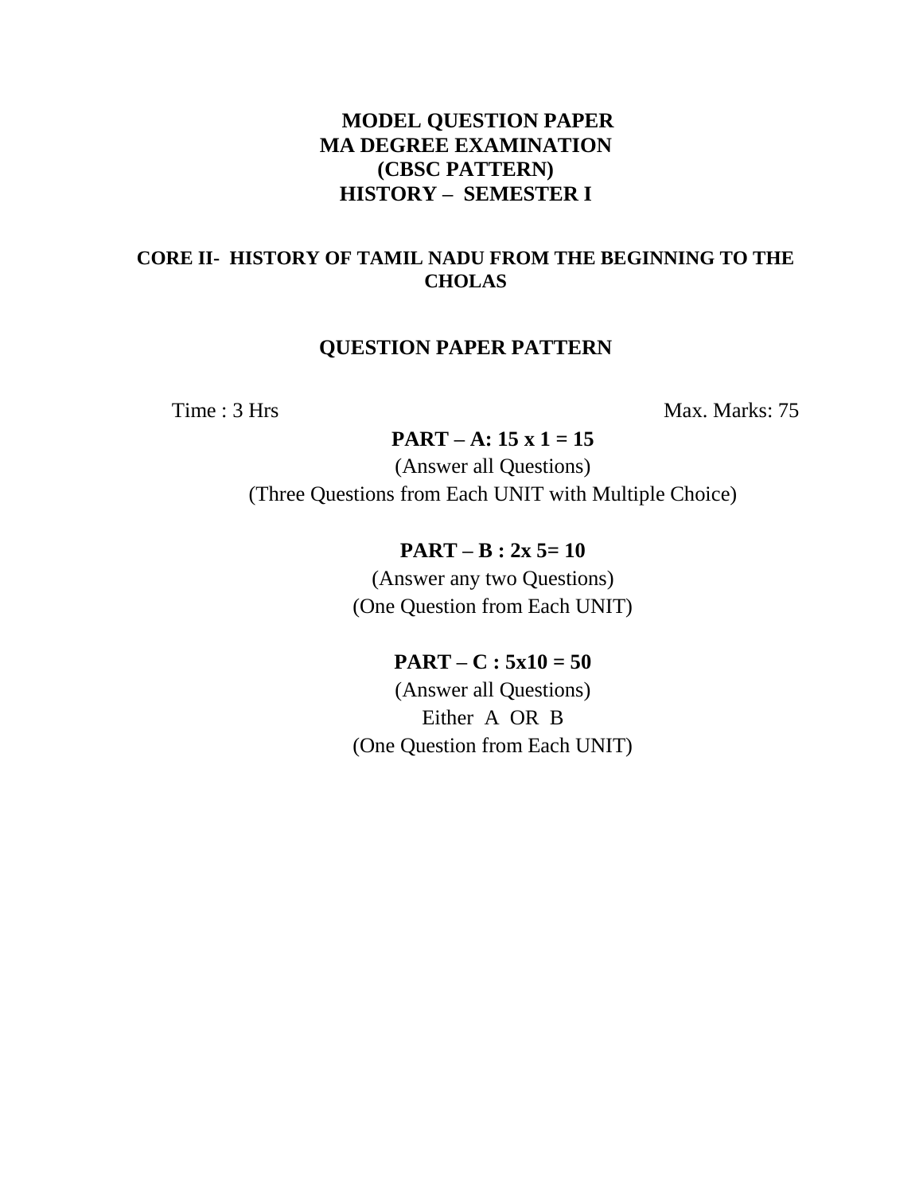**MODEL QUESTION PAPER**
**MA DEGREE EXAMINATION**
**(CBSC PATTERN)**
**HISTORY – SEMESTER I**

**CORE II- HISTORY OF TAMIL NADU FROM THE BEGINNING TO THE CHOLAS**

**QUESTION PAPER PATTERN**

Time : 3 Hrs                                                                Max. Marks: 75

**PART – A: 15 x 1 = 15**

(Answer all Questions)

(Three Questions from Each UNIT with Multiple Choice)

**PART – B : 2x 5= 10**

(Answer any two Questions)

(One Question from Each UNIT)

**PART – C : 5x10 = 50**

(Answer all Questions)

Either A OR B

(One Question from Each UNIT)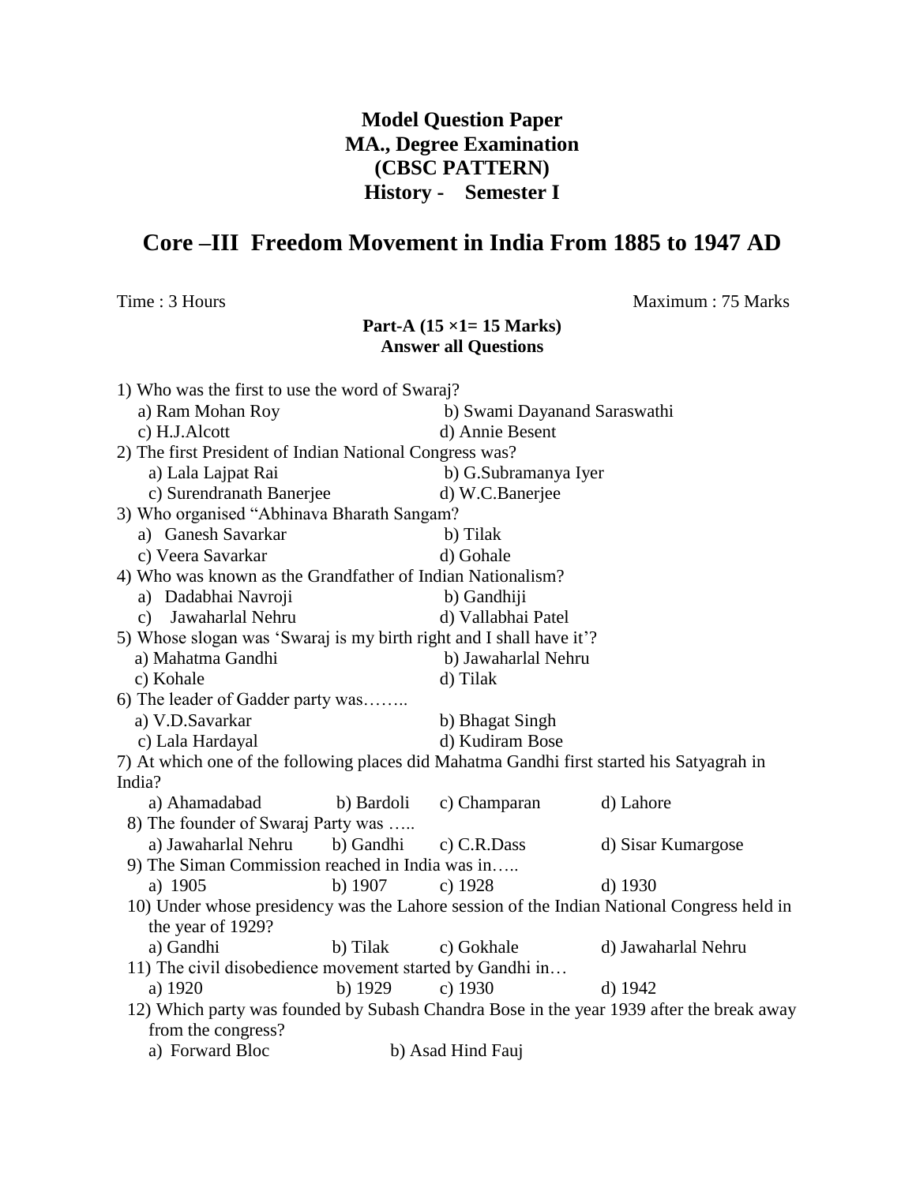**Model Question Paper**
**MA., Degree Examination**
**(CBSC PATTERN)**
**History - Semester I**

# Core –III Freedom Movement in India From 1885 to 1947 AD

Time : 3 Hours　　　　　　　　　　　　　　　　　　　　Maximum : 75 Marks

**Part-A (15 ×1= 15 Marks)**
**Answer all Questions**

1) Who was the first to use the word of Swaraj?
   a) Ram Mohan Roy　　　b) Swami Dayanand Saraswathi
   c) H.J.Alcott　　　d) Annie Besent

2) The first President of Indian National Congress was?
   a) Lala Lajpat Rai　　　b) G.Subramanya Iyer
   c) Surendranath Banerjee　　　d) W.C.Banerjee

3) Who organised "Abhinava Bharath Sangam?
   a) Ganesh Savarkar　　　b) Tilak
   c) Veera Savarkar　　　d) Gohale

4) Who was known as the Grandfather of Indian Nationalism?
   a) Dadabhai Navroji　　　b) Gandhiji
   c) Jawaharlal Nehru　　　d) Vallabhai Patel

5) Whose slogan was 'Swaraj is my birth right and I shall have it'?
   a) Mahatma Gandhi　　　b) Jawaharlal Nehru
   c) Kohale　　　d) Tilak

6) The leader of Gadder party was……..
   a) V.D.Savarkar　　　b) Bhagat Singh
   c) Lala Hardayal　　　d) Kudiram Bose

7) At which one of the following places did Mahatma Gandhi first started his Satyagrah in India?
   a) Ahamadabad　　b) Bardoli　　c) Champaran　　d) Lahore

8) The founder of Swaraj Party was …..
   a) Jawaharlal Nehru　　b) Gandhi　　c) C.R.Dass　　d) Sisar Kumargose

9) The Siman Commission reached in India was in…..
   a) 1905　　b) 1907　　c) 1928　　d) 1930

10) Under whose presidency was the Lahore session of the Indian National Congress held in the year of 1929?
   a) Gandhi　　b) Tilak　　c) Gokhale　　d) Jawaharlal Nehru

11) The civil disobedience movement started by Gandhi in…
   a) 1920　　b) 1929　　c) 1930　　d) 1942

12) Which party was founded by Subash Chandra Bose in the year 1939 after the break away from the congress?
   a) Forward Bloc　　　b) Asad Hind Fauj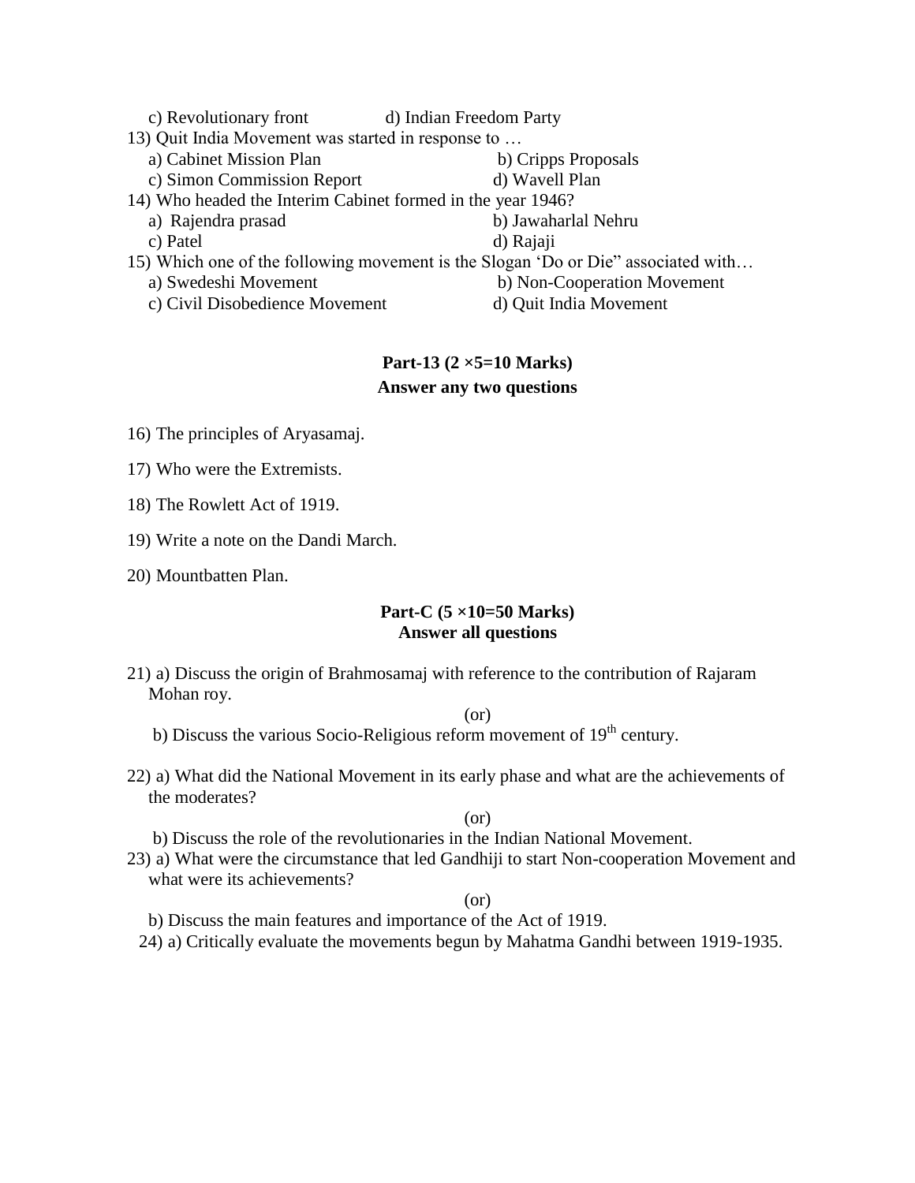c) Revolutionary front　　　　d) Indian Freedom Party

13) Quit India Movement was started in response to …

a) Cabinet Mission Plan　　　　b) Cripps Proposals
c) Simon Commission Report　　　　d) Wavell Plan

14) Who headed the Interim Cabinet formed in the year 1946?

a) Rajendra prasad　　　　b) Jawaharlal Nehru
c) Patel　　　　d) Rajaji

15) Which one of the following movement is the Slogan 'Do or Die" associated with…

a) Swedeshi Movement　　　　b) Non-Cooperation Movement
c) Civil Disobedience Movement　　　　d) Quit India Movement

**Part-13 (2 ×5=10 Marks)**

**Answer any two questions**

16) The principles of Aryasamaj.

17) Who were the Extremists.

18) The Rowlett Act of 1919.

19) Write a note on the Dandi March.

20) Mountbatten Plan.

**Part-C (5 ×10=50 Marks)**

**Answer all questions**

21) a) Discuss the origin of Brahmosamaj with reference to the contribution of Rajaram Mohan roy.

(or)

b) Discuss the various Socio-Religious reform movement of 19th century.

22) a) What did the National Movement in its early phase and what are the achievements of the moderates?

(or)

b) Discuss the role of the revolutionaries in the Indian National Movement.

23) a) What were the circumstance that led Gandhiji to start Non-cooperation Movement and what were its achievements?

(or)

b) Discuss the main features and importance of the Act of 1919.

24) a) Critically evaluate the movements begun by Mahatma Gandhi between 1919-1935.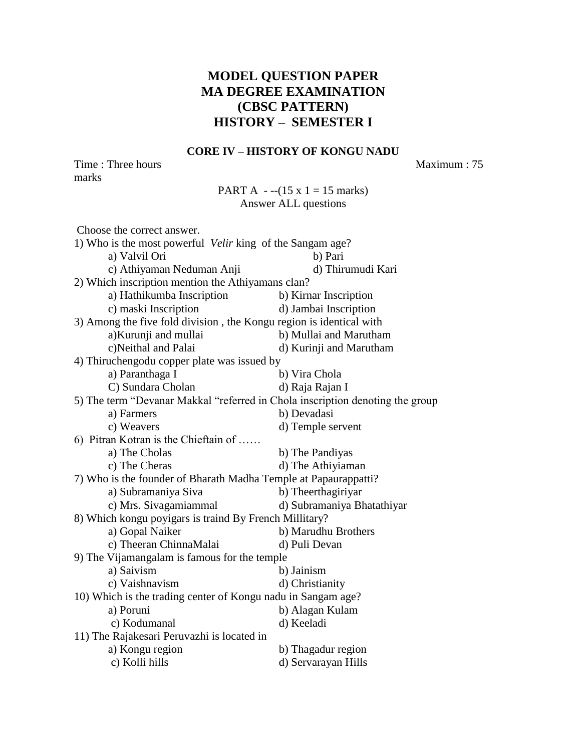# MODEL QUESTION PAPER
# MA DEGREE EXAMINATION
# (CBSC PATTERN)
# HISTORY – SEMESTER I

### CORE IV – HISTORY OF KONGU NADU

Time : Three hours Maximum : 75 marks

PART A - --(15 x 1 = 15 marks)
Answer ALL questions

Choose the correct answer.

1) Who is the most powerful *Velir* king of the Sangam age?
   a) Valvil Ori b) Pari
   c) Athiyaman Neduman Anji d) Thirumudi Kari

2) Which inscription mention the Athiyamans clan?
   a) Hathikumba Inscription b) Kirnar Inscription
   c) maski Inscription d) Jambai Inscription

3) Among the five fold division , the Kongu region is identical with
   a)Kurunji and mullai b) Mullai and Marutham
   c)Neithal and Palai d) Kurinji and Marutham

4) Thiruchengodu copper plate was issued by
   a) Paranthaga I b) Vira Chola
   C) Sundara Cholan d) Raja Rajan I

5) The term "Devanar Makkal "referred in Chola inscription denoting the group
   a) Farmers b) Devadasi
   c) Weavers d) Temple servent

6) Pitran Kotran is the Chieftain of ……
   a) The Cholas b) The Pandiyas
   c) The Cheras d) The Athiyiaman

7) Who is the founder of Bharath Madha Temple at Papaurappatti?
   a) Subramaniya Siva b) Theerthagiriyar
   c) Mrs. Sivagamiammal d) Subramaniya Bhatathiyar

8) Which kongu poyigars is traind By French Millitary?
   a) Gopal Naiker b) Marudhu Brothers
   c) Theeran ChinnaMalai d) Puli Devan

9) The Vijamangalam is famous for the temple
   a) Saivism b) Jainism
   c) Vaishnavism d) Christianity

10) Which is the trading center of Kongu nadu in Sangam age?
    a) Poruni b) Alagan Kulam
    c) Kodumanal d) Keeladi

11) The Rajakesari Peruvazhi is located in
    a) Kongu region b) Thagadur region
    c) Kolli hills d) Servarayan Hills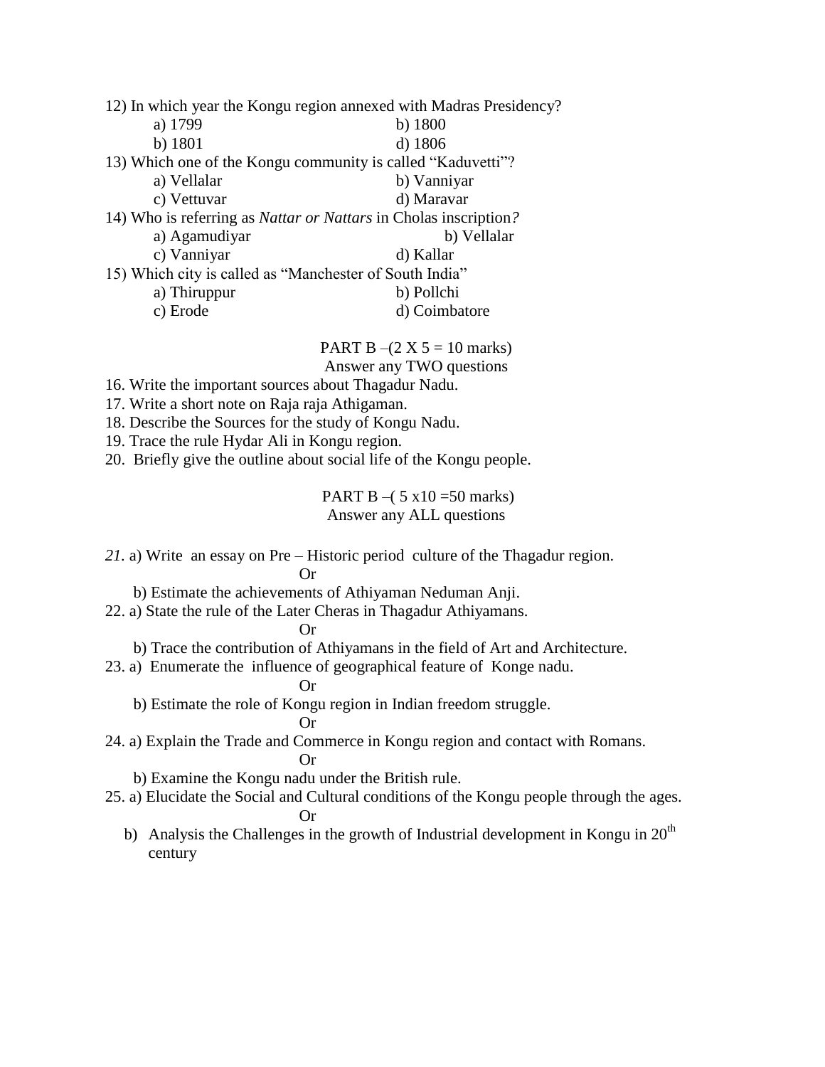12) In which year the Kongu region annexed with Madras Presidency?

    a) 1799    b) 1800
    b) 1801    d) 1806

13) Which one of the Kongu community is called "Kaduvetti"?

    a) Vellalar    b) Vanniyar
    c) Vettuvar    d) Maravar

14) Who is referring as *Nattar or Nattars* in Cholas inscription*?*

    a) Agamudiyar    b) Vellalar
    c) Vanniyar    d) Kallar

15) Which city is called as "Manchester of South India"

    a) Thiruppur    b) Pollchi
    c) Erode    d) Coimbatore

PART B –(2 X 5 = 10 marks)
Answer any TWO questions

16. Write the important sources about Thagadur Nadu.
17. Write a short note on Raja raja Athigaman.
18. Describe the Sources for the study of Kongu Nadu.
19. Trace the rule Hydar Ali in Kongu region.
20. Briefly give the outline about social life of the Kongu people.

PART B –( 5 x10 =50 marks)
Answer any ALL questions

*21.* a) Write an essay on Pre – Historic period culture of the Thagadur region.

Or

b) Estimate the achievements of Athiyaman Neduman Anji.

22. a) State the rule of the Later Cheras in Thagadur Athiyamans.

Or

b) Trace the contribution of Athiyamans in the field of Art and Architecture.

23. a) Enumerate the influence of geographical feature of Konge nadu.

Or

b) Estimate the role of Kongu region in Indian freedom struggle.

Or

24. a) Explain the Trade and Commerce in Kongu region and contact with Romans.

Or

b) Examine the Kongu nadu under the British rule.

25. a) Elucidate the Social and Cultural conditions of the Kongu people through the ages.

Or

b) Analysis the Challenges in the growth of Industrial development in Kongu in 20th century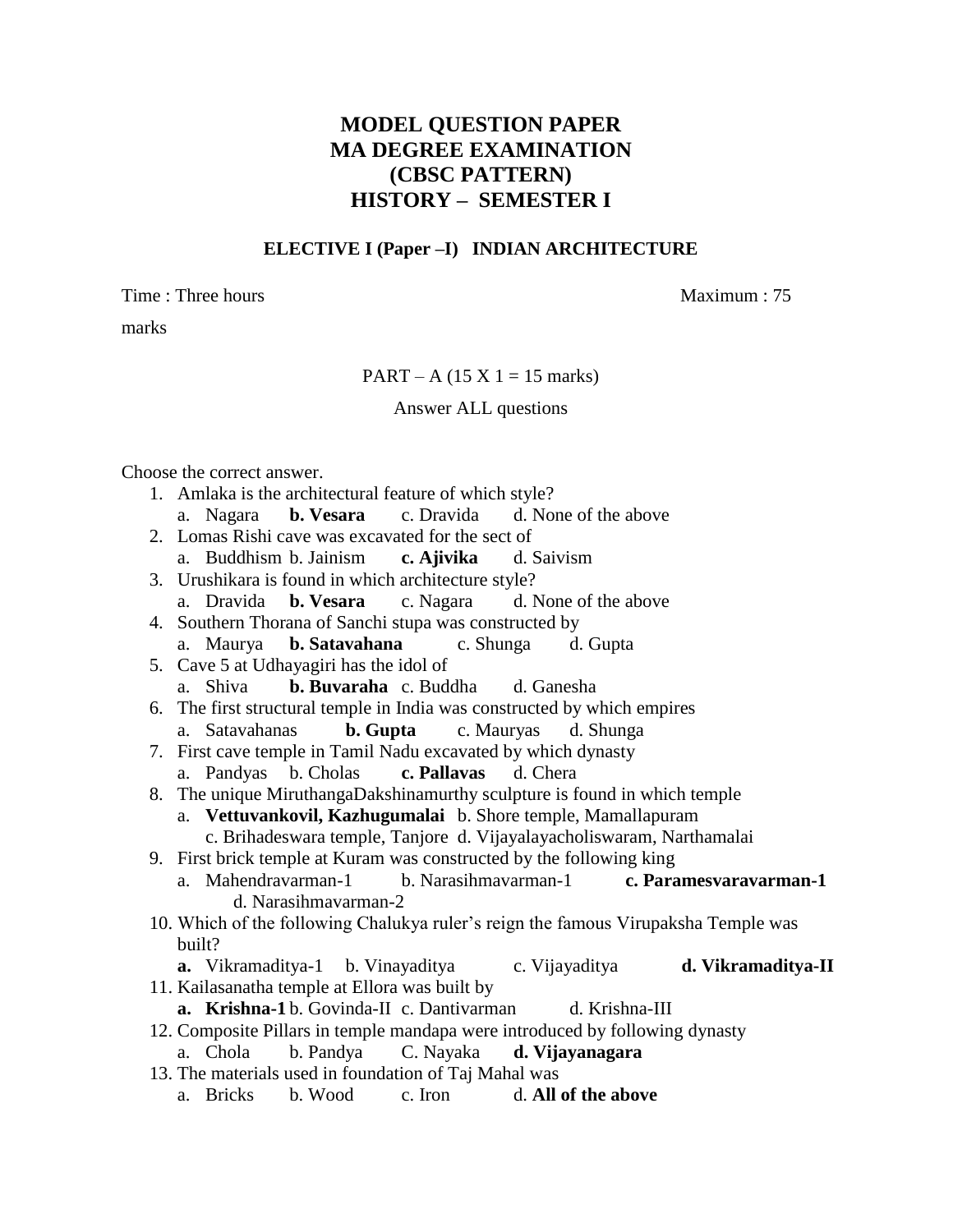# MODEL QUESTION PAPER
# MA DEGREE EXAMINATION
# (CBSC PATTERN)
# HISTORY – SEMESTER I

### ELECTIVE I (Paper –I) INDIAN ARCHITECTURE

Time : Three hours Maximum : 75 marks

PART – A (15 X 1 = 15 marks)

Answer ALL questions

Choose the correct answer.

1. Amlaka is the architectural feature of which style?
   a. Nagara **b. Vesara** c. Dravida d. None of the above
2. Lomas Rishi cave was excavated for the sect of
   a. Buddhism b. Jainism **c. Ajivika** d. Saivism
3. Urushikara is found in which architecture style?
   a. Dravida **b. Vesara** c. Nagara d. None of the above
4. Southern Thorana of Sanchi stupa was constructed by
   a. Maurya **b. Satavahana** c. Shunga d. Gupta
5. Cave 5 at Udhayagiri has the idol of
   a. Shiva **b. Buvaraha** c. Buddha d. Ganesha
6. The first structural temple in India was constructed by which empires
   a. Satavahanas **b. Gupta** c. Mauryas d. Shunga
7. First cave temple in Tamil Nadu excavated by which dynasty
   a. Pandyas b. Cholas **c. Pallavas** d. Chera
8. The unique MiruthangaDakshinamurthy sculpture is found in which temple
   a. **Vettuvankovil, Kazhugumalai** b. Shore temple, Mamallapuram
   c. Brihadeswara temple, Tanjore d. Vijayalayacholiswaram, Narthamalai
9. First brick temple at Kuram was constructed by the following king
   a. Mahendravarman-1 b. Narasihmavarman-1 **c. Paramesvaravarman-1** d. Narasihmavarman-2
10. Which of the following Chalukya ruler's reign the famous Virupaksha Temple was built?
    **a.** Vikramaditya-1 b. Vinayaditya c. Vijayaditya **d. Vikramaditya-II**
11. Kailasanatha temple at Ellora was built by
    **a. Krishna-1** b. Govinda-II c. Dantivarman d. Krishna-III
12. Composite Pillars in temple mandapa were introduced by following dynasty
    a. Chola b. Pandya C. Nayaka **d. Vijayanagara**
13. The materials used in foundation of Taj Mahal was
    a. Bricks b. Wood c. Iron d. **All of the above**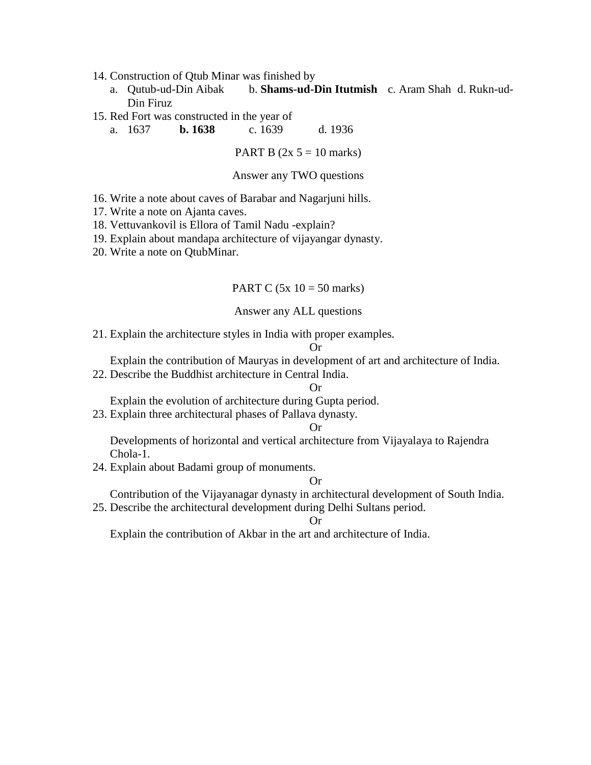14. Construction of Qtub Minar was finished by
    a. Qutub-ud-Din Aibak  b. **Shams-ud-Din Itutmish**  c. Aram Shah  d. Rukn-ud-Din Firuz
15. Red Fort was constructed in the year of
    a. 1637  **b. 1638**  c. 1639  d. 1936

PART B (2x 5 = 10 marks)

Answer any TWO questions

16. Write a note about caves of Barabar and Nagarjuni hills.
17. Write a note on Ajanta caves.
18. Vettuvankovil is Ellora of Tamil Nadu -explain?
19. Explain about mandapa architecture of vijayangar dynasty.
20. Write a note on QtubMinar.

PART C (5x 10 = 50 marks)

Answer any ALL questions

21. Explain the architecture styles in India with proper examples.

    Or

    Explain the contribution of Mauryas in development of art and architecture of India.
22. Describe the Buddhist architecture in Central India.

    Or

    Explain the evolution of architecture during Gupta period.
23. Explain three architectural phases of Pallava dynasty.

    Or

    Developments of horizontal and vertical architecture from Vijayalaya to Rajendra Chola-1.
24. Explain about Badami group of monuments.

    Or

    Contribution of the Vijayanagar dynasty in architectural development of South India.
25. Describe the architectural development during Delhi Sultans period.

    Or

    Explain the contribution of Akbar in the art and architecture of India.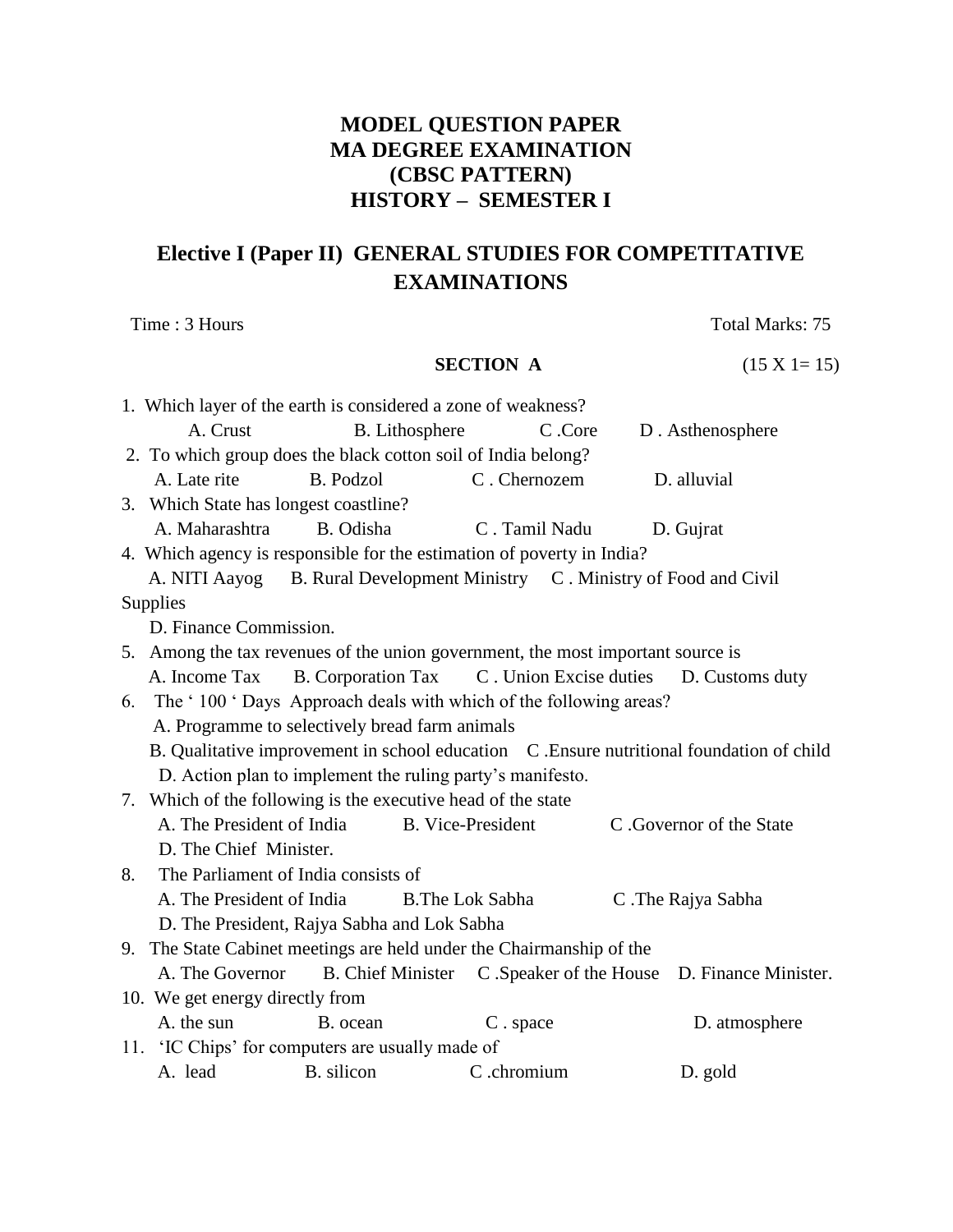# MODEL QUESTION PAPER
# MA DEGREE EXAMINATION
# (CBSC PATTERN)
# HISTORY – SEMESTER I

## Elective I (Paper II) GENERAL STUDIES FOR COMPETITATIVE EXAMINATIONS

Time : 3 Hours Total Marks: 75

**SECTION A** (15 X 1= 15)

1. Which layer of the earth is considered a zone of weakness?
   A. Crust B. Lithosphere C .Core D . Asthenosphere
2. To which group does the black cotton soil of India belong?
   A. Late rite B. Podzol C . Chernozem D. alluvial
3. Which State has longest coastline?
   A. Maharashtra B. Odisha C . Tamil Nadu D. Gujrat
4. Which agency is responsible for the estimation of poverty in India?
   A. NITI Aayog B. Rural Development Ministry C . Ministry of Food and Civil Supplies
   D. Finance Commission.
5. Among the tax revenues of the union government, the most important source is
   A. Income Tax B. Corporation Tax C . Union Excise duties D. Customs duty
6. The ' 100 ' Days Approach deals with which of the following areas?
   A. Programme to selectively bread farm animals
   B. Qualitative improvement in school education C .Ensure nutritional foundation of child
   D. Action plan to implement the ruling party's manifesto.
7. Which of the following is the executive head of the state
   A. The President of India B. Vice-President C .Governor of the State
   D. The Chief Minister.
8. The Parliament of India consists of
   A. The President of India B.The Lok Sabha C .The Rajya Sabha
   D. The President, Rajya Sabha and Lok Sabha
9. The State Cabinet meetings are held under the Chairmanship of the
   A. The Governor B. Chief Minister C .Speaker of the House D. Finance Minister.
10. We get energy directly from
    A. the sun B. ocean C . space D. atmosphere
11. 'IC Chips' for computers are usually made of
    A. lead B. silicon C .chromium D. gold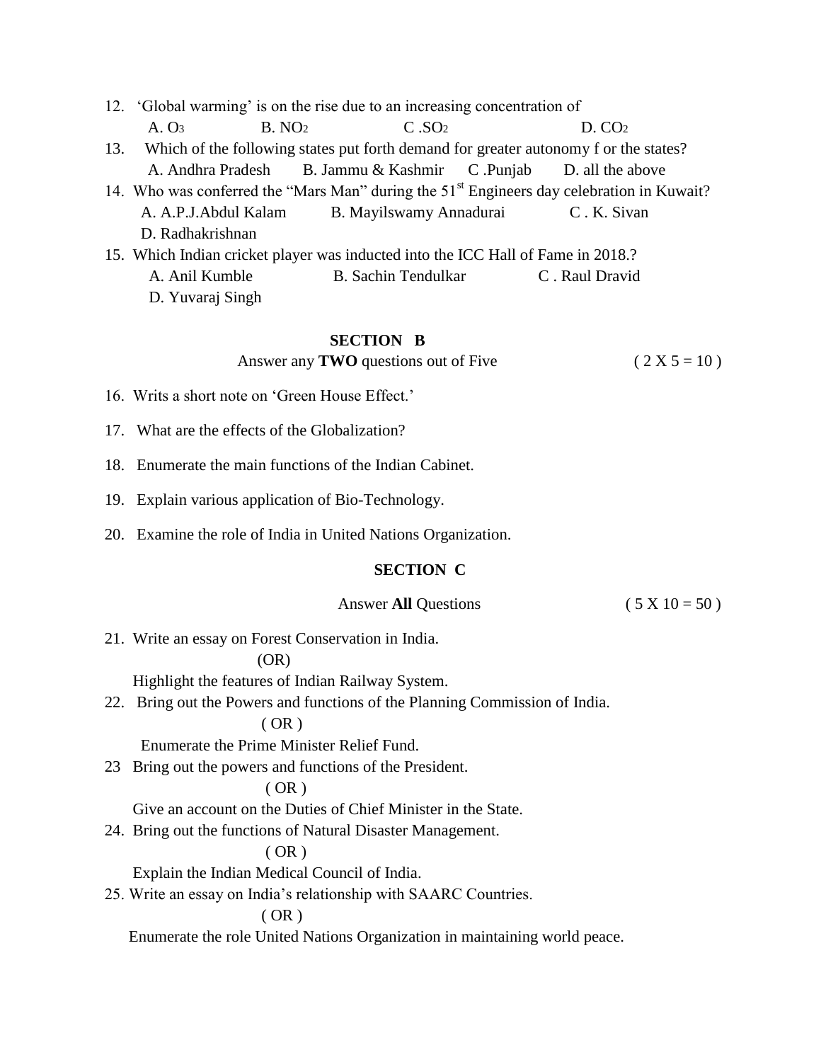12. ‘Global warming’ is on the rise due to an increasing concentration of
   A. $O_3$ B. $NO_2$ C .$SO_2$ D. $CO_2$
13. Which of the following states put forth demand for greater autonomy f or the states?
   A. Andhra Pradesh B. Jammu & Kashmir C .Punjab D. all the above
14. Who was conferred the “Mars Man” during the 51st Engineers day celebration in Kuwait?
   A. A.P.J.Abdul Kalam B. Mayilswamy Annadurai C . K. Sivan D. Radhakrishnan
15. Which Indian cricket player was inducted into the ICC Hall of Fame in 2018.?
   A. Anil Kumble B. Sachin Tendulkar C . Raul Dravid D. Yuvaraj Singh

## SECTION B

Answer any **TWO** questions out of Five ( 2 X 5 = 10 )

16. Writs a short note on ‘Green House Effect.’
17. What are the effects of the Globalization?
18. Enumerate the main functions of the Indian Cabinet.
19. Explain various application of Bio-Technology.
20. Examine the role of India in United Nations Organization.

## SECTION C

Answer **All** Questions ( 5 X 10 = 50 )

21. Write an essay on Forest Conservation in India.

   (OR)

   Highlight the features of Indian Railway System.
22. Bring out the Powers and functions of the Planning Commission of India.

   ( OR )

   Enumerate the Prime Minister Relief Fund.

23 Bring out the powers and functions of the President.

   ( OR )

   Give an account on the Duties of Chief Minister in the State.

24. Bring out the functions of Natural Disaster Management.

   ( OR )

   Explain the Indian Medical Council of India.
25. Write an essay on India’s relationship with SAARC Countries.

   ( OR )

   Enumerate the role United Nations Organization in maintaining world peace.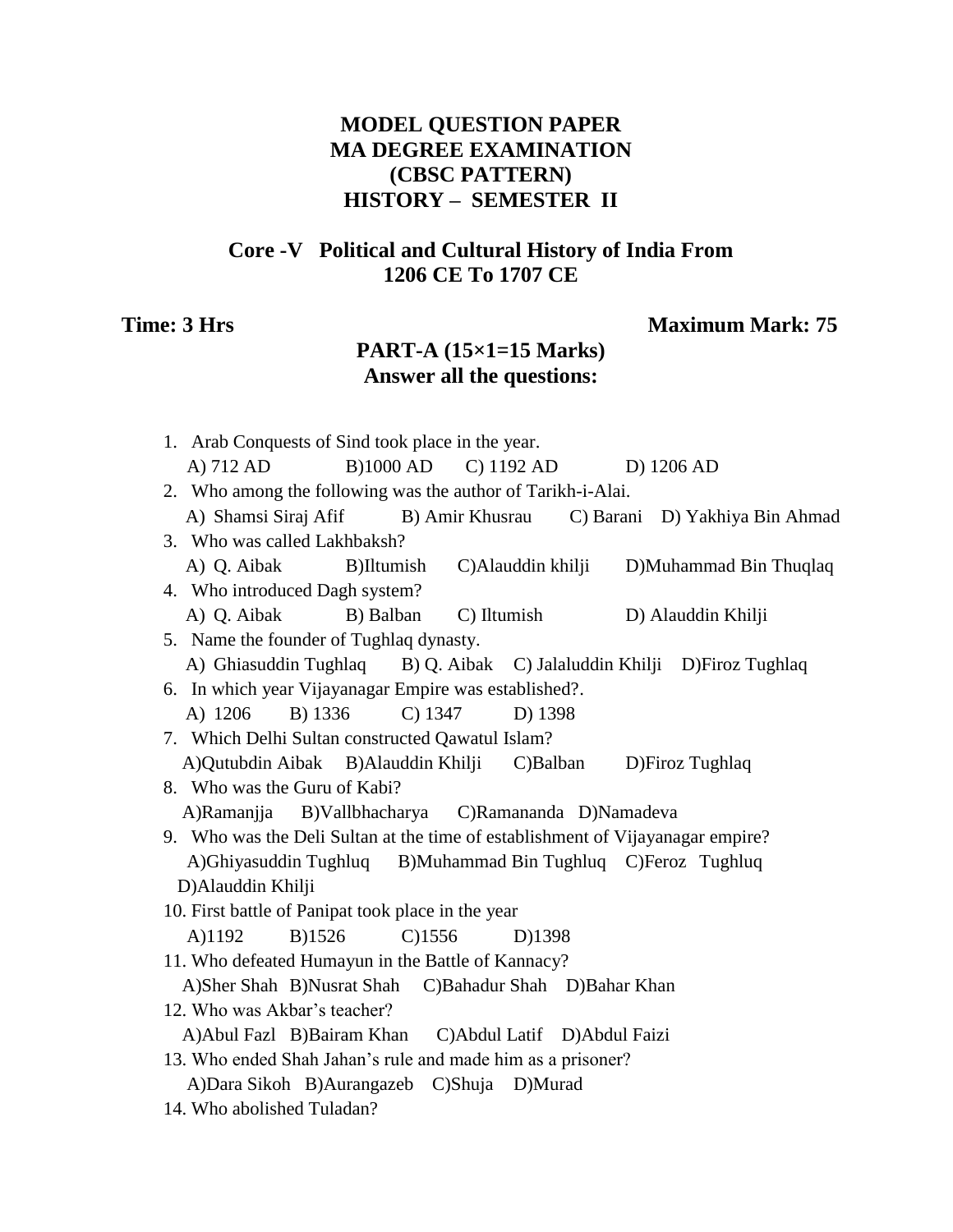# MODEL QUESTION PAPER
# MA DEGREE EXAMINATION
# (CBSC PATTERN)
# HISTORY – SEMESTER II

## Core -V Political and Cultural History of India From 1206 CE To 1707 CE

**Time: 3 Hrs** **Maximum Mark: 75**

### PART-A (15×1=15 Marks)
### Answer all the questions:

1. Arab Conquests of Sind took place in the year.
   A) 712 AD B)1000 AD C) 1192 AD D) 1206 AD
2. Who among the following was the author of Tarikh-i-Alai.
   A) Shamsi Siraj Afif B) Amir Khusrau C) Barani D) Yakhiya Bin Ahmad
3. Who was called Lakhbaksh?
   A) Q. Aibak B)Iltumish C)Alauddin khilji D)Muhammad Bin Thuqlaq
4. Who introduced Dagh system?
   A) Q. Aibak B) Balban C) Iltumish D) Alauddin Khilji
5. Name the founder of Tughlaq dynasty.
   A) Ghiasuddin Tughlaq B) Q. Aibak C) Jalaluddin Khilji D)Firoz Tughlaq
6. In which year Vijayanagar Empire was established?.
   A) 1206 B) 1336 C) 1347 D) 1398
7. Which Delhi Sultan constructed Qawatul Islam?
   A)Qutubdin Aibak B)Alauddin Khilji C)Balban D)Firoz Tughlaq
8. Who was the Guru of Kabi?
   A)Ramanjja B)Vallbhacharya C)Ramananda D)Namadeva
9. Who was the Deli Sultan at the time of establishment of Vijayanagar empire?
   A)Ghiyasuddin Tughluq B)Muhammad Bin Tughluq C)Feroz Tughluq D)Alauddin Khilji
10. First battle of Panipat took place in the year
    A)1192 B)1526 C)1556 D)1398
11. Who defeated Humayun in the Battle of Kannacy?
    A)Sher Shah B)Nusrat Shah C)Bahadur Shah D)Bahar Khan
12. Who was Akbar's teacher?
    A)Abul Fazl B)Bairam Khan C)Abdul Latif D)Abdul Faizi
13. Who ended Shah Jahan's rule and made him as a prisoner?
    A)Dara Sikoh B)Aurangazeb C)Shuja D)Murad
14. Who abolished Tuladan?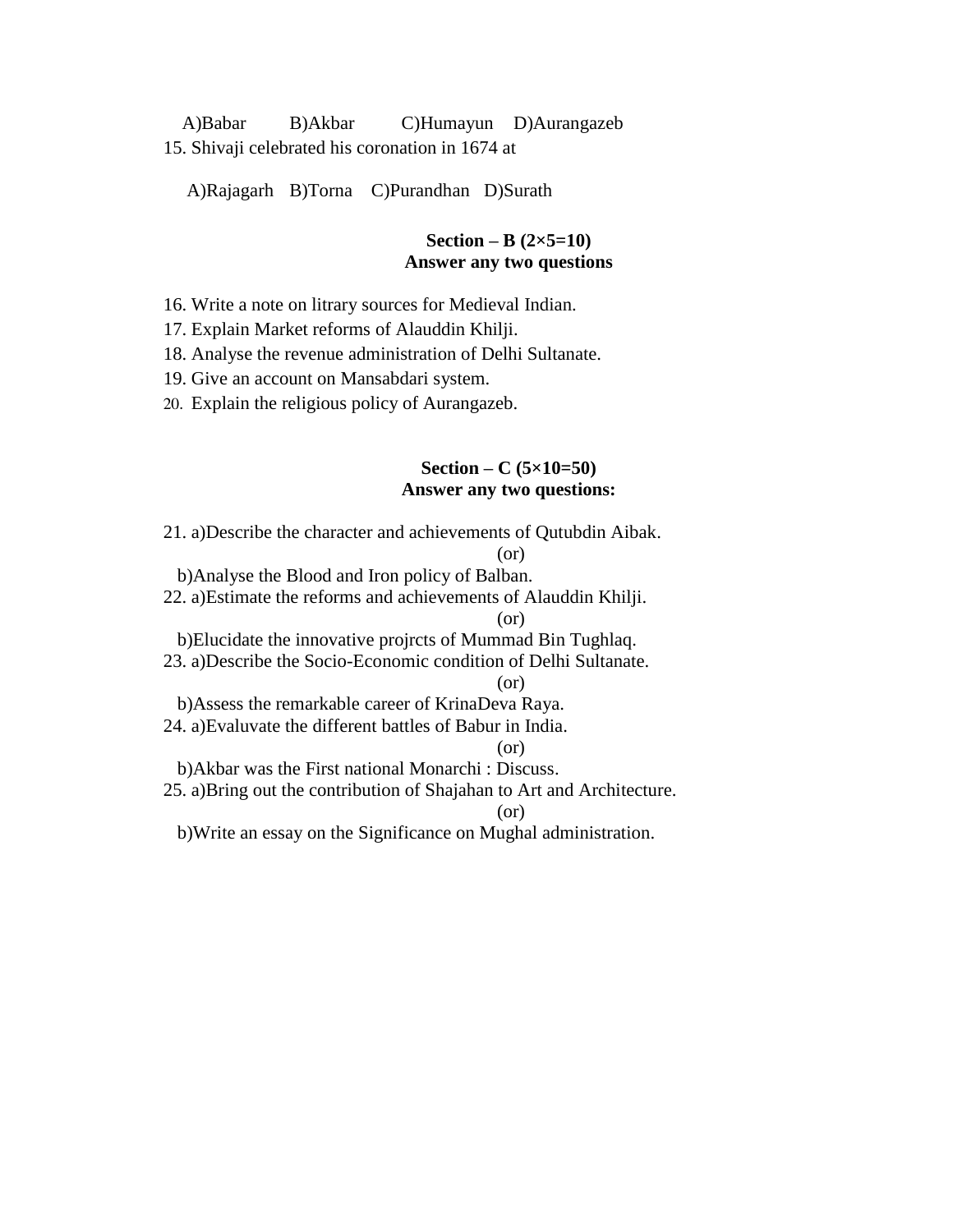A)Babar B)Akbar C)Humayun D)Aurangazeb

15. Shivaji celebrated his coronation in 1674 at

A)Rajagarh B)Torna C)Purandhan D)Surath

**Section – B (2×5=10)**
**Answer any two questions**

16. Write a note on litrary sources for Medieval Indian.
17. Explain Market reforms of Alauddin Khilji.
18. Analyse the revenue administration of Delhi Sultanate.
19. Give an account on Mansabdari system.
20. Explain the religious policy of Aurangazeb.

**Section – C (5×10=50)**
**Answer any two questions:**

21. a)Describe the character and achievements of Qutubdin Aibak.

(or)

b)Analyse the Blood and Iron policy of Balban.

22. a)Estimate the reforms and achievements of Alauddin Khilji.

(or)

b)Elucidate the innovative projrcts of Mummad Bin Tughlaq.

23. a)Describe the Socio-Economic condition of Delhi Sultanate.

(or)

b)Assess the remarkable career of KrinaDeva Raya.

24. a)Evaluvate the different battles of Babur in India.

(or)

b)Akbar was the First national Monarchi : Discuss.

25. a)Bring out the contribution of Shajahan to Art and Architecture.

(or)

b)Write an essay on the Significance on Mughal administration.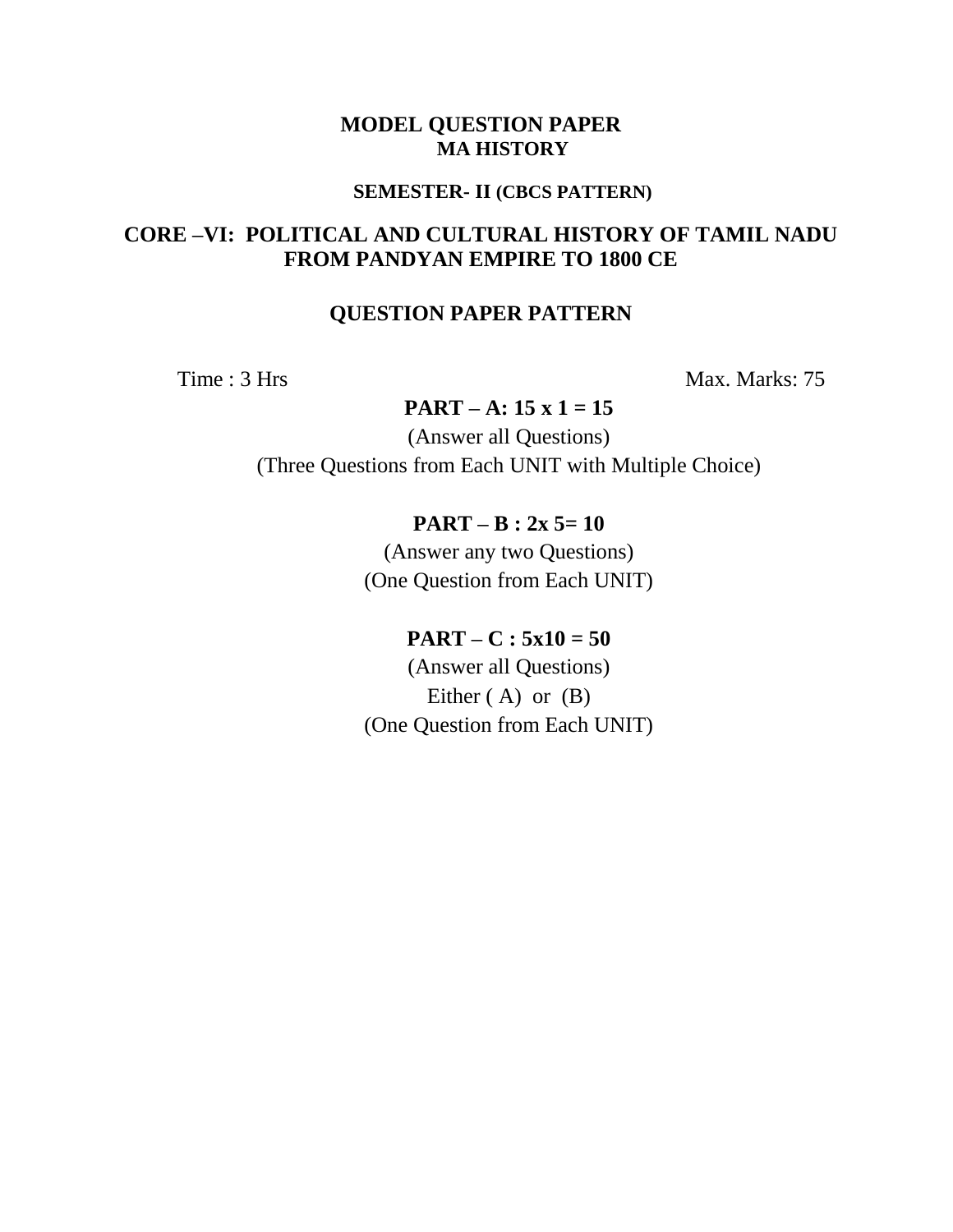**MODEL QUESTION PAPER**

**MA HISTORY**

**SEMESTER- II (CBCS PATTERN)**

**CORE –VI: POLITICAL AND CULTURAL HISTORY OF TAMIL NADU FROM PANDYAN EMPIRE TO 1800 CE**

**QUESTION PAPER PATTERN**

Time : 3 Hrs | Max. Marks: 75

**PART – A: 15 x 1 = 15**

(Answer all Questions)

(Three Questions from Each UNIT with Multiple Choice)

**PART – B : 2x 5= 10**

(Answer any two Questions)

(One Question from Each UNIT)

**PART – C : 5x10 = 50**

(Answer all Questions)

Either ( A) or (B)

(One Question from Each UNIT)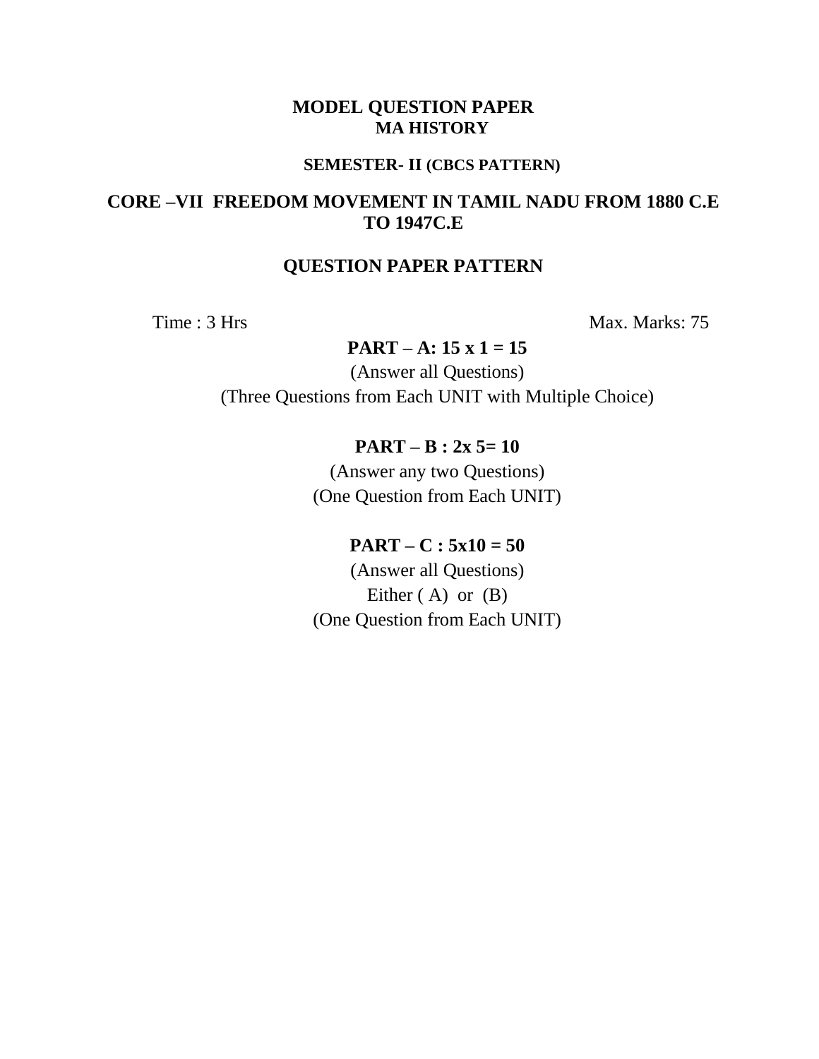# MODEL QUESTION PAPER
## MA HISTORY

### SEMESTER- II (CBCS PATTERN)

### CORE –VII FREEDOM MOVEMENT IN TAMIL NADU FROM 1880 C.E TO 1947C.E

### QUESTION PAPER PATTERN

Time : 3 Hrs　　　　　　　　　　　　　　　　　　　　　　Max. Marks: 75

**PART – A: 15 x 1 = 15**

(Answer all Questions)

(Three Questions from Each UNIT with Multiple Choice)

**PART – B : 2x 5= 10**

(Answer any two Questions)

(One Question from Each UNIT)

**PART – C : 5x10 = 50**

(Answer all Questions)

Either ( A) or (B)

(One Question from Each UNIT)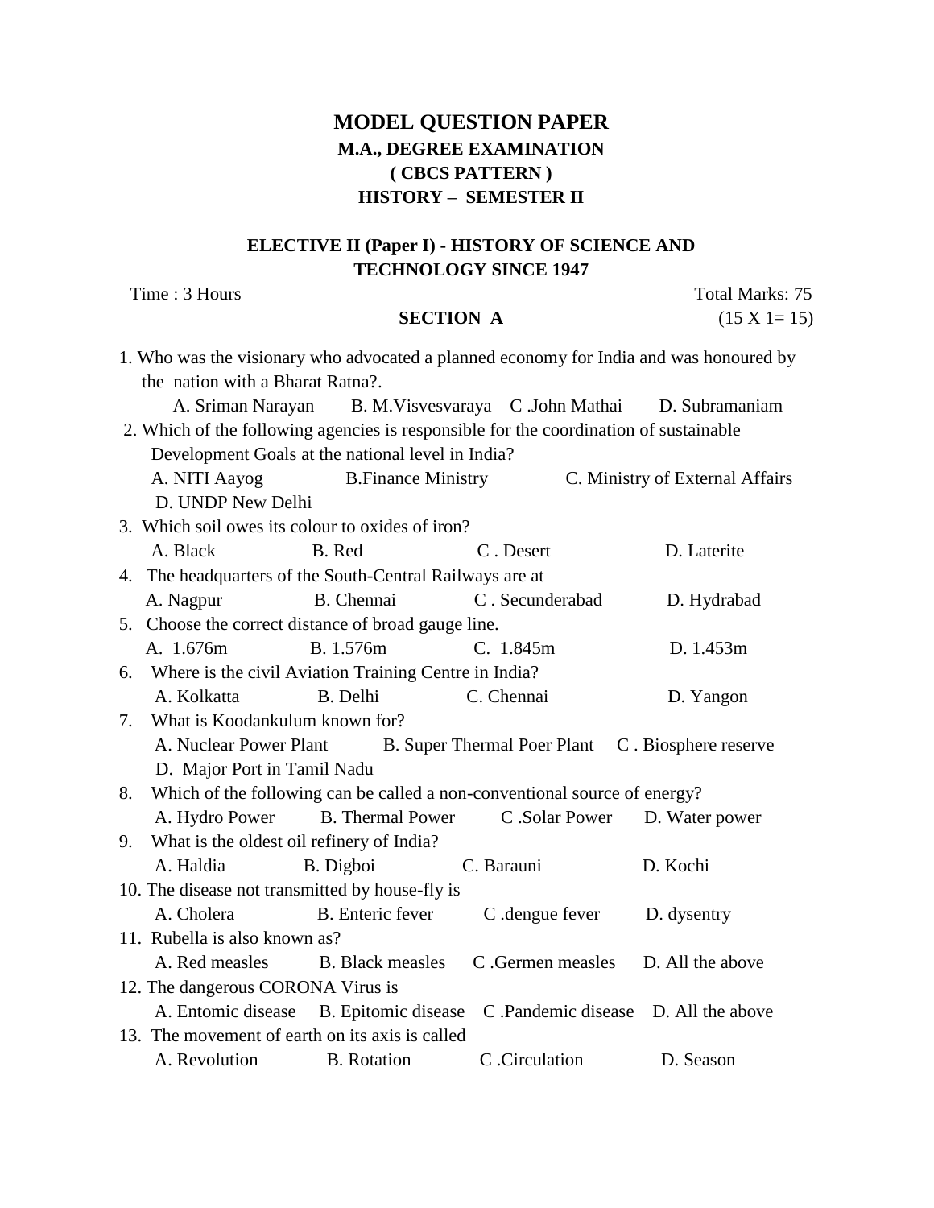# MODEL QUESTION PAPER

## M.A., DEGREE EXAMINATION

## ( CBCS PATTERN )

## HISTORY – SEMESTER II

### ELECTIVE II (Paper I) - HISTORY OF SCIENCE AND TECHNOLOGY SINCE 1947

Time : 3 Hours Total Marks: 75

**SECTION A** (15 X 1= 15)

1. Who was the visionary who advocated a planned economy for India and was honoured by the nation with a Bharat Ratna?.
   A. Sriman Narayan B. M.Visvesvaraya C .John Mathai D. Subramaniam
2. Which of the following agencies is responsible for the coordination of sustainable Development Goals at the national level in India?
   A. NITI Aayog B.Finance Ministry C. Ministry of External Affairs D. UNDP New Delhi
3. Which soil owes its colour to oxides of iron?
   A. Black B. Red C . Desert D. Laterite
4. The headquarters of the South-Central Railways are at
   A. Nagpur B. Chennai C . Secunderabad D. Hydrabad
5. Choose the correct distance of broad gauge line.
   A. 1.676m B. 1.576m C. 1.845m D. 1.453m
6. Where is the civil Aviation Training Centre in India?
   A. Kolkatta B. Delhi C. Chennai D. Yangon
7. What is Koodankulum known for?
   A. Nuclear Power Plant B. Super Thermal Poer Plant C . Biosphere reserve D. Major Port in Tamil Nadu
8. Which of the following can be called a non-conventional source of energy?
   A. Hydro Power B. Thermal Power C .Solar Power D. Water power
9. What is the oldest oil refinery of India?
   A. Haldia B. Digboi C. Barauni D. Kochi
10. The disease not transmitted by house-fly is
    A. Cholera B. Enteric fever C .dengue fever D. dysentry
11. Rubella is also known as?
    A. Red measles B. Black measles C .Germen measles D. All the above
12. The dangerous CORONA Virus is
    A. Entomic disease B. Epitomic disease C .Pandemic disease D. All the above
13. The movement of earth on its axis is called
    A. Revolution B. Rotation C .Circulation D. Season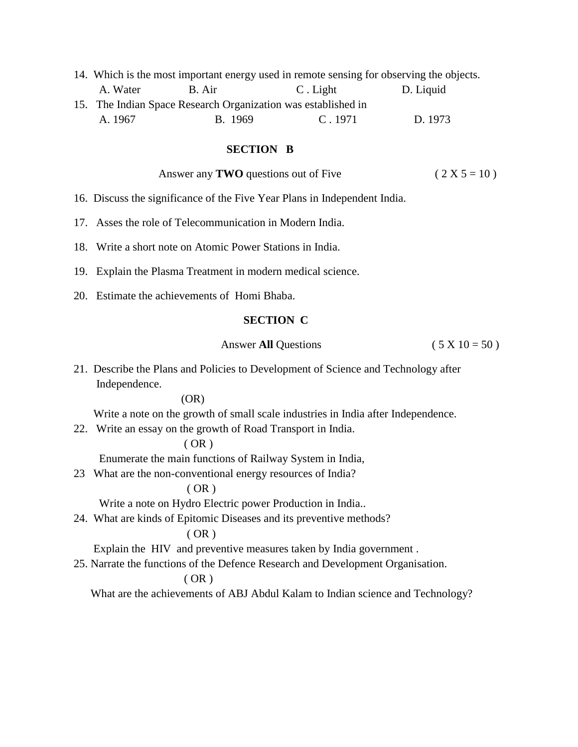14. Which is the most important energy used in remote sensing for observing the objects.
    A. Water B. Air C . Light D. Liquid
15. The Indian Space Research Organization was established in
    A. 1967 B. 1969 C . 1971 D. 1973

## SECTION B

Answer any **TWO** questions out of Five ( 2 X 5 = 10 )

16. Discuss the significance of the Five Year Plans in Independent India.

17. Asses the role of Telecommunication in Modern India.

18. Write a short note on Atomic Power Stations in India.

19. Explain the Plasma Treatment in modern medical science.

20. Estimate the achievements of Homi Bhaba.

## SECTION C

Answer **All** Questions ( 5 X 10 = 50 )

21. Describe the Plans and Policies to Development of Science and Technology after Independence.

    (OR)

    Write a note on the growth of small scale industries in India after Independence.

22. Write an essay on the growth of Road Transport in India.

    ( OR )

    Enumerate the main functions of Railway System in India,

23 What are the non-conventional energy resources of India?

    ( OR )

    Write a note on Hydro Electric power Production in India..

24. What are kinds of Epitomic Diseases and its preventive methods?

    ( OR )

    Explain the HIV and preventive measures taken by India government .

25. Narrate the functions of the Defence Research and Development Organisation.

    ( OR )

    What are the achievements of ABJ Abdul Kalam to Indian science and Technology?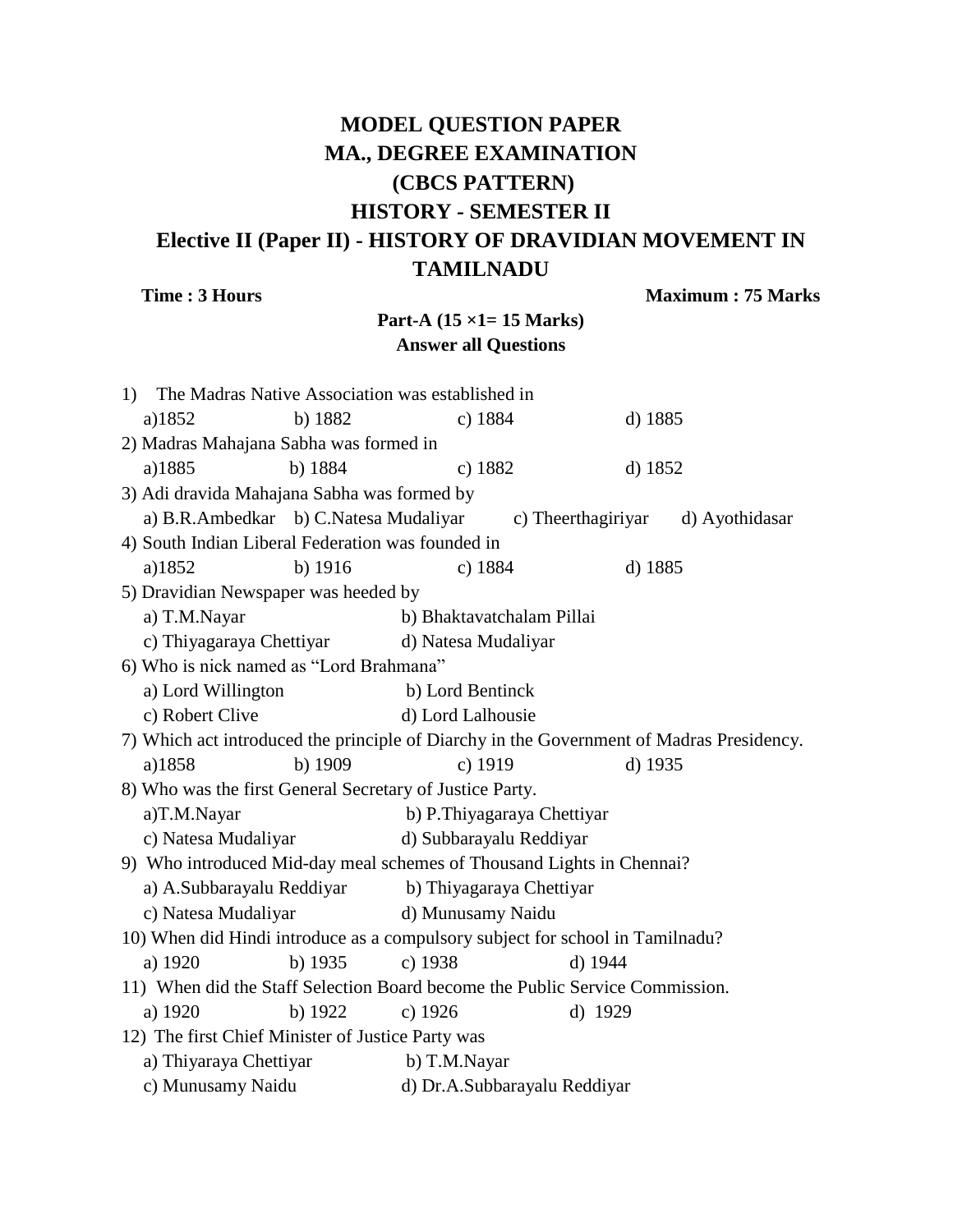# MODEL QUESTION PAPER
# MA., DEGREE EXAMINATION
# (CBCS PATTERN)
# HISTORY - SEMESTER II
## Elective II (Paper II) - HISTORY OF DRAVIDIAN MOVEMENT IN TAMILNADU

**Time : 3 Hours** **Maximum : 75 Marks**

**Part-A (15 ×1= 15 Marks)**
**Answer all Questions**

1) The Madras Native Association was established in
   a)1852 b) 1882 c) 1884 d) 1885

2) Madras Mahajana Sabha was formed in
   a)1885 b) 1884 c) 1882 d) 1852

3) Adi dravida Mahajana Sabha was formed by
   a) B.R.Ambedkar b) C.Natesa Mudaliyar c) Theerthagiriyar d) Ayothidasar

4) South Indian Liberal Federation was founded in
   a)1852 b) 1916 c) 1884 d) 1885

5) Dravidian Newspaper was heeded by
   a) T.M.Nayar b) Bhaktavatchalam Pillai
   c) Thiyagaraya Chettiyar d) Natesa Mudaliyar

6) Who is nick named as "Lord Brahmana"
   a) Lord Willington b) Lord Bentinck
   c) Robert Clive d) Lord Lalhousie

7) Which act introduced the principle of Diarchy in the Government of Madras Presidency.
   a)1858 b) 1909 c) 1919 d) 1935

8) Who was the first General Secretary of Justice Party.
   a)T.M.Nayar b) P.Thiyagaraya Chettiyar
   c) Natesa Mudaliyar d) Subbarayalu Reddiyar

9) Who introduced Mid-day meal schemes of Thousand Lights in Chennai?
   a) A.Subbarayalu Reddiyar b) Thiyagaraya Chettiyar
   c) Natesa Mudaliyar d) Munusamy Naidu

10) When did Hindi introduce as a compulsory subject for school in Tamilnadu?
   a) 1920 b) 1935 c) 1938 d) 1944

11) When did the Staff Selection Board become the Public Service Commission.
   a) 1920 b) 1922 c) 1926 d) 1929

12) The first Chief Minister of Justice Party was
   a) Thiyaraya Chettiyar b) T.M.Nayar
   c) Munusamy Naidu d) Dr.A.Subbarayalu Reddiyar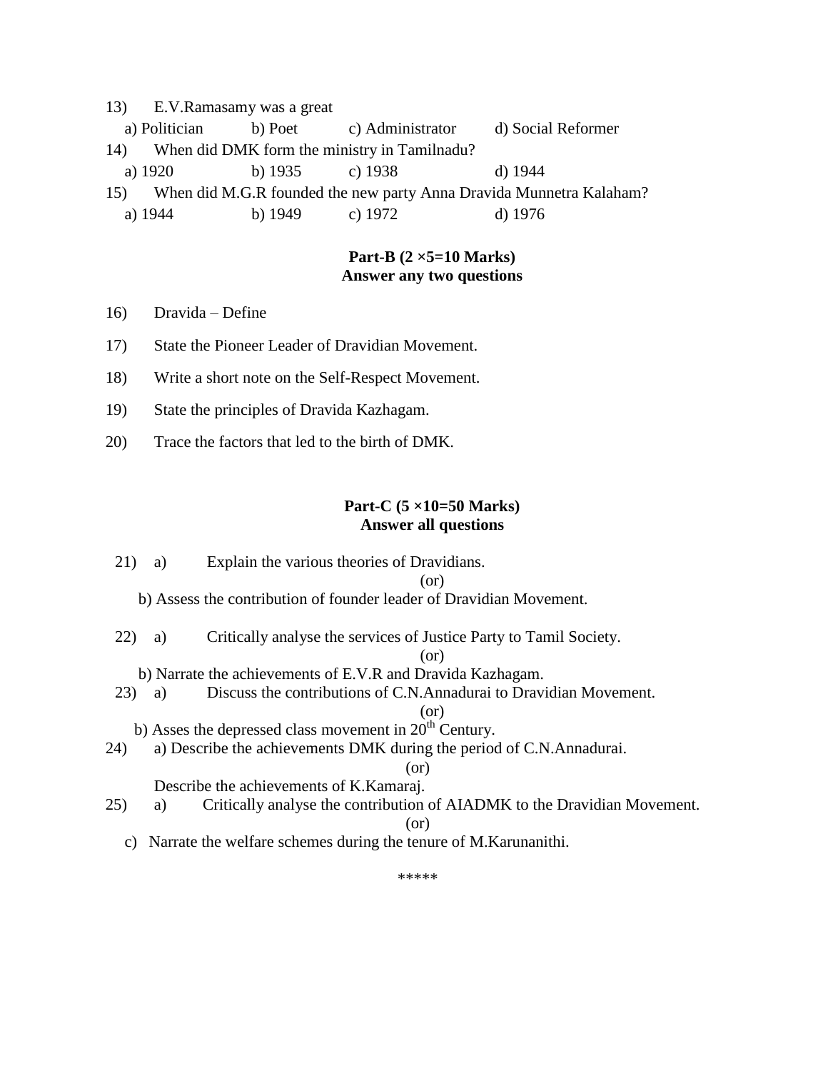13) E.V.Ramasamy was a great

a) Politician b) Poet c) Administrator d) Social Reformer

14) When did DMK form the ministry in Tamilnadu?

a) 1920 b) 1935 c) 1938 d) 1944

15) When did M.G.R founded the new party Anna Dravida Munnetra Kalaham?

a) 1944 b) 1949 c) 1972 d) 1976

**Part-B (2 ×5=10 Marks)**
**Answer any two questions**

16) Dravida – Define

17) State the Pioneer Leader of Dravidian Movement.

18) Write a short note on the Self-Respect Movement.

19) State the principles of Dravida Kazhagam.

20) Trace the factors that led to the birth of DMK.

**Part-C (5 ×10=50 Marks)**
**Answer all questions**

21) a) Explain the various theories of Dravidians.

(or)

b) Assess the contribution of founder leader of Dravidian Movement.

22) a) Critically analyse the services of Justice Party to Tamil Society.

(or)

b) Narrate the achievements of E.V.R and Dravida Kazhagam.

23) a) Discuss the contributions of C.N.Annadurai to Dravidian Movement.

(or)

b) Asses the depressed class movement in 20th Century.

24) a) Describe the achievements DMK during the period of C.N.Annadurai.

(or)

Describe the achievements of K.Kamaraj.

25) a) Critically analyse the contribution of AIADMK to the Dravidian Movement.

(or)

c) Narrate the welfare schemes during the tenure of M.Karunanithi.

*****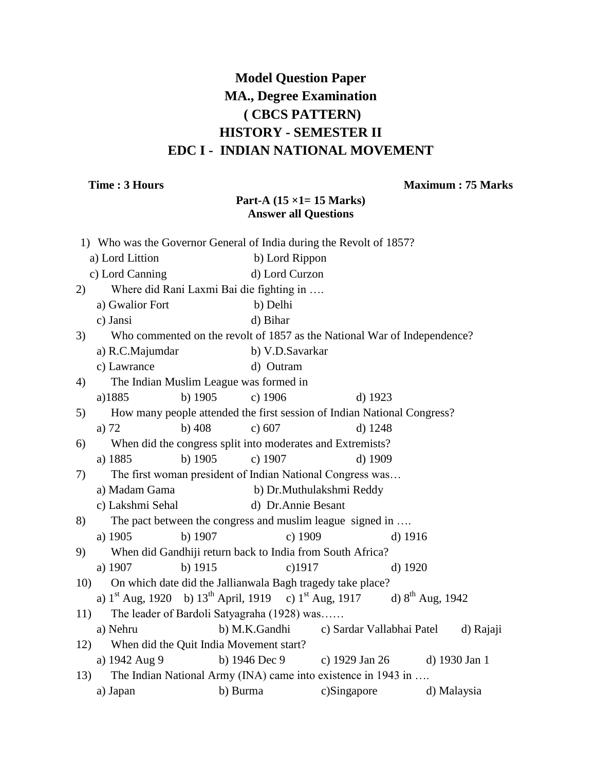# Model Question Paper
# MA., Degree Examination
# ( CBCS PATTERN)
# HISTORY - SEMESTER II
# EDC I - INDIAN NATIONAL MOVEMENT

**Time : 3 Hours** **Maximum : 75 Marks**

**Part-A (15 ×1= 15 Marks)**
**Answer all Questions**

1) Who was the Governor General of India during the Revolt of 1857?
   a) Lord Littion b) Lord Rippon
   c) Lord Canning d) Lord Curzon

2) Where did Rani Laxmi Bai die fighting in ….
   a) Gwalior Fort b) Delhi
   c) Jansi d) Bihar

3) Who commented on the revolt of 1857 as the National War of Independence?
   a) R.C.Majumdar b) V.D.Savarkar
   c) Lawrance d) Outram

4) The Indian Muslim League was formed in
   a)1885 b) 1905 c) 1906 d) 1923

5) How many people attended the first session of Indian National Congress?
   a) 72 b) 408 c) 607 d) 1248

6) When did the congress split into moderates and Extremists?
   a) 1885 b) 1905 c) 1907 d) 1909

7) The first woman president of Indian National Congress was…
   a) Madam Gama b) Dr.Muthulakshmi Reddy
   c) Lakshmi Sehal d) Dr.Annie Besant

8) The pact between the congress and muslim league signed in ….
   a) 1905 b) 1907 c) 1909 d) 1916

9) When did Gandhiji return back to India from South Africa?
   a) 1907 b) 1915 c)1917 d) 1920

10) On which date did the Jallianwala Bagh tragedy take place?
    a) 1st Aug, 1920 b) 13th April, 1919 c) 1st Aug, 1917 d) 8th Aug, 1942

11) The leader of Bardoli Satyagraha (1928) was……
    a) Nehru b) M.K.Gandhi c) Sardar Vallabhai Patel d) Rajaji

12) When did the Quit India Movement start?
    a) 1942 Aug 9 b) 1946 Dec 9 c) 1929 Jan 26 d) 1930 Jan 1

13) The Indian National Army (INA) came into existence in 1943 in ….
    a) Japan b) Burma c)Singapore d) Malaysia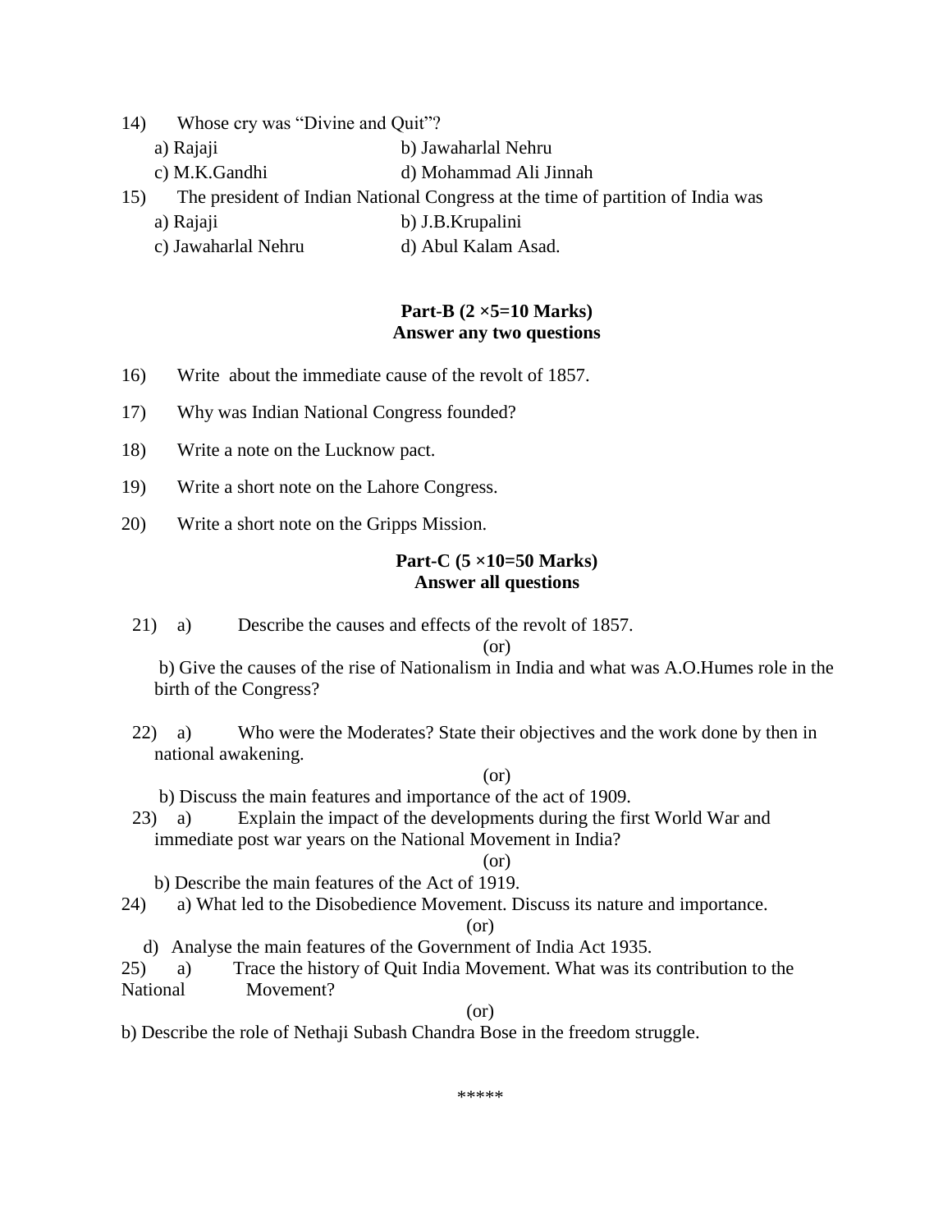14) Whose cry was “Divine and Quit”?

a) Rajaji b) Jawaharlal Nehru

c) M.K.Gandhi d) Mohammad Ali Jinnah

15) The president of Indian National Congress at the time of partition of India was

a) Rajaji b) J.B.Krupalini

c) Jawaharlal Nehru d) Abul Kalam Asad.

**Part-B (2 ×5=10 Marks)**
**Answer any two questions**

16) Write about the immediate cause of the revolt of 1857.

17) Why was Indian National Congress founded?

18) Write a note on the Lucknow pact.

19) Write a short note on the Lahore Congress.

20) Write a short note on the Gripps Mission.

**Part-C (5 ×10=50 Marks)**
**Answer all questions**

21) a) Describe the causes and effects of the revolt of 1857.

(or)

b) Give the causes of the rise of Nationalism in India and what was A.O.Humes role in the birth of the Congress?

22) a) Who were the Moderates? State their objectives and the work done by then in national awakening.

(or)

b) Discuss the main features and importance of the act of 1909.

23) a) Explain the impact of the developments during the first World War and immediate post war years on the National Movement in India?

(or)

b) Describe the main features of the Act of 1919.

24) a) What led to the Disobedience Movement. Discuss its nature and importance.

(or)

d) Analyse the main features of the Government of India Act 1935.

25) a) Trace the history of Quit India Movement. What was its contribution to the National Movement?

(or)

b) Describe the role of Nethaji Subash Chandra Bose in the freedom struggle.

*****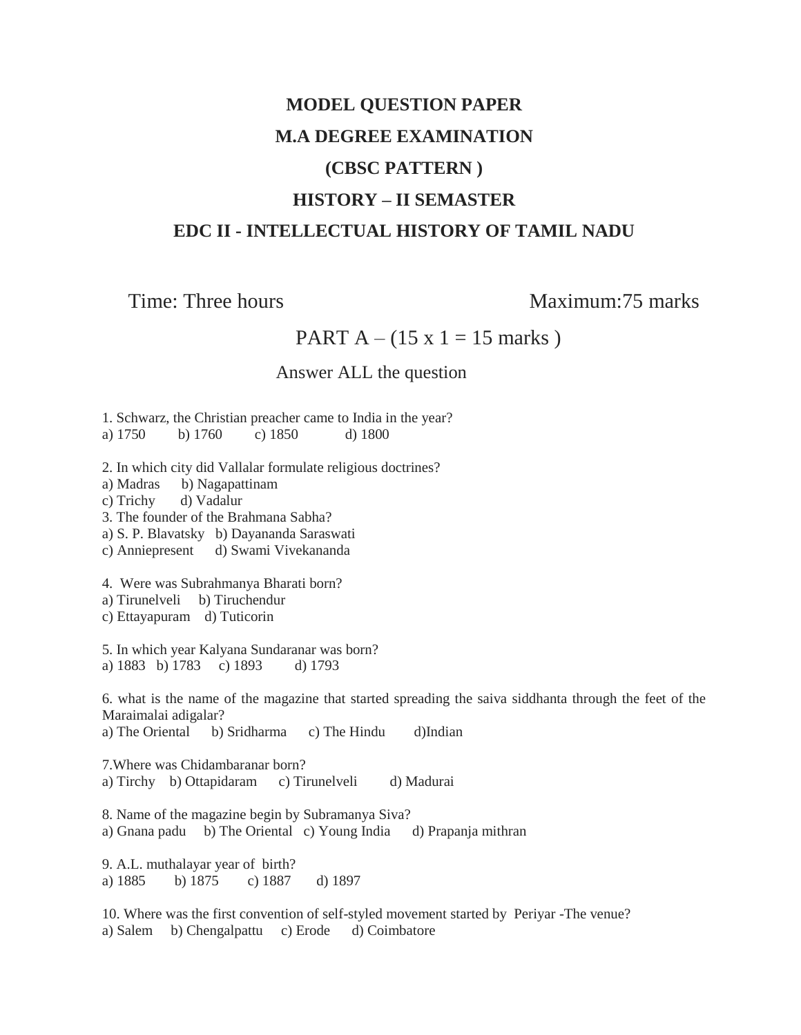# MODEL QUESTION PAPER

## M.A DEGREE EXAMINATION

## (CBSC PATTERN )

## HISTORY – II SEMASTER

## EDC II - INTELLECTUAL HISTORY OF TAMIL NADU

Time: Three hours Maximum:75 marks

PART A – (15 x 1 = 15 marks )

Answer ALL the question

1. Schwarz, the Christian preacher came to India in the year?
a) 1750 b) 1760 c) 1850 d) 1800

2. In which city did Vallalar formulate religious doctrines?
a) Madras b) Nagapattinam
c) Trichy d) Vadalur

3. The founder of the Brahmana Sabha?
a) S. P. Blavatsky b) Dayananda Saraswati
c) Anniepresent d) Swami Vivekananda

4. Were was Subrahmanya Bharati born?
a) Tirunelveli b) Tiruchendur
c) Ettayapuram d) Tuticorin

5. In which year Kalyana Sundaranar was born?
a) 1883 b) 1783 c) 1893 d) 1793

6. what is the name of the magazine that started spreading the saiva siddhanta through the feet of the Maraimalai adigalar?
a) The Oriental b) Sridharma c) The Hindu d)Indian

7.Where was Chidambaranar born?
a) Tirchy b) Ottapidaram c) Tirunelveli d) Madurai

8. Name of the magazine begin by Subramanya Siva?
a) Gnana padu b) The Oriental c) Young India d) Prapanja mithran

9. A.L. muthalayar year of birth?
a) 1885 b) 1875 c) 1887 d) 1897

10. Where was the first convention of self-styled movement started by Periyar -The venue?
a) Salem b) Chengalpattu c) Erode d) Coimbatore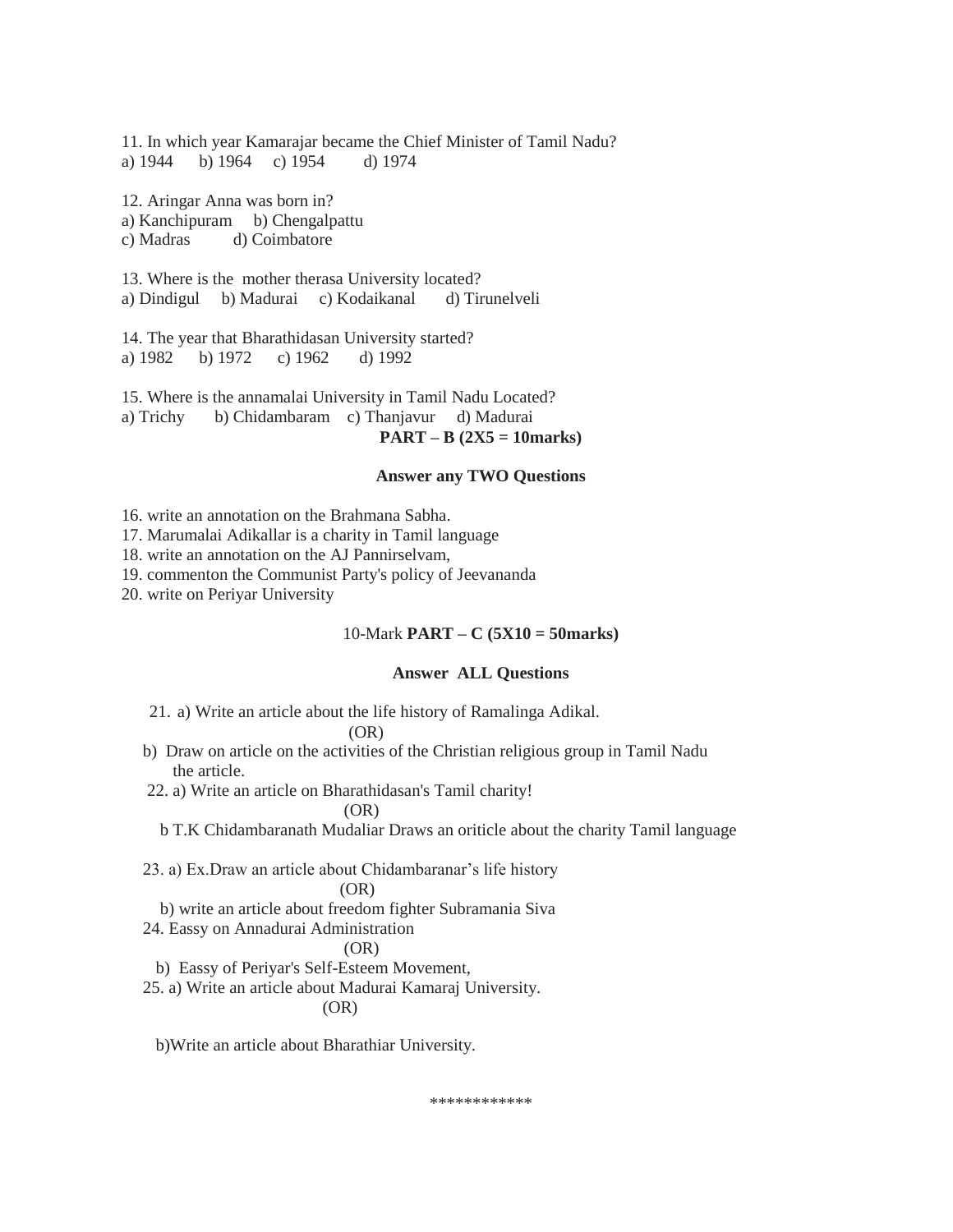11. In which year Kamarajar became the Chief Minister of Tamil Nadu?
a) 1944 b) 1964 c) 1954 d) 1974

12. Aringar Anna was born in?
a) Kanchipuram b) Chengalpattu
c) Madras d) Coimbatore

13. Where is the mother therasa University located?
a) Dindigul b) Madurai c) Kodaikanal d) Tirunelveli

14. The year that Bharathidasan University started?
a) 1982 b) 1972 c) 1962 d) 1992

15. Where is the annamalai University in Tamil Nadu Located?
a) Trichy b) Chidambaram c) Thanjavur d) Madurai

**PART – B (2X5 = 10marks)**

**Answer any TWO Questions**

16. write an annotation on the Brahmana Sabha.
17. Marumalai Adikallar is a charity in Tamil language
18. write an annotation on the AJ Pannirselvam,
19. commenton the Communist Party's policy of Jeevananda
20. write on Periyar University

10-Mark **PART – C (5X10 = 50marks)**

**Answer ALL Questions**

21. a) Write an article about the life history of Ramalinga Adikal.

(OR)

b) Draw on article on the activities of the Christian religious group in Tamil Nadu the article.

22. a) Write an article on Bharathidasan's Tamil charity!

(OR)

b T.K Chidambaranath Mudaliar Draws an oriticle about the charity Tamil language

23. a) Ex.Draw an article about Chidambaranar's life history

(OR)

b) write an article about freedom fighter Subramania Siva

24. Eassy on Annadurai Administration

(OR)

b) Eassy of Periyar's Self-Esteem Movement,

25. a) Write an article about Madurai Kamaraj University.

(OR)

b)Write an article about Bharathiar University.

************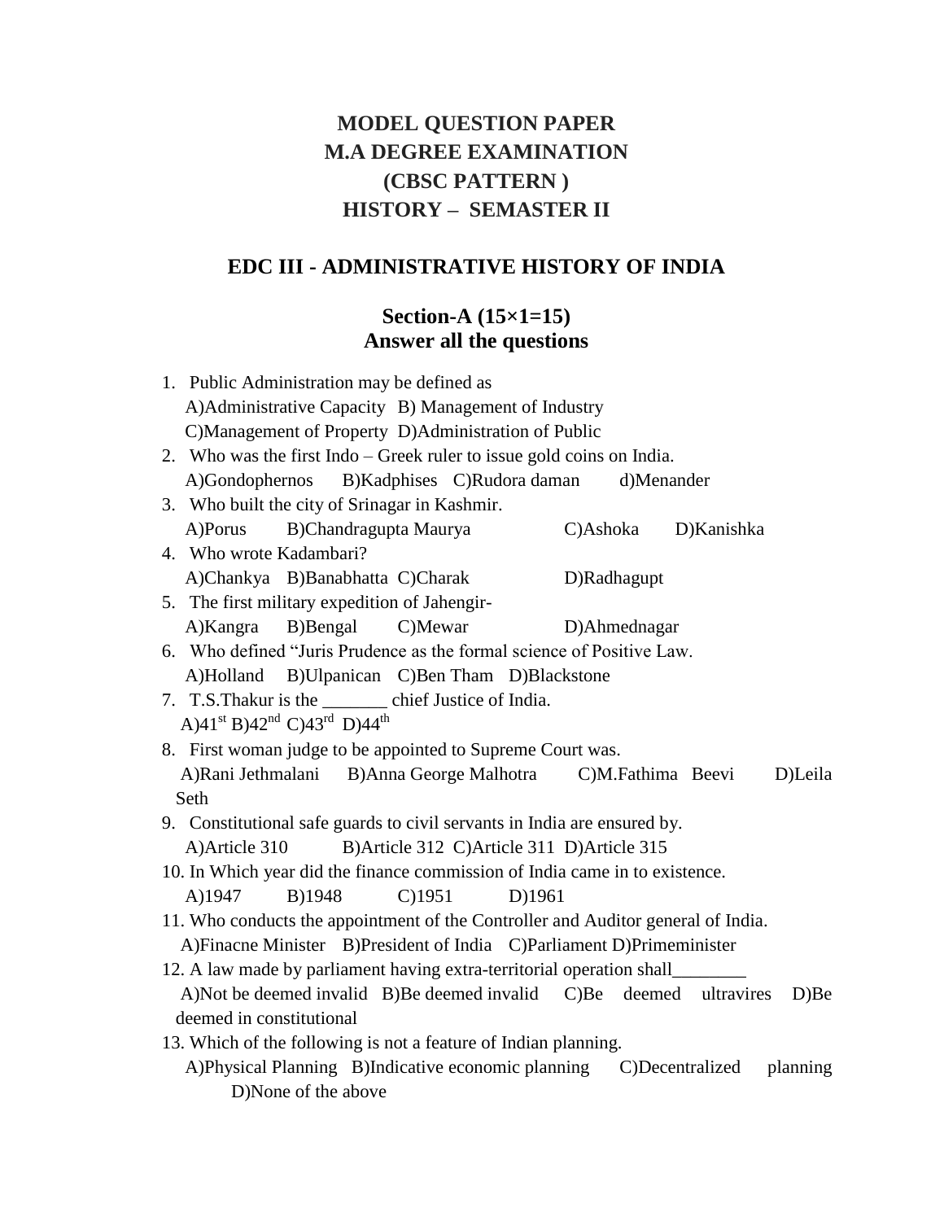# MODEL QUESTION PAPER
# M.A DEGREE EXAMINATION
# (CBSC PATTERN )
# HISTORY – SEMASTER II

## EDC III - ADMINISTRATIVE HISTORY OF INDIA

### Section-A (15×1=15)
### Answer all the questions

1. Public Administration may be defined as
   A)Administrative Capacity B) Management of Industry
   C)Management of Property D)Administration of Public
2. Who was the first Indo – Greek ruler to issue gold coins on India.
   A)Gondophernos B)Kadphises C)Rudora daman d)Menander
3. Who built the city of Srinagar in Kashmir.
   A)Porus B)Chandragupta Maurya C)Ashoka D)Kanishka
4. Who wrote Kadambari?
   A)Chankya B)Banabhatta C)Charak D)Radhagupt
5. The first military expedition of Jahengir-
   A)Kangra B)Bengal C)Mewar D)Ahmednagar
6. Who defined "Juris Prudence as the formal science of Positive Law.
   A)Holland B)Ulpanican C)Ben Tham D)Blackstone
7. T.S.Thakur is the _______ chief Justice of India.
   A)41st B)42nd C)43rd D)44th
8. First woman judge to be appointed to Supreme Court was.
   A)Rani Jethmalani B)Anna George Malhotra C)M.Fathima Beevi D)Leila Seth
9. Constitutional safe guards to civil servants in India are ensured by.
   A)Article 310 B)Article 312 C)Article 311 D)Article 315
10. In Which year did the finance commission of India came in to existence.
    A)1947 B)1948 C)1951 D)1961
11. Who conducts the appointment of the Controller and Auditor general of India.
    A)Finacne Minister B)President of India C)Parliament D)Primeminister
12. A law made by parliament having extra-territorial operation shall________
    A)Not be deemed invalid B)Be deemed invalid C)Be deemed ultravires D)Be deemed in constitutional
13. Which of the following is not a feature of Indian planning.
    A)Physical Planning B)Indicative economic planning C)Decentralized planning D)None of the above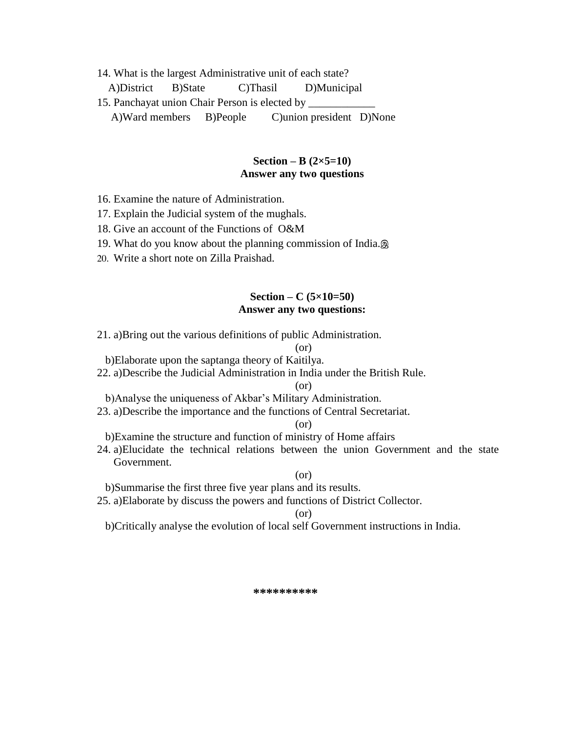14. What is the largest Administrative unit of each state?

A)District B)State C)Thasil D)Municipal

15. Panchayat union Chair Person is elected by ____________

A)Ward members B)People C)union president D)None

**Section – B (2×5=10)**
**Answer any two questions**

16. Examine the nature of Administration.
17. Explain the Judicial system of the mughals.
18. Give an account of the Functions of O&M
19. What do you know about the planning commission of India.இ
20. Write a short note on Zilla Praishad.

**Section – C (5×10=50)**
**Answer any two questions:**

21. a)Bring out the various definitions of public Administration.

(or)

b)Elaborate upon the saptanga theory of Kaitilya.

22. a)Describe the Judicial Administration in India under the British Rule.

(or)

b)Analyse the uniqueness of Akbar's Military Administration.

23. a)Describe the importance and the functions of Central Secretariat.

(or)

b)Examine the structure and function of ministry of Home affairs

24. a)Elucidate the technical relations between the union Government and the state Government.

(or)

b)Summarise the first three five year plans and its results.

25. a)Elaborate by discuss the powers and functions of District Collector.

(or)

b)Critically analyse the evolution of local self Government instructions in India.

**********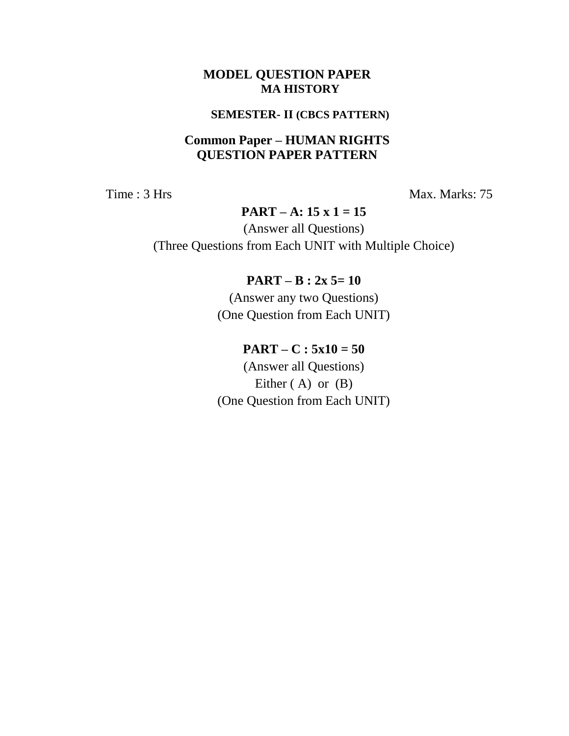# MODEL QUESTION PAPER

## MA HISTORY

### SEMESTER- II (CBCS PATTERN)

## Common Paper – HUMAN RIGHTS
## QUESTION PAPER PATTERN

Time : 3 Hrs                                                    Max. Marks: 75

**PART – A: 15 x 1 = 15**

(Answer all Questions)

(Three Questions from Each UNIT with Multiple Choice)

**PART – B : 2x 5= 10**

(Answer any two Questions)

(One Question from Each UNIT)

**PART – C : 5x10 = 50**

(Answer all Questions)

Either ( A) or (B)

(One Question from Each UNIT)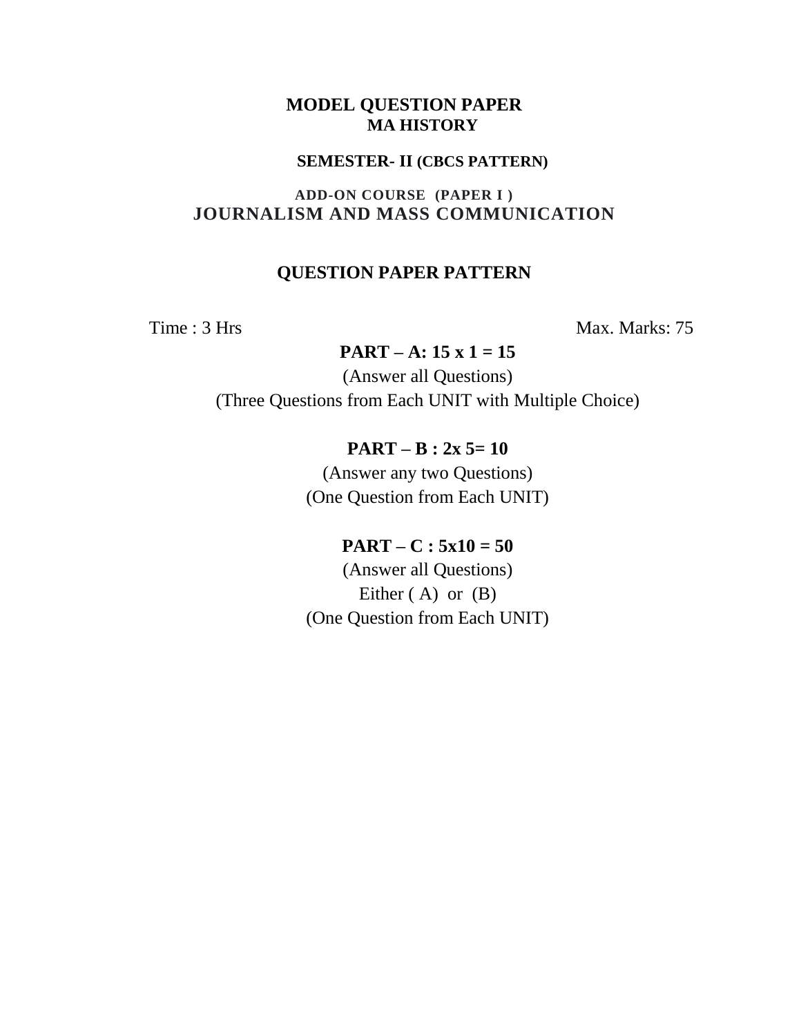# MODEL QUESTION PAPER

## MA HISTORY

### SEMESTER- II (CBCS PATTERN)

### ADD-ON COURSE (PAPER I )

## JOURNALISM AND MASS COMMUNICATION

### QUESTION PAPER PATTERN

Time : 3 Hrs　　　　　　　　　　　　　　　　Max. Marks: 75

**PART – A: 15 x 1 = 15**

(Answer all Questions)

(Three Questions from Each UNIT with Multiple Choice)

**PART – B : 2x 5= 10**

(Answer any two Questions)

(One Question from Each UNIT)

**PART – C : 5x10 = 50**

(Answer all Questions)

Either ( A) or (B)

(One Question from Each UNIT)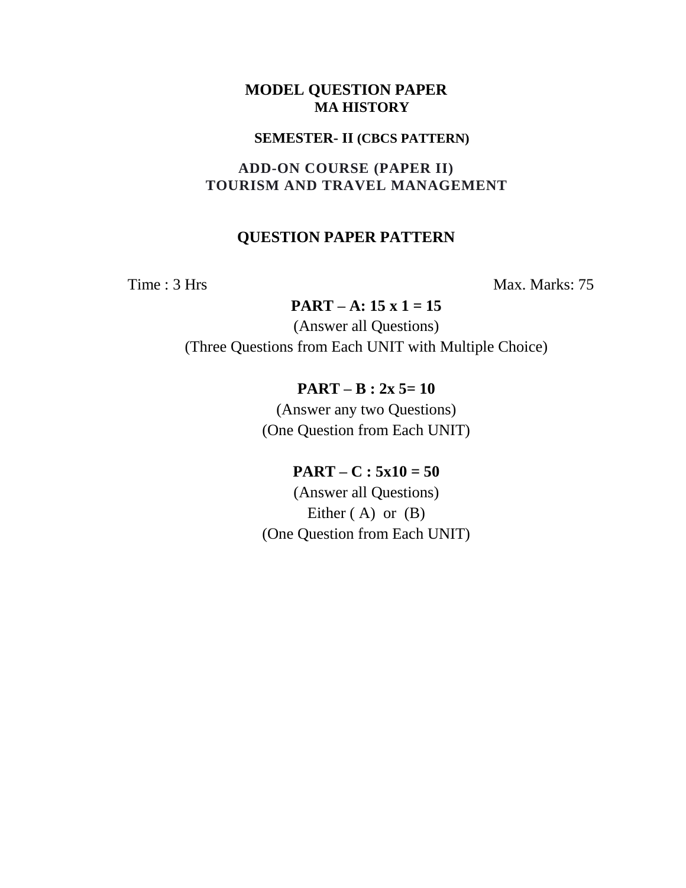# MODEL QUESTION PAPER

## MA HISTORY

### SEMESTER- II (CBCS PATTERN)

### ADD-ON COURSE (PAPER II)

### TOURISM AND TRAVEL MANAGEMENT

### QUESTION PAPER PATTERN

Time : 3 Hrs | Max. Marks: 75

**PART – A: 15 x 1 = 15**

(Answer all Questions)

(Three Questions from Each UNIT with Multiple Choice)

**PART – B : 2x 5= 10**

(Answer any two Questions)

(One Question from Each UNIT)

**PART – C : 5x10 = 50**

(Answer all Questions)

Either ( A) or (B)

(One Question from Each UNIT)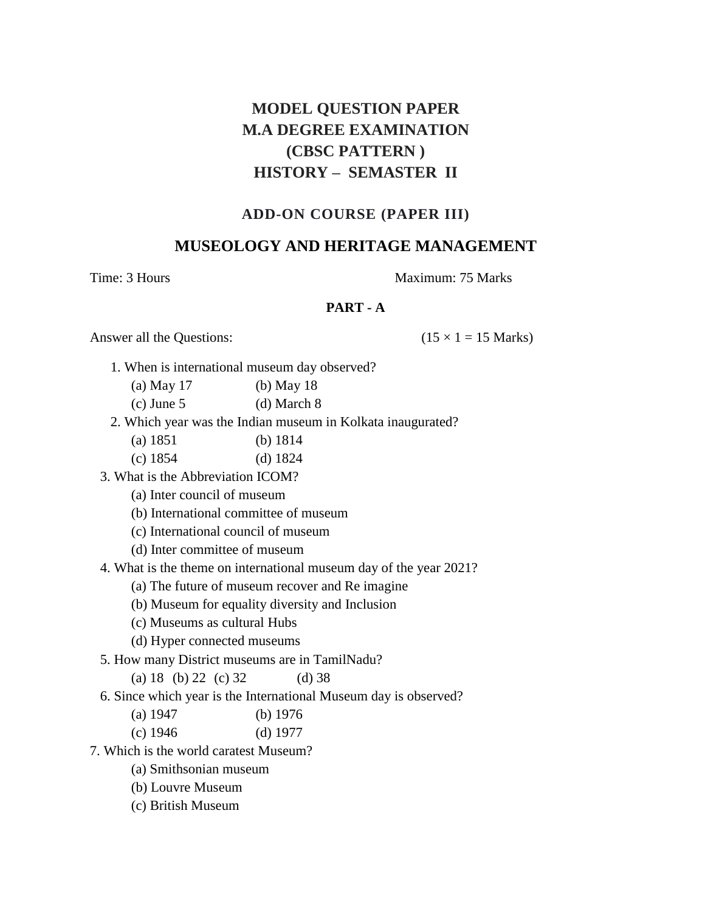# MODEL QUESTION PAPER
# M.A DEGREE EXAMINATION
# (CBSC PATTERN )
# HISTORY – SEMASTER II

### ADD-ON COURSE (PAPER III)

## MUSEOLOGY AND HERITAGE MANAGEMENT

Time: 3 Hours                                                  Maximum: 75 Marks

**PART - A**

Answer all the Questions:                                      (15 × 1 = 15 Marks)

1. When is international museum day observed?
   (a) May 17          (b) May 18
   (c) June 5          (d) March 8
2. Which year was the Indian museum in Kolkata inaugurated?
   (a) 1851          (b) 1814
   (c) 1854          (d) 1824
3. What is the Abbreviation ICOM?
   (a) Inter council of museum
   (b) International committee of museum
   (c) International council of museum
   (d) Inter committee of museum
4. What is the theme on international museum day of the year 2021?
   (a) The future of museum recover and Re imagine
   (b) Museum for equality diversity and Inclusion
   (c) Museums as cultural Hubs
   (d) Hyper connected museums
5. How many District museums are in TamilNadu?
   (a) 18   (b) 22   (c) 32          (d) 38
6. Since which year is the International Museum day is observed?
   (a) 1947          (b) 1976
   (c) 1946          (d) 1977
7. Which is the world caratest Museum?
   (a) Smithsonian museum
   (b) Louvre Museum
   (c) British Museum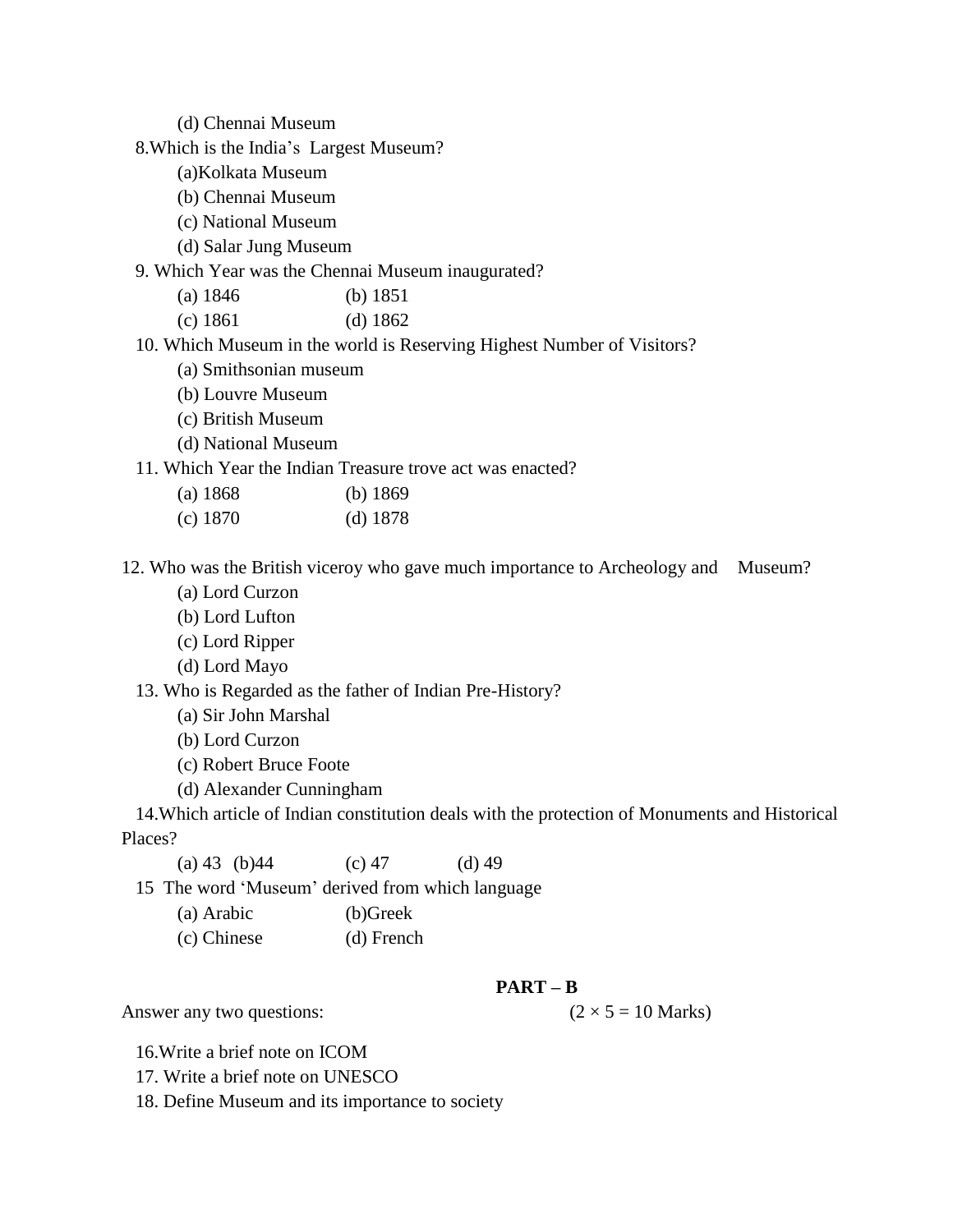(d) Chennai Museum

8.Which is the India's  Largest Museum?

(a)Kolkata Museum
(b) Chennai Museum
(c) National Museum
(d) Salar Jung Museum

9. Which Year was the Chennai Museum inaugurated?

(a) 1846 (b) 1851
(c) 1861 (d) 1862

10. Which Museum in the world is Reserving Highest Number of Visitors?

(a) Smithsonian museum
(b) Louvre Museum
(c) British Museum
(d) National Museum

11. Which Year the Indian Treasure trove act was enacted?

(a) 1868 (b) 1869
(c) 1870 (d) 1878

12. Who was the British viceroy who gave much importance to Archeology and Museum?

(a) Lord Curzon
(b) Lord Lufton
(c) Lord Ripper
(d) Lord Mayo

13. Who is Regarded as the father of Indian Pre-History?

(a) Sir John Marshal
(b) Lord Curzon
(c) Robert Bruce Foote
(d) Alexander Cunningham

14.Which article of Indian constitution deals with the protection of Monuments and Historical Places?

(a) 43 (b)44 (c) 47 (d) 49

15 The word 'Museum' derived from which language

(a) Arabic (b)Greek
(c) Chinese (d) French

## PART – B

Answer any two questions: (2 × 5 = 10 Marks)

16.Write a brief note on ICOM

17. Write a brief note on UNESCO

18. Define Museum and its importance to society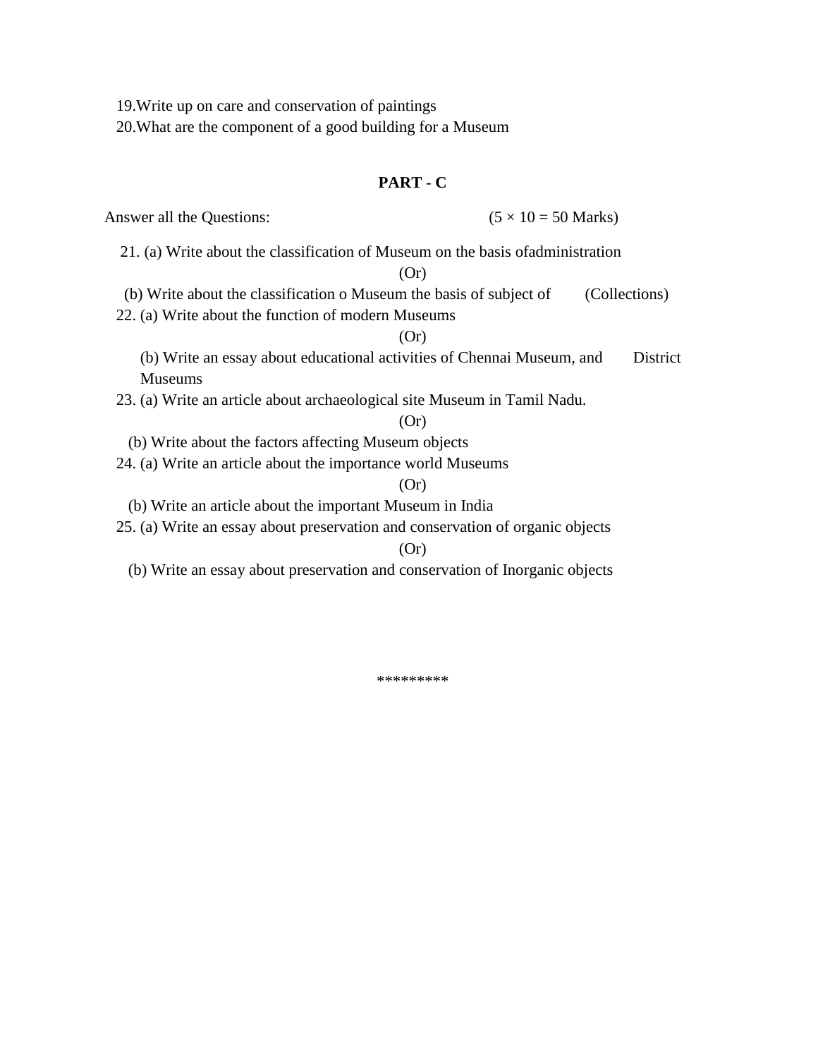19.Write up on care and conservation of paintings

20.What are the component of a good building for a Museum

**PART - C**

Answer all the Questions: (5 × 10 = 50 Marks)

21. (a) Write about the classification of Museum on the basis ofadministration

(Or)

(b) Write about the classification o Museum the basis of subject of (Collections)

22. (a) Write about the function of modern Museums

(Or)

(b) Write an essay about educational activities of Chennai Museum, and District Museums

23. (a) Write an article about archaeological site Museum in Tamil Nadu.

(Or)

(b) Write about the factors affecting Museum objects

24. (a) Write an article about the importance world Museums

(Or)

(b) Write an article about the important Museum in India

25. (a) Write an essay about preservation and conservation of organic objects

(Or)

(b) Write an essay about preservation and conservation of Inorganic objects

*********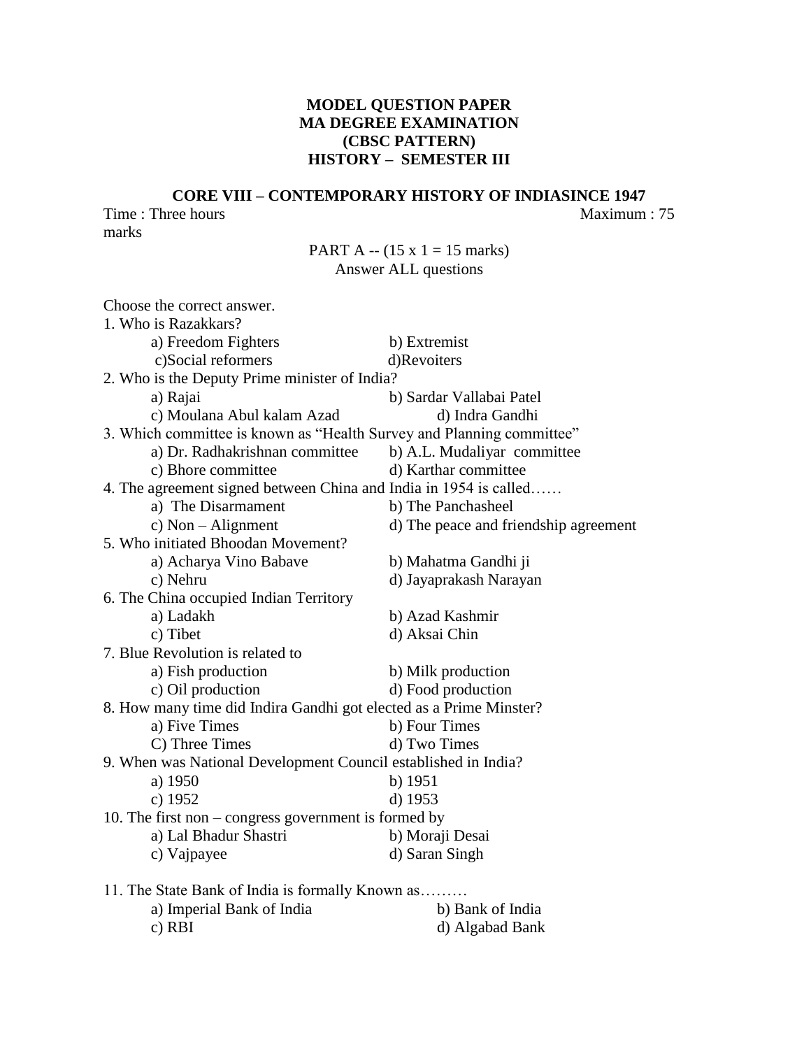**MODEL QUESTION PAPER**
**MA DEGREE EXAMINATION**
**(CBSC PATTERN)**
**HISTORY – SEMESTER III**

**CORE VIII – CONTEMPORARY HISTORY OF INDIASINCE 1947**

Time : Three hours Maximum : 75 marks

PART A -- (15 x 1 = 15 marks)
Answer ALL questions

Choose the correct answer.

1. Who is Razakkars?
   a) Freedom Fighters b) Extremist
   c)Social reformers d)Revoiters
2. Who is the Deputy Prime minister of India?
   a) Rajai b) Sardar Vallabai Patel
   c) Moulana Abul kalam Azad d) Indra Gandhi
3. Which committee is known as "Health Survey and Planning committee"
   a) Dr. Radhakrishnan committee b) A.L. Mudaliyar committee
   c) Bhore committee d) Karthar committee
4. The agreement signed between China and India in 1954 is called……
   a) The Disarmament b) The Panchasheel
   c) Non – Alignment d) The peace and friendship agreement
5. Who initiated Bhoodan Movement?
   a) Acharya Vino Babave b) Mahatma Gandhi ji
   c) Nehru d) Jayaprakash Narayan
6. The China occupied Indian Territory
   a) Ladakh b) Azad Kashmir
   c) Tibet d) Aksai Chin
7. Blue Revolution is related to
   a) Fish production b) Milk production
   c) Oil production d) Food production
8. How many time did Indira Gandhi got elected as a Prime Minster?
   a) Five Times b) Four Times
   C) Three Times d) Two Times
9. When was National Development Council established in India?
   a) 1950 b) 1951
   c) 1952 d) 1953
10. The first non – congress government is formed by
    a) Lal Bhadur Shastri b) Moraji Desai
    c) Vajpayee d) Saran Singh
11. The State Bank of India is formally Known as………
    a) Imperial Bank of India b) Bank of India
    c) RBI d) Algabad Bank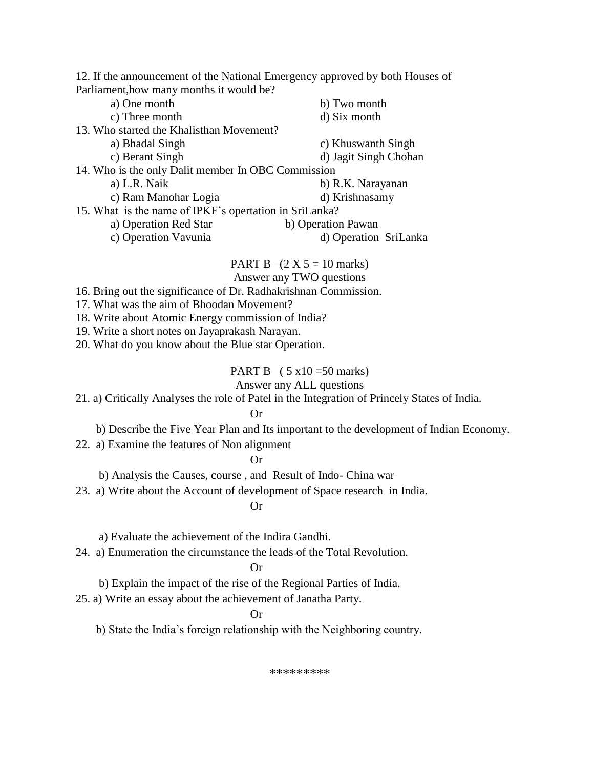12. If the announcement of the National Emergency approved by both Houses of Parliament,how many months it would be?

a) One month b) Two month
c) Three month d) Six month

13. Who started the Khalisthan Movement?

a) Bhadal Singh c) Khuswanth Singh
c) Berant Singh d) Jagit Singh Chohan

14. Who is the only Dalit member In OBC Commission

a) L.R. Naik b) R.K. Narayanan
c) Ram Manohar Logia d) Krishnasamy

15. What is the name of IPKF's opertation in SriLanka?

a) Operation Red Star b) Operation Pawan
c) Operation Vavunia d) Operation SriLanka

PART B –(2 X 5 = 10 marks)

Answer any TWO questions

16. Bring out the significance of Dr. Radhakrishnan Commission.
17. What was the aim of Bhoodan Movement?
18. Write about Atomic Energy commission of India?
19. Write a short notes on Jayaprakash Narayan.
20. What do you know about the Blue star Operation.

PART B –( 5 x10 =50 marks)

Answer any ALL questions

21. a) Critically Analyses the role of Patel in the Integration of Princely States of India.

Or

b) Describe the Five Year Plan and Its important to the development of Indian Economy.

22. a) Examine the features of Non alignment

Or

b) Analysis the Causes, course , and Result of Indo- China war

23. a) Write about the Account of development of Space research in India.

Or

a) Evaluate the achievement of the Indira Gandhi.

24. a) Enumeration the circumstance the leads of the Total Revolution.

Or

b) Explain the impact of the rise of the Regional Parties of India.

25. a) Write an essay about the achievement of Janatha Party.

Or

b) State the India's foreign relationship with the Neighboring country.

*********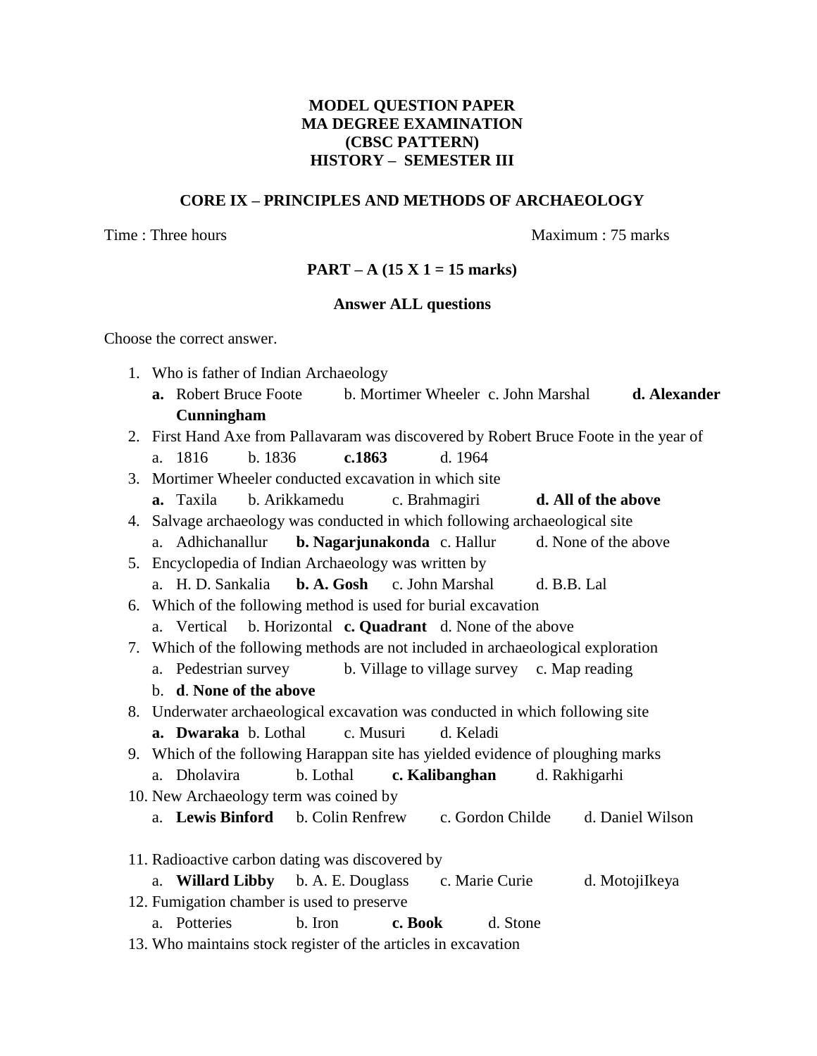**MODEL QUESTION PAPER**
**MA DEGREE EXAMINATION**
**(CBSC PATTERN)**
**HISTORY – SEMESTER III**

**CORE IX – PRINCIPLES AND METHODS OF ARCHAEOLOGY**

Time : Three hours Maximum : 75 marks

**PART – A (15 X 1 = 15 marks)**

**Answer ALL questions**

Choose the correct answer.

1. Who is father of Indian Archaeology
   **a.** Robert Bruce Foote b. Mortimer Wheeler c. John Marshal **d. Alexander Cunningham**
2. First Hand Axe from Pallavaram was discovered by Robert Bruce Foote in the year of
   a. 1816 b. 1836 **c.1863** d. 1964
3. Mortimer Wheeler conducted excavation in which site
   **a.** Taxila b. Arikkamedu c. Brahmagiri **d. All of the above**
4. Salvage archaeology was conducted in which following archaeological site
   a. Adhichanallur **b. Nagarjunakonda** c. Hallur d. None of the above
5. Encyclopedia of Indian Archaeology was written by
   a. H. D. Sankalia **b. A. Gosh** c. John Marshal d. B.B. Lal
6. Which of the following method is used for burial excavation
   a. Vertical b. Horizontal **c. Quadrant** d. None of the above
7. Which of the following methods are not included in archaeological exploration
   a. Pedestrian survey b. Village to village survey c. Map reading
   b. **d**. **None of the above**
8. Underwater archaeological excavation was conducted in which following site
   **a. Dwaraka** b. Lothal c. Musuri d. Keladi
9. Which of the following Harappan site has yielded evidence of ploughing marks
   a. Dholavira b. Lothal **c. Kalibanghan** d. Rakhigarhi
10. New Archaeology term was coined by
    a. **Lewis Binford** b. Colin Renfrew c. Gordon Childe d. Daniel Wilson
11. Radioactive carbon dating was discovered by
    a. **Willard Libby** b. A. E. Douglass c. Marie Curie d. MotojiIkeya
12. Fumigation chamber is used to preserve
    a. Potteries b. Iron **c. Book** d. Stone
13. Who maintains stock register of the articles in excavation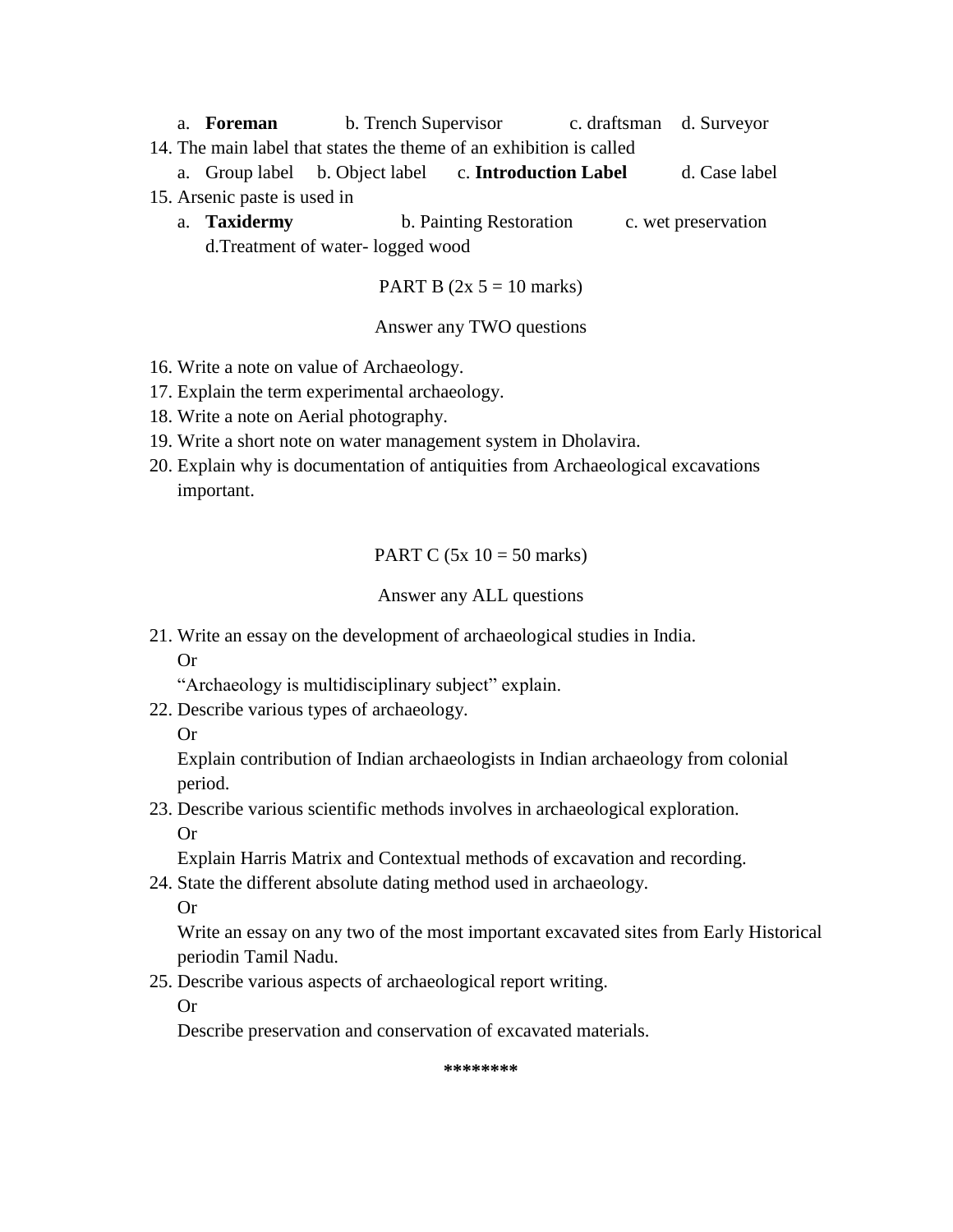a. **Foreman** b. Trench Supervisor c. draftsman d. Surveyor

14. The main label that states the theme of an exhibition is called

    a. Group label b. Object label c. **Introduction Label** d. Case label

15. Arsenic paste is used in

    a. **Taxidermy** b. Painting Restoration c. wet preservation d.Treatment of water- logged wood

PART B (2x 5 = 10 marks)

Answer any TWO questions

16. Write a note on value of Archaeology.
17. Explain the term experimental archaeology.
18. Write a note on Aerial photography.
19. Write a short note on water management system in Dholavira.
20. Explain why is documentation of antiquities from Archaeological excavations important.

PART C (5x 10 = 50 marks)

Answer any ALL questions

21. Write an essay on the development of archaeological studies in India.

    Or

    "Archaeology is multidisciplinary subject" explain.

22. Describe various types of archaeology.

    Or

    Explain contribution of Indian archaeologists in Indian archaeology from colonial period.

23. Describe various scientific methods involves in archaeological exploration.

    Or

    Explain Harris Matrix and Contextual methods of excavation and recording.

24. State the different absolute dating method used in archaeology.

    Or

    Write an essay on any two of the most important excavated sites from Early Historical periodin Tamil Nadu.

25. Describe various aspects of archaeological report writing.

    Or

    Describe preservation and conservation of excavated materials.

********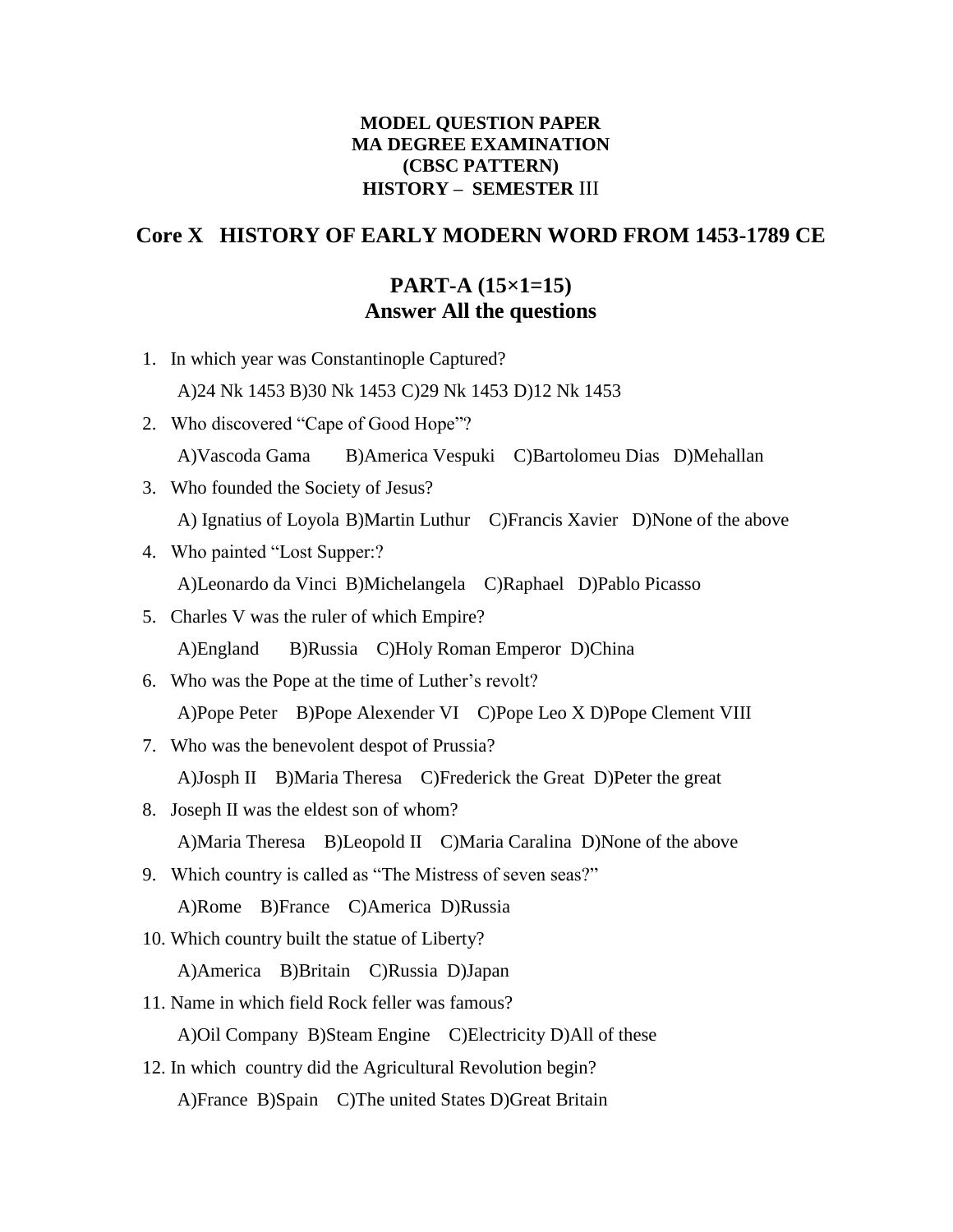**MODEL QUESTION PAPER**
**MA DEGREE EXAMINATION**
**(CBSC PATTERN)**
**HISTORY – SEMESTER III**

## Core X HISTORY OF EARLY MODERN WORD FROM 1453-1789 CE

## PART-A (15×1=15)
## Answer All the questions

1. In which year was Constantinople Captured?
   A)24 Nk 1453 B)30 Nk 1453 C)29 Nk 1453 D)12 Nk 1453
2. Who discovered "Cape of Good Hope"?
   A)Vascoda Gama B)America Vespuki C)Bartolomeu Dias D)Mehallan
3. Who founded the Society of Jesus?
   A) Ignatius of Loyola B)Martin Luthur C)Francis Xavier D)None of the above
4. Who painted "Lost Supper:?
   A)Leonardo da Vinci B)Michelangela C)Raphael D)Pablo Picasso
5. Charles V was the ruler of which Empire?
   A)England B)Russia C)Holy Roman Emperor D)China
6. Who was the Pope at the time of Luther's revolt?
   A)Pope Peter B)Pope Alexender VI C)Pope Leo X D)Pope Clement VIII
7. Who was the benevolent despot of Prussia?
   A)Josph II B)Maria Theresa C)Frederick the Great D)Peter the great
8. Joseph II was the eldest son of whom?
   A)Maria Theresa B)Leopold II C)Maria Caralina D)None of the above
9. Which country is called as "The Mistress of seven seas?"
   A)Rome B)France C)America D)Russia
10. Which country built the statue of Liberty?
    A)America B)Britain C)Russia D)Japan
11. Name in which field Rock feller was famous?
    A)Oil Company B)Steam Engine C)Electricity D)All of these
12. In which country did the Agricultural Revolution begin?
    A)France B)Spain C)The united States D)Great Britain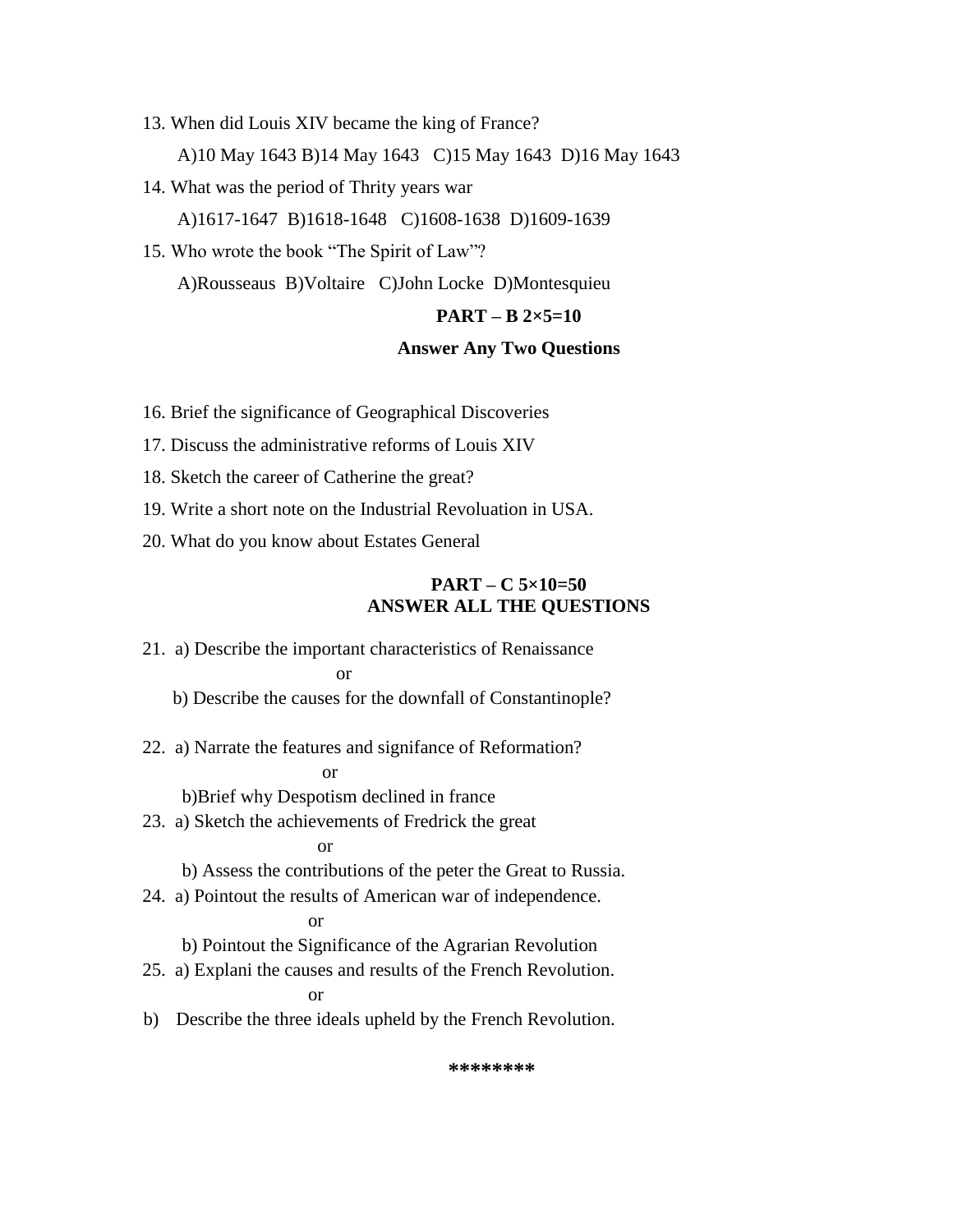13. When did Louis XIV became the king of France?

    A)10 May 1643 B)14 May 1643 C)15 May 1643 D)16 May 1643

14. What was the period of Thrity years war

    A)1617-1647 B)1618-1648 C)1608-1638 D)1609-1639

15. Who wrote the book "The Spirit of Law"?

    A)Rousseaus B)Voltaire C)John Locke D)Montesquieu

**PART – B 2×5=10**

**Answer Any Two Questions**

16. Brief the significance of Geographical Discoveries
17. Discuss the administrative reforms of Louis XIV
18. Sketch the career of Catherine the great?
19. Write a short note on the Industrial Revoluation in USA.
20. What do you know about Estates General

**PART – C 5×10=50**
**ANSWER ALL THE QUESTIONS**

21. a) Describe the important characteristics of Renaissance

    or

    b) Describe the causes for the downfall of Constantinople?

22. a) Narrate the features and signifance of Reformation?

    or

    b)Brief why Despotism declined in france

23. a) Sketch the achievements of Fredrick the great

    or

    b) Assess the contributions of the peter the Great to Russia.

24. a) Pointout the results of American war of independence.

    or

    b) Pointout the Significance of the Agrarian Revolution

25. a) Explani the causes and results of the French Revolution.

    or

    b) Describe the three ideals upheld by the French Revolution.

********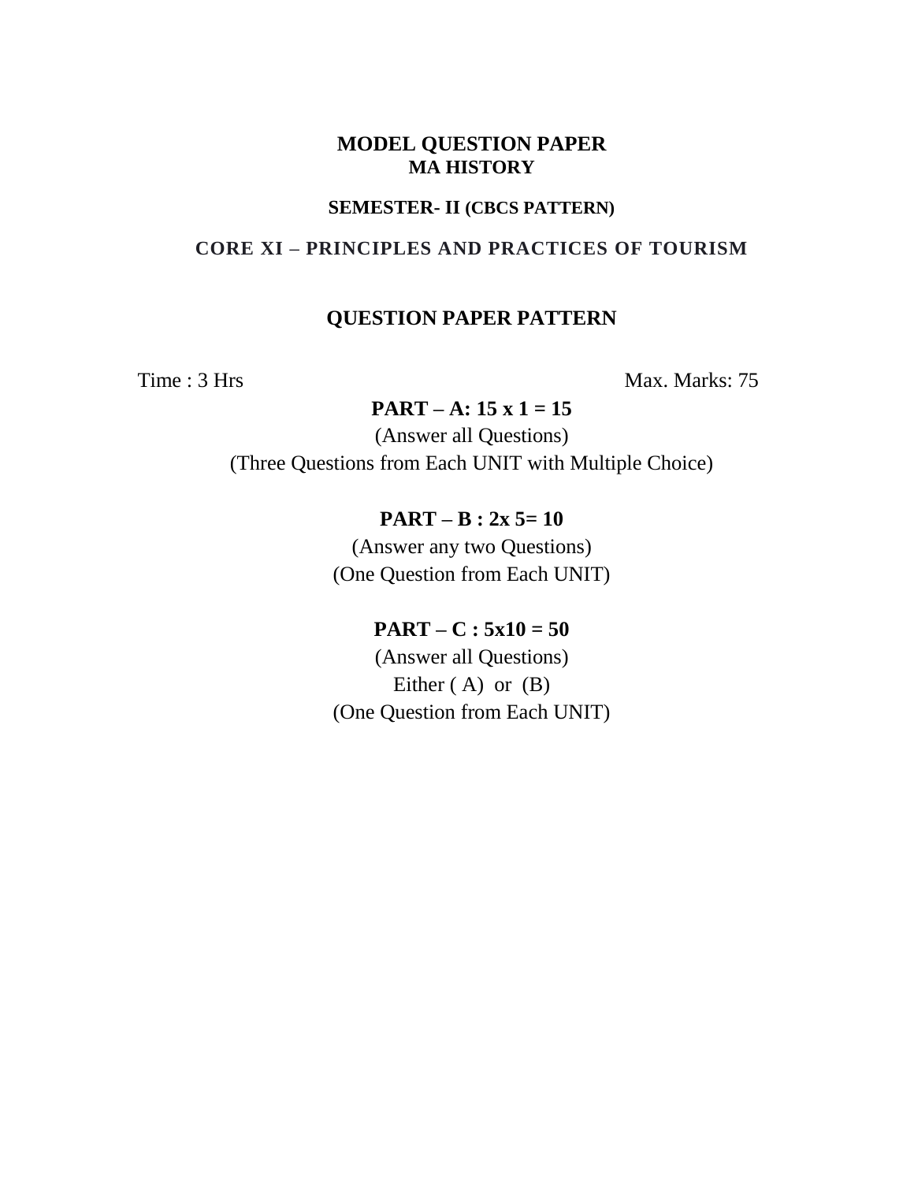# MODEL QUESTION PAPER
## MA HISTORY

### SEMESTER- II (CBCS PATTERN)

### CORE XI – PRINCIPLES AND PRACTICES OF TOURISM

### QUESTION PAPER PATTERN

Time : 3 Hrs Max. Marks: 75

**PART – A: 15 x 1 = 15**

(Answer all Questions)

(Three Questions from Each UNIT with Multiple Choice)

**PART – B : 2x 5= 10**

(Answer any two Questions)

(One Question from Each UNIT)

**PART – C : 5x10 = 50**

(Answer all Questions)

Either ( A) or (B)

(One Question from Each UNIT)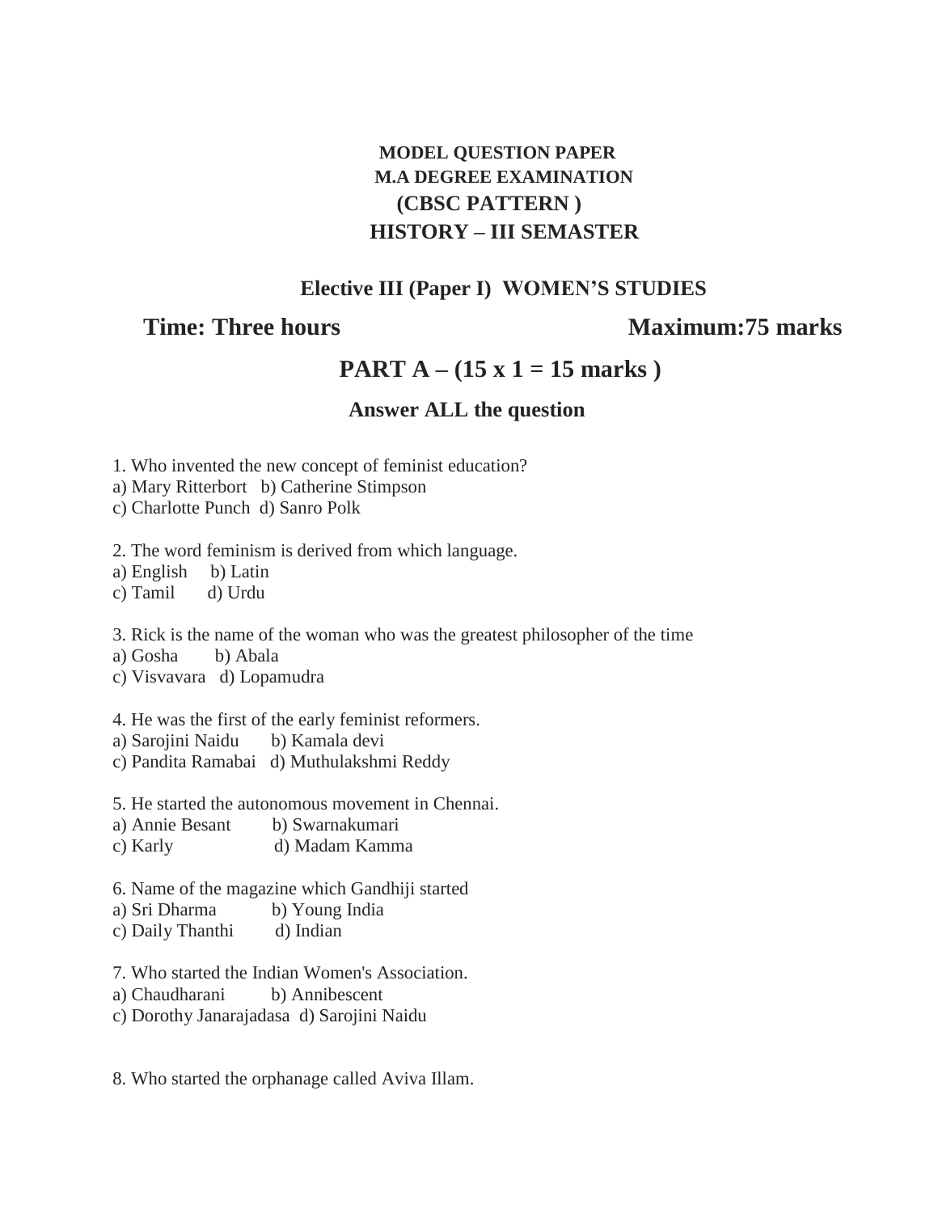**MODEL QUESTION PAPER**

**M.A DEGREE EXAMINATION**

**(CBSC PATTERN )**

**HISTORY – III SEMASTER**

**Elective III (Paper I) WOMEN'S STUDIES**

**Time: Three hours** **Maximum:75 marks**

## PART A – (15 x 1 = 15 marks )

**Answer ALL the question**

1. Who invented the new concept of feminist education?
a) Mary Ritterbort b) Catherine Stimpson
c) Charlotte Punch d) Sanro Polk

2. The word feminism is derived from which language.
a) English b) Latin
c) Tamil d) Urdu

3. Rick is the name of the woman who was the greatest philosopher of the time
a) Gosha b) Abala
c) Visvavara d) Lopamudra

4. He was the first of the early feminist reformers.
a) Sarojini Naidu b) Kamala devi
c) Pandita Ramabai d) Muthulakshmi Reddy

5. He started the autonomous movement in Chennai.
a) Annie Besant b) Swarnakumari
c) Karly d) Madam Kamma

6. Name of the magazine which Gandhiji started
a) Sri Dharma b) Young India
c) Daily Thanthi d) Indian

7. Who started the Indian Women's Association.
a) Chaudharani b) Annibescent
c) Dorothy Janarajadasa d) Sarojini Naidu

8. Who started the orphanage called Aviva Illam.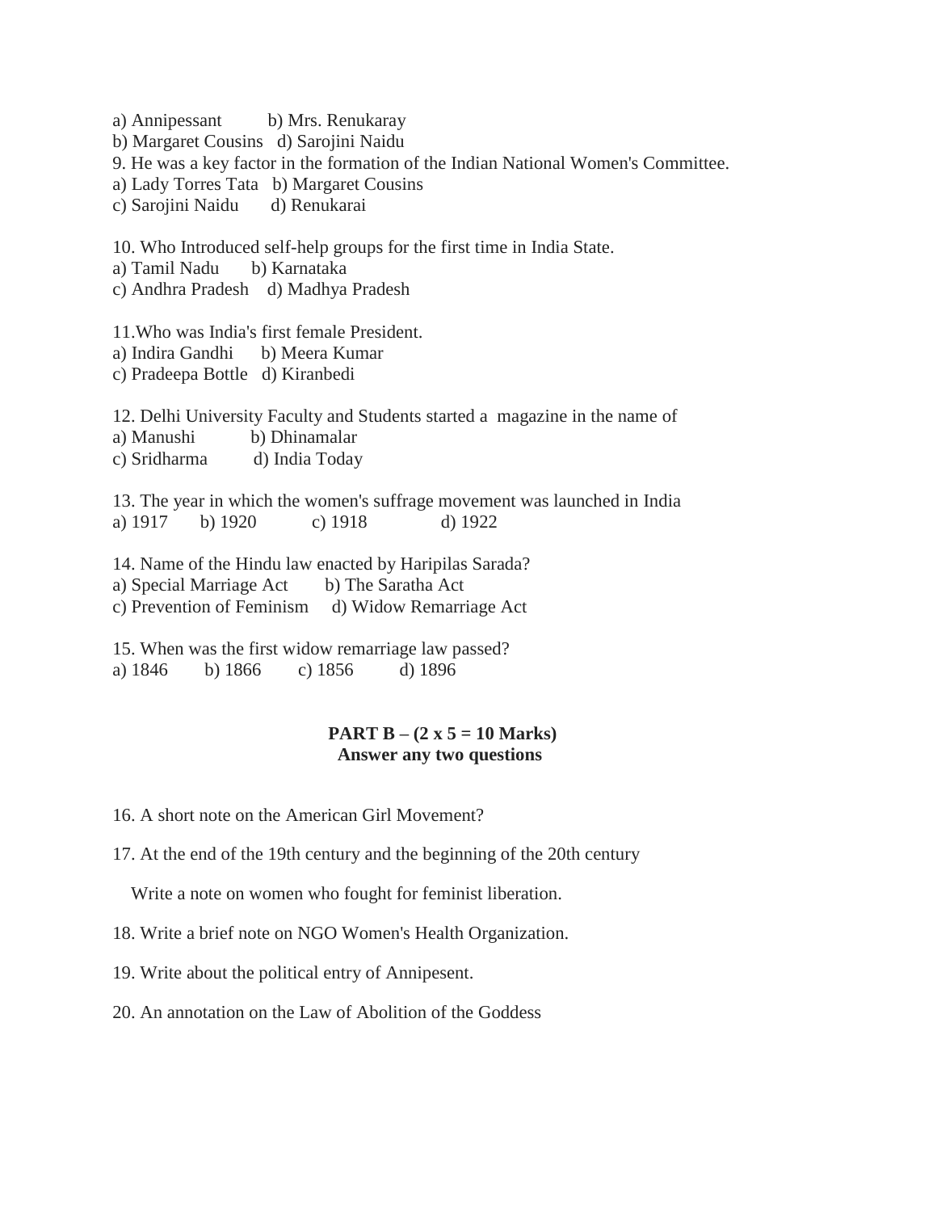a) Annipessant b) Mrs. Renukaray
b) Margaret Cousins d) Sarojini Naidu

9. He was a key factor in the formation of the Indian National Women's Committee.
a) Lady Torres Tata b) Margaret Cousins
c) Sarojini Naidu d) Renukarai

10. Who Introduced self-help groups for the first time in India State.
a) Tamil Nadu b) Karnataka
c) Andhra Pradesh d) Madhya Pradesh

11.Who was India's first female President.
a) Indira Gandhi b) Meera Kumar
c) Pradeepa Bottle d) Kiranbedi

12. Delhi University Faculty and Students started a magazine in the name of
a) Manushi b) Dhinamalar
c) Sridharma d) India Today

13. The year in which the women's suffrage movement was launched in India
a) 1917 b) 1920 c) 1918 d) 1922

14. Name of the Hindu law enacted by Haripilas Sarada?
a) Special Marriage Act b) The Saratha Act
c) Prevention of Feminism d) Widow Remarriage Act

15. When was the first widow remarriage law passed?
a) 1846 b) 1866 c) 1856 d) 1896

**PART B – (2 x 5 = 10 Marks)**
**Answer any two questions**

16. A short note on the American Girl Movement?

17. At the end of the 19th century and the beginning of the 20th century
Write a note on women who fought for feminist liberation.

18. Write a brief note on NGO Women's Health Organization.

19. Write about the political entry of Annipesent.

20. An annotation on the Law of Abolition of the Goddess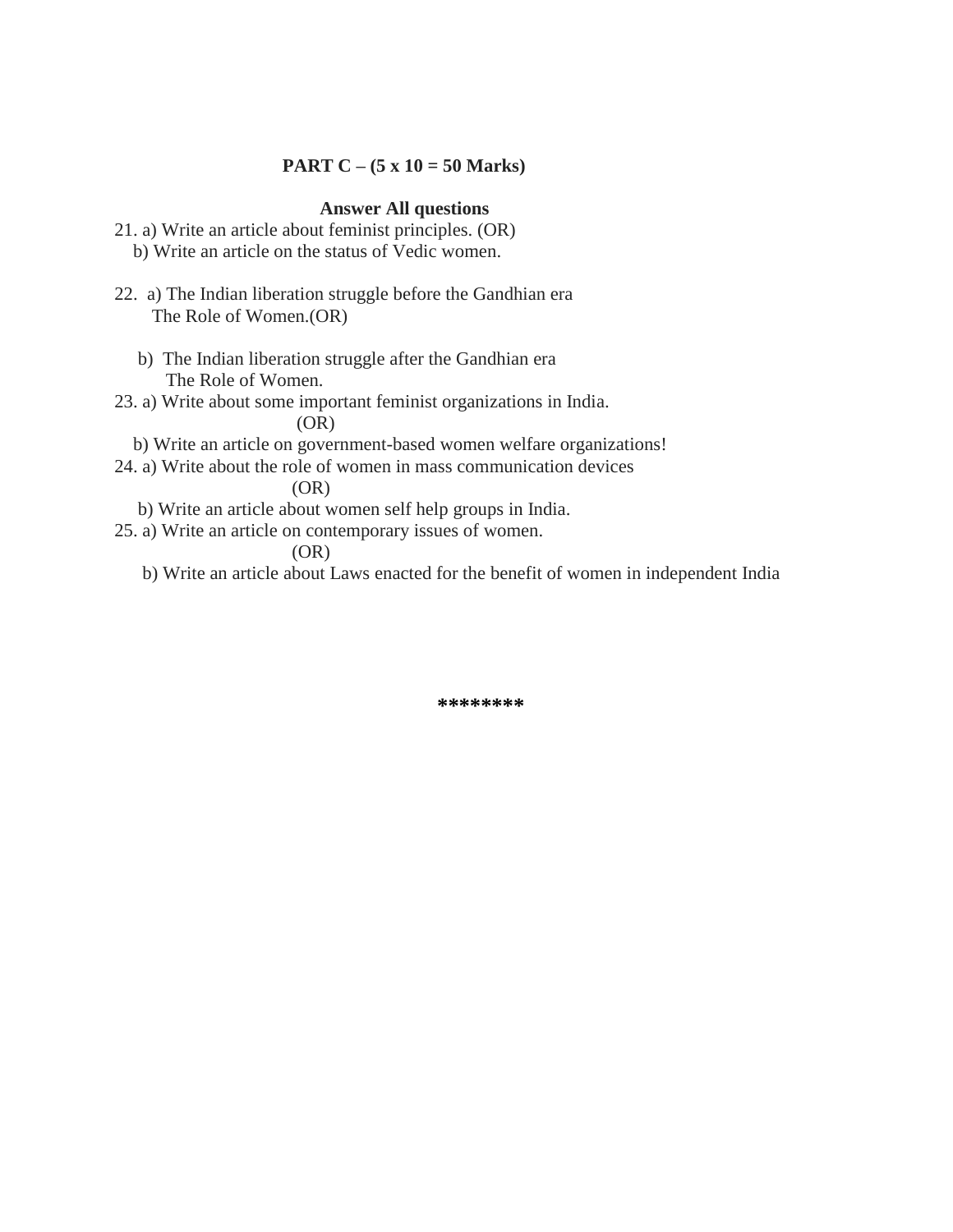**PART C – (5 x 10 = 50 Marks)**

**Answer All questions**

21. a) Write an article about feminist principles. (OR)
    b) Write an article on the status of Vedic women.

22. a) The Indian liberation struggle before the Gandhian era The Role of Women.(OR)

    b) The Indian liberation struggle after the Gandhian era The Role of Women.

23. a) Write about some important feminist organizations in India.
    (OR)
    b) Write an article on government-based women welfare organizations!

24. a) Write about the role of women in mass communication devices
    (OR)
    b) Write an article about women self help groups in India.

25. a) Write an article on contemporary issues of women.
    (OR)
    b) Write an article about Laws enacted for the benefit of women in independent India

********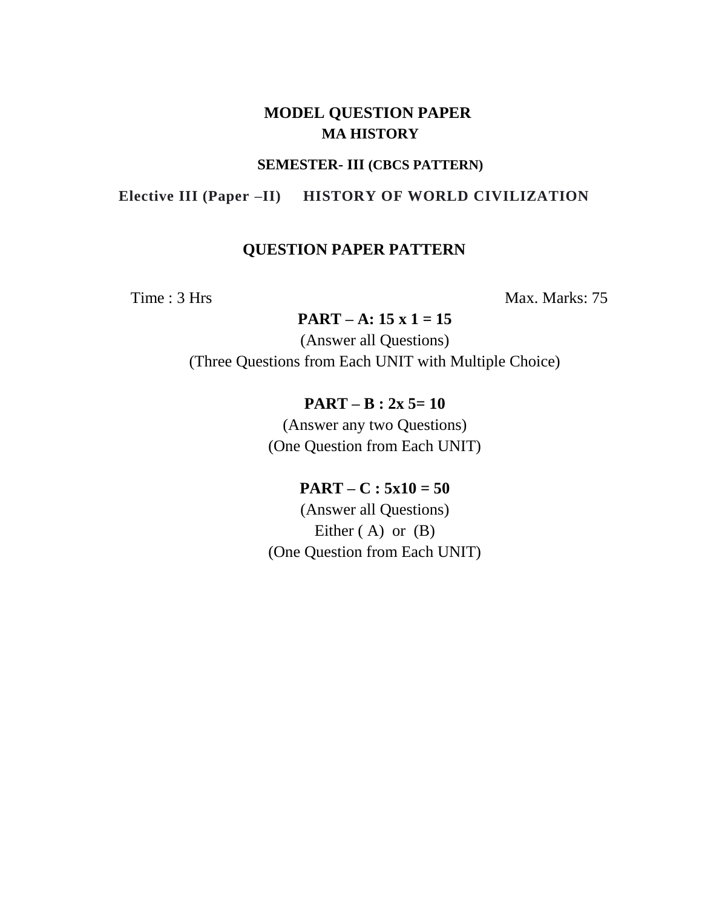# MODEL QUESTION PAPER

## MA HISTORY

### SEMESTER- III (CBCS PATTERN)

**Elective III (Paper –II) HISTORY OF WORLD CIVILIZATION**

## QUESTION PAPER PATTERN

Time : 3 Hrs | Max. Marks: 75

**PART – A: 15 x 1 = 15**

(Answer all Questions)

(Three Questions from Each UNIT with Multiple Choice)

**PART – B : 2x 5= 10**

(Answer any two Questions)

(One Question from Each UNIT)

**PART – C : 5x10 = 50**

(Answer all Questions)

Either ( A) or (B)

(One Question from Each UNIT)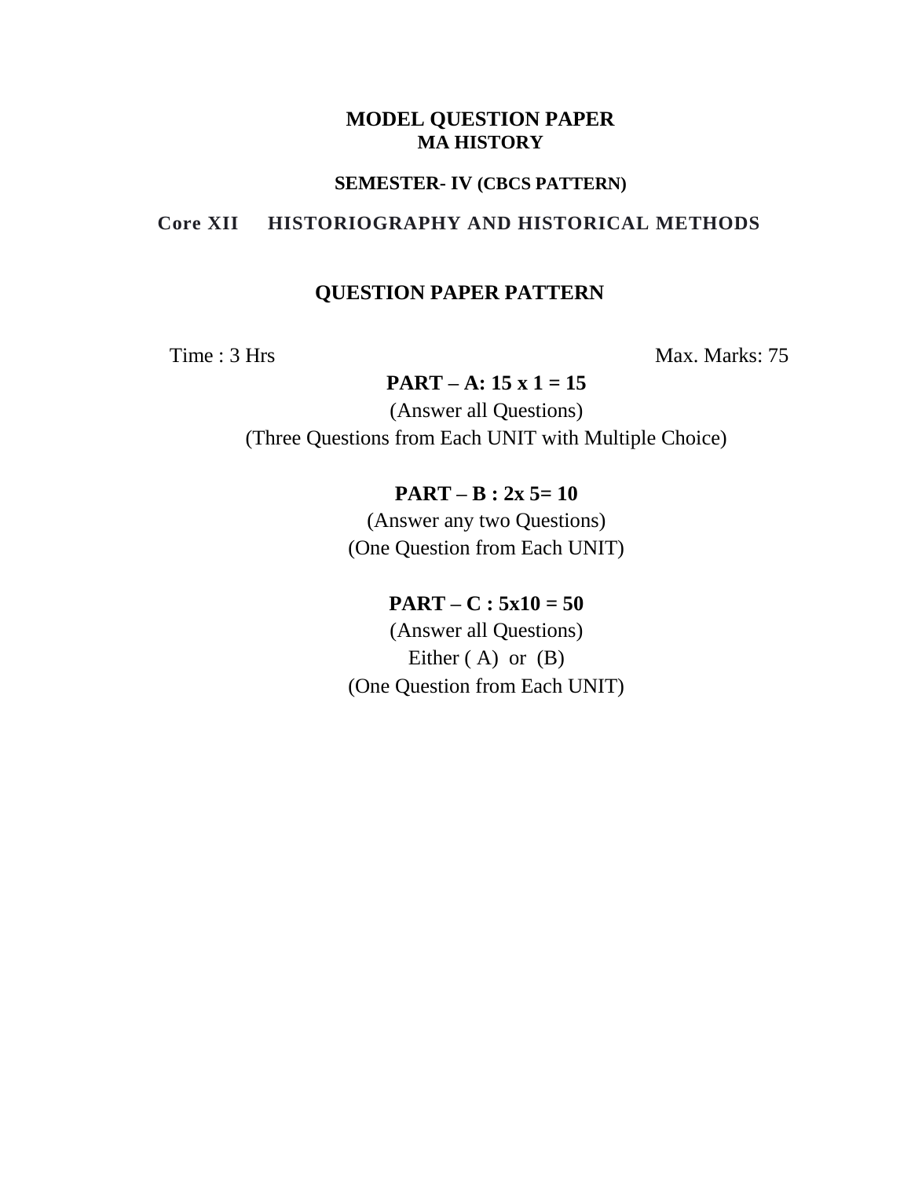# MODEL QUESTION PAPER

## MA HISTORY

### SEMESTER- IV (CBCS PATTERN)

**Core XII HISTORIOGRAPHY AND HISTORICAL METHODS**

### QUESTION PAPER PATTERN

Time : 3 Hrs Max. Marks: 75

**PART – A: 15 x 1 = 15**

(Answer all Questions)

(Three Questions from Each UNIT with Multiple Choice)

**PART – B : 2x 5= 10**

(Answer any two Questions)

(One Question from Each UNIT)

**PART – C : 5x10 = 50**

(Answer all Questions)

Either ( A) or (B)

(One Question from Each UNIT)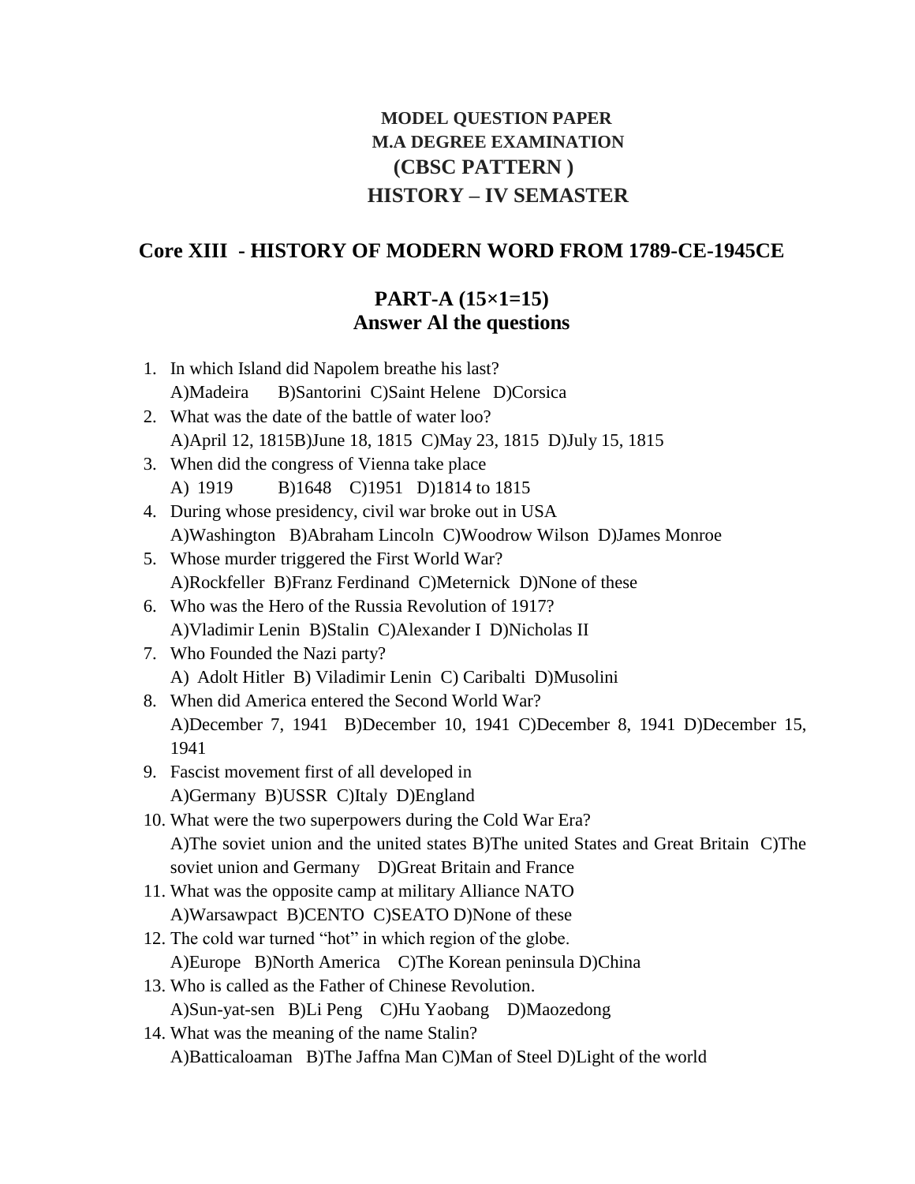**MODEL QUESTION PAPER**
**M.A DEGREE EXAMINATION**
**(CBSC PATTERN )**
**HISTORY – IV SEMASTER**

## Core XIII - HISTORY OF MODERN WORD FROM 1789-CE-1945CE

### PART-A (15×1=15)
### Answer Al the questions

1. In which Island did Napolem breathe his last?
   A)Madeira B)Santorini C)Saint Helene D)Corsica
2. What was the date of the battle of water loo?
   A)April 12, 1815B)June 18, 1815 C)May 23, 1815 D)July 15, 1815
3. When did the congress of Vienna take place
   A) 1919 B)1648 C)1951 D)1814 to 1815
4. During whose presidency, civil war broke out in USA
   A)Washington B)Abraham Lincoln C)Woodrow Wilson D)James Monroe
5. Whose murder triggered the First World War?
   A)Rockfeller B)Franz Ferdinand C)Meternick D)None of these
6. Who was the Hero of the Russia Revolution of 1917?
   A)Vladimir Lenin B)Stalin C)Alexander I D)Nicholas II
7. Who Founded the Nazi party?
   A) Adolt Hitler B) Viladimir Lenin C) Caribalti D)Musolini
8. When did America entered the Second World War?
   A)December 7, 1941 B)December 10, 1941 C)December 8, 1941 D)December 15, 1941
9. Fascist movement first of all developed in
   A)Germany B)USSR C)Italy D)England
10. What were the two superpowers during the Cold War Era?
    A)The soviet union and the united states B)The united States and Great Britain C)The soviet union and Germany D)Great Britain and France
11. What was the opposite camp at military Alliance NATO
    A)Warsawpact B)CENTO C)SEATO D)None of these
12. The cold war turned "hot" in which region of the globe.
    A)Europe B)North America C)The Korean peninsula D)China
13. Who is called as the Father of Chinese Revolution.
    A)Sun-yat-sen B)Li Peng C)Hu Yaobang D)Maozedong
14. What was the meaning of the name Stalin?
    A)Batticaloaman B)The Jaffna Man C)Man of Steel D)Light of the world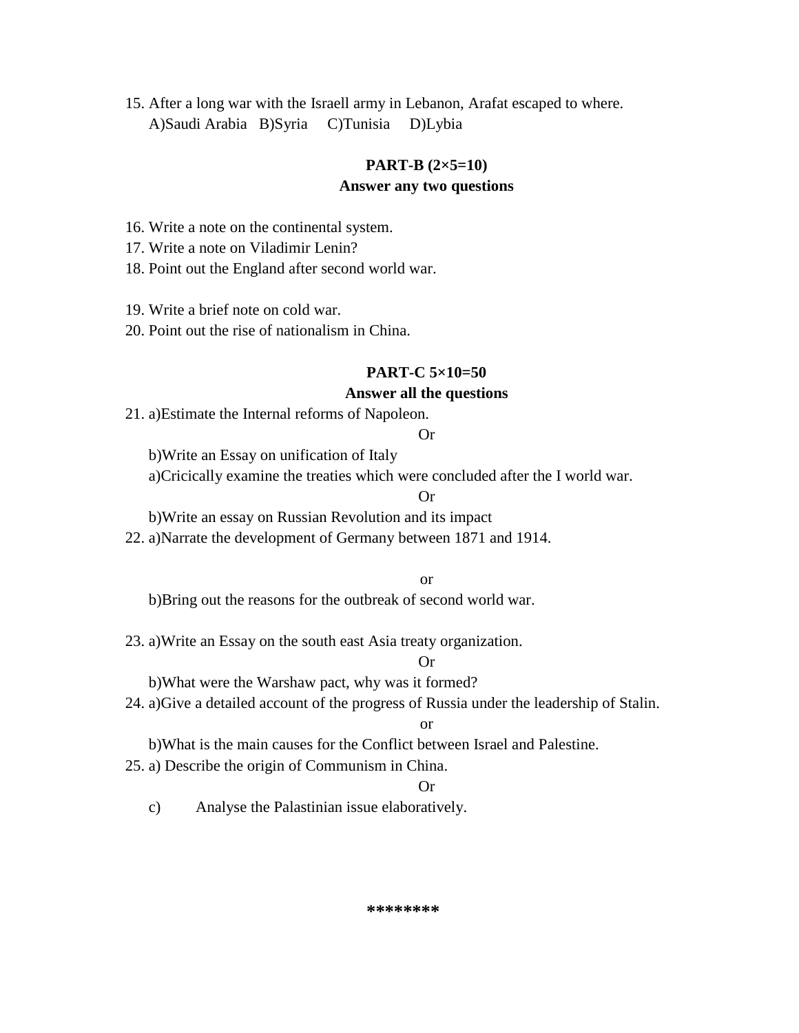15. After a long war with the Israell army in Lebanon, Arafat escaped to where.
    A)Saudi Arabia B)Syria C)Tunisia D)Lybia

**PART-B (2×5=10)**

**Answer any two questions**

16. Write a note on the continental system.
17. Write a note on Viladimir Lenin?
18. Point out the England after second world war.

19. Write a brief note on cold war.
20. Point out the rise of nationalism in China.

**PART-C 5×10=50**

**Answer all the questions**

21. a)Estimate the Internal reforms of Napoleon.

    Or

    b)Write an Essay on unification of Italy

    a)Cricically examine the treaties which were concluded after the I world war.

    Or

    b)Write an essay on Russian Revolution and its impact

22. a)Narrate the development of Germany between 1871 and 1914.

    or

    b)Bring out the reasons for the outbreak of second world war.

23. a)Write an Essay on the south east Asia treaty organization.

    Or

    b)What were the Warshaw pact, why was it formed?

24. a)Give a detailed account of the progress of Russia under the leadership of Stalin.

    or

    b)What is the main causes for the Conflict between Israel and Palestine.

25. a) Describe the origin of Communism in China.

    Or

    c) Analyse the Palastinian issue elaboratively.

\*\*\*\*\*\*\*\*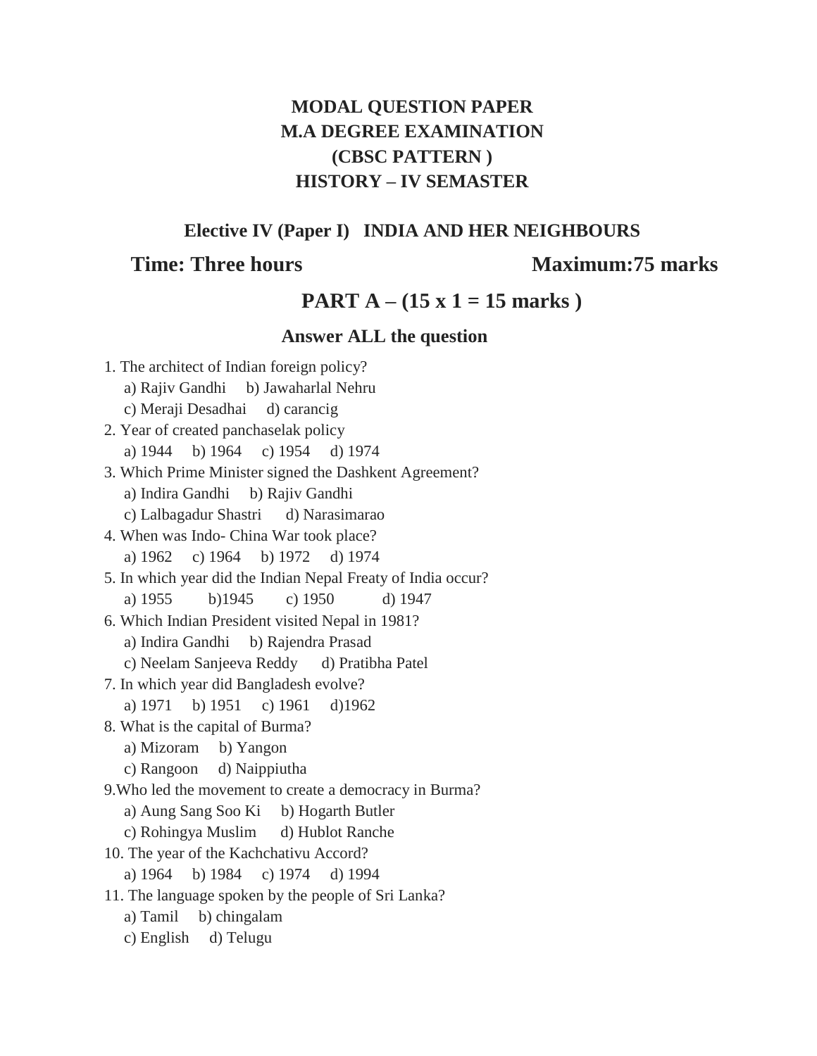# MODAL QUESTION PAPER
# M.A DEGREE EXAMINATION
# (CBSC PATTERN )
# HISTORY – IV SEMASTER

### Elective IV (Paper I) INDIA AND HER NEIGHBOURS

**Time: Three hours** **Maximum:75 marks**

## PART A – (15 x 1 = 15 marks )

### Answer ALL the question

1. The architect of Indian foreign policy?
   a) Rajiv Gandhi b) Jawaharlal Nehru
   c) Meraji Desadhai d) carancig
2. Year of created panchaselak policy
   a) 1944 b) 1964 c) 1954 d) 1974
3. Which Prime Minister signed the Dashkent Agreement?
   a) Indira Gandhi b) Rajiv Gandhi
   c) Lalbagadur Shastri d) Narasimarao
4. When was Indo- China War took place?
   a) 1962 c) 1964 b) 1972 d) 1974
5. In which year did the Indian Nepal Freaty of India occur?
   a) 1955 b)1945 c) 1950 d) 1947
6. Which Indian President visited Nepal in 1981?
   a) Indira Gandhi b) Rajendra Prasad
   c) Neelam Sanjeeva Reddy d) Pratibha Patel
7. In which year did Bangladesh evolve?
   a) 1971 b) 1951 c) 1961 d)1962
8. What is the capital of Burma?
   a) Mizoram b) Yangon
   c) Rangoon d) Naippiutha
9. Who led the movement to create a democracy in Burma?
   a) Aung Sang Soo Ki b) Hogarth Butler
   c) Rohingya Muslim d) Hublot Ranche
10. The year of the Kachchativu Accord?
    a) 1964 b) 1984 c) 1974 d) 1994
11. The language spoken by the people of Sri Lanka?
    a) Tamil b) chingalam
    c) English d) Telugu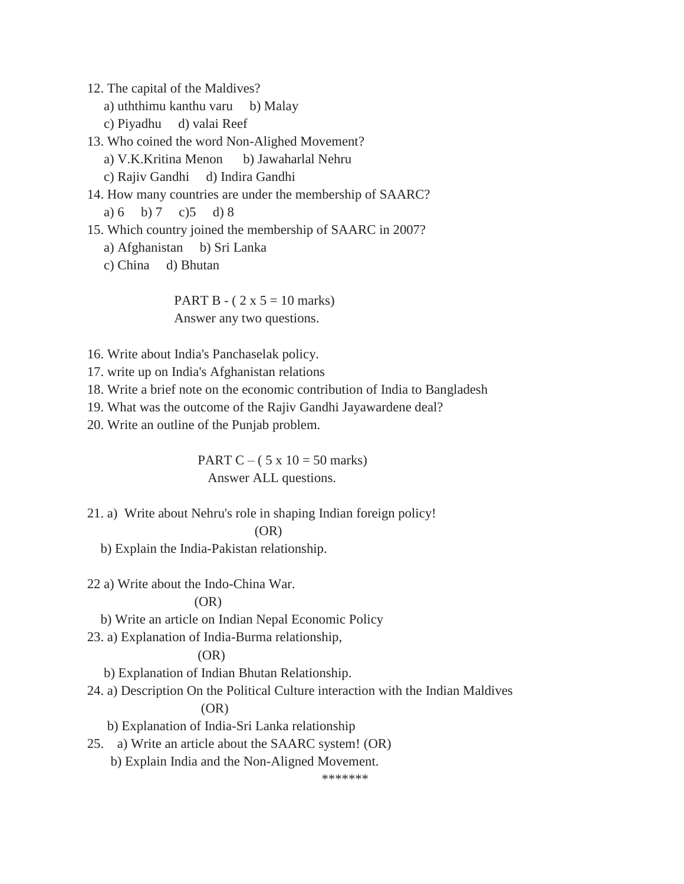12. The capital of the Maldives?
    a) uththimu kanthu varu  b) Malay
    c) Piyadhu  d) valai Reef
13. Who coined the word Non-Alighed Movement?
    a) V.K.Kritina Menon  b) Jawaharlal Nehru
    c) Rajiv Gandhi  d) Indira Gandhi
14. How many countries are under the membership of SAARC?
    a) 6  b) 7  c)5  d) 8
15. Which country joined the membership of SAARC in 2007?
    a) Afghanistan  b) Sri Lanka
    c) China  d) Bhutan

PART B - ( 2 x 5 = 10 marks)

Answer any two questions.

16. Write about India's Panchaselak policy.
17. write up on India's Afghanistan relations
18. Write a brief note on the economic contribution of India to Bangladesh
19. What was the outcome of the Rajiv Gandhi Jayawardene deal?
20. Write an outline of the Punjab problem.

PART C – ( 5 x 10 = 50 marks)

Answer ALL questions.

21. a) Write about Nehru's role in shaping Indian foreign policy!

(OR)

b) Explain the India-Pakistan relationship.

22 a) Write about the Indo-China War.

(OR)

b) Write an article on Indian Nepal Economic Policy

23. a) Explanation of India-Burma relationship,

(OR)

b) Explanation of Indian Bhutan Relationship.

24. a) Description On the Political Culture interaction with the Indian Maldives

(OR)

b) Explanation of India-Sri Lanka relationship

25. a) Write an article about the SAARC system! (OR)

b) Explain India and the Non-Aligned Movement.

*******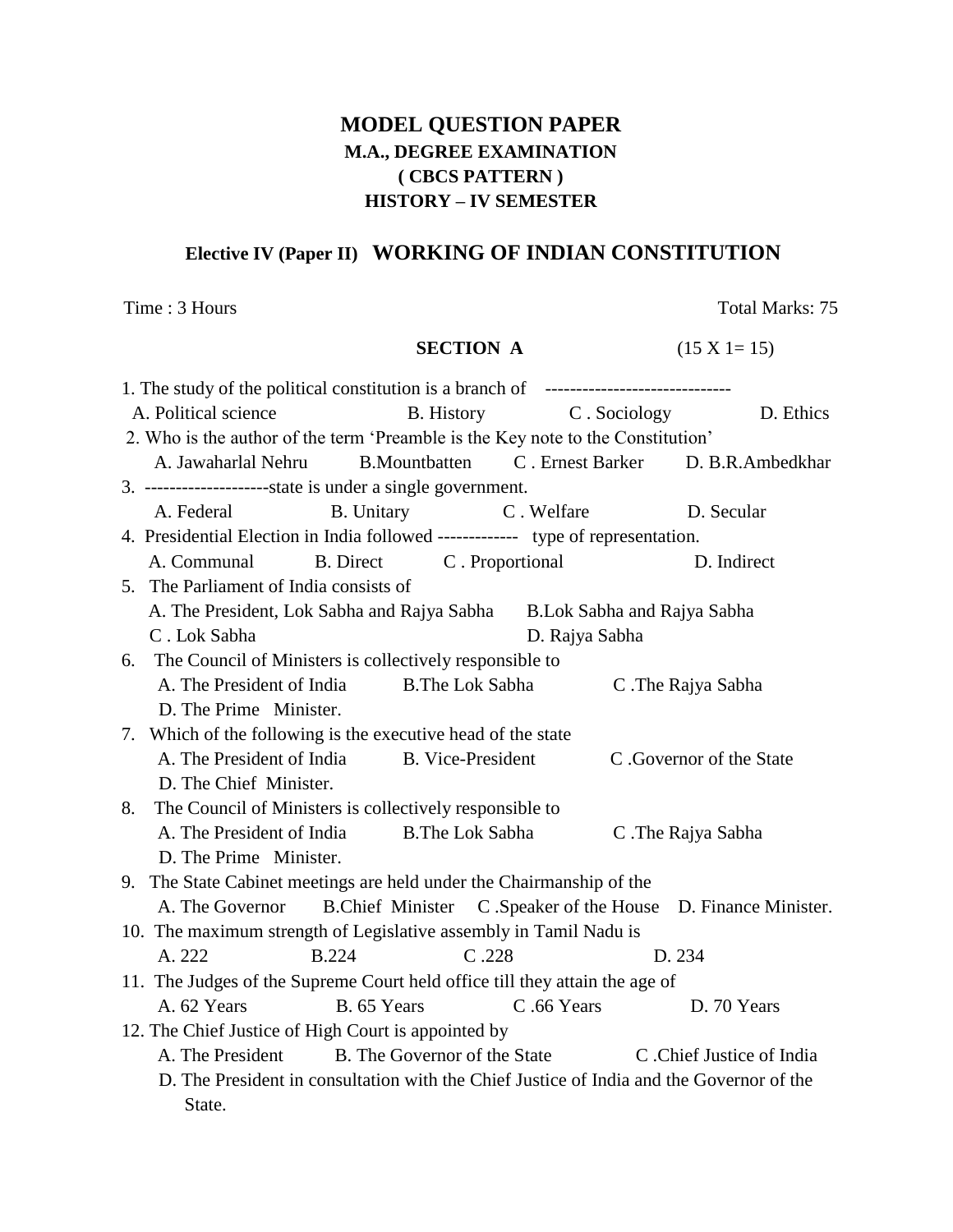# MODEL QUESTION PAPER

## M.A., DEGREE EXAMINATION

## ( CBCS PATTERN )

## HISTORY – IV SEMESTER

### Elective IV (Paper II) WORKING OF INDIAN CONSTITUTION

Time : 3 Hours | Total Marks: 75

**SECTION A** (15 X 1= 15)

1. The study of the political constitution is a branch of ------------------------------
   A. Political science  B. History  C . Sociology  D. Ethics
2. Who is the author of the term 'Preamble is the Key note to the Constitution'
   A. Jawaharlal Nehru  B.Mountbatten  C . Ernest Barker  D. B.R.Ambedkhar
3. --------------------state is under a single government.
   A. Federal  B. Unitary  C . Welfare  D. Secular
4. Presidential Election in India followed ------------- type of representation.
   A. Communal  B. Direct  C . Proportional  D. Indirect
5. The Parliament of India consists of
   A. The President, Lok Sabha and Rajya Sabha  B.Lok Sabha and Rajya Sabha
   C . Lok Sabha  D. Rajya Sabha
6. The Council of Ministers is collectively responsible to
   A. The President of India  B.The Lok Sabha  C .The Rajya Sabha
   D. The Prime Minister.
7. Which of the following is the executive head of the state
   A. The President of India  B. Vice-President  C .Governor of the State
   D. The Chief Minister.
8. The Council of Ministers is collectively responsible to
   A. The President of India  B.The Lok Sabha  C .The Rajya Sabha
   D. The Prime Minister.
9. The State Cabinet meetings are held under the Chairmanship of the
   A. The Governor  B.Chief Minister  C .Speaker of the House  D. Finance Minister.
10. The maximum strength of Legislative assembly in Tamil Nadu is
    A. 222  B.224  C .228  D. 234
11. The Judges of the Supreme Court held office till they attain the age of
    A. 62 Years  B. 65 Years  C .66 Years  D. 70 Years
12. The Chief Justice of High Court is appointed by
    A. The President  B. The Governor of the State  C .Chief Justice of India
    D. The President in consultation with the Chief Justice of India and the Governor of the State.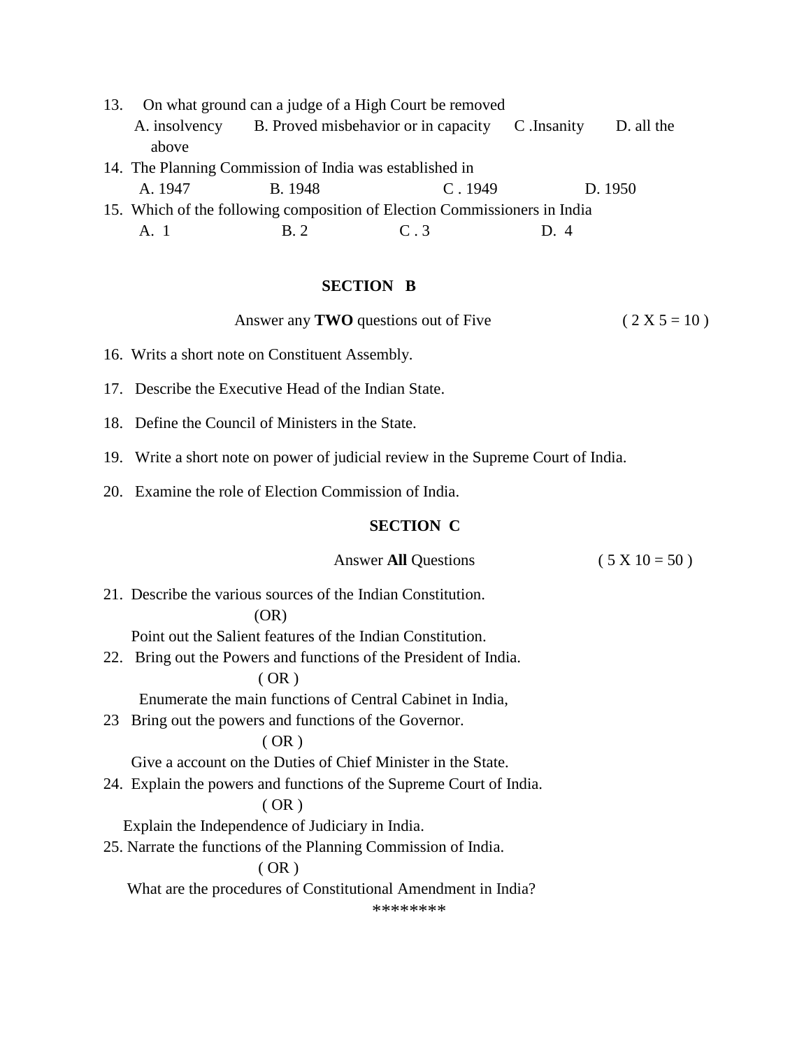13. On what ground can a judge of a High Court be removed

    A. insolvency   B. Proved misbehavior or in capacity   C .Insanity   D. all the above

14. The Planning Commission of India was established in

    A. 1947   B. 1948   C . 1949   D. 1950

15. Which of the following composition of Election Commissioners in India

    A. 1   B. 2   C . 3   D. 4

### SECTION B

Answer any **TWO** questions out of Five ( 2 X 5 = 10 )

16. Writs a short note on Constituent Assembly.

17. Describe the Executive Head of the Indian State.

18. Define the Council of Ministers in the State.

19. Write a short note on power of judicial review in the Supreme Court of India.

20. Examine the role of Election Commission of India.

### SECTION C

Answer **All** Questions ( 5 X 10 = 50 )

21. Describe the various sources of the Indian Constitution.

    (OR)

    Point out the Salient features of the Indian Constitution.

22. Bring out the Powers and functions of the President of India.

    ( OR )

    Enumerate the main functions of Central Cabinet in India,

23. Bring out the powers and functions of the Governor.

    ( OR )

    Give a account on the Duties of Chief Minister in the State.

24. Explain the powers and functions of the Supreme Court of India.

    ( OR )

    Explain the Independence of Judiciary in India.

25. Narrate the functions of the Planning Commission of India.

    ( OR )

    What are the procedures of Constitutional Amendment in India?

********